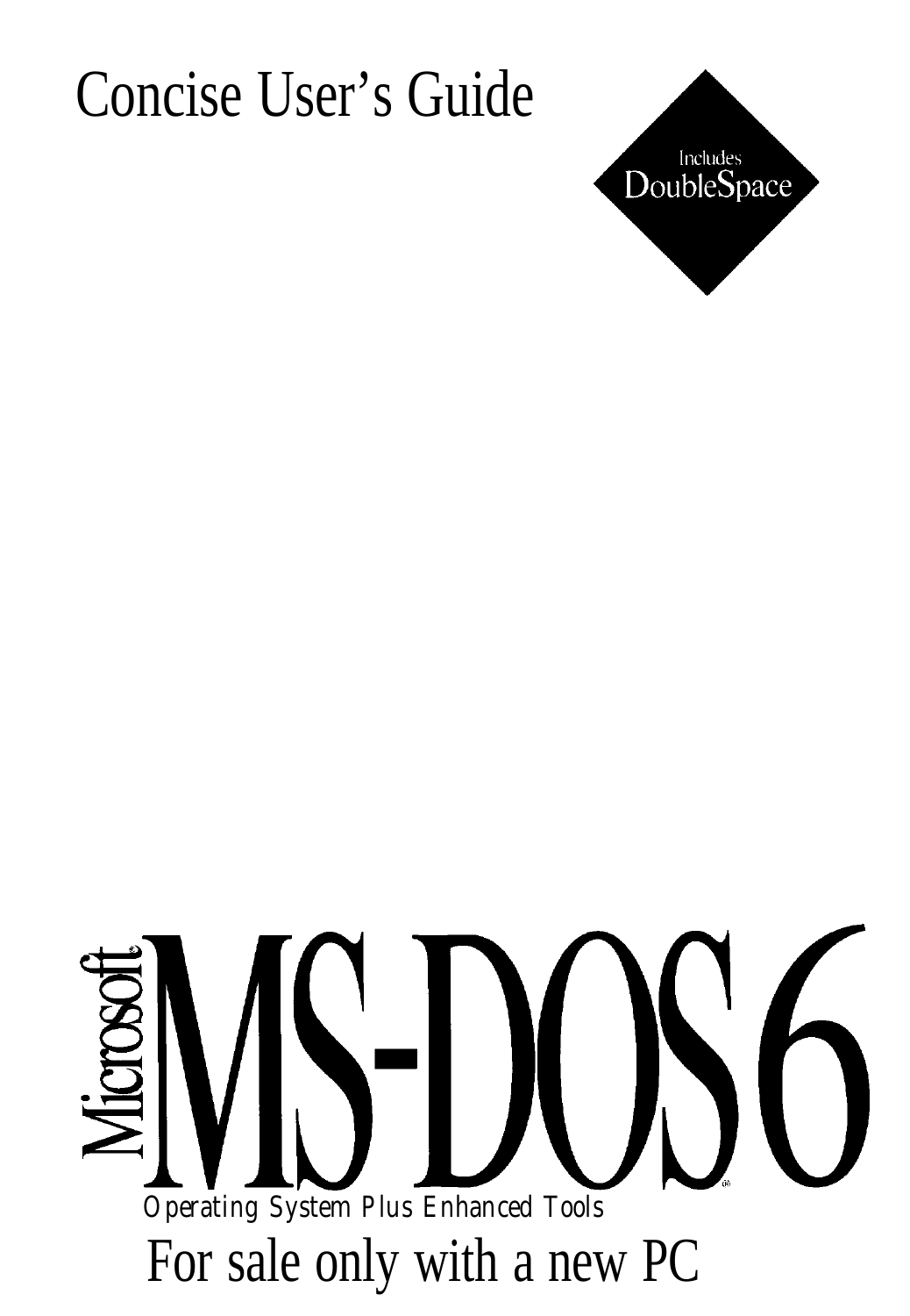# Concise User's Guide

Includes
DoubleSpace

# Microsoft® MS-DOS® 6

Operating System Plus Enhanced Tools

For sale only with a new PC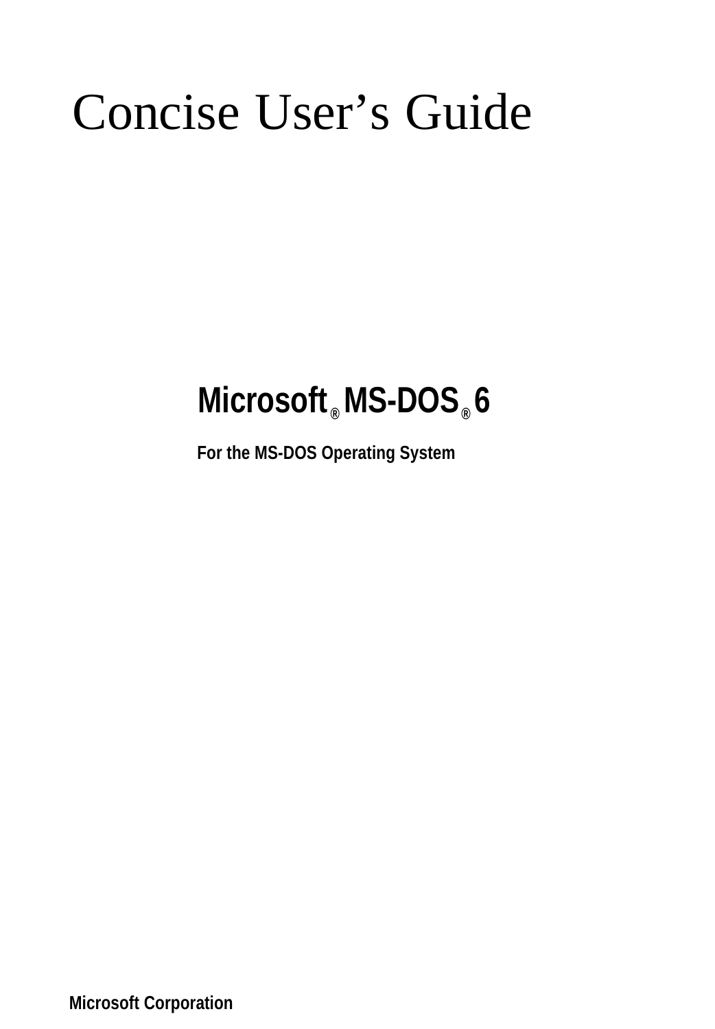# Concise User's Guide

## Microsoft® MS-DOS® 6

**For the MS-DOS Operating System**

**Microsoft Corporation**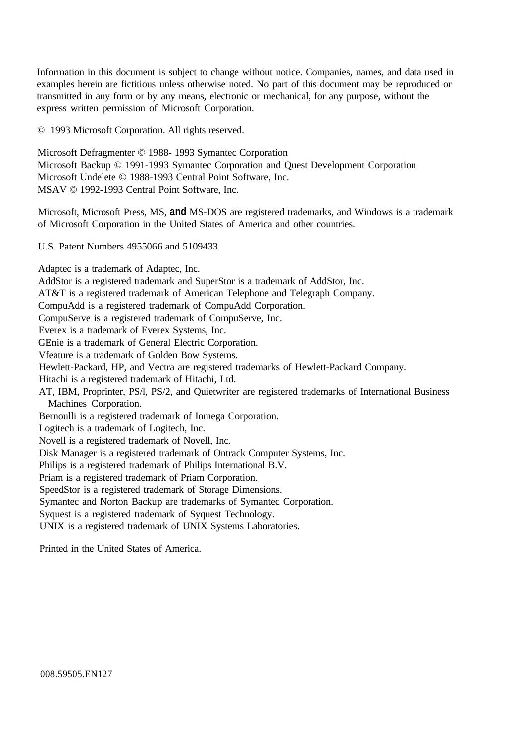Information in this document is subject to change without notice. Companies, names, and data used in examples herein are fictitious unless otherwise noted. No part of this document may be reproduced or transmitted in any form or by any means, electronic or mechanical, for any purpose, without the express written permission of Microsoft Corporation.

© 1993 Microsoft Corporation. All rights reserved.

Microsoft Defragmenter © 1988- 1993 Symantec Corporation
Microsoft Backup © 1991-1993 Symantec Corporation and Quest Development Corporation
Microsoft Undelete © 1988-1993 Central Point Software, Inc.
MSAV © 1992-1993 Central Point Software, Inc.

Microsoft, Microsoft Press, MS, **and** MS-DOS are registered trademarks, and Windows is a trademark of Microsoft Corporation in the United States of America and other countries.

U.S. Patent Numbers 4955066 and 5109433

Adaptec is a trademark of Adaptec, Inc.
AddStor is a registered trademark and SuperStor is a trademark of AddStor, Inc.
AT&T is a registered trademark of American Telephone and Telegraph Company.
CompuAdd is a registered trademark of CompuAdd Corporation.
CompuServe is a registered trademark of CompuServe, Inc.
Everex is a trademark of Everex Systems, Inc.
GEnie is a trademark of General Electric Corporation.
Vfeature is a trademark of Golden Bow Systems.
Hewlett-Packard, HP, and Vectra are registered trademarks of Hewlett-Packard Company.
Hitachi is a registered trademark of Hitachi, Ltd.
AT, IBM, Proprinter, PS/l, PS/2, and Quietwriter are registered trademarks of International Business Machines Corporation.
Bernoulli is a registered trademark of Iomega Corporation.
Logitech is a trademark of Logitech, Inc.
Novell is a registered trademark of Novell, Inc.
Disk Manager is a registered trademark of Ontrack Computer Systems, Inc.
Philips is a registered trademark of Philips International B.V.
Priam is a registered trademark of Priam Corporation.
SpeedStor is a registered trademark of Storage Dimensions.
Symantec and Norton Backup are trademarks of Symantec Corporation.
Syquest is a registered trademark of Syquest Technology.
UNIX is a registered trademark of UNIX Systems Laboratories.

Printed in the United States of America.

008.59505.EN127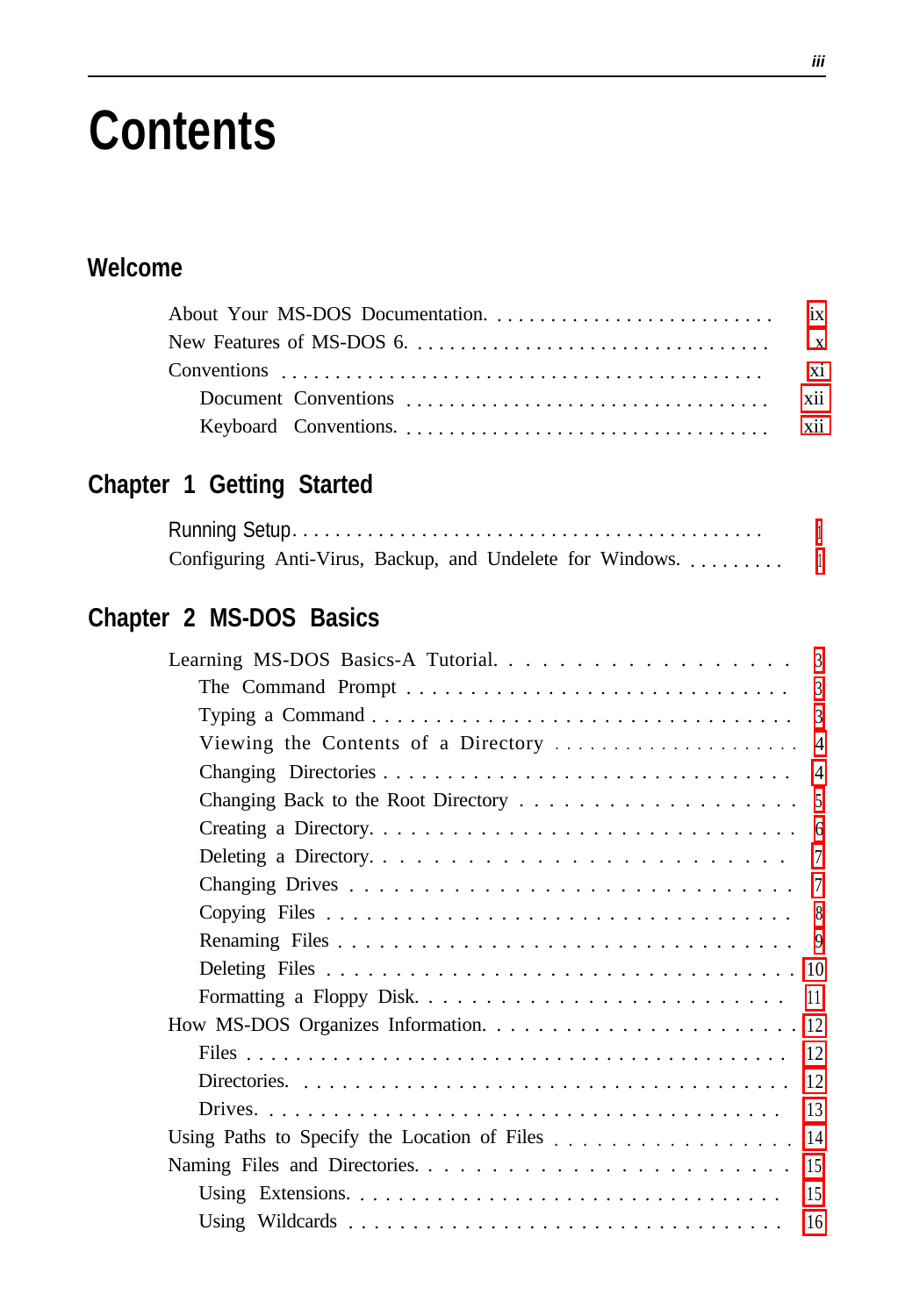# Contents

## Welcome

About Your MS-DOS Documentation. . . . . . . . . . . . . . . . . . . . . . . . . . ix
New Features of MS-DOS 6. . . . . . . . . . . . . . . . . . . . . . . . . . . . . . . x
Conventions . . . . . . . . . . . . . . . . . . . . . . . . . . . . . . . . . . . . . . xi
- Document Conventions . . . . . . . . . . . . . . . . . . . . . . . . . . . . . . . xii
- Keyboard Conventions. . . . . . . . . . . . . . . . . . . . . . . . . . . . . . . . xii

## Chapter 1 Getting Started

Running Setup. . . . . . . . . . . . . . . . . . . . . . . . . . . . . . . . . . . . . 1
Configuring Anti-Virus, Backup, and Undelete for Windows. . . . . . . . . 1

## Chapter 2 MS-DOS Basics

Learning MS-DOS Basics-A Tutorial. . . . . . . . . . . . . . . . . . 3
- The Command Prompt . . . . . . . . . . . . . . . . . . . . . . . . . . . 3
- Typing a Command . . . . . . . . . . . . . . . . . . . . . . . . . . . . . 3
- Viewing the Contents of a Directory . . . . . . . . . . . . . . . . . . . 4
- Changing Directories . . . . . . . . . . . . . . . . . . . . . . . . . . . 4
- Changing Back to the Root Directory . . . . . . . . . . . . . . . . . . 5
- Creating a Directory. . . . . . . . . . . . . . . . . . . . . . . . . . . . 6
- Deleting a Directory. . . . . . . . . . . . . . . . . . . . . . . . . . . . 7
- Changing Drives . . . . . . . . . . . . . . . . . . . . . . . . . . . . . . 7
- Copying Files . . . . . . . . . . . . . . . . . . . . . . . . . . . . . . . . 8
- Renaming Files . . . . . . . . . . . . . . . . . . . . . . . . . . . . . . . 9
- Deleting Files . . . . . . . . . . . . . . . . . . . . . . . . . . . . . . . . 10
- Formatting a Floppy Disk. . . . . . . . . . . . . . . . . . . . . . . . . 11

How MS-DOS Organizes Information. . . . . . . . . . . . . . . . . . . 12
- Files . . . . . . . . . . . . . . . . . . . . . . . . . . . . . . . . . . . . . . 12
- Directories. . . . . . . . . . . . . . . . . . . . . . . . . . . . . . . . . . 12
- Drives. . . . . . . . . . . . . . . . . . . . . . . . . . . . . . . . . . . . . 13

Using Paths to Specify the Location of Files . . . . . . . . . . . . . . 14
Naming Files and Directories. . . . . . . . . . . . . . . . . . . . . . . . 15
- Using Extensions. . . . . . . . . . . . . . . . . . . . . . . . . . . . . . . 15
- Using Wildcards . . . . . . . . . . . . . . . . . . . . . . . . . . . . . . . 16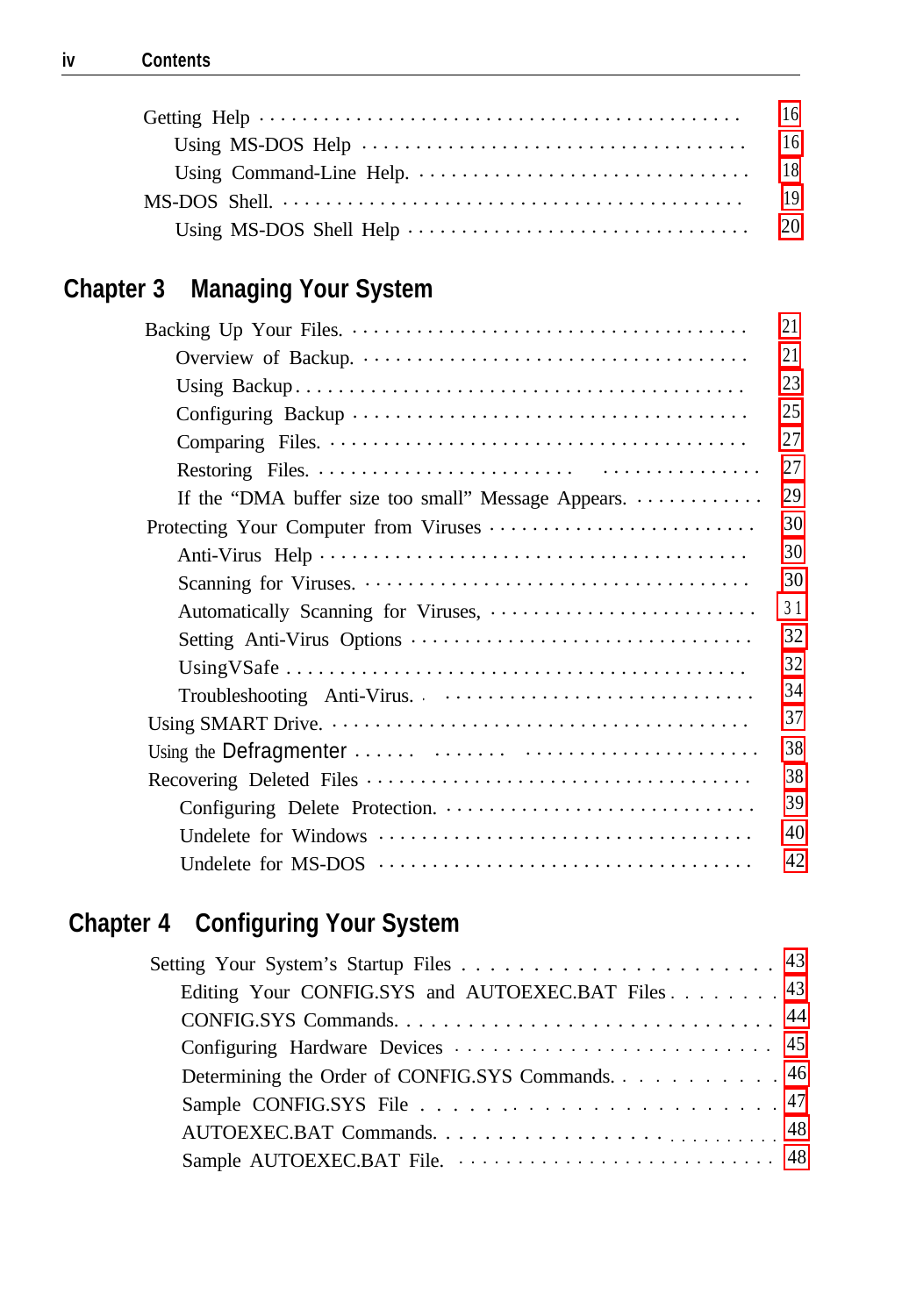Getting Help ........................................... 16
- Using MS-DOS Help .................................... 16
- Using Command-Line Help. ............................. 18

MS-DOS Shell. .......................................... 19
- Using MS-DOS Shell Help .............................. 20

## Chapter 3 Managing Your System

Backing Up Your Files. ................................. 21
- Overview of Backup. .................................. 21
- Using Backup ......................................... 23
- Configuring Backup ................................... 25
- Comparing Files. ..................................... 27
- Restoring Files. ..................................... 27
- If the "DMA buffer size too small" Message Appears. .. 29

Protecting Your Computer from Viruses .................. 30
- Anti-Virus Help ...................................... 30
- Scanning for Viruses. ................................ 30
- Automatically Scanning for Viruses, .................. 31
- Setting Anti-Virus Options ........................... 32
- UsingVSafe ........................................... 32
- Troubleshooting Anti-Virus. .......................... 34

Using SMART Drive. ..................................... 37

Using the Defragmenter ................................. 38

Recovering Deleted Files ............................... 38
- Configuring Delete Protection. ....................... 39
- Undelete for Windows ................................. 40
- Undelete for MS-DOS .................................. 42

## Chapter 4 Configuring Your System

Setting Your System's Startup Files .................... 43
- Editing Your CONFIG.SYS and AUTOEXEC.BAT Files ....... 43
- CONFIG.SYS Commands. ................................. 44
- Configuring Hardware Devices ......................... 45
- Determining the Order of CONFIG.SYS Commands. ........ 46
- Sample CONFIG.SYS File ............................... 47
- AUTOEXEC.BAT Commands. ............................... 48
- Sample AUTOEXEC.BAT File. ............................ 48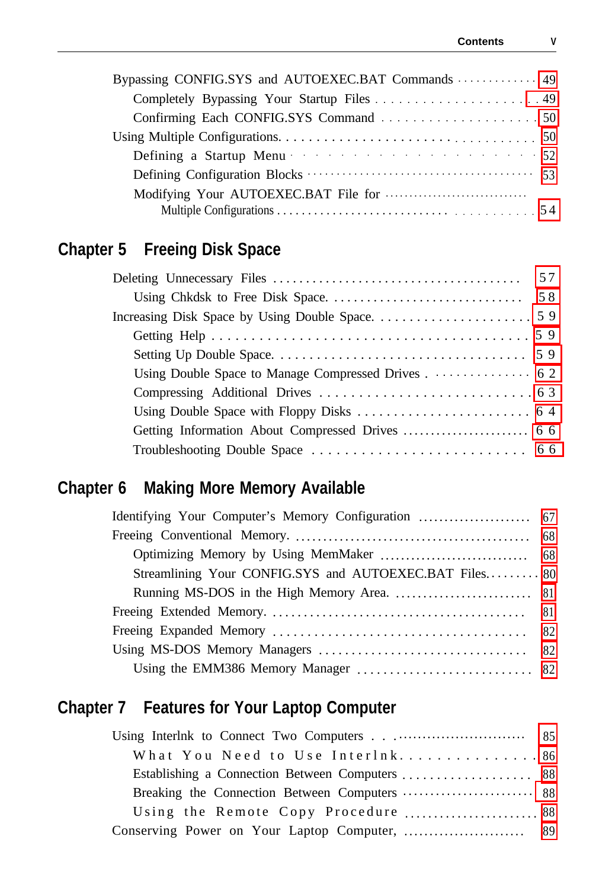Bypassing CONFIG.SYS and AUTOEXEC.BAT Commands ............. 49
Completely Bypassing Your Startup Files ................... 49
Confirming Each CONFIG.SYS Command ................... 50
Using Multiple Configurations. ................................ 50
Defining a Startup Menu .................... 52
Defining Configuration Blocks ...................................... 53
Modifying Your AUTOEXEC.BAT File for Multiple Configurations ........................................ 54

## Chapter 5 Freeing Disk Space

Deleting Unnecessary Files .................................... 57
Using Chkdsk to Free Disk Space. ............................ 58
Increasing Disk Space by Using Double Space. ..................... 59
Getting Help ........................................ 59
Setting Up Double Space. .................................. 59
Using Double Space to Manage Compressed Drives . .............. 62
Compressing Additional Drives ............................ 63
Using Double Space with Floppy Disks ........................ 64
Getting Information About Compressed Drives ...................... 66
Troubleshooting Double Space ......................... 66

## Chapter 6 Making More Memory Available

Identifying Your Computer's Memory Configuration ..................... 67
Freeing Conventional Memory. ........................................ 68
Optimizing Memory by Using MemMaker ............................ 68
Streamlining Your CONFIG.SYS and AUTOEXEC.BAT Files......... 80
Running MS-DOS in the High Memory Area. ........................ 81
Freeing Extended Memory. ...................................... 81
Freeing Expanded Memory .................................... 82
Using MS-DOS Memory Managers ............................... 82
Using the EMM386 Memory Manager .......................... 82

## Chapter 7 Features for Your Laptop Computer

Using Interlnk to Connect Two Computers . . ............................ 85
What You Need to Use Interlnk. ............... 86
Establishing a Connection Between Computers .................. 88
Breaking the Connection Between Computers ....................... 88
Using the Remote Copy Procedure ...................... 88
Conserving Power on Your Laptop Computer, ....................... 89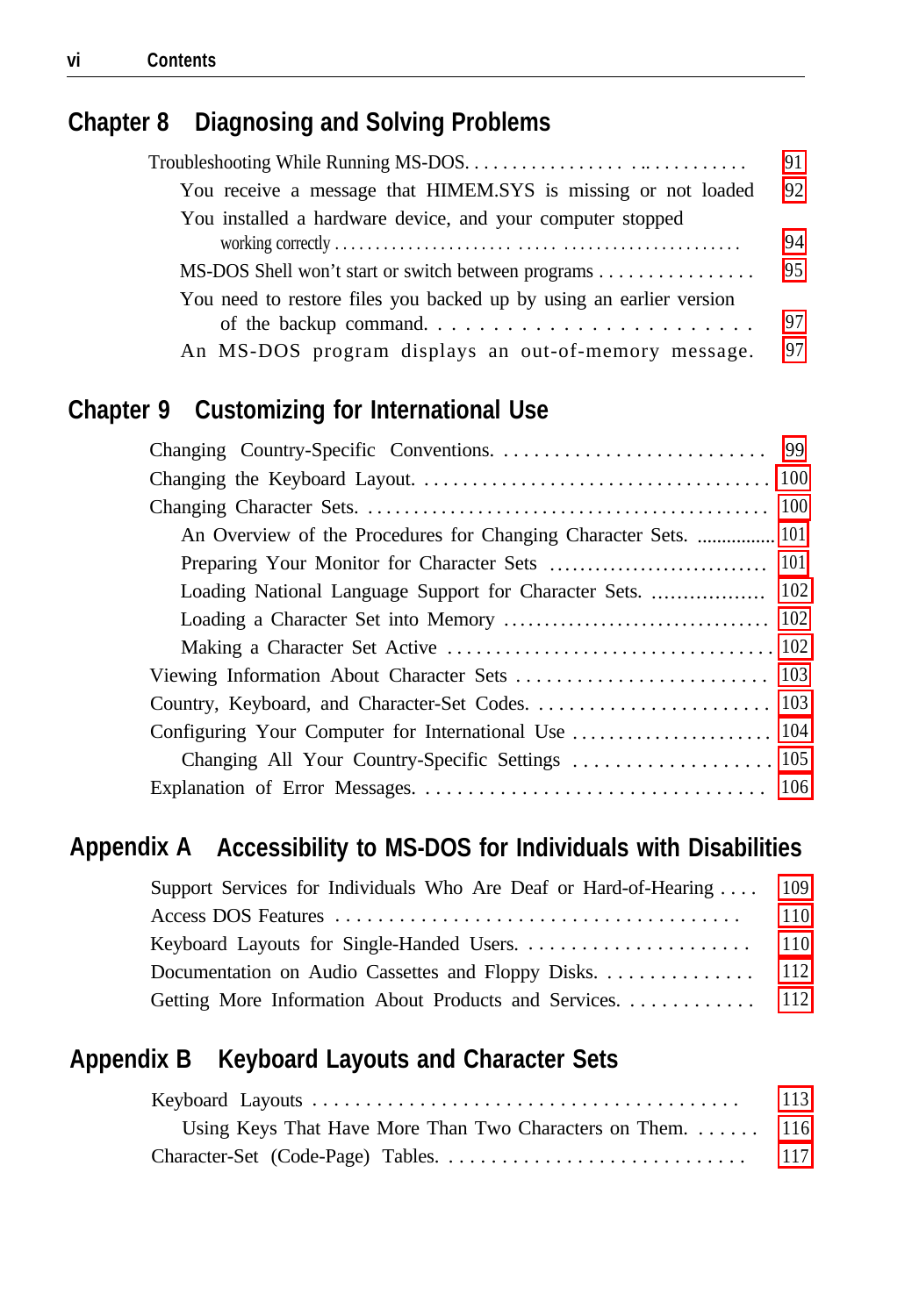## Chapter 8 Diagnosing and Solving Problems

Troubleshooting While Running MS-DOS. . . . . . . . . . . . . . . . . . . . . . . . . . . . . 91
- You receive a message that HIMEM.SYS is missing or not loaded 92
- You installed a hardware device, and your computer stopped working correctly . . . . . . . . . . . . . . . . . . . . . . . . . . . . . . . . . . . . . . . . . . . 94
- MS-DOS Shell won't start or switch between programs . . . . . . . . . . . . . . . . 95
- You need to restore files you backed up by using an earlier version of the backup command. . . . . . . . . . . . . . . . . . . . . . . . . 97
- An MS-DOS program displays an out-of-memory message. 97

## Chapter 9 Customizing for International Use

Changing Country-Specific Conventions. . . . . . . . . . . . . . . . . . . . . . . . . . . 99
Changing the Keyboard Layout. . . . . . . . . . . . . . . . . . . . . . . . . . . . . . . . . . . . 100
Changing Character Sets. . . . . . . . . . . . . . . . . . . . . . . . . . . . . . . . . . . . . . . . . . 100
- An Overview of the Procedures for Changing Character Sets. . . . . . . . . . . . . . . 101
- Preparing Your Monitor for Character Sets . . . . . . . . . . . . . . . . . . . . . . . . . . . . 101
- Loading National Language Support for Character Sets. . . . . . . . . . . . . . . . . . 102
- Loading a Character Set into Memory . . . . . . . . . . . . . . . . . . . . . . . . . . . . . . . . 102
- Making a Character Set Active . . . . . . . . . . . . . . . . . . . . . . . . . . . . . . . . . . . . . 102

Viewing Information About Character Sets . . . . . . . . . . . . . . . . . . . . . . . . . . 103
Country, Keyboard, and Character-Set Codes. . . . . . . . . . . . . . . . . . . . . . . . 103
Configuring Your Computer for International Use . . . . . . . . . . . . . . . . . . . . . . 104
- Changing All Your Country-Specific Settings . . . . . . . . . . . . . . . . . . . . . 105

Explanation of Error Messages. . . . . . . . . . . . . . . . . . . . . . . . . . . . . . . . . 106

## Appendix A Accessibility to MS-DOS for Individuals with Disabilities

Support Services for Individuals Who Are Deaf or Hard-of-Hearing . . . . 109
Access DOS Features . . . . . . . . . . . . . . . . . . . . . . . . . . . . . . . . . . . . . . 110
Keyboard Layouts for Single-Handed Users. . . . . . . . . . . . . . . . . . . . . . . 110
Documentation on Audio Cassettes and Floppy Disks. . . . . . . . . . . . . . . 112
Getting More Information About Products and Services. . . . . . . . . . . . 112

## Appendix B Keyboard Layouts and Character Sets

Keyboard Layouts . . . . . . . . . . . . . . . . . . . . . . . . . . . . . . . . . . . . . . . . 113
- Using Keys That Have More Than Two Characters on Them. . . . . . . 116

Character-Set (Code-Page) Tables. . . . . . . . . . . . . . . . . . . . . . . . . . . . 117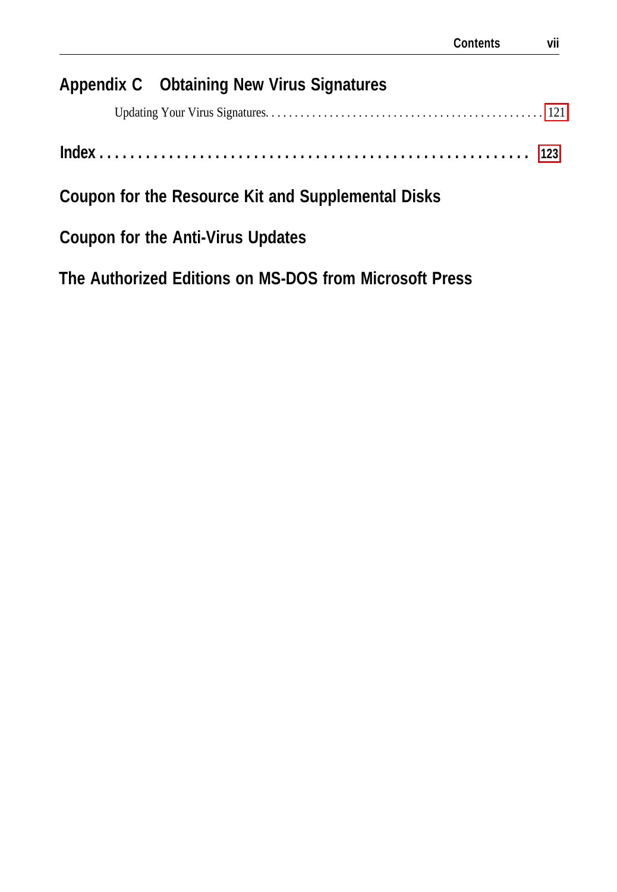## Appendix C Obtaining New Virus Signatures

Updating Your Virus Signatures. . . . . . . . . . . . . . . . . . . . . . . . . . . . . . . . . . . . . . . . . . . . . . . . 121

## Index . . . . . . . . . . . . . . . . . . . . . . . . . . . . . . . . . . . . . . . . . . . . . . . . . . . . 123

## Coupon for the Resource Kit and Supplemental Disks

## Coupon for the Anti-Virus Updates

## The Authorized Editions on MS-DOS from Microsoft Press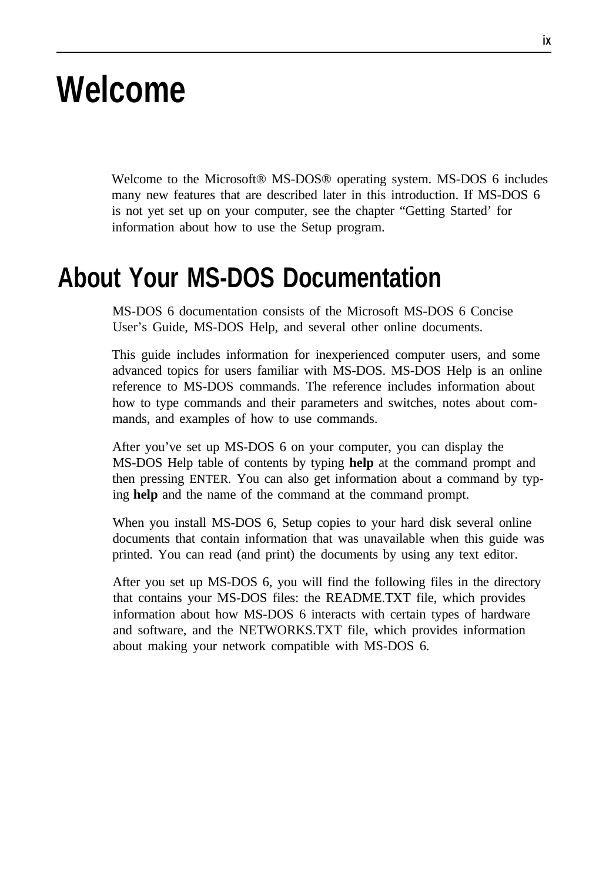# Welcome

Welcome to the Microsoft® MS-DOS® operating system. MS-DOS 6 includes many new features that are described later in this introduction. If MS-DOS 6 is not yet set up on your computer, see the chapter "Getting Started' for information about how to use the Setup program.

## About Your MS-DOS Documentation

MS-DOS 6 documentation consists of the Microsoft MS-DOS 6 Concise User's Guide, MS-DOS Help, and several other online documents.

This guide includes information for inexperienced computer users, and some advanced topics for users familiar with MS-DOS. MS-DOS Help is an online reference to MS-DOS commands. The reference includes information about how to type commands and their parameters and switches, notes about commands, and examples of how to use commands.

After you've set up MS-DOS 6 on your computer, you can display the MS-DOS Help table of contents by typing **help** at the command prompt and then pressing ENTER. You can also get information about a command by typing **help** and the name of the command at the command prompt.

When you install MS-DOS 6, Setup copies to your hard disk several online documents that contain information that was unavailable when this guide was printed. You can read (and print) the documents by using any text editor.

After you set up MS-DOS 6, you will find the following files in the directory that contains your MS-DOS files: the README.TXT file, which provides information about how MS-DOS 6 interacts with certain types of hardware and software, and the NETWORKS.TXT file, which provides information about making your network compatible with MS-DOS 6.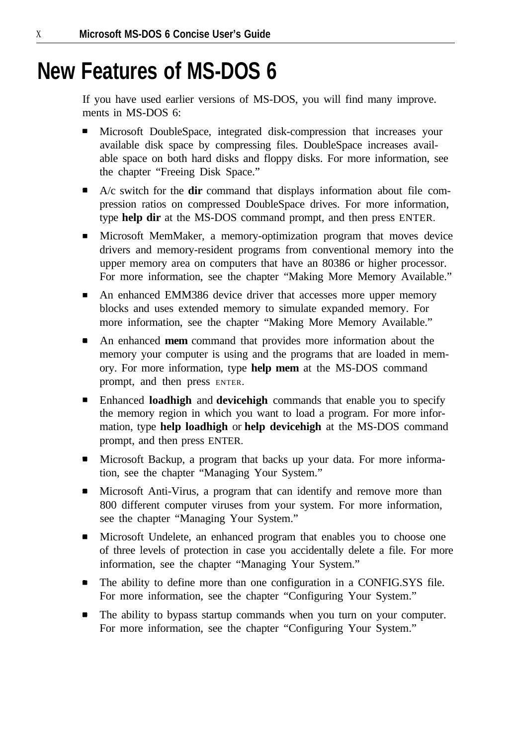# New Features of MS-DOS 6

If you have used earlier versions of MS-DOS, you will find many improve. ments in MS-DOS 6:

- Microsoft DoubleSpace, integrated disk-compression that increases your available disk space by compressing files. DoubleSpace increases available space on both hard disks and floppy disks. For more information, see the chapter "Freeing Disk Space."
- A/c switch for the **dir** command that displays information about file compression ratios on compressed DoubleSpace drives. For more information, type **help dir** at the MS-DOS command prompt, and then press ENTER.
- Microsoft MemMaker, a memory-optimization program that moves device drivers and memory-resident programs from conventional memory into the upper memory area on computers that have an 80386 or higher processor. For more information, see the chapter "Making More Memory Available."
- An enhanced EMM386 device driver that accesses more upper memory blocks and uses extended memory to simulate expanded memory. For more information, see the chapter "Making More Memory Available."
- An enhanced **mem** command that provides more information about the memory your computer is using and the programs that are loaded in memory. For more information, type **help mem** at the MS-DOS command prompt, and then press ENTER.
- Enhanced **loadhigh** and **devicehigh** commands that enable you to specify the memory region in which you want to load a program. For more information, type **help loadhigh** or **help devicehigh** at the MS-DOS command prompt, and then press ENTER.
- Microsoft Backup, a program that backs up your data. For more information, see the chapter "Managing Your System."
- Microsoft Anti-Virus, a program that can identify and remove more than 800 different computer viruses from your system. For more information, see the chapter "Managing Your System."
- Microsoft Undelete, an enhanced program that enables you to choose one of three levels of protection in case you accidentally delete a file. For more information, see the chapter "Managing Your System."
- The ability to define more than one configuration in a CONFIG.SYS file. For more information, see the chapter "Configuring Your System."
- The ability to bypass startup commands when you turn on your computer. For more information, see the chapter "Configuring Your System."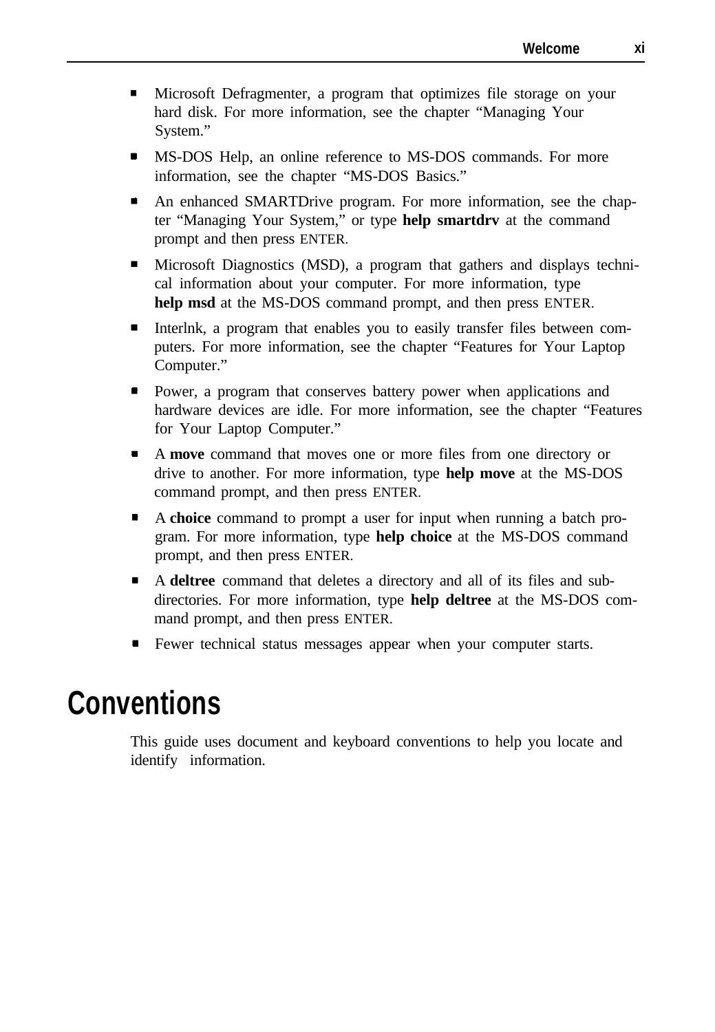- Microsoft Defragmenter, a program that optimizes file storage on your hard disk. For more information, see the chapter "Managing Your System."
- MS-DOS Help, an online reference to MS-DOS commands. For more information, see the chapter "MS-DOS Basics."
- An enhanced SMARTDrive program. For more information, see the chapter "Managing Your System," or type **help smartdrv** at the command prompt and then press ENTER.
- Microsoft Diagnostics (MSD), a program that gathers and displays technical information about your computer. For more information, type **help msd** at the MS-DOS command prompt, and then press ENTER.
- Interlnk, a program that enables you to easily transfer files between computers. For more information, see the chapter "Features for Your Laptop Computer."
- Power, a program that conserves battery power when applications and hardware devices are idle. For more information, see the chapter "Features for Your Laptop Computer."
- A **move** command that moves one or more files from one directory or drive to another. For more information, type **help move** at the MS-DOS command prompt, and then press ENTER.
- A **choice** command to prompt a user for input when running a batch program. For more information, type **help choice** at the MS-DOS command prompt, and then press ENTER.
- A **deltree** command that deletes a directory and all of its files and subdirectories. For more information, type **help deltree** at the MS-DOS command prompt, and then press ENTER.
- Fewer technical status messages appear when your computer starts.

# Conventions

This guide uses document and keyboard conventions to help you locate and identify information.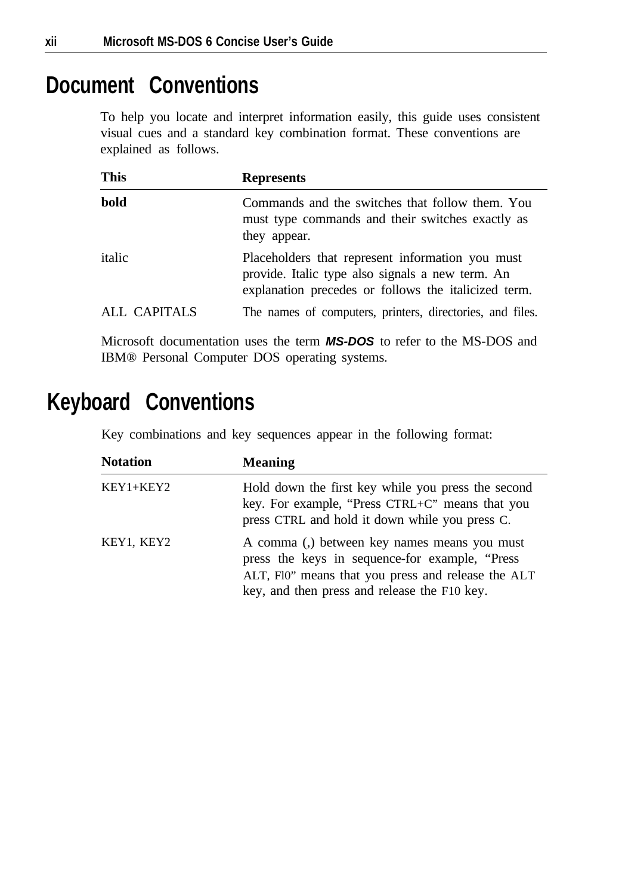# Document Conventions

To help you locate and interpret information easily, this guide uses consistent visual cues and a standard key combination format. These conventions are explained as follows.

| This | Represents |
|---|---|
| **bold** | Commands and the switches that follow them. You must type commands and their switches exactly as they appear. |
| italic | Placeholders that represent information you must provide. Italic type also signals a new term. An explanation precedes or follows the italicized term. |
| ALL CAPITALS | The names of computers, printers, directories, and files. |

Microsoft documentation uses the term ***MS-DOS*** to refer to the MS-DOS and IBM® Personal Computer DOS operating systems.

# Keyboard Conventions

Key combinations and key sequences appear in the following format:

| Notation | Meaning |
|---|---|
| KEY1+KEY2 | Hold down the first key while you press the second key. For example, "Press CTRL+C" means that you press CTRL and hold it down while you press C. |
| KEY1, KEY2 | A comma (,) between key names means you must press the keys in sequence-for example, "Press ALT, Fl0" means that you press and release the ALT key, and then press and release the F10 key. |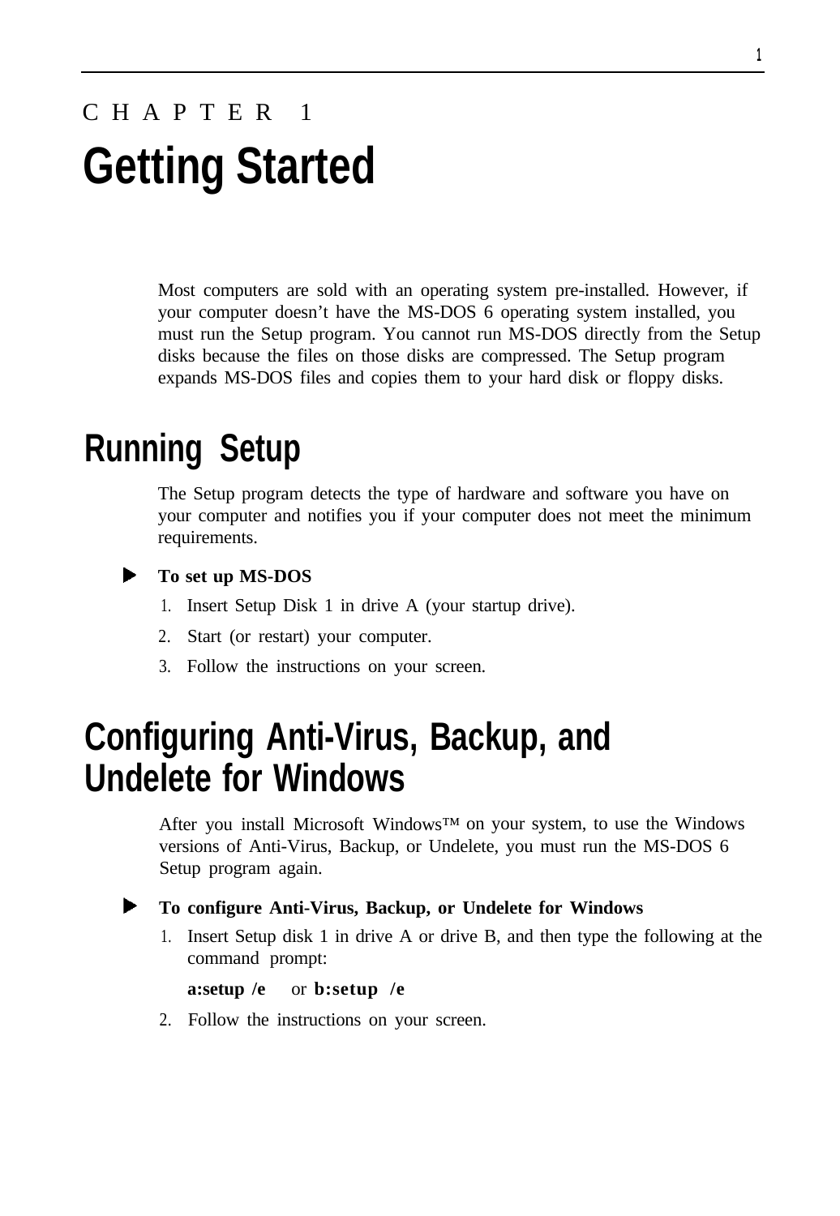CHAPTER 1

# Getting Started

Most computers are sold with an operating system pre-installed. However, if your computer doesn't have the MS-DOS 6 operating system installed, you must run the Setup program. You cannot run MS-DOS directly from the Setup disks because the files on those disks are compressed. The Setup program expands MS-DOS files and copies them to your hard disk or floppy disks.

## Running Setup

The Setup program detects the type of hardware and software you have on your computer and notifies you if your computer does not meet the minimum requirements.

► **To set up MS-DOS**

1. Insert Setup Disk 1 in drive A (your startup drive).
2. Start (or restart) your computer.
3. Follow the instructions on your screen.

## Configuring Anti-Virus, Backup, and Undelete for Windows

After you install Microsoft Windows™ on your system, to use the Windows versions of Anti-Virus, Backup, or Undelete, you must run the MS-DOS 6 Setup program again.

► **To configure Anti-Virus, Backup, or Undelete for Windows**

1. Insert Setup disk 1 in drive A or drive B, and then type the following at the command prompt:

   **a:setup /e** or **b:setup /e**

2. Follow the instructions on your screen.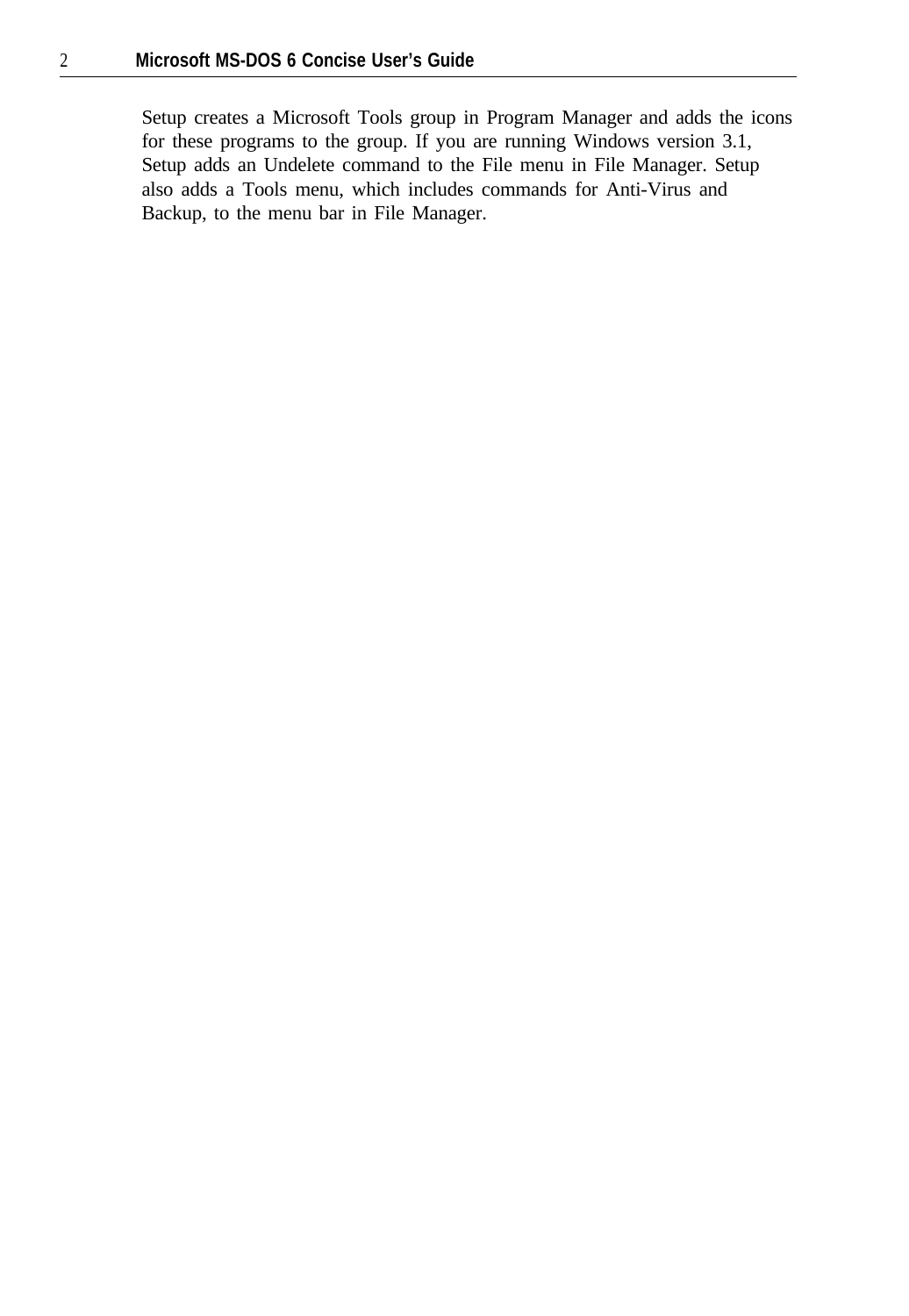Setup creates a Microsoft Tools group in Program Manager and adds the icons for these programs to the group. If you are running Windows version 3.1, Setup adds an Undelete command to the File menu in File Manager. Setup also adds a Tools menu, which includes commands for Anti-Virus and Backup, to the menu bar in File Manager.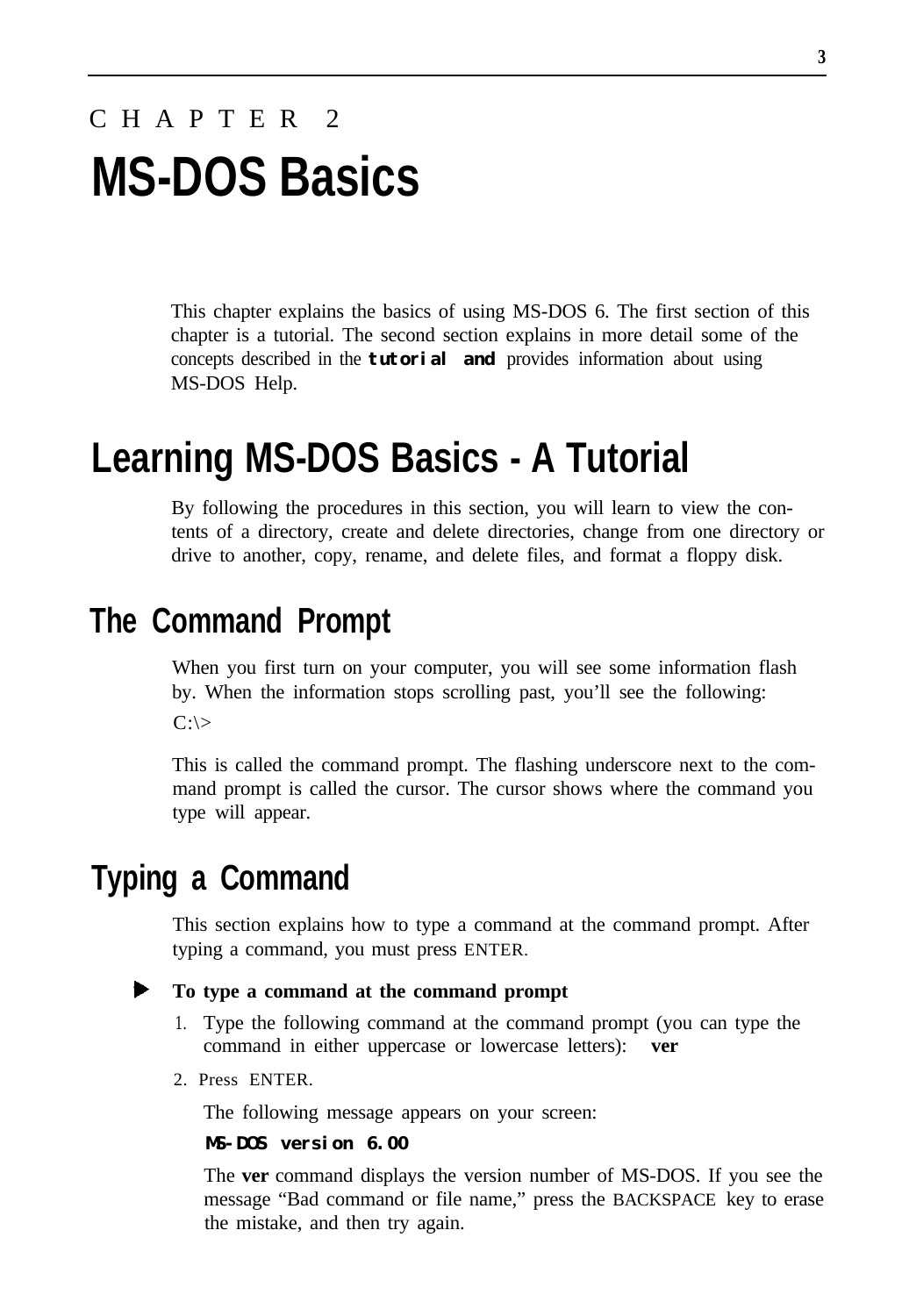CHAPTER 2

# MS-DOS Basics

This chapter explains the basics of using MS-DOS 6. The first section of this chapter is a tutorial. The second section explains in more detail some of the concepts described in the tutorial and provides information about using MS-DOS Help.

# Learning MS-DOS Basics - A Tutorial

By following the procedures in this section, you will learn to view the contents of a directory, create and delete directories, change from one directory or drive to another, copy, rename, and delete files, and format a floppy disk.

## The Command Prompt

When you first turn on your computer, you will see some information flash by. When the information stops scrolling past, you'll see the following:

```
C:\>
```

This is called the command prompt. The flashing underscore next to the command prompt is called the cursor. The cursor shows where the command you type will appear.

## Typing a Command

This section explains how to type a command at the command prompt. After typing a command, you must press ENTER.

▶ **To type a command at the command prompt**

1. Type the following command at the command prompt (you can type the command in either uppercase or lowercase letters): **ver**
2. Press ENTER.

   The following message appears on your screen:

   ```
   MS-DOS version 6.00
   ```

   The **ver** command displays the version number of MS-DOS. If you see the message "Bad command or file name," press the BACKSPACE key to erase the mistake, and then try again.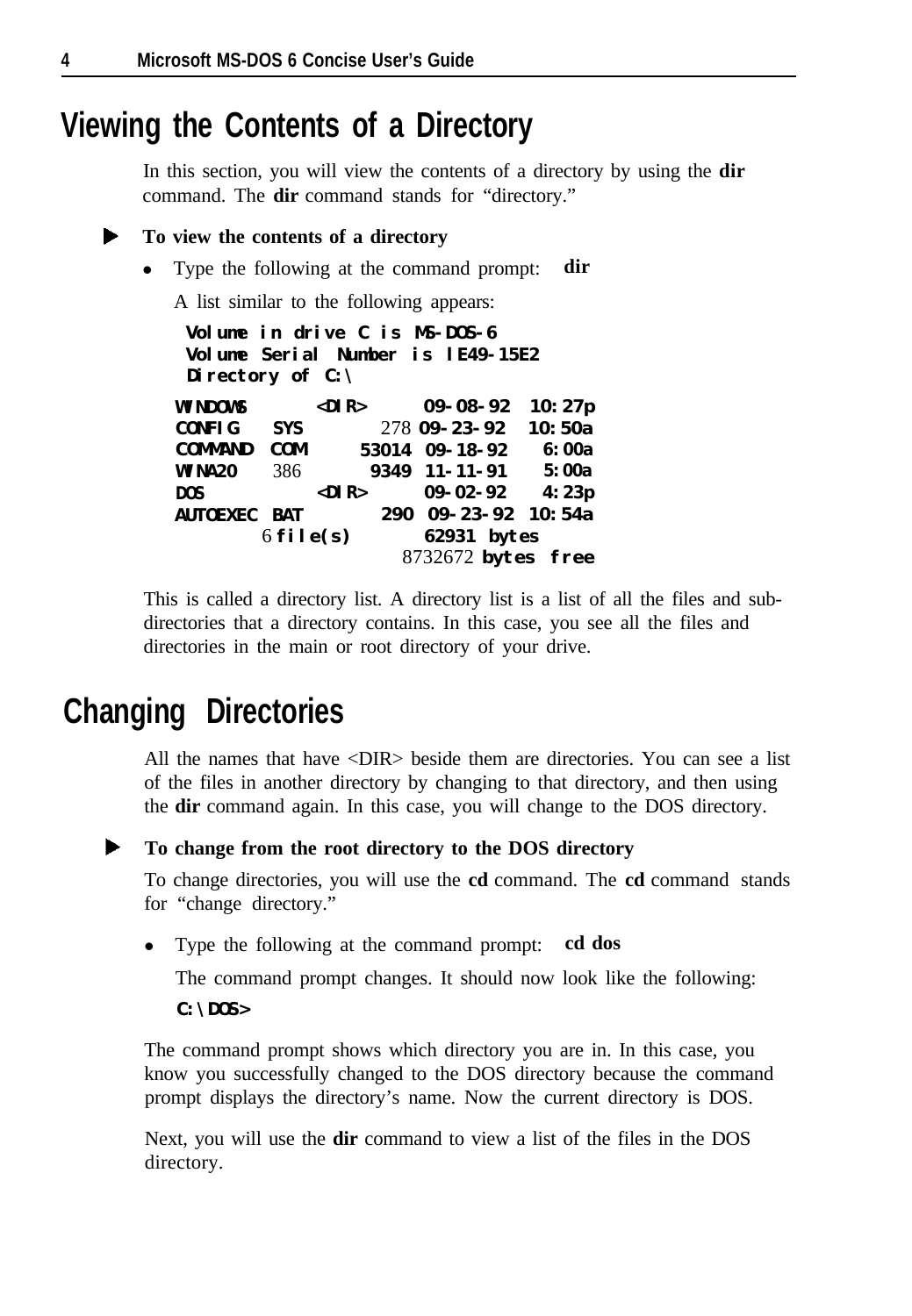## Viewing the Contents of a Directory

In this section, you will view the contents of a directory by using the **dir** command. The **dir** command stands for "directory."

▶ **To view the contents of a directory**

- Type the following at the command prompt: **dir**

  A list similar to the following appears:

```
 Volume in drive C is MS-DOS-6
 Volume Serial Number is lE49-15E2
 Directory of C:\

WINDOWS      <DIR>      09-08-92  10:27p
CONFIG   SYS        278 09-23-92  10:50a
COMMAND  COM      53014 09-18-92   6:00a
WINA20   386       9349 11-11-91   5:00a
DOS          <DIR>      09-02-92   4:23p
AUTOEXEC BAT        290 09-23-92  10:54a
        6 file(s)     62931 bytes
                    8732672 bytes free
```

This is called a directory list. A directory list is a list of all the files and sub-directories that a directory contains. In this case, you see all the files and directories in the main or root directory of your drive.

## Changing Directories

All the names that have <DIR> beside them are directories. You can see a list of the files in another directory by changing to that directory, and then using the **dir** command again. In this case, you will change to the DOS directory.

▶ **To change from the root directory to the DOS directory**

To change directories, you will use the **cd** command. The **cd** command stands for "change directory."

- Type the following at the command prompt: **cd dos**

  The command prompt changes. It should now look like the following:

  **C:\DOS>**

The command prompt shows which directory you are in. In this case, you know you successfully changed to the DOS directory because the command prompt displays the directory's name. Now the current directory is DOS.

Next, you will use the **dir** command to view a list of the files in the DOS directory.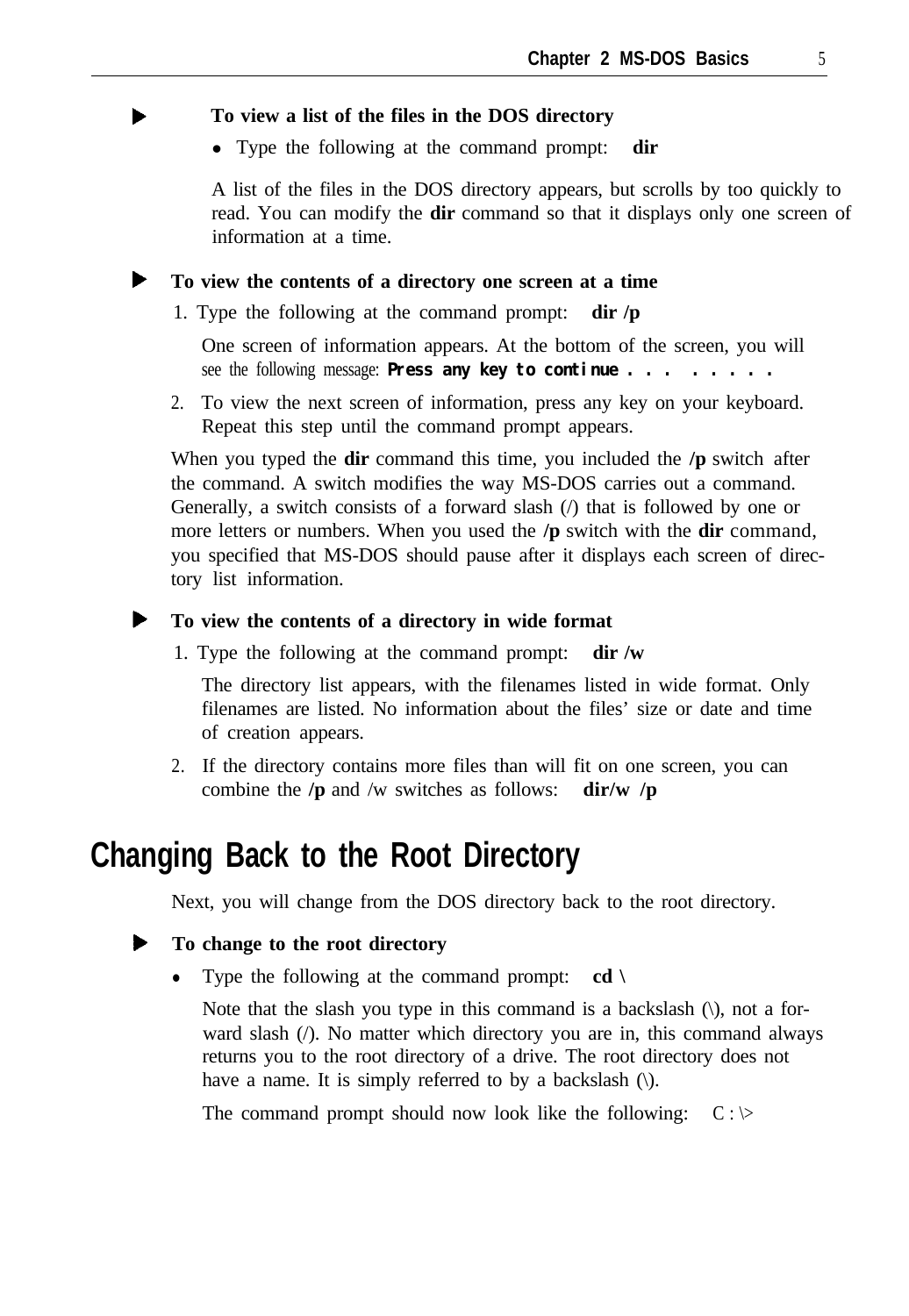▶ **To view a list of the files in the DOS directory**

- Type the following at the command prompt: **dir**

A list of the files in the DOS directory appears, but scrolls by too quickly to read. You can modify the **dir** command so that it displays only one screen of information at a time.

▶ **To view the contents of a directory one screen at a time**

1. Type the following at the command prompt: **dir /p**

   One screen of information appears. At the bottom of the screen, you will see the following message: **Press any key to continue . . . . . . . .**

2. To view the next screen of information, press any key on your keyboard. Repeat this step until the command prompt appears.

When you typed the **dir** command this time, you included the **/p** switch after the command. A switch modifies the way MS-DOS carries out a command. Generally, a switch consists of a forward slash (/) that is followed by one or more letters or numbers. When you used the **/p** switch with the **dir** command, you specified that MS-DOS should pause after it displays each screen of directory list information.

▶ **To view the contents of a directory in wide format**

1. Type the following at the command prompt: **dir /w**

   The directory list appears, with the filenames listed in wide format. Only filenames are listed. No information about the files' size or date and time of creation appears.

2. If the directory contains more files than will fit on one screen, you can combine the **/p** and /w switches as follows: **dir/w /p**

## Changing Back to the Root Directory

Next, you will change from the DOS directory back to the root directory.

▶ **To change to the root directory**

- Type the following at the command prompt: **cd \\**

  Note that the slash you type in this command is a backslash (\\), not a forward slash (/). No matter which directory you are in, this command always returns you to the root directory of a drive. The root directory does not have a name. It is simply referred to by a backslash (\\).

  The command prompt should now look like the following: C:\>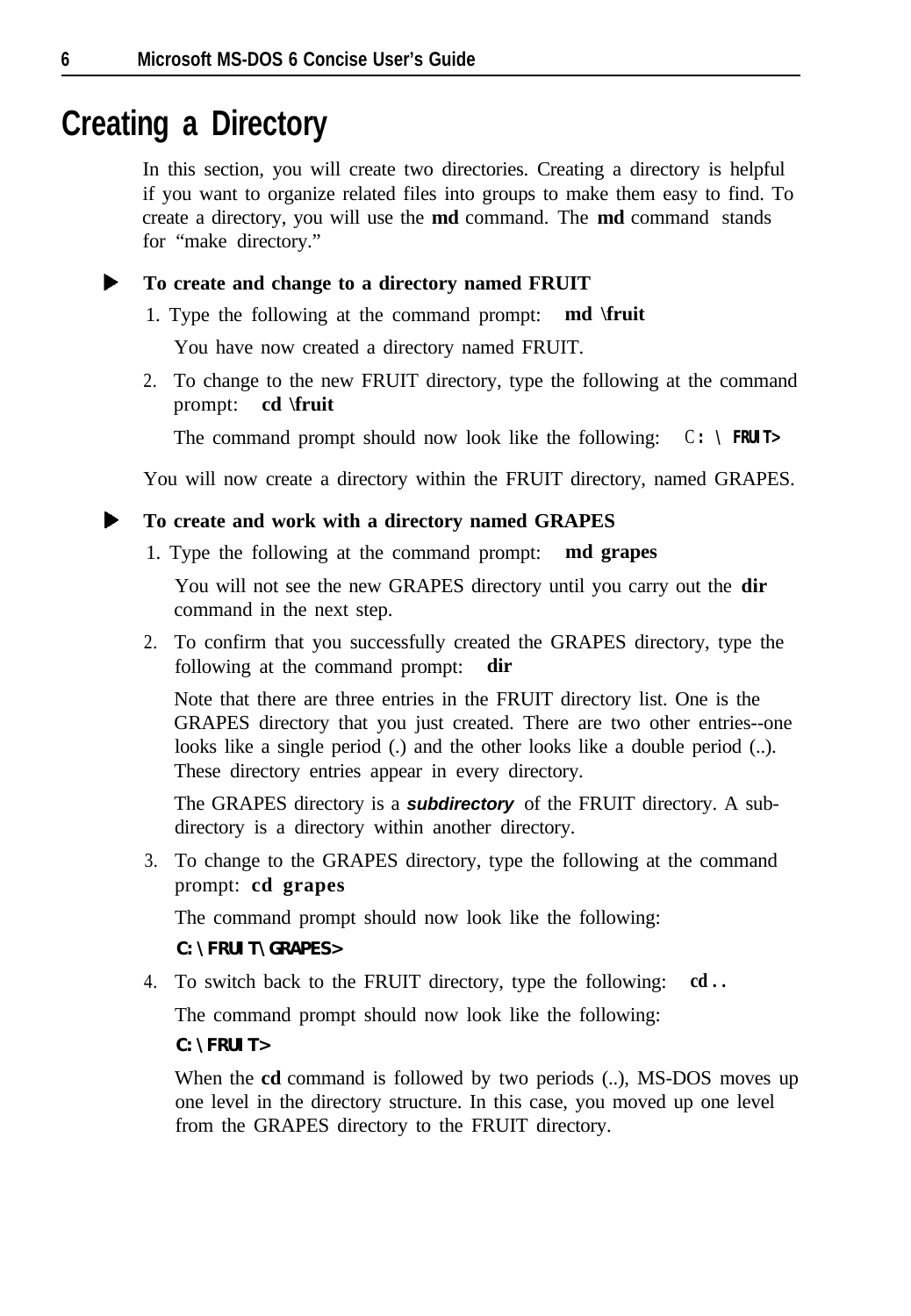# Creating a Directory

In this section, you will create two directories. Creating a directory is helpful if you want to organize related files into groups to make them easy to find. To create a directory, you will use the **md** command. The **md** command stands for "make directory."

▶ **To create and change to a directory named FRUIT**

1. Type the following at the command prompt: **md \fruit**

   You have now created a directory named FRUIT.

2. To change to the new FRUIT directory, type the following at the command prompt: **cd \fruit**

   The command prompt should now look like the following: **C:\FRUIT>**

You will now create a directory within the FRUIT directory, named GRAPES.

▶ **To create and work with a directory named GRAPES**

1. Type the following at the command prompt: **md grapes**

   You will not see the new GRAPES directory until you carry out the **dir** command in the next step.

2. To confirm that you successfully created the GRAPES directory, type the following at the command prompt: **dir**

   Note that there are three entries in the FRUIT directory list. One is the GRAPES directory that you just created. There are two other entries--one looks like a single period (.) and the other looks like a double period (..). These directory entries appear in every directory.

   The GRAPES directory is a ***subdirectory*** of the FRUIT directory. A subdirectory is a directory within another directory.

3. To change to the GRAPES directory, type the following at the command prompt: **cd grapes**

   The command prompt should now look like the following:

   **C:\FRUIT\GRAPES>**

4. To switch back to the FRUIT directory, type the following: **cd ..**

   The command prompt should now look like the following:

   **C:\FRUIT>**

   When the **cd** command is followed by two periods (..), MS-DOS moves up one level in the directory structure. In this case, you moved up one level from the GRAPES directory to the FRUIT directory.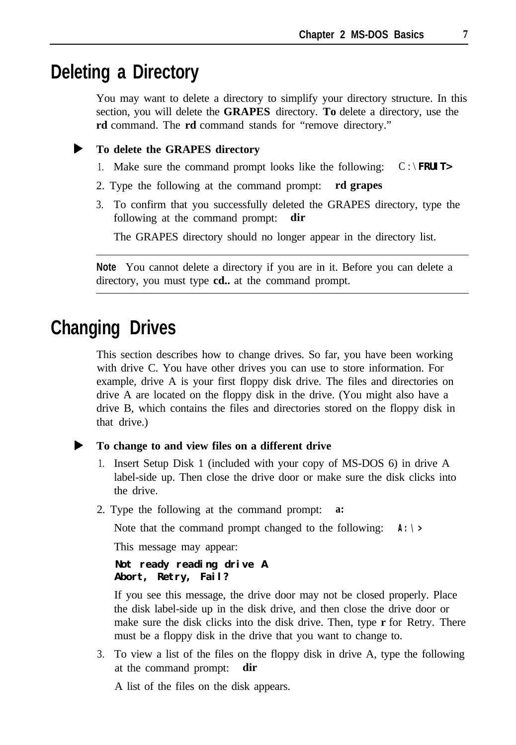## Deleting a Directory

You may want to delete a directory to simplify your directory structure. In this section, you will delete the **GRAPES** directory. **To** delete a directory, use the **rd** command. The **rd** command stands for "remove directory."

▶ **To delete the GRAPES directory**

1. Make sure the command prompt looks like the following: `C:\FRUIT>`
2. Type the following at the command prompt: **rd grapes**
3. To confirm that you successfully deleted the GRAPES directory, type the following at the command prompt: **dir**

   The GRAPES directory should no longer appear in the directory list.

---

**Note** You cannot delete a directory if you are in it. Before you can delete a directory, you must type **cd..** at the command prompt.

---

## Changing Drives

This section describes how to change drives. So far, you have been working with drive C. You have other drives you can use to store information. For example, drive A is your first floppy disk drive. The files and directories on drive A are located on the floppy disk in the drive. (You might also have a drive B, which contains the files and directories stored on the floppy disk in that drive.)

▶ **To change to and view files on a different drive**

1. Insert Setup Disk 1 (included with your copy of MS-DOS 6) in drive A label-side up. Then close the drive door or make sure the disk clicks into the drive.
2. Type the following at the command prompt: **a:**

   Note that the command prompt changed to the following: `A:\>`

   This message may appear:

   ```
   Not ready reading drive A
   Abort, Retry, Fail?
   ```

   If you see this message, the drive door may not be closed properly. Place the disk label-side up in the disk drive, and then close the drive door or make sure the disk clicks into the disk drive. Then, type **r** for Retry. There must be a floppy disk in the drive that you want to change to.
3. To view a list of the files on the floppy disk in drive A, type the following at the command prompt: **dir**

   A list of the files on the disk appears.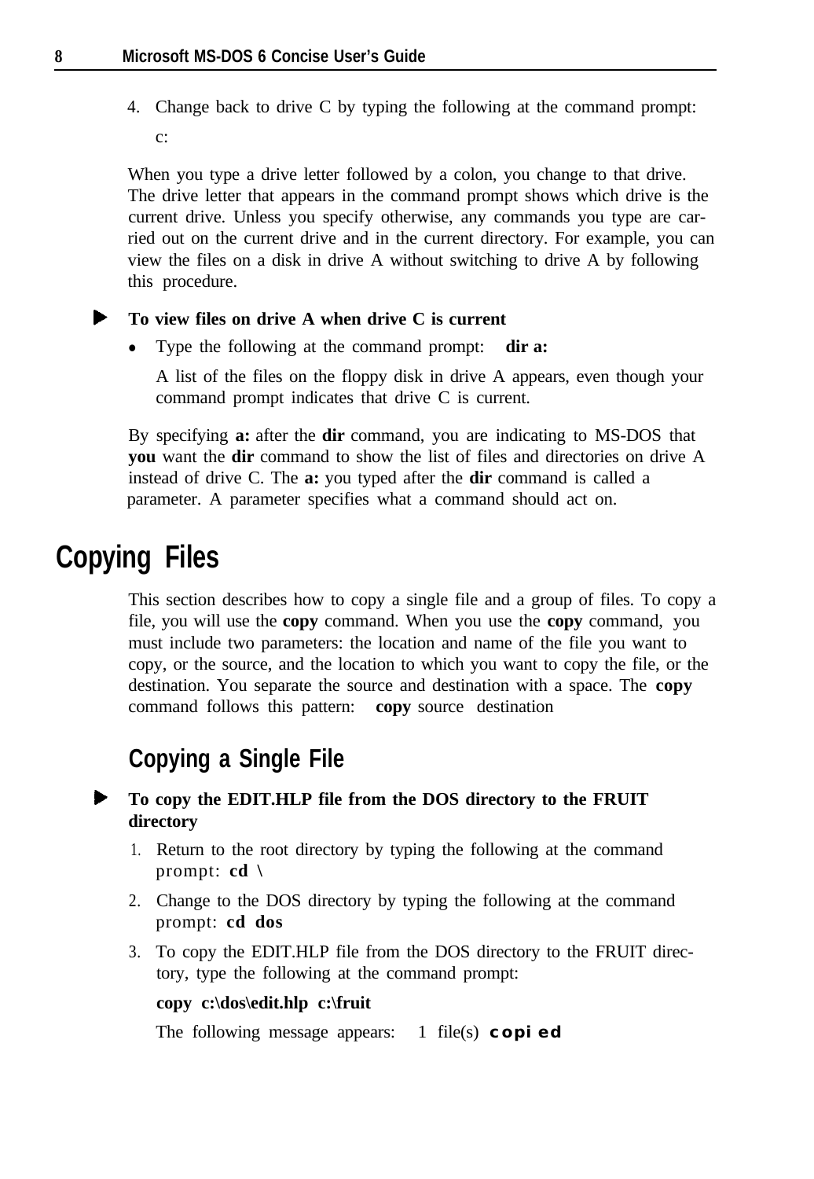4. Change back to drive C by typing the following at the command prompt:

   c:

When you type a drive letter followed by a colon, you change to that drive. The drive letter that appears in the command prompt shows which drive is the current drive. Unless you specify otherwise, any commands you type are carried out on the current drive and in the current directory. For example, you can view the files on a disk in drive A without switching to drive A by following this procedure.

▶ **To view files on drive A when drive C is current**

- Type the following at the command prompt: **dir a:**

  A list of the files on the floppy disk in drive A appears, even though your command prompt indicates that drive C is current.

By specifying **a:** after the **dir** command, you are indicating to MS-DOS that **you** want the **dir** command to show the list of files and directories on drive A instead of drive C. The **a:** you typed after the **dir** command is called a parameter. A parameter specifies what a command should act on.

# Copying Files

This section describes how to copy a single file and a group of files. To copy a file, you will use the **copy** command. When you use the **copy** command, you must include two parameters: the location and name of the file you want to copy, or the source, and the location to which you want to copy the file, or the destination. You separate the source and destination with a space. The **copy** command follows this pattern: **copy** source destination

## Copying a Single File

▶ **To copy the EDIT.HLP file from the DOS directory to the FRUIT directory**

1. Return to the root directory by typing the following at the command prompt: **cd \**
2. Change to the DOS directory by typing the following at the command prompt: **cd dos**
3. To copy the EDIT.HLP file from the DOS directory to the FRUIT directory, type the following at the command prompt:

   **copy c:\dos\edit.hlp c:\fruit**

   The following message appears: 1 file(s) **copied**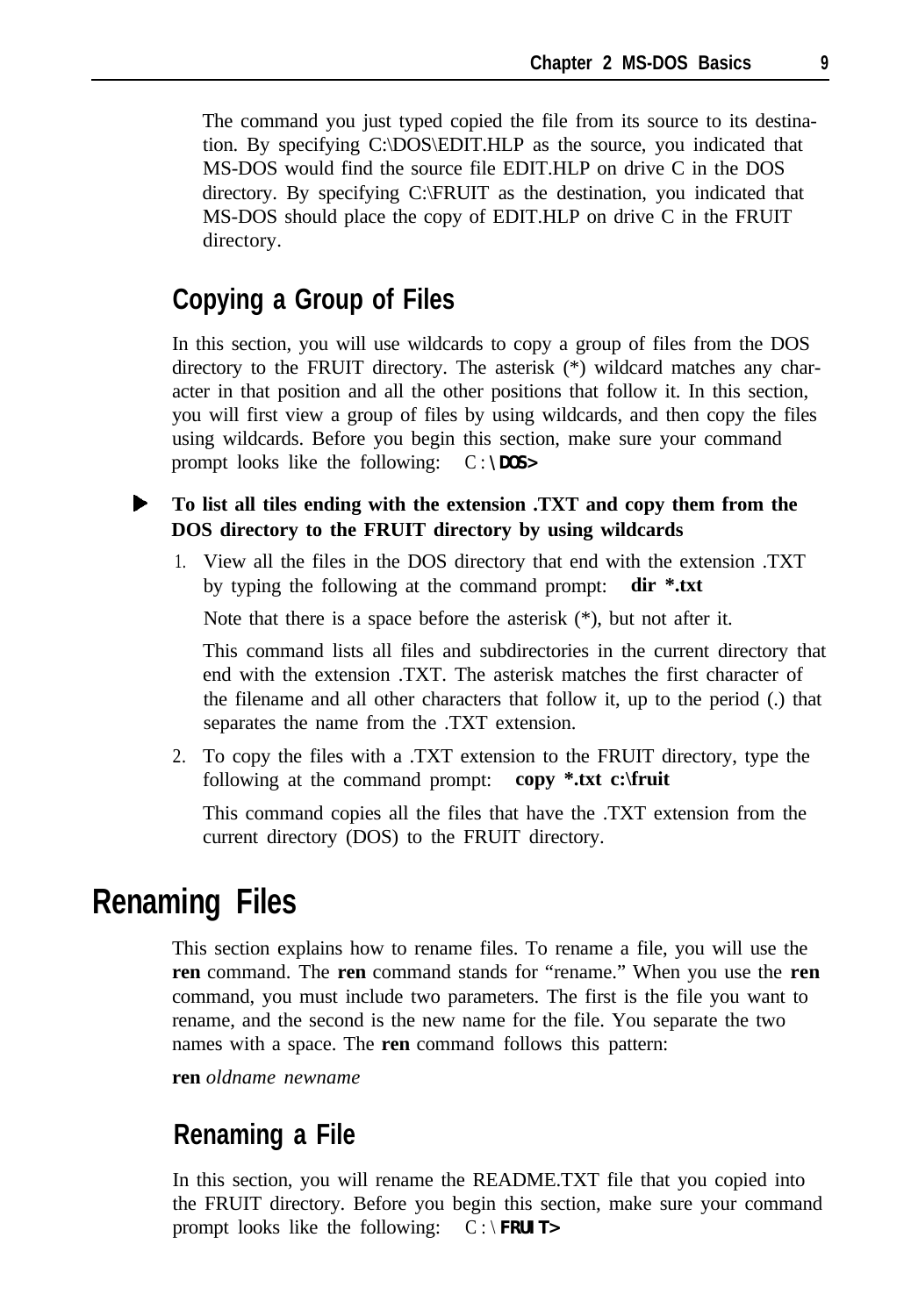The command you just typed copied the file from its source to its destination. By specifying C:\DOS\EDIT.HLP as the source, you indicated that MS-DOS would find the source file EDIT.HLP on drive C in the DOS directory. By specifying C:\FRUIT as the destination, you indicated that MS-DOS should place the copy of EDIT.HLP on drive C in the FRUIT directory.

## Copying a Group of Files

In this section, you will use wildcards to copy a group of files from the DOS directory to the FRUIT directory. The asterisk (*) wildcard matches any character in that position and all the other positions that follow it. In this section, you will first view a group of files by using wildcards, and then copy the files using wildcards. Before you begin this section, make sure your command prompt looks like the following: `C:\DOS>`

► **To list all tiles ending with the extension .TXT and copy them from the DOS directory to the FRUIT directory by using wildcards**

1. View all the files in the DOS directory that end with the extension .TXT by typing the following at the command prompt: **dir *.txt**

   Note that there is a space before the asterisk (*), but not after it.

   This command lists all files and subdirectories in the current directory that end with the extension .TXT. The asterisk matches the first character of the filename and all other characters that follow it, up to the period (.) that separates the name from the .TXT extension.

2. To copy the files with a .TXT extension to the FRUIT directory, type the following at the command prompt: **copy *.txt c:\fruit**

   This command copies all the files that have the .TXT extension from the current directory (DOS) to the FRUIT directory.

# Renaming Files

This section explains how to rename files. To rename a file, you will use the **ren** command. The **ren** command stands for "rename." When you use the **ren** command, you must include two parameters. The first is the file you want to rename, and the second is the new name for the file. You separate the two names with a space. The **ren** command follows this pattern:

**ren** *oldname newname*

## Renaming a File

In this section, you will rename the README.TXT file that you copied into the FRUIT directory. Before you begin this section, make sure your command prompt looks like the following: `C:\FRUIT>`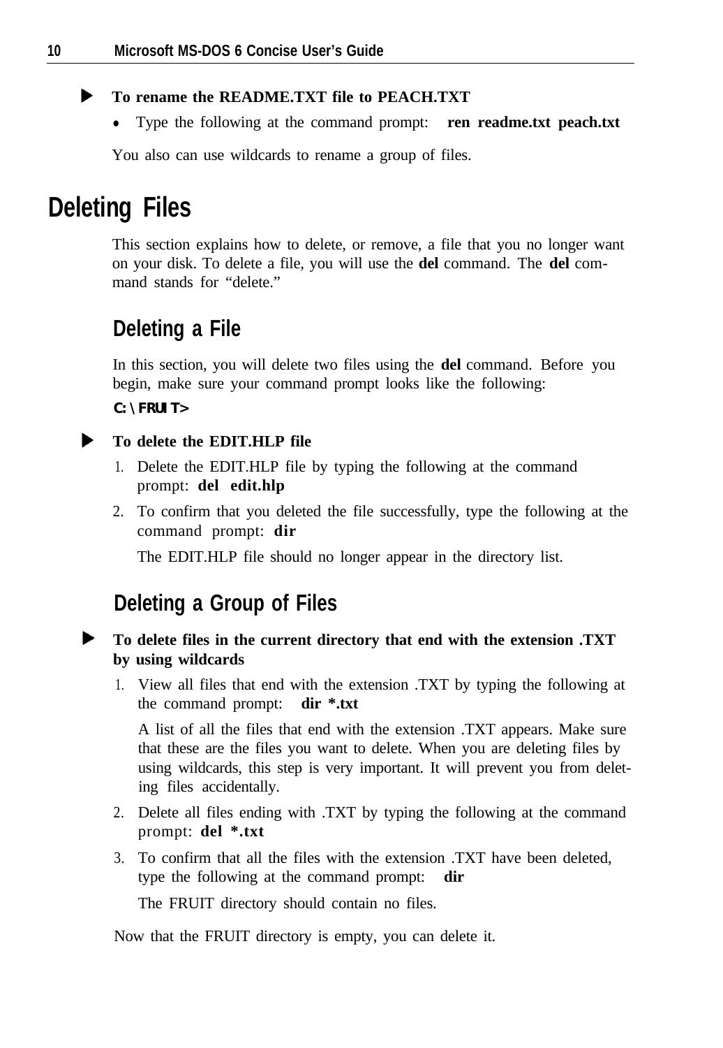**To rename the README.TXT file to PEACH.TXT**

- Type the following at the command prompt: **ren readme.txt peach.txt**

You also can use wildcards to rename a group of files.

# Deleting Files

This section explains how to delete, or remove, a file that you no longer want on your disk. To delete a file, you will use the **del** command. The **del** command stands for "delete."

## Deleting a File

In this section, you will delete two files using the **del** command. Before you begin, make sure your command prompt looks like the following:

**C:\FRUIT>**

**To delete the EDIT.HLP file**

1. Delete the EDIT.HLP file by typing the following at the command prompt: **del edit.hlp**
2. To confirm that you deleted the file successfully, type the following at the command prompt: **dir**

   The EDIT.HLP file should no longer appear in the directory list.

## Deleting a Group of Files

**To delete files in the current directory that end with the extension .TXT by using wildcards**

1. View all files that end with the extension .TXT by typing the following at the command prompt: **dir *.txt**

   A list of all the files that end with the extension .TXT appears. Make sure that these are the files you want to delete. When you are deleting files by using wildcards, this step is very important. It will prevent you from deleting files accidentally.
2. Delete all files ending with .TXT by typing the following at the command prompt: **del *.txt**
3. To confirm that all the files with the extension .TXT have been deleted, type the following at the command prompt: **dir**

   The FRUIT directory should contain no files.

Now that the FRUIT directory is empty, you can delete it.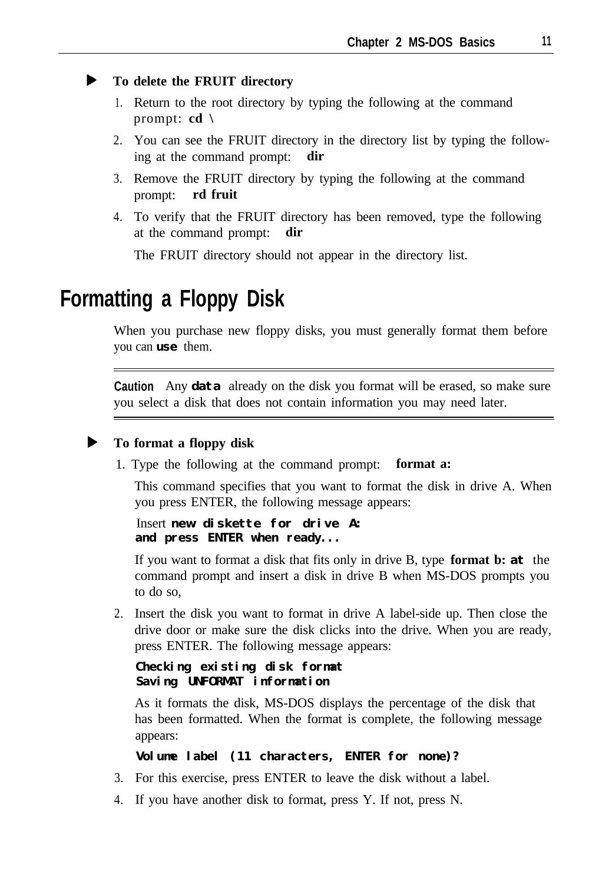**To delete the FRUIT directory**

1. Return to the root directory by typing the following at the command prompt: **cd \**
2. You can see the FRUIT directory in the directory list by typing the following at the command prompt: **dir**
3. Remove the FRUIT directory by typing the following at the command prompt: **rd fruit**
4. To verify that the FRUIT directory has been removed, type the following at the command prompt: **dir**

   The FRUIT directory should not appear in the directory list.

## Formatting a Floppy Disk

When you purchase new floppy disks, you must generally format them before you can **use** them.

---

**Caution** Any **data** already on the disk you format will be erased, so make sure you select a disk that does not contain information you may need later.

---

**To format a floppy disk**

1. Type the following at the command prompt: **format a:**

   This command specifies that you want to format the disk in drive A. When you press ENTER, the following message appears:

   ```
   Insert new diskette for drive A:
   and press ENTER when ready...
   ```

   If you want to format a disk that fits only in drive B, type **format b: at** the command prompt and insert a disk in drive B when MS-DOS prompts you to do so,

2. Insert the disk you want to format in drive A label-side up. Then close the drive door or make sure the disk clicks into the drive. When you are ready, press ENTER. The following message appears:

   ```
   Checking existing disk format
   Saving UNFORMAT information
   ```

   As it formats the disk, MS-DOS displays the percentage of the disk that has been formatted. When the format is complete, the following message appears:

   ```
   Volume label (11 characters, ENTER for none)?
   ```

3. For this exercise, press ENTER to leave the disk without a label.
4. If you have another disk to format, press Y. If not, press N.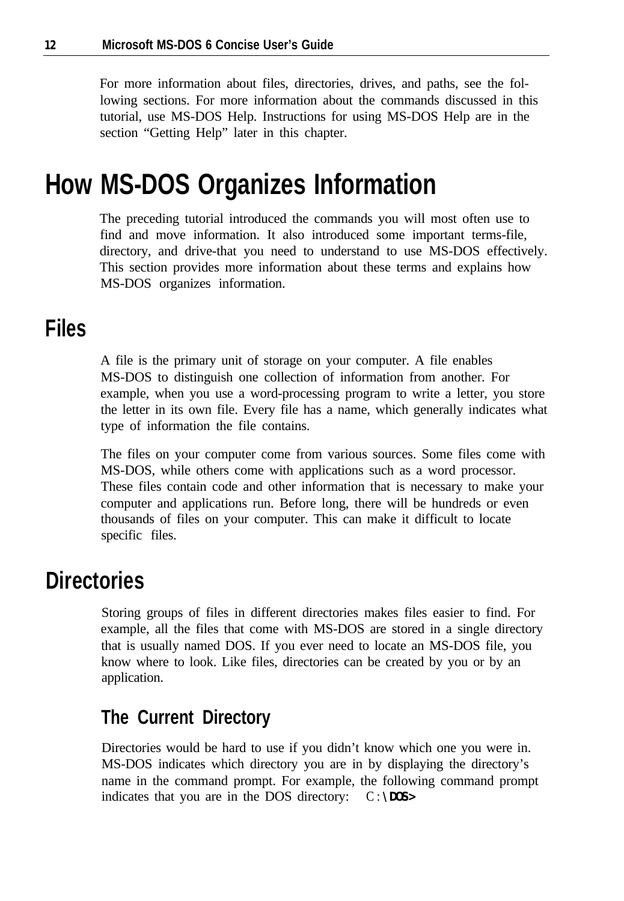For more information about files, directories, drives, and paths, see the following sections. For more information about the commands discussed in this tutorial, use MS-DOS Help. Instructions for using MS-DOS Help are in the section "Getting Help" later in this chapter.

# How MS-DOS Organizes Information

The preceding tutorial introduced the commands you will most often use to find and move information. It also introduced some important terms-file, directory, and drive-that you need to understand to use MS-DOS effectively. This section provides more information about these terms and explains how MS-DOS organizes information.

## Files

A file is the primary unit of storage on your computer. A file enables MS-DOS to distinguish one collection of information from another. For example, when you use a word-processing program to write a letter, you store the letter in its own file. Every file has a name, which generally indicates what type of information the file contains.

The files on your computer come from various sources. Some files come with MS-DOS, while others come with applications such as a word processor. These files contain code and other information that is necessary to make your computer and applications run. Before long, there will be hundreds or even thousands of files on your computer. This can make it difficult to locate specific files.

## Directories

Storing groups of files in different directories makes files easier to find. For example, all the files that come with MS-DOS are stored in a single directory that is usually named DOS. If you ever need to locate an MS-DOS file, you know where to look. Like files, directories can be created by you or by an application.

### The Current Directory

Directories would be hard to use if you didn't know which one you were in. MS-DOS indicates which directory you are in by displaying the directory's name in the command prompt. For example, the following command prompt indicates that you are in the DOS directory: `C:\DOS>`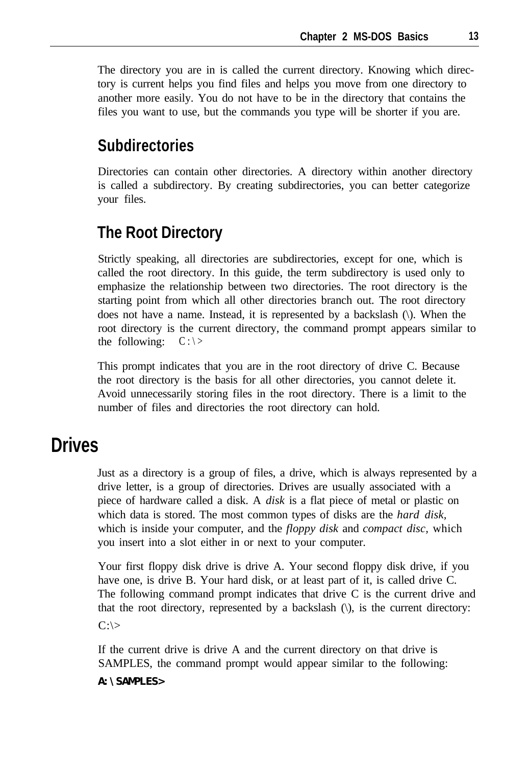The directory you are in is called the current directory. Knowing which directory is current helps you find files and helps you move from one directory to another more easily. You do not have to be in the directory that contains the files you want to use, but the commands you type will be shorter if you are.

### Subdirectories

Directories can contain other directories. A directory within another directory is called a subdirectory. By creating subdirectories, you can better categorize your files.

### The Root Directory

Strictly speaking, all directories are subdirectories, except for one, which is called the root directory. In this guide, the term subdirectory is used only to emphasize the relationship between two directories. The root directory is the starting point from which all other directories branch out. The root directory does not have a name. Instead, it is represented by a backslash (\). When the root directory is the current directory, the command prompt appears similar to the following: `C:\>`

This prompt indicates that you are in the root directory of drive C. Because the root directory is the basis for all other directories, you cannot delete it. Avoid unnecessarily storing files in the root directory. There is a limit to the number of files and directories the root directory can hold.

## Drives

Just as a directory is a group of files, a drive, which is always represented by a drive letter, is a group of directories. Drives are usually associated with a piece of hardware called a disk. A *disk* is a flat piece of metal or plastic on which data is stored. The most common types of disks are the *hard disk,* which is inside your computer, and the *floppy disk* and *compact disc,* which you insert into a slot either in or next to your computer.

Your first floppy disk drive is drive A. Your second floppy disk drive, if you have one, is drive B. Your hard disk, or at least part of it, is called drive C. The following command prompt indicates that drive C is the current drive and that the root directory, represented by a backslash (\), is the current directory:

```
C:\>
```

If the current drive is drive A and the current directory on that drive is SAMPLES, the command prompt would appear similar to the following:

```
A:\SAMPLES>
```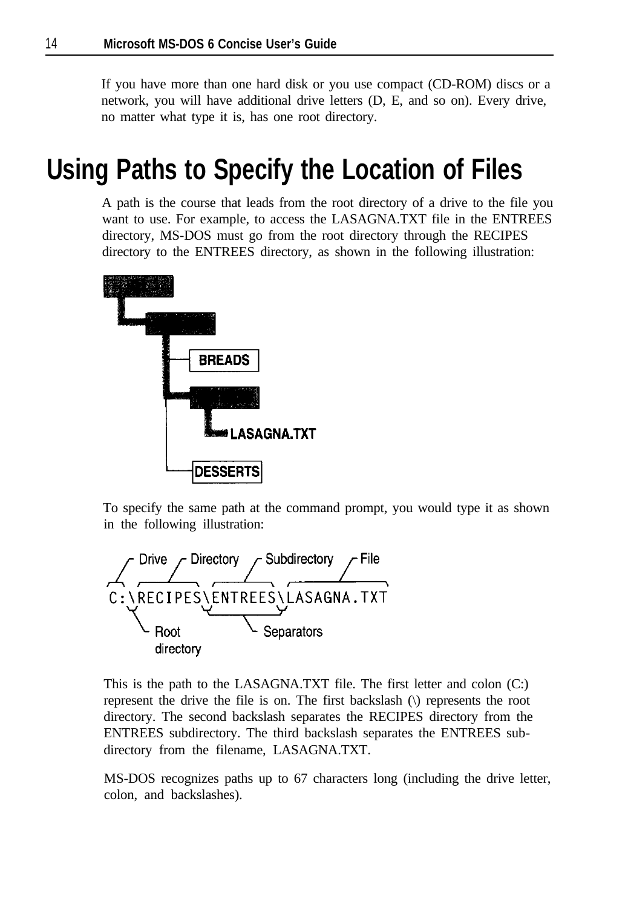If you have more than one hard disk or you use compact (CD-ROM) discs or a network, you will have additional drive letters (D, E, and so on). Every drive, no matter what type it is, has one root directory.

# Using Paths to Specify the Location of Files

A path is the course that leads from the root directory of a drive to the file you want to use. For example, to access the LASAGNA.TXT file in the ENTREES directory, MS-DOS must go from the root directory through the RECIPES directory to the ENTREES directory, as shown in the following illustration:

BREADS

LASAGNA.TXT

DESSERTS

To specify the same path at the command prompt, you would type it as shown in the following illustration:

Drive  Directory  Subdirectory  File

```
C:\RECIPES\ENTREES\LASAGNA.TXT
```

Root directory  Separators

This is the path to the LASAGNA.TXT file. The first letter and colon (C:) represent the drive the file is on. The first backslash (\) represents the root directory. The second backslash separates the RECIPES directory from the ENTREES subdirectory. The third backslash separates the ENTREES subdirectory from the filename, LASAGNA.TXT.

MS-DOS recognizes paths up to 67 characters long (including the drive letter, colon, and backslashes).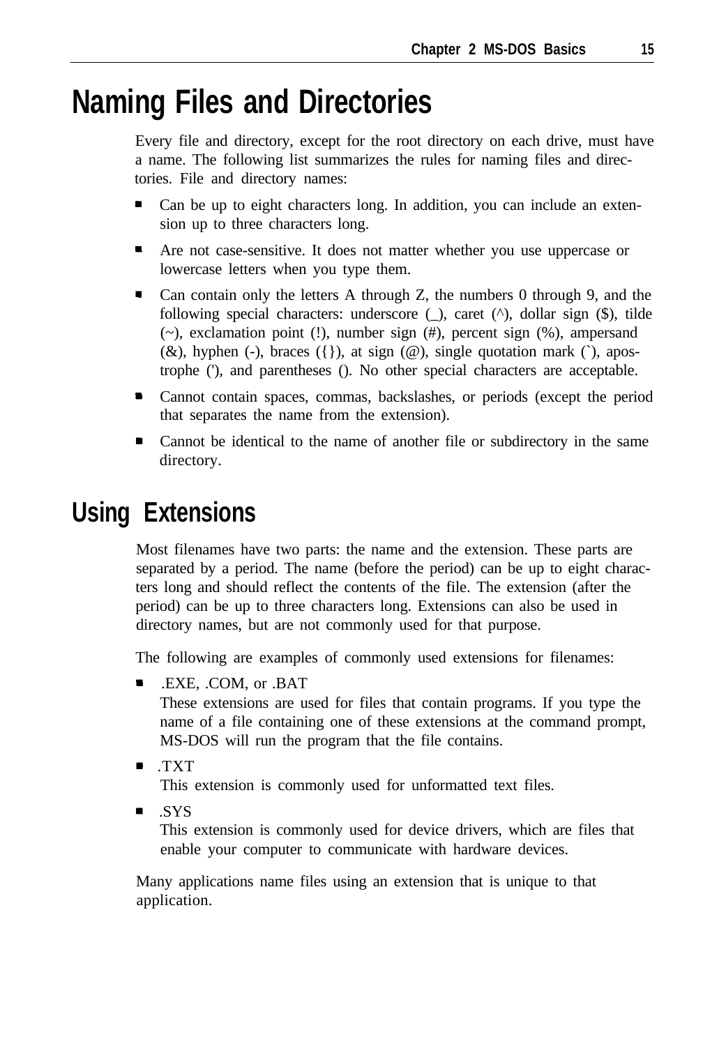# Naming Files and Directories

Every file and directory, except for the root directory on each drive, must have a name. The following list summarizes the rules for naming files and directories. File and directory names:

- Can be up to eight characters long. In addition, you can include an extension up to three characters long.
- Are not case-sensitive. It does not matter whether you use uppercase or lowercase letters when you type them.
- Can contain only the letters A through Z, the numbers 0 through 9, and the following special characters: underscore (_), caret (^), dollar sign ($), tilde (~), exclamation point (!), number sign (#), percent sign (%), ampersand (&), hyphen (-), braces ({}), at sign (@), single quotation mark (`), apostrophe ('), and parentheses (). No other special characters are acceptable.
- Cannot contain spaces, commas, backslashes, or periods (except the period that separates the name from the extension).
- Cannot be identical to the name of another file or subdirectory in the same directory.

# Using Extensions

Most filenames have two parts: the name and the extension. These parts are separated by a period. The name (before the period) can be up to eight characters long and should reflect the contents of the file. The extension (after the period) can be up to three characters long. Extensions can also be used in directory names, but are not commonly used for that purpose.

The following are examples of commonly used extensions for filenames:

- .EXE, .COM, or .BAT
  These extensions are used for files that contain programs. If you type the name of a file containing one of these extensions at the command prompt, MS-DOS will run the program that the file contains.
- .TXT
  This extension is commonly used for unformatted text files.
- .SYS
  This extension is commonly used for device drivers, which are files that enable your computer to communicate with hardware devices.

Many applications name files using an extension that is unique to that application.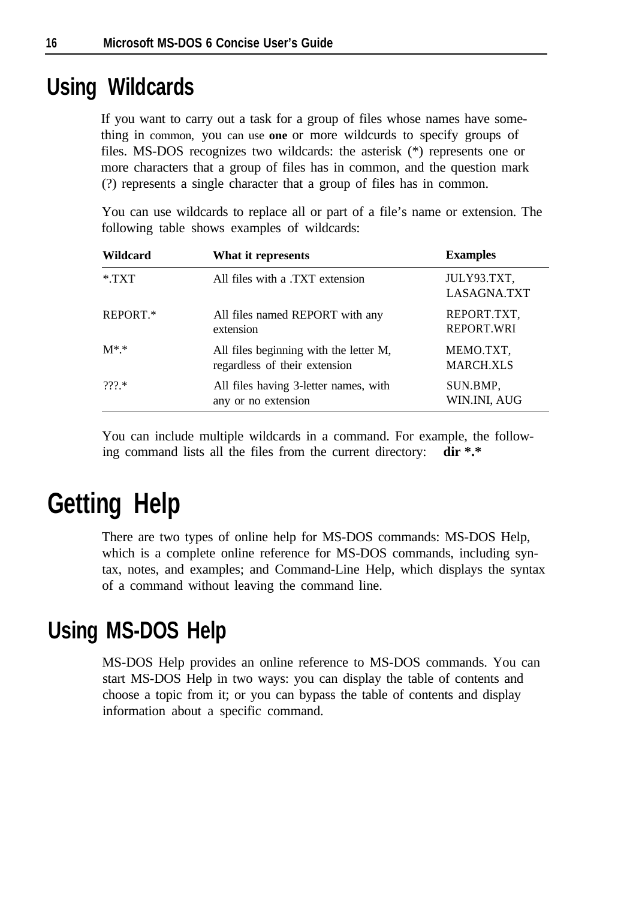# Using Wildcards

If you want to carry out a task for a group of files whose names have something in common, you can use **one** or more wildcurds to specify groups of files. MS-DOS recognizes two wildcards: the asterisk (*) represents one or more characters that a group of files has in common, and the question mark (?) represents a single character that a group of files has in common.

You can use wildcards to replace all or part of a file's name or extension. The following table shows examples of wildcards:

| **Wildcard** | **What it represents** | **Examples** |
|---|---|---|
| *.TXT | All files with a .TXT extension | JULY93.TXT, LASAGNA.TXT |
| REPORT.* | All files named REPORT with any extension | REPORT.TXT, REPORT.WRI |
| M*.* | All files beginning with the letter M, regardless of their extension | MEMO.TXT, MARCH.XLS |
| ???.* | All files having 3-letter names, with any or no extension | SUN.BMP, WIN.INI, AUG |

You can include multiple wildcards in a command. For example, the following command lists all the files from the current directory: **dir *.***

# Getting Help

There are two types of online help for MS-DOS commands: MS-DOS Help, which is a complete online reference for MS-DOS commands, including syntax, notes, and examples; and Command-Line Help, which displays the syntax of a command without leaving the command line.

## Using MS-DOS Help

MS-DOS Help provides an online reference to MS-DOS commands. You can start MS-DOS Help in two ways: you can display the table of contents and choose a topic from it; or you can bypass the table of contents and display information about a specific command.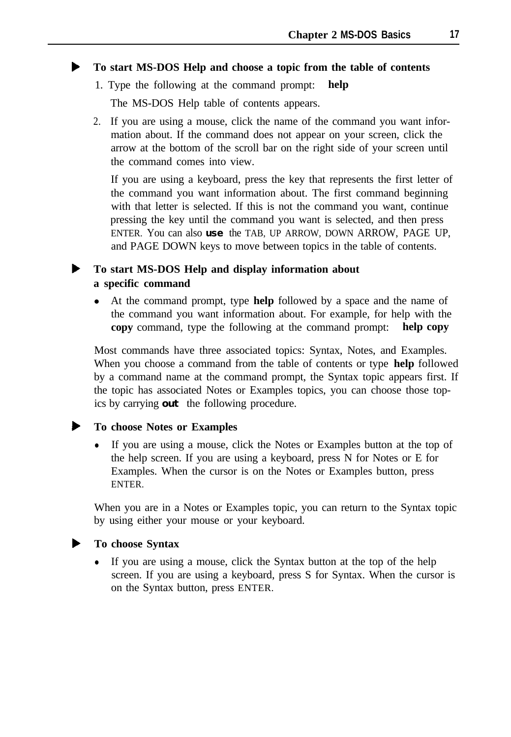### ▶ To start MS-DOS Help and choose a topic from the table of contents

1. Type the following at the command prompt: **help**

   The MS-DOS Help table of contents appears.

2. If you are using a mouse, click the name of the command you want information about. If the command does not appear on your screen, click the arrow at the bottom of the scroll bar on the right side of your screen until the command comes into view.

   If you are using a keyboard, press the key that represents the first letter of the command you want information about. The first command beginning with that letter is selected. If this is not the command you want, continue pressing the key until the command you want is selected, and then press ENTER. You can also use the TAB, UP ARROW, DOWN ARROW, PAGE UP, and PAGE DOWN keys to move between topics in the table of contents.

### ▶ To start MS-DOS Help and display information about a specific command

- At the command prompt, type **help** followed by a space and the name of the command you want information about. For example, for help with the **copy** command, type the following at the command prompt: **help copy**

Most commands have three associated topics: Syntax, Notes, and Examples. When you choose a command from the table of contents or type **help** followed by a command name at the command prompt, the Syntax topic appears first. If the topic has associated Notes or Examples topics, you can choose those topics by carrying out the following procedure.

### ▶ To choose Notes or Examples

- If you are using a mouse, click the Notes or Examples button at the top of the help screen. If you are using a keyboard, press N for Notes or E for Examples. When the cursor is on the Notes or Examples button, press ENTER.

When you are in a Notes or Examples topic, you can return to the Syntax topic by using either your mouse or your keyboard.

### ▶ To choose Syntax

- If you are using a mouse, click the Syntax button at the top of the help screen. If you are using a keyboard, press S for Syntax. When the cursor is on the Syntax button, press ENTER.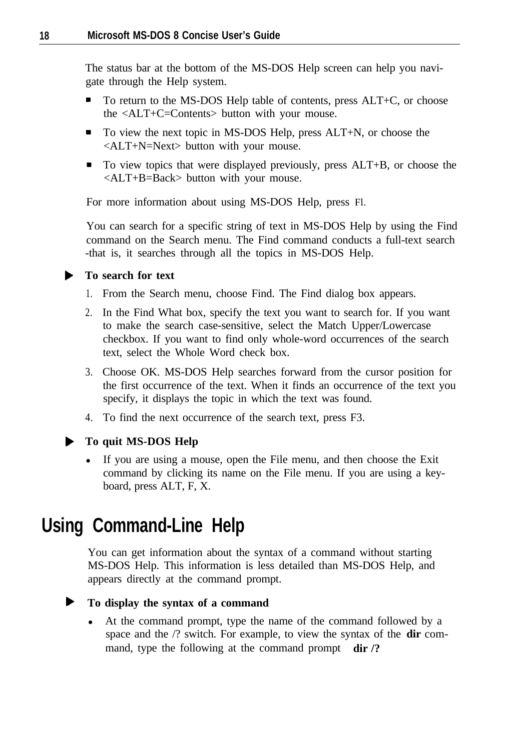The status bar at the bottom of the MS-DOS Help screen can help you navigate through the Help system.

- To return to the MS-DOS Help table of contents, press ALT+C, or choose the <ALT+C=Contents> button with your mouse.
- To view the next topic in MS-DOS Help, press ALT+N, or choose the <ALT+N=Next> button with your mouse.
- To view topics that were displayed previously, press ALT+B, or choose the <ALT+B=Back> button with your mouse.

For more information about using MS-DOS Help, press Fl.

You can search for a specific string of text in MS-DOS Help by using the Find command on the Search menu. The Find command conducts a full-text search -that is, it searches through all the topics in MS-DOS Help.

▶ **To search for text**

1. From the Search menu, choose Find. The Find dialog box appears.
2. In the Find What box, specify the text you want to search for. If you want to make the search case-sensitive, select the Match Upper/Lowercase checkbox. If you want to find only whole-word occurrences of the search text, select the Whole Word check box.
3. Choose OK. MS-DOS Help searches forward from the cursor position for the first occurrence of the text. When it finds an occurrence of the text you specify, it displays the topic in which the text was found.
4. To find the next occurrence of the search text, press F3.

▶ **To quit MS-DOS Help**

- If you are using a mouse, open the File menu, and then choose the Exit command by clicking its name on the File menu. If you are using a keyboard, press ALT, F, X.

# Using Command-Line Help

You can get information about the syntax of a command without starting MS-DOS Help. This information is less detailed than MS-DOS Help, and appears directly at the command prompt.

▶ **To display the syntax of a command**

- At the command prompt, type the name of the command followed by a space and the /? switch. For example, to view the syntax of the **dir** command, type the following at the command prompt **dir /?**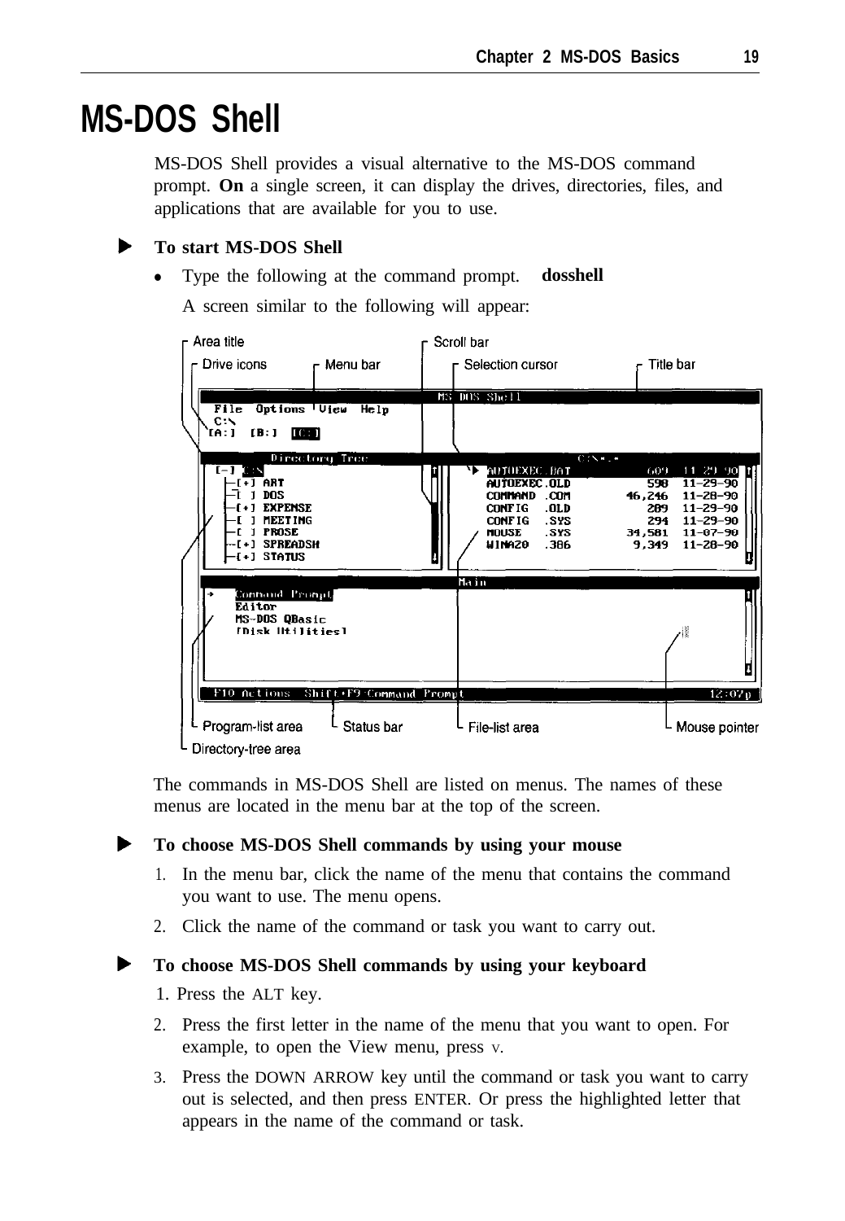# MS-DOS Shell

MS-DOS Shell provides a visual alternative to the MS-DOS command prompt. **On** a single screen, it can display the drives, directories, files, and applications that are available for you to use.

▶ **To start MS-DOS Shell**

- Type the following at the command prompt. **dosshell**

  A screen similar to the following will appear:

Area title, Drive icons, Menu bar, Scroll bar, Selection cursor, Title bar, Program-list area, Status bar, File-list area, Mouse pointer, Directory-tree area

The commands in MS-DOS Shell are listed on menus. The names of these menus are located in the menu bar at the top of the screen.

▶ **To choose MS-DOS Shell commands by using your mouse**

1. In the menu bar, click the name of the menu that contains the command you want to use. The menu opens.
2. Click the name of the command or task you want to carry out.

▶ **To choose MS-DOS Shell commands by using your keyboard**

1. Press the ALT key.
2. Press the first letter in the name of the menu that you want to open. For example, to open the View menu, press V.
3. Press the DOWN ARROW key until the command or task you want to carry out is selected, and then press ENTER. Or press the highlighted letter that appears in the name of the command or task.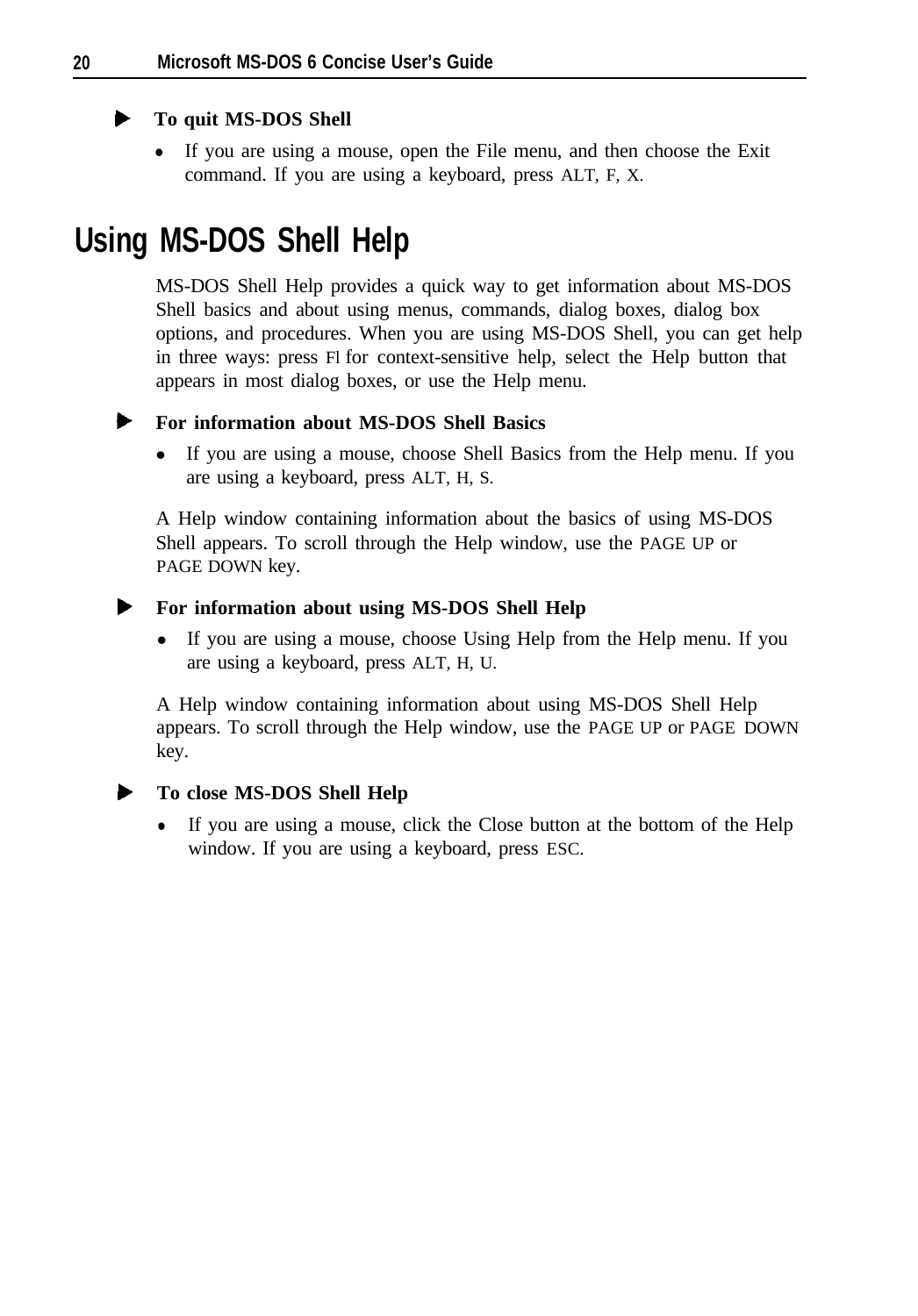**To quit MS-DOS Shell**

- If you are using a mouse, open the File menu, and then choose the Exit command. If you are using a keyboard, press ALT, F, X.

# Using MS-DOS Shell Help

MS-DOS Shell Help provides a quick way to get information about MS-DOS Shell basics and about using menus, commands, dialog boxes, dialog box options, and procedures. When you are using MS-DOS Shell, you can get help in three ways: press Fl for context-sensitive help, select the Help button that appears in most dialog boxes, or use the Help menu.

**For information about MS-DOS Shell Basics**

- If you are using a mouse, choose Shell Basics from the Help menu. If you are using a keyboard, press ALT, H, S.

A Help window containing information about the basics of using MS-DOS Shell appears. To scroll through the Help window, use the PAGE UP or PAGE DOWN key.

**For information about using MS-DOS Shell Help**

- If you are using a mouse, choose Using Help from the Help menu. If you are using a keyboard, press ALT, H, U.

A Help window containing information about using MS-DOS Shell Help appears. To scroll through the Help window, use the PAGE UP or PAGE DOWN key.

**To close MS-DOS Shell Help**

- If you are using a mouse, click the Close button at the bottom of the Help window. If you are using a keyboard, press ESC.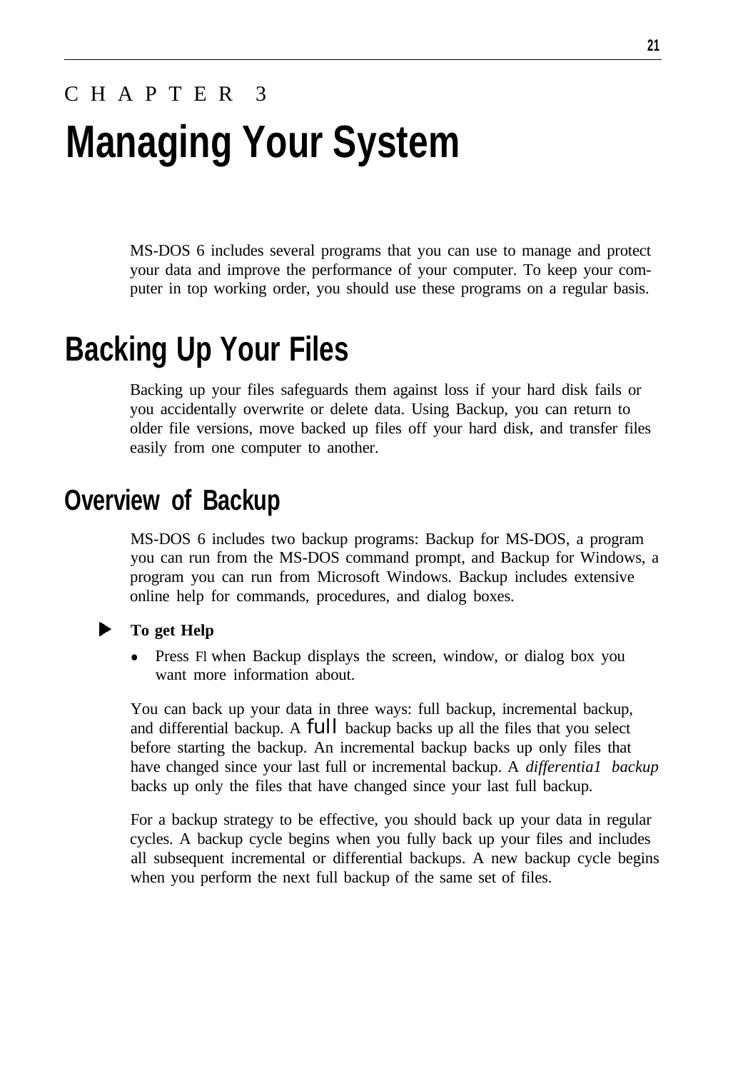CHAPTER 3

# Managing Your System

MS-DOS 6 includes several programs that you can use to manage and protect your data and improve the performance of your computer. To keep your computer in top working order, you should use these programs on a regular basis.

# Backing Up Your Files

Backing up your files safeguards them against loss if your hard disk fails or you accidentally overwrite or delete data. Using Backup, you can return to older file versions, move backed up files off your hard disk, and transfer files easily from one computer to another.

## Overview of Backup

MS-DOS 6 includes two backup programs: Backup for MS-DOS, a program you can run from the MS-DOS command prompt, and Backup for Windows, a program you can run from Microsoft Windows. Backup includes extensive online help for commands, procedures, and dialog boxes.

► **To get Help**

- Press Fl when Backup displays the screen, window, or dialog box you want more information about.

You can back up your data in three ways: full backup, incremental backup, and differential backup. A full backup backs up all the files that you select before starting the backup. An incremental backup backs up only files that have changed since your last full or incremental backup. A *differentia1 backup* backs up only the files that have changed since your last full backup.

For a backup strategy to be effective, you should back up your data in regular cycles. A backup cycle begins when you fully back up your files and includes all subsequent incremental or differential backups. A new backup cycle begins when you perform the next full backup of the same set of files.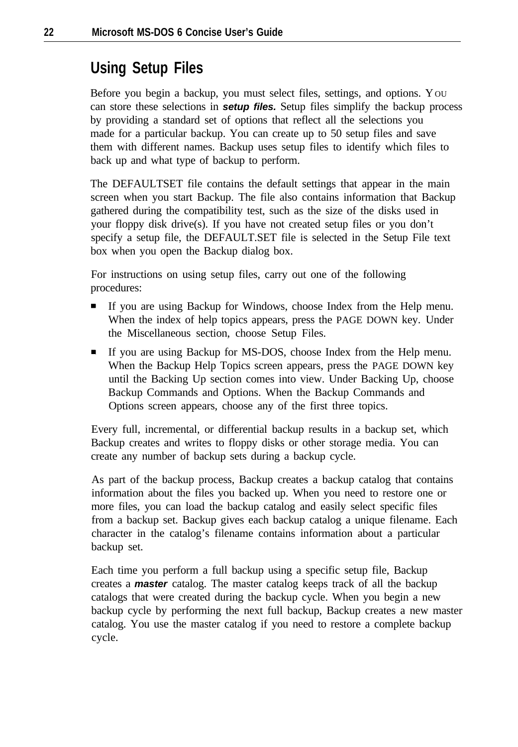## Using Setup Files

Before you begin a backup, you must select files, settings, and options. You can store these selections in ***setup files.*** Setup files simplify the backup process by providing a standard set of options that reflect all the selections you made for a particular backup. You can create up to 50 setup files and save them with different names. Backup uses setup files to identify which files to back up and what type of backup to perform.

The DEFAULTSET file contains the default settings that appear in the main screen when you start Backup. The file also contains information that Backup gathered during the compatibility test, such as the size of the disks used in your floppy disk drive(s). If you have not created setup files or you don't specify a setup file, the DEFAULT.SET file is selected in the Setup File text box when you open the Backup dialog box.

For instructions on using setup files, carry out one of the following procedures:

- If you are using Backup for Windows, choose Index from the Help menu. When the index of help topics appears, press the PAGE DOWN key. Under the Miscellaneous section, choose Setup Files.
- If you are using Backup for MS-DOS, choose Index from the Help menu. When the Backup Help Topics screen appears, press the PAGE DOWN key until the Backing Up section comes into view. Under Backing Up, choose Backup Commands and Options. When the Backup Commands and Options screen appears, choose any of the first three topics.

Every full, incremental, or differential backup results in a backup set, which Backup creates and writes to floppy disks or other storage media. You can create any number of backup sets during a backup cycle.

As part of the backup process, Backup creates a backup catalog that contains information about the files you backed up. When you need to restore one or more files, you can load the backup catalog and easily select specific files from a backup set. Backup gives each backup catalog a unique filename. Each character in the catalog's filename contains information about a particular backup set.

Each time you perform a full backup using a specific setup file, Backup creates a ***master*** catalog. The master catalog keeps track of all the backup catalogs that were created during the backup cycle. When you begin a new backup cycle by performing the next full backup, Backup creates a new master catalog. You use the master catalog if you need to restore a complete backup cycle.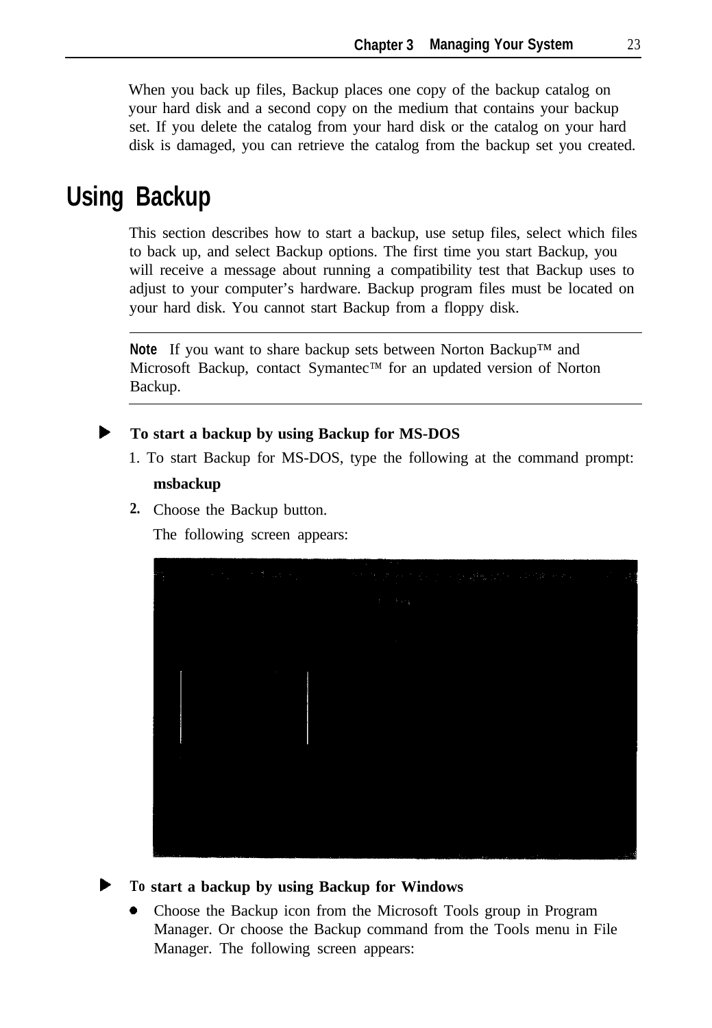When you back up files, Backup places one copy of the backup catalog on your hard disk and a second copy on the medium that contains your backup set. If you delete the catalog from your hard disk or the catalog on your hard disk is damaged, you can retrieve the catalog from the backup set you created.

## Using Backup

This section describes how to start a backup, use setup files, select which files to back up, and select Backup options. The first time you start Backup, you will receive a message about running a compatibility test that Backup uses to adjust to your computer's hardware. Backup program files must be located on your hard disk. You cannot start Backup from a floppy disk.

---

**Note** If you want to share backup sets between Norton Backup™ and Microsoft Backup, contact Symantec™ for an updated version of Norton Backup.

---

▶ **To start a backup by using Backup for MS-DOS**

1. To start Backup for MS-DOS, type the following at the command prompt:

   **msbackup**

2. Choose the Backup button.

   The following screen appears:

▶ **To start a backup by using Backup for Windows**

- Choose the Backup icon from the Microsoft Tools group in Program Manager. Or choose the Backup command from the Tools menu in File Manager. The following screen appears: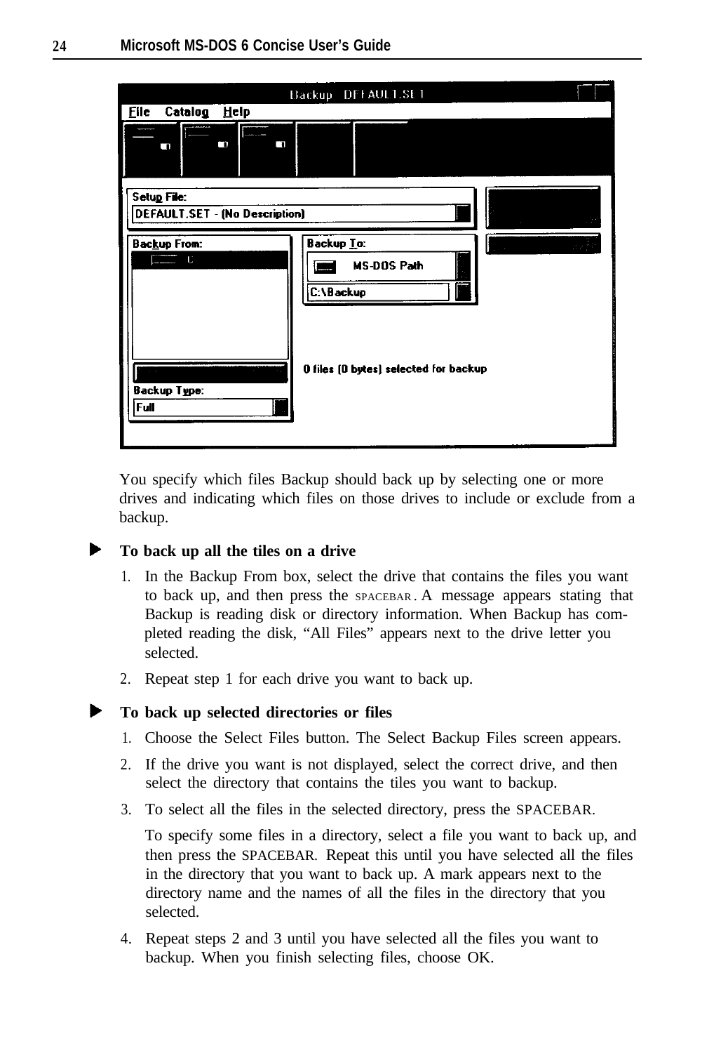You specify which files Backup should back up by selecting one or more drives and indicating which files on those drives to include or exclude from a backup.

### To back up all the tiles on a drive

1. In the Backup From box, select the drive that contains the files you want to back up, and then press the SPACEBAR. A message appears stating that Backup is reading disk or directory information. When Backup has completed reading the disk, "All Files" appears next to the drive letter you selected.
2. Repeat step 1 for each drive you want to back up.

### To back up selected directories or files

1. Choose the Select Files button. The Select Backup Files screen appears.
2. If the drive you want is not displayed, select the correct drive, and then select the directory that contains the tiles you want to backup.
3. To select all the files in the selected directory, press the SPACEBAR.

   To specify some files in a directory, select a file you want to back up, and then press the SPACEBAR. Repeat this until you have selected all the files in the directory that you want to back up. A mark appears next to the directory name and the names of all the files in the directory that you selected.
4. Repeat steps 2 and 3 until you have selected all the files you want to backup. When you finish selecting files, choose OK.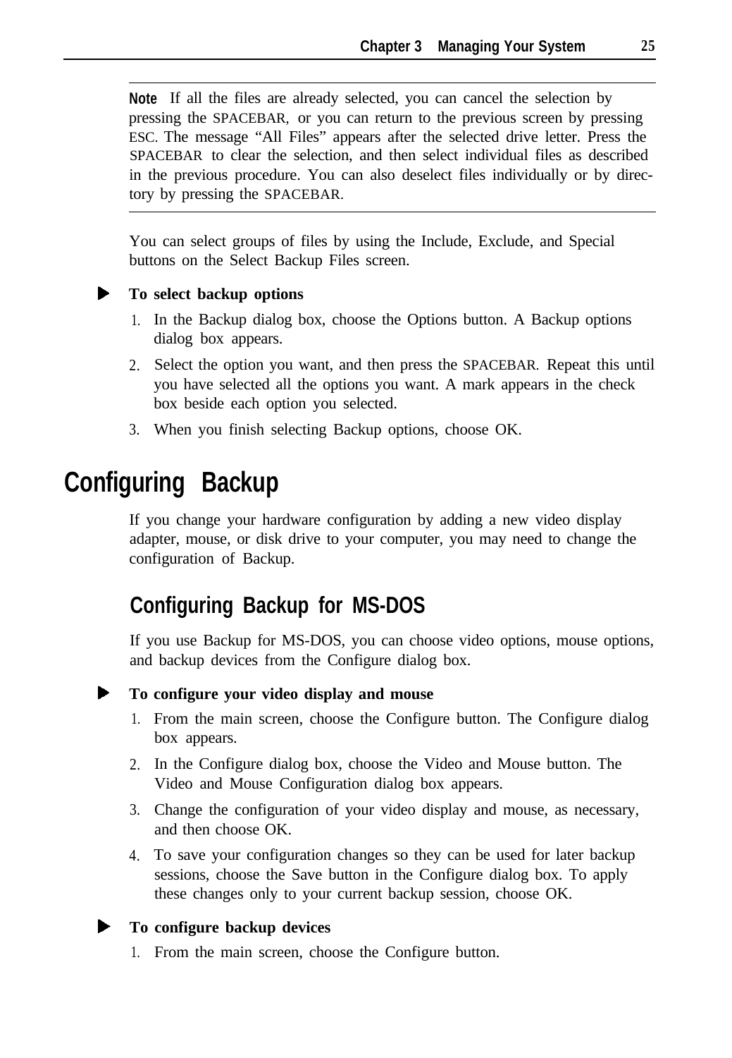---

**Note** If all the files are already selected, you can cancel the selection by pressing the SPACEBAR, or you can return to the previous screen by pressing ESC. The message “All Files” appears after the selected drive letter. Press the SPACEBAR to clear the selection, and then select individual files as described in the previous procedure. You can also deselect files individually or by directory by pressing the SPACEBAR.

---

You can select groups of files by using the Include, Exclude, and Special buttons on the Select Backup Files screen.

▶ **To select backup options**

1. In the Backup dialog box, choose the Options button. A Backup options dialog box appears.
2. Select the option you want, and then press the SPACEBAR. Repeat this until you have selected all the options you want. A mark appears in the check box beside each option you selected.
3. When you finish selecting Backup options, choose OK.

# Configuring Backup

If you change your hardware configuration by adding a new video display adapter, mouse, or disk drive to your computer, you may need to change the configuration of Backup.

## Configuring Backup for MS-DOS

If you use Backup for MS-DOS, you can choose video options, mouse options, and backup devices from the Configure dialog box.

▶ **To configure your video display and mouse**

1. From the main screen, choose the Configure button. The Configure dialog box appears.
2. In the Configure dialog box, choose the Video and Mouse button. The Video and Mouse Configuration dialog box appears.
3. Change the configuration of your video display and mouse, as necessary, and then choose OK.
4. To save your configuration changes so they can be used for later backup sessions, choose the Save button in the Configure dialog box. To apply these changes only to your current backup session, choose OK.

▶ **To configure backup devices**

1. From the main screen, choose the Configure button.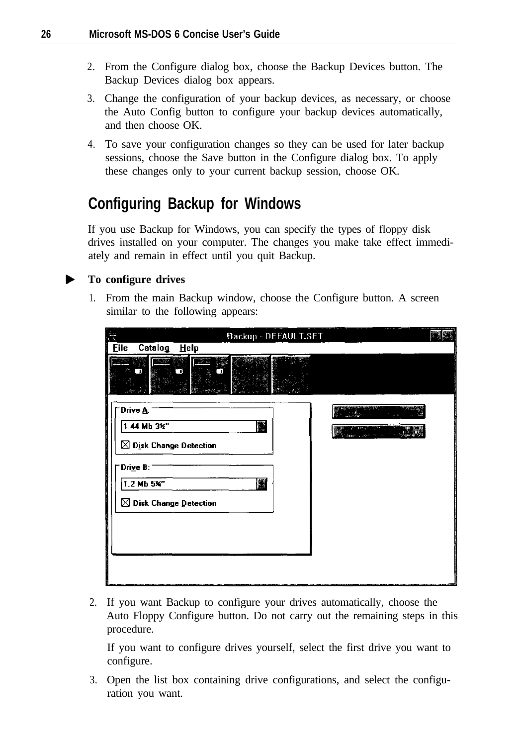2. From the Configure dialog box, choose the Backup Devices button. The Backup Devices dialog box appears.
3. Change the configuration of your backup devices, as necessary, or choose the Auto Config button to configure your backup devices automatically, and then choose OK.
4. To save your configuration changes so they can be used for later backup sessions, choose the Save button in the Configure dialog box. To apply these changes only to your current backup session, choose OK.

## Configuring Backup for Windows

If you use Backup for Windows, you can specify the types of floppy disk drives installed on your computer. The changes you make take effect immediately and remain in effect until you quit Backup.

▶ **To configure drives**

1. From the main Backup window, choose the Configure button. A screen similar to the following appears:

2. If you want Backup to configure your drives automatically, choose the Auto Floppy Configure button. Do not carry out the remaining steps in this procedure.

   If you want to configure drives yourself, select the first drive you want to configure.
3. Open the list box containing drive configurations, and select the configuration you want.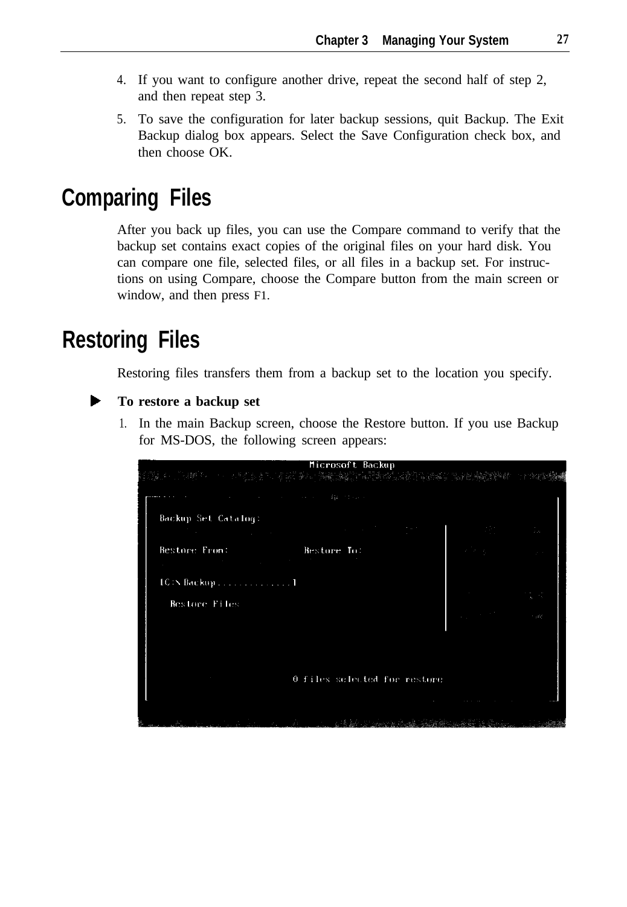4. If you want to configure another drive, repeat the second half of step 2, and then repeat step 3.
5. To save the configuration for later backup sessions, quit Backup. The Exit Backup dialog box appears. Select the Save Configuration check box, and then choose OK.

## Comparing Files

After you back up files, you can use the Compare command to verify that the backup set contains exact copies of the original files on your hard disk. You can compare one file, selected files, or all files in a backup set. For instructions on using Compare, choose the Compare button from the main screen or window, and then press F1.

## Restoring Files

Restoring files transfers them from a backup set to the location you specify.

▶ **To restore a backup set**

1. In the main Backup screen, choose the Restore button. If you use Backup for MS-DOS, the following screen appears:

```
Microsoft Backup

Backup Set Catalog:

Restore From:             Restore To:

[C:\Backup.............]

  Restore Files

                0 files selected for restore
```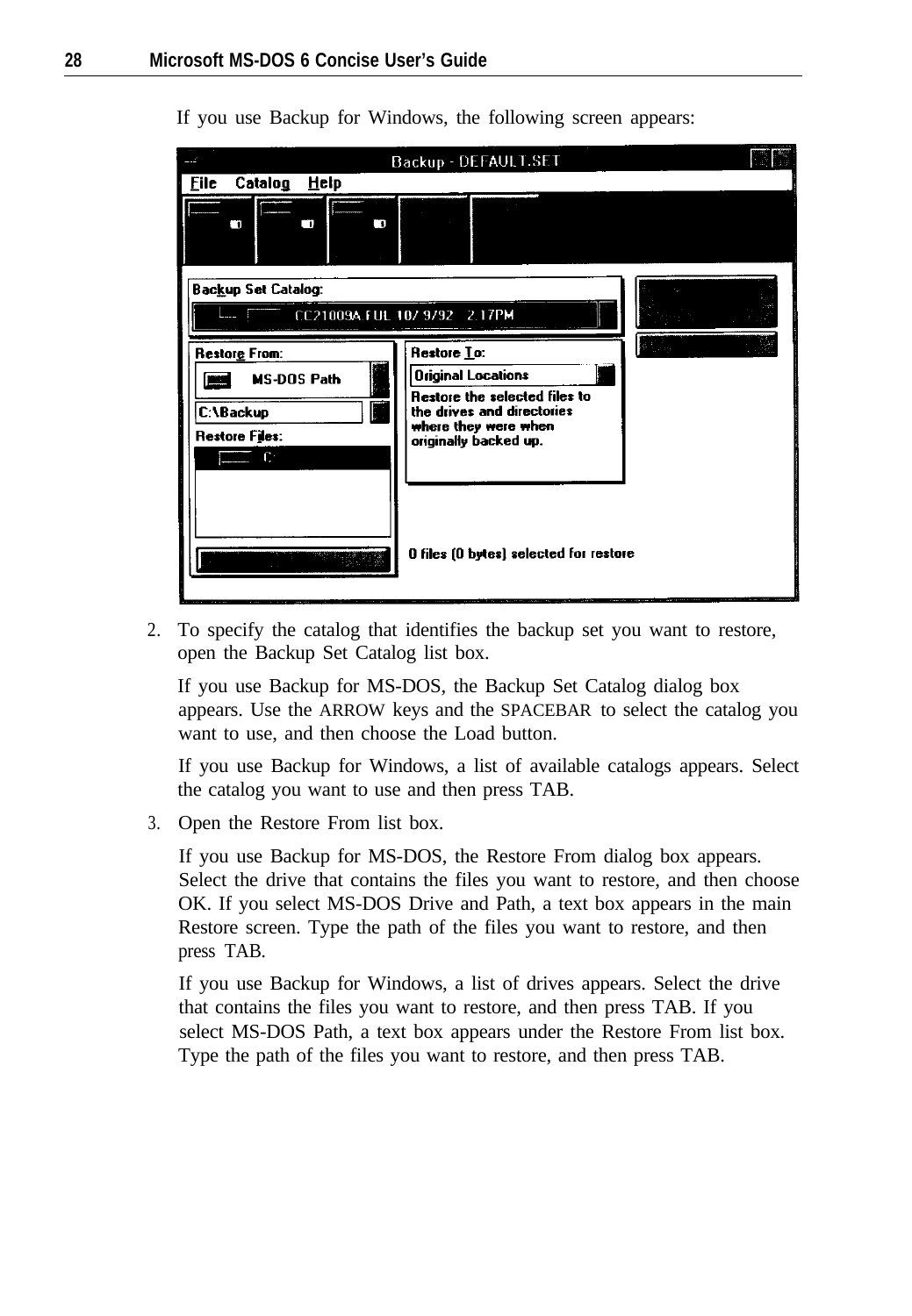If you use Backup for Windows, the following screen appears:

2. To specify the catalog that identifies the backup set you want to restore, open the Backup Set Catalog list box.

   If you use Backup for MS-DOS, the Backup Set Catalog dialog box appears. Use the ARROW keys and the SPACEBAR to select the catalog you want to use, and then choose the Load button.

   If you use Backup for Windows, a list of available catalogs appears. Select the catalog you want to use and then press TAB.

3. Open the Restore From list box.

   If you use Backup for MS-DOS, the Restore From dialog box appears. Select the drive that contains the files you want to restore, and then choose OK. If you select MS-DOS Drive and Path, a text box appears in the main Restore screen. Type the path of the files you want to restore, and then press TAB.

   If you use Backup for Windows, a list of drives appears. Select the drive that contains the files you want to restore, and then press TAB. If you select MS-DOS Path, a text box appears under the Restore From list box. Type the path of the files you want to restore, and then press TAB.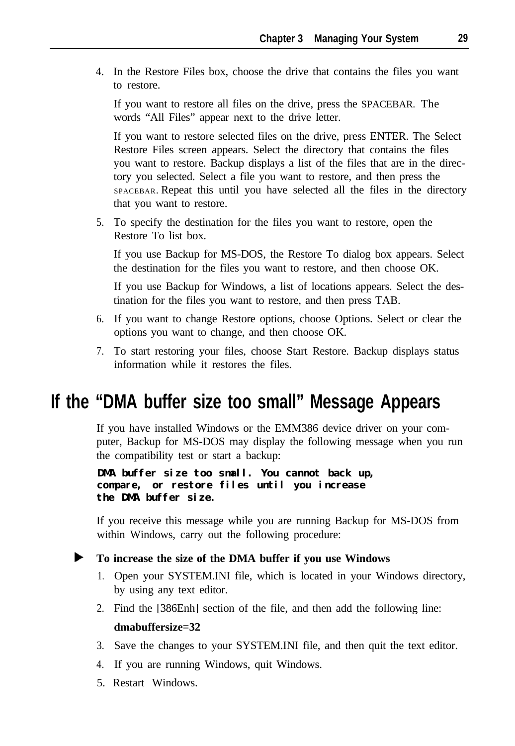4. In the Restore Files box, choose the drive that contains the files you want to restore.

   If you want to restore all files on the drive, press the SPACEBAR. The words “All Files” appear next to the drive letter.

   If you want to restore selected files on the drive, press ENTER. The Select Restore Files screen appears. Select the directory that contains the files you want to restore. Backup displays a list of the files that are in the directory you selected. Select a file you want to restore, and then press the SPACEBAR. Repeat this until you have selected all the files in the directory that you want to restore.

5. To specify the destination for the files you want to restore, open the Restore To list box.

   If you use Backup for MS-DOS, the Restore To dialog box appears. Select the destination for the files you want to restore, and then choose OK.

   If you use Backup for Windows, a list of locations appears. Select the destination for the files you want to restore, and then press TAB.

6. If you want to change Restore options, choose Options. Select or clear the options you want to change, and then choose OK.
7. To start restoring your files, choose Start Restore. Backup displays status information while it restores the files.

# If the “DMA buffer size too small” Message Appears

If you have installed Windows or the EMM386 device driver on your computer, Backup for MS-DOS may display the following message when you run the compatibility test or start a backup:

```
DMA buffer size too small. You cannot back up,
compare, or restore files until you increase
the DMA buffer size.
```

If you receive this message while you are running Backup for MS-DOS from within Windows, carry out the following procedure:

**To increase the size of the DMA buffer if you use Windows**

1. Open your SYSTEM.INI file, which is located in your Windows directory, by using any text editor.
2. Find the [386Enh] section of the file, and then add the following line:

   **dmabuffersize=32**

3. Save the changes to your SYSTEM.INI file, and then quit the text editor.
4. If you are running Windows, quit Windows.
5. Restart Windows.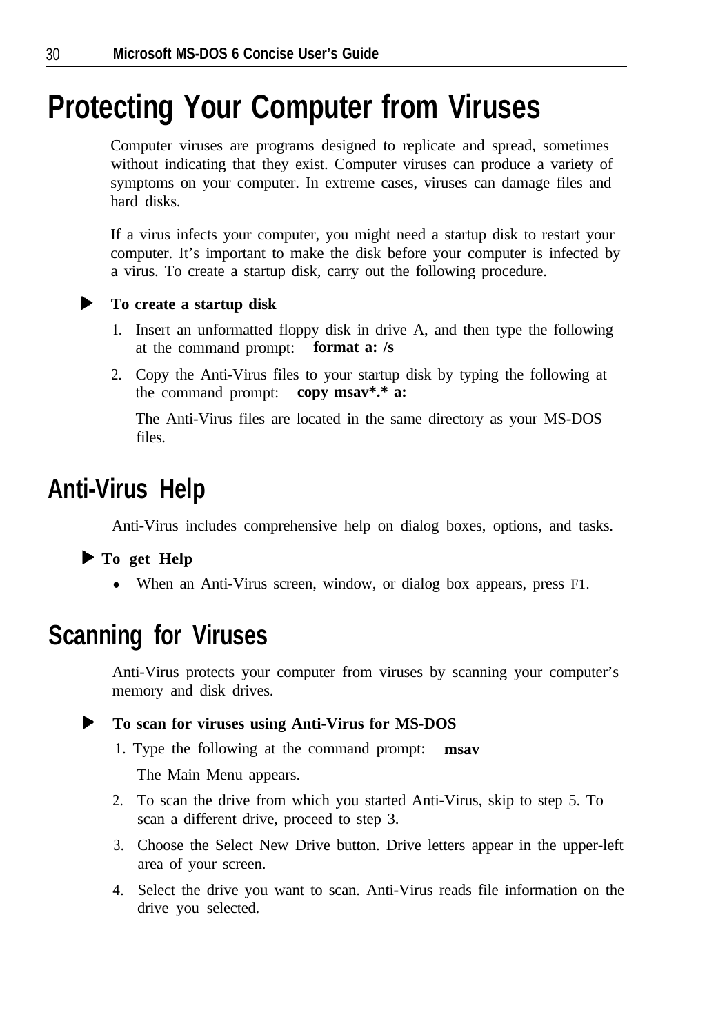# Protecting Your Computer from Viruses

Computer viruses are programs designed to replicate and spread, sometimes without indicating that they exist. Computer viruses can produce a variety of symptoms on your computer. In extreme cases, viruses can damage files and hard disks.

If a virus infects your computer, you might need a startup disk to restart your computer. It's important to make the disk before your computer is infected by a virus. To create a startup disk, carry out the following procedure.

► **To create a startup disk**

1. Insert an unformatted floppy disk in drive A, and then type the following at the command prompt: **format a: /s**
2. Copy the Anti-Virus files to your startup disk by typing the following at the command prompt: **copy msav*.* a:**

   The Anti-Virus files are located in the same directory as your MS-DOS files.

## Anti-Virus Help

Anti-Virus includes comprehensive help on dialog boxes, options, and tasks.

► **To get Help**

- When an Anti-Virus screen, window, or dialog box appears, press F1.

## Scanning for Viruses

Anti-Virus protects your computer from viruses by scanning your computer's memory and disk drives.

► **To scan for viruses using Anti-Virus for MS-DOS**

1. Type the following at the command prompt: **msav**

   The Main Menu appears.
2. To scan the drive from which you started Anti-Virus, skip to step 5. To scan a different drive, proceed to step 3.
3. Choose the Select New Drive button. Drive letters appear in the upper-left area of your screen.
4. Select the drive you want to scan. Anti-Virus reads file information on the drive you selected.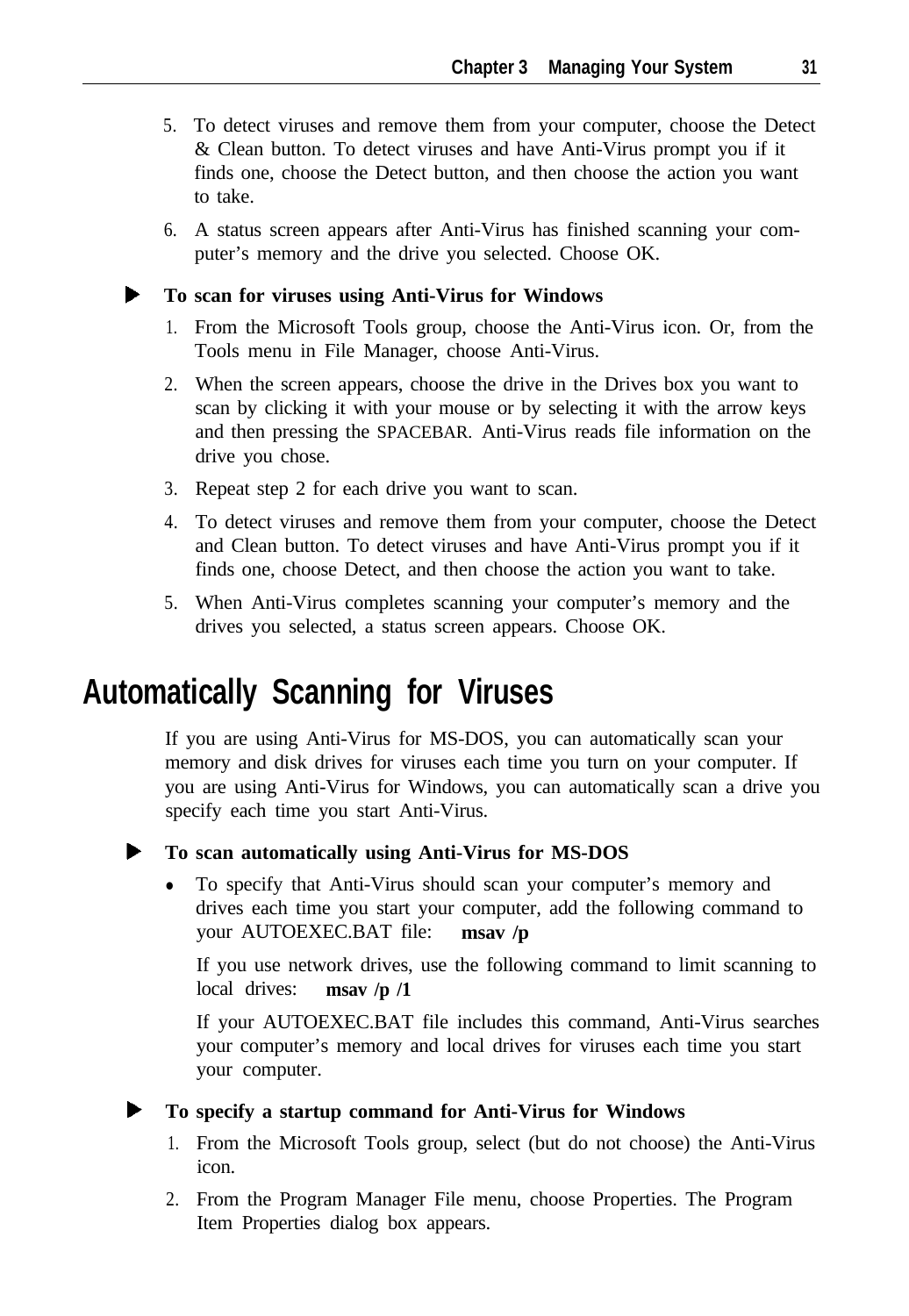5. To detect viruses and remove them from your computer, choose the Detect & Clean button. To detect viruses and have Anti-Virus prompt you if it finds one, choose the Detect button, and then choose the action you want to take.

6. A status screen appears after Anti-Virus has finished scanning your computer's memory and the drive you selected. Choose OK.

▶ **To scan for viruses using Anti-Virus for Windows**

1. From the Microsoft Tools group, choose the Anti-Virus icon. Or, from the Tools menu in File Manager, choose Anti-Virus.
2. When the screen appears, choose the drive in the Drives box you want to scan by clicking it with your mouse or by selecting it with the arrow keys and then pressing the SPACEBAR. Anti-Virus reads file information on the drive you chose.
3. Repeat step 2 for each drive you want to scan.
4. To detect viruses and remove them from your computer, choose the Detect and Clean button. To detect viruses and have Anti-Virus prompt you if it finds one, choose Detect, and then choose the action you want to take.
5. When Anti-Virus completes scanning your computer's memory and the drives you selected, a status screen appears. Choose OK.

# Automatically Scanning for Viruses

If you are using Anti-Virus for MS-DOS, you can automatically scan your memory and disk drives for viruses each time you turn on your computer. If you are using Anti-Virus for Windows, you can automatically scan a drive you specify each time you start Anti-Virus.

▶ **To scan automatically using Anti-Virus for MS-DOS**

- To specify that Anti-Virus should scan your computer's memory and drives each time you start your computer, add the following command to your AUTOEXEC.BAT file: **msav /p**

  If you use network drives, use the following command to limit scanning to local drives: **msav /p /1**

  If your AUTOEXEC.BAT file includes this command, Anti-Virus searches your computer's memory and local drives for viruses each time you start your computer.

▶ **To specify a startup command for Anti-Virus for Windows**

1. From the Microsoft Tools group, select (but do not choose) the Anti-Virus icon.
2. From the Program Manager File menu, choose Properties. The Program Item Properties dialog box appears.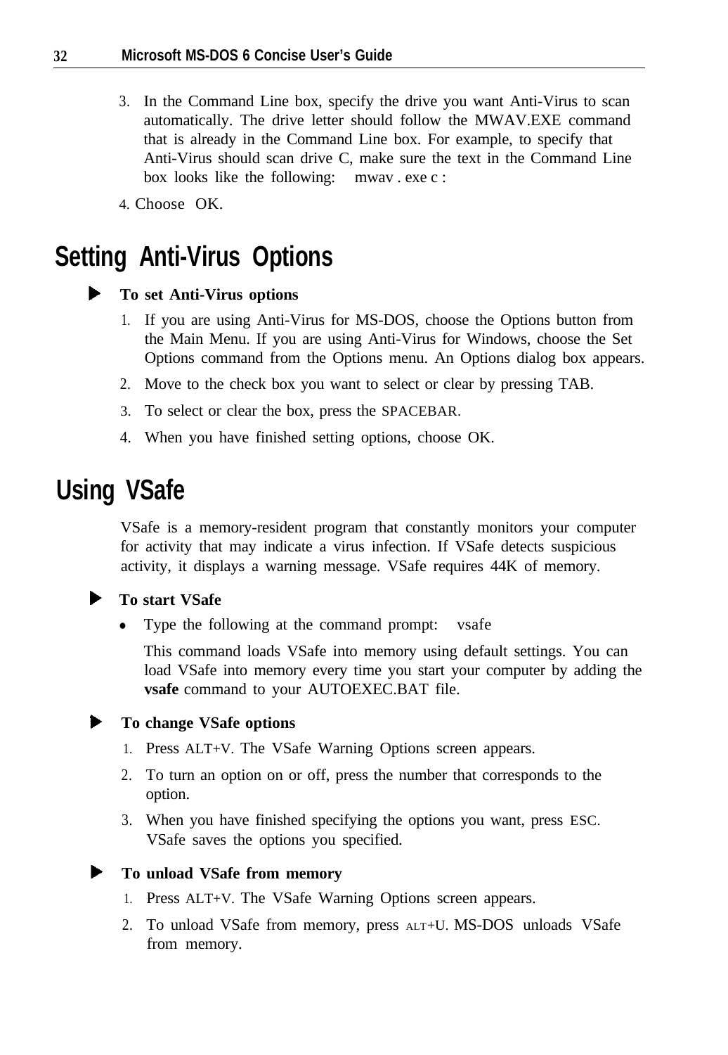3. In the Command Line box, specify the drive you want Anti-Virus to scan automatically. The drive letter should follow the MWAV.EXE command that is already in the Command Line box. For example, to specify that Anti-Virus should scan drive C, make sure the text in the Command Line box looks like the following: mwav.exe c:
4. Choose OK.

## Setting Anti-Virus Options

▶ **To set Anti-Virus options**

1. If you are using Anti-Virus for MS-DOS, choose the Options button from the Main Menu. If you are using Anti-Virus for Windows, choose the Set Options command from the Options menu. An Options dialog box appears.
2. Move to the check box you want to select or clear by pressing TAB.
3. To select or clear the box, press the SPACEBAR.
4. When you have finished setting options, choose OK.

## Using VSafe

VSafe is a memory-resident program that constantly monitors your computer for activity that may indicate a virus infection. If VSafe detects suspicious activity, it displays a warning message. VSafe requires 44K of memory.

▶ **To start VSafe**

- Type the following at the command prompt: vsafe

  This command loads VSafe into memory using default settings. You can load VSafe into memory every time you start your computer by adding the **vsafe** command to your AUTOEXEC.BAT file.

▶ **To change VSafe options**

1. Press ALT+V. The VSafe Warning Options screen appears.
2. To turn an option on or off, press the number that corresponds to the option.
3. When you have finished specifying the options you want, press ESC. VSafe saves the options you specified.

▶ **To unload VSafe from memory**

1. Press ALT+V. The VSafe Warning Options screen appears.
2. To unload VSafe from memory, press ALT+U. MS-DOS unloads VSafe from memory.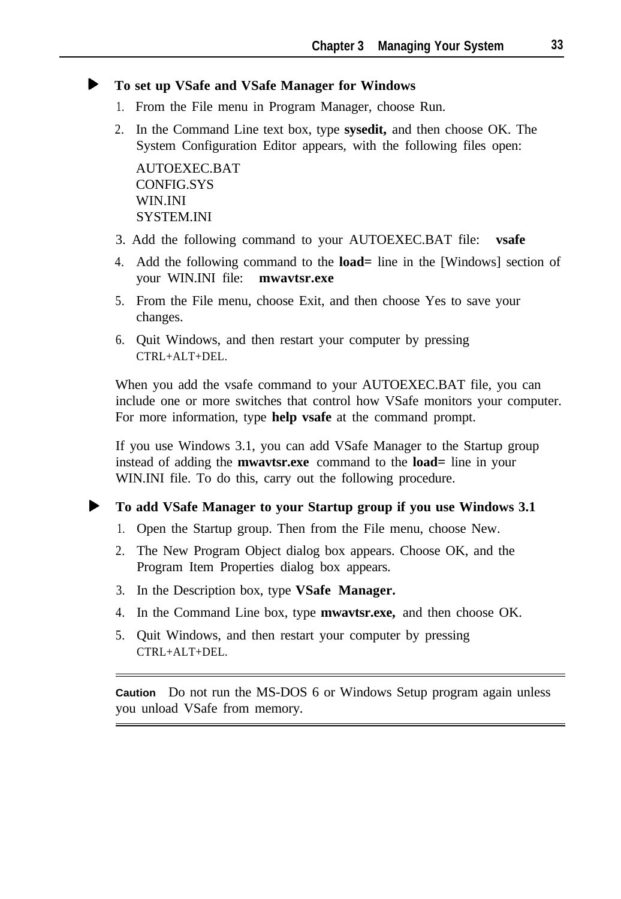### To set up VSafe and VSafe Manager for Windows

1. From the File menu in Program Manager, choose Run.
2. In the Command Line text box, type **sysedit,** and then choose OK. The System Configuration Editor appears, with the following files open:

   AUTOEXEC.BAT
   CONFIG.SYS
   WIN.INI
   SYSTEM.INI

3. Add the following command to your AUTOEXEC.BAT file: **vsafe**
4. Add the following command to the **load=** line in the [Windows] section of your WIN.INI file: **mwavtsr.exe**
5. From the File menu, choose Exit, and then choose Yes to save your changes.
6. Quit Windows, and then restart your computer by pressing CTRL+ALT+DEL.

When you add the vsafe command to your AUTOEXEC.BAT file, you can include one or more switches that control how VSafe monitors your computer. For more information, type **help vsafe** at the command prompt.

If you use Windows 3.1, you can add VSafe Manager to the Startup group instead of adding the **mwavtsr.exe** command to the **load=** line in your WIN.INI file. To do this, carry out the following procedure.

### To add VSafe Manager to your Startup group if you use Windows 3.1

1. Open the Startup group. Then from the File menu, choose New.
2. The New Program Object dialog box appears. Choose OK, and the Program Item Properties dialog box appears.
3. In the Description box, type **VSafe Manager.**
4. In the Command Line box, type **mwavtsr.exe,** and then choose OK.
5. Quit Windows, and then restart your computer by pressing CTRL+ALT+DEL.

---

**Caution** Do not run the MS-DOS 6 or Windows Setup program again unless you unload VSafe from memory.

---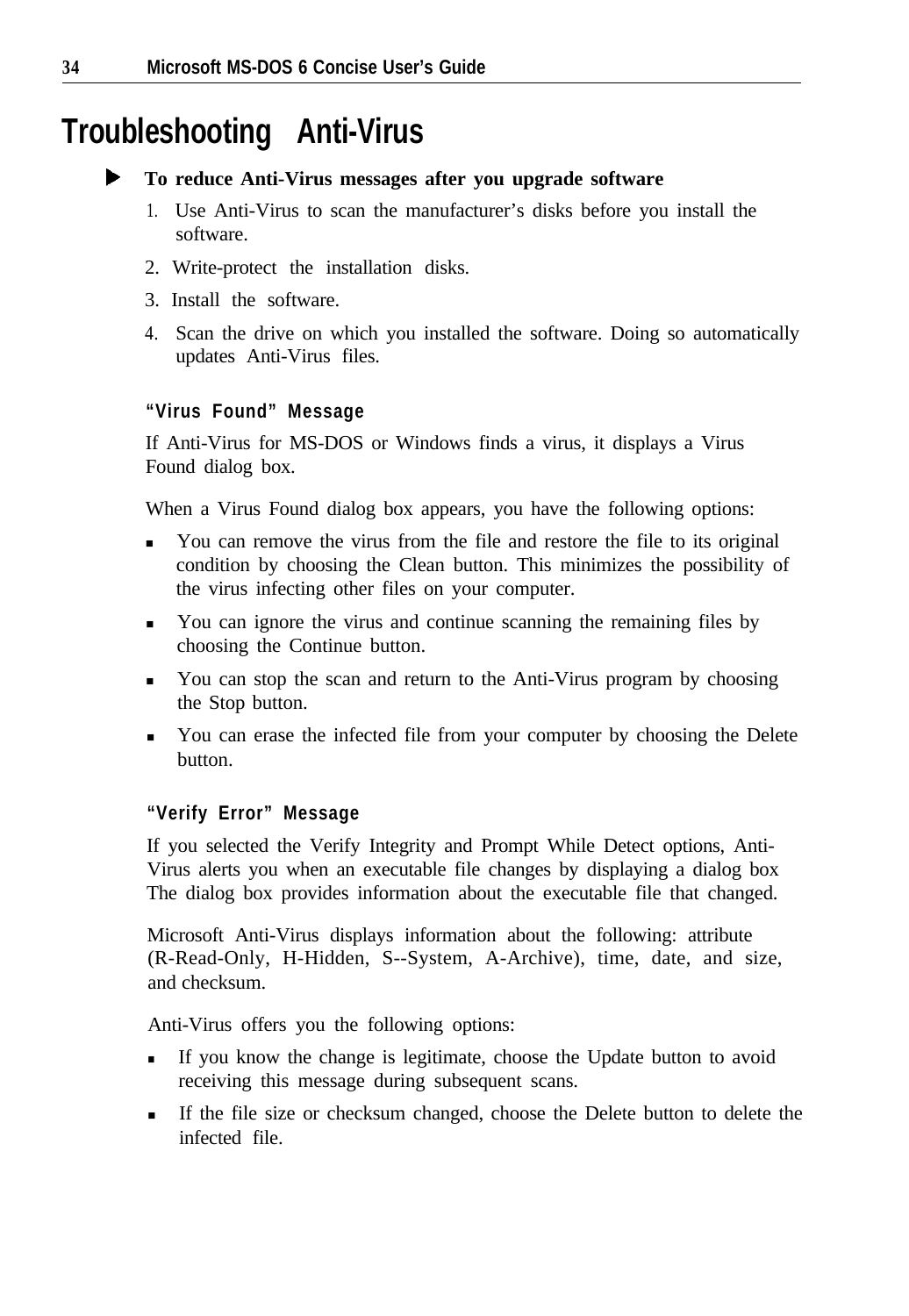# Troubleshooting Anti-Virus

▶ **To reduce Anti-Virus messages after you upgrade software**

1. Use Anti-Virus to scan the manufacturer's disks before you install the software.
2. Write-protect the installation disks.
3. Install the software.
4. Scan the drive on which you installed the software. Doing so automatically updates Anti-Virus files.

### "Virus Found" Message

If Anti-Virus for MS-DOS or Windows finds a virus, it displays a Virus Found dialog box.

When a Virus Found dialog box appears, you have the following options:

- You can remove the virus from the file and restore the file to its original condition by choosing the Clean button. This minimizes the possibility of the virus infecting other files on your computer.
- You can ignore the virus and continue scanning the remaining files by choosing the Continue button.
- You can stop the scan and return to the Anti-Virus program by choosing the Stop button.
- You can erase the infected file from your computer by choosing the Delete button.

### "Verify Error" Message

If you selected the Verify Integrity and Prompt While Detect options, Anti-Virus alerts you when an executable file changes by displaying a dialog box The dialog box provides information about the executable file that changed.

Microsoft Anti-Virus displays information about the following: attribute (R-Read-Only, H-Hidden, S--System, A-Archive), time, date, and size, and checksum.

Anti-Virus offers you the following options:

- If you know the change is legitimate, choose the Update button to avoid receiving this message during subsequent scans.
- If the file size or checksum changed, choose the Delete button to delete the infected file.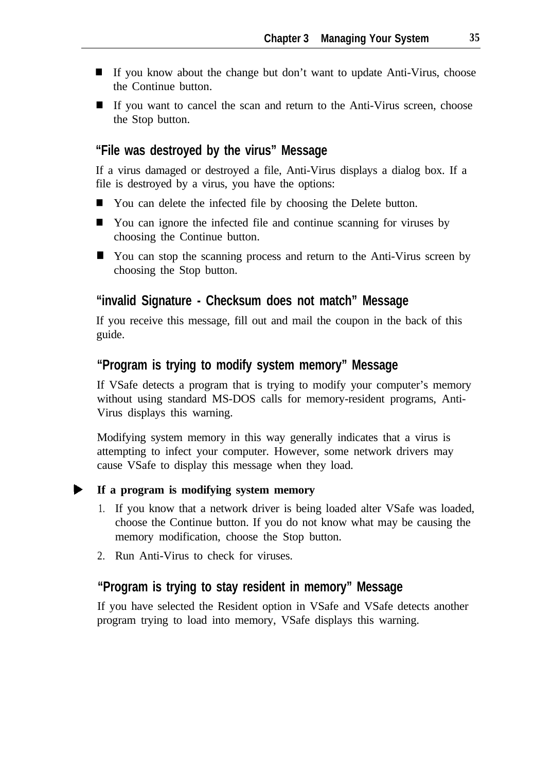- If you know about the change but don't want to update Anti-Virus, choose the Continue button.
- If you want to cancel the scan and return to the Anti-Virus screen, choose the Stop button.

### "File was destroyed by the virus" Message

If a virus damaged or destroyed a file, Anti-Virus displays a dialog box. If a file is destroyed by a virus, you have the options:

- You can delete the infected file by choosing the Delete button.
- You can ignore the infected file and continue scanning for viruses by choosing the Continue button.
- You can stop the scanning process and return to the Anti-Virus screen by choosing the Stop button.

### "invalid Signature - Checksum does not match" Message

If you receive this message, fill out and mail the coupon in the back of this guide.

### "Program is trying to modify system memory" Message

If VSafe detects a program that is trying to modify your computer's memory without using standard MS-DOS calls for memory-resident programs, Anti-Virus displays this warning.

Modifying system memory in this way generally indicates that a virus is attempting to infect your computer. However, some network drivers may cause VSafe to display this message when they load.

**If a program is modifying system memory**

1. If you know that a network driver is being loaded alter VSafe was loaded, choose the Continue button. If you do not know what may be causing the memory modification, choose the Stop button.
2. Run Anti-Virus to check for viruses.

### "Program is trying to stay resident in memory" Message

If you have selected the Resident option in VSafe and VSafe detects another program trying to load into memory, VSafe displays this warning.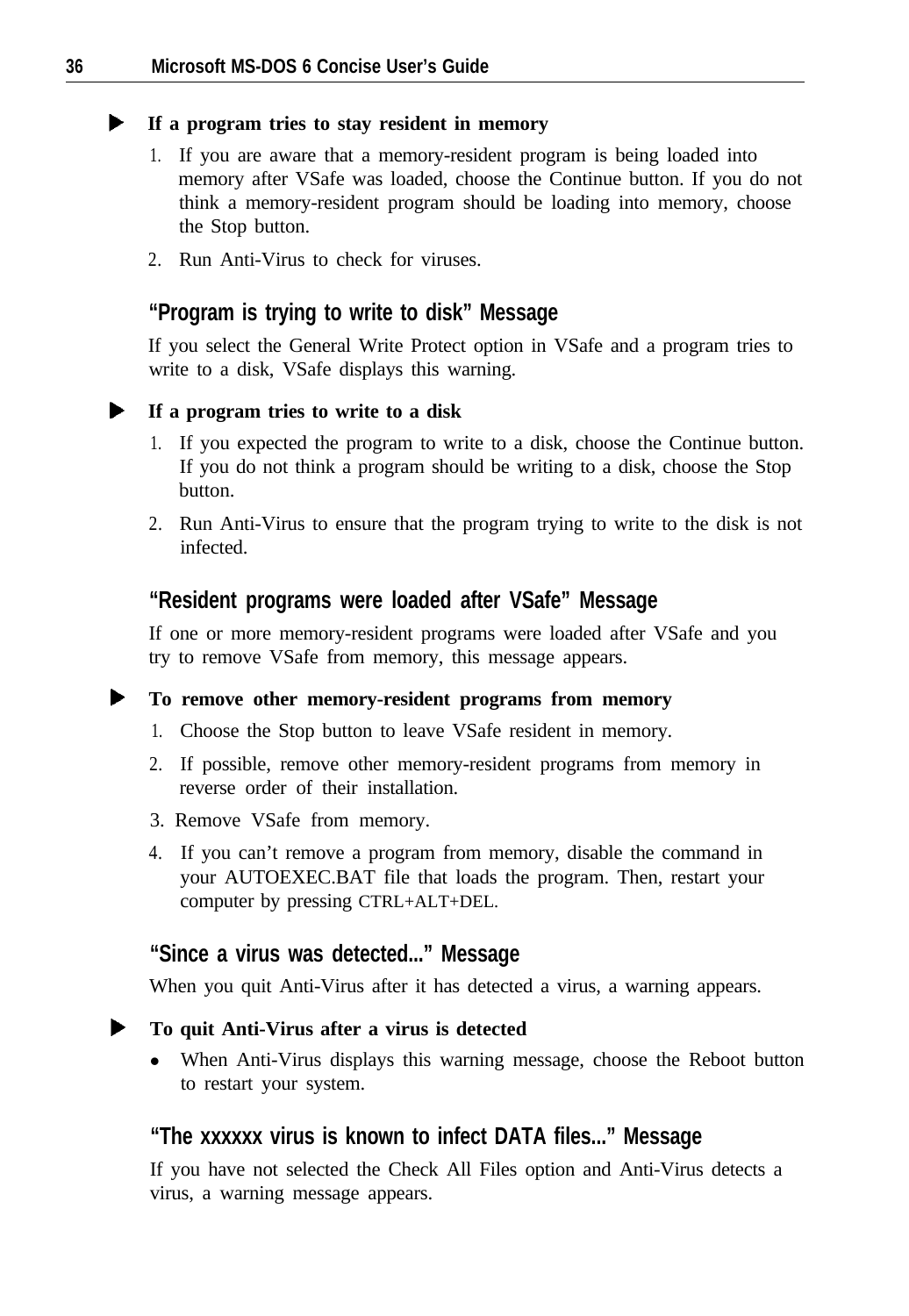**If a program tries to stay resident in memory**

1. If you are aware that a memory-resident program is being loaded into memory after VSafe was loaded, choose the Continue button. If you do not think a memory-resident program should be loading into memory, choose the Stop button.
2. Run Anti-Virus to check for viruses.

### “Program is trying to write to disk” Message

If you select the General Write Protect option in VSafe and a program tries to write to a disk, VSafe displays this warning.

**If a program tries to write to a disk**

1. If you expected the program to write to a disk, choose the Continue button. If you do not think a program should be writing to a disk, choose the Stop button.
2. Run Anti-Virus to ensure that the program trying to write to the disk is not infected.

### “Resident programs were loaded after VSafe” Message

If one or more memory-resident programs were loaded after VSafe and you try to remove VSafe from memory, this message appears.

**To remove other memory-resident programs from memory**

1. Choose the Stop button to leave VSafe resident in memory.
2. If possible, remove other memory-resident programs from memory in reverse order of their installation.
3. Remove VSafe from memory.
4. If you can’t remove a program from memory, disable the command in your AUTOEXEC.BAT file that loads the program. Then, restart your computer by pressing CTRL+ALT+DEL.

### “Since a virus was detected...” Message

When you quit Anti-Virus after it has detected a virus, a warning appears.

**To quit Anti-Virus after a virus is detected**

- When Anti-Virus displays this warning message, choose the Reboot button to restart your system.

### “The xxxxxx virus is known to infect DATA files...” Message

If you have not selected the Check All Files option and Anti-Virus detects a virus, a warning message appears.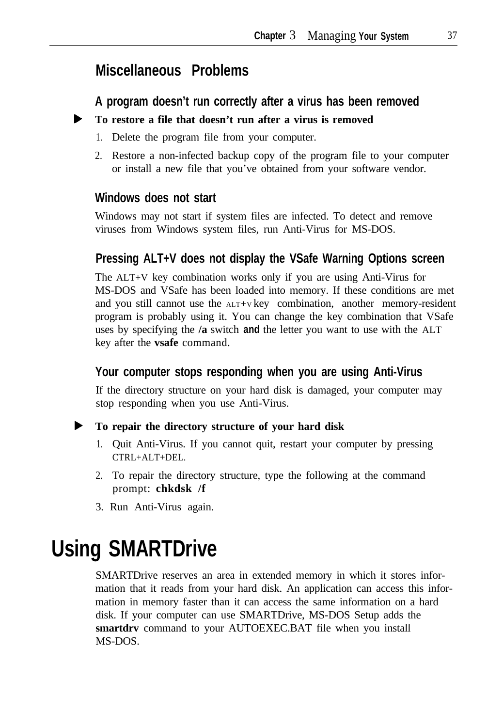## Miscellaneous Problems

### A program doesn't run correctly after a virus has been removed

► **To restore a file that doesn't run after a virus is removed**

1. Delete the program file from your computer.
2. Restore a non-infected backup copy of the program file to your computer or install a new file that you've obtained from your software vendor.

### Windows does not start

Windows may not start if system files are infected. To detect and remove viruses from Windows system files, run Anti-Virus for MS-DOS.

### Pressing ALT+V does not display the VSafe Warning Options screen

The ALT+V key combination works only if you are using Anti-Virus for MS-DOS and VSafe has been loaded into memory. If these conditions are met and you still cannot use the ALT+V key combination, another memory-resident program is probably using it. You can change the key combination that VSafe uses by specifying the **/a** switch **and** the letter you want to use with the ALT key after the **vsafe** command.

### Your computer stops responding when you are using Anti-Virus

If the directory structure on your hard disk is damaged, your computer may stop responding when you use Anti-Virus.

► **To repair the directory structure of your hard disk**

1. Quit Anti-Virus. If you cannot quit, restart your computer by pressing CTRL+ALT+DEL.
2. To repair the directory structure, type the following at the command prompt: **chkdsk /f**
3. Run Anti-Virus again.

# Using SMARTDrive

SMARTDrive reserves an area in extended memory in which it stores information that it reads from your hard disk. An application can access this information in memory faster than it can access the same information on a hard disk. If your computer can use SMARTDrive, MS-DOS Setup adds the **smartdrv** command to your AUTOEXEC.BAT file when you install MS-DOS.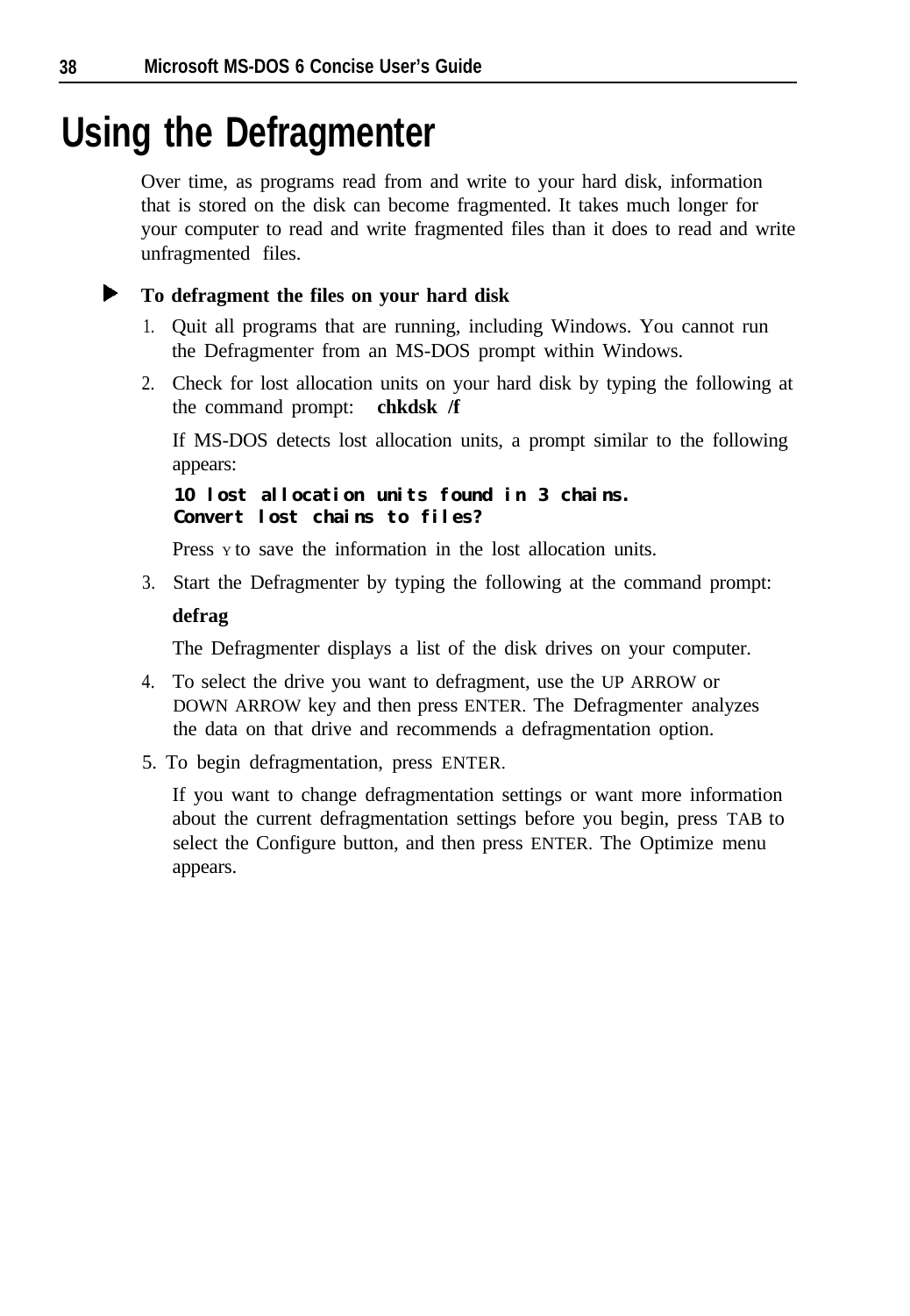# Using the Defragmenter

Over time, as programs read from and write to your hard disk, information that is stored on the disk can become fragmented. It takes much longer for your computer to read and write fragmented files than it does to read and write unfragmented files.

▶ **To defragment the files on your hard disk**

1. Quit all programs that are running, including Windows. You cannot run the Defragmenter from an MS-DOS prompt within Windows.
2. Check for lost allocation units on your hard disk by typing the following at the command prompt: **chkdsk /f**

   If MS-DOS detects lost allocation units, a prompt similar to the following appears:

   ```
   10 lost allocation units found in 3 chains.
   Convert lost chains to files?
   ```

   Press Y to save the information in the lost allocation units.
3. Start the Defragmenter by typing the following at the command prompt:

   **defrag**

   The Defragmenter displays a list of the disk drives on your computer.
4. To select the drive you want to defragment, use the UP ARROW or DOWN ARROW key and then press ENTER. The Defragmenter analyzes the data on that drive and recommends a defragmentation option.
5. To begin defragmentation, press ENTER.

   If you want to change defragmentation settings or want more information about the current defragmentation settings before you begin, press TAB to select the Configure button, and then press ENTER. The Optimize menu appears.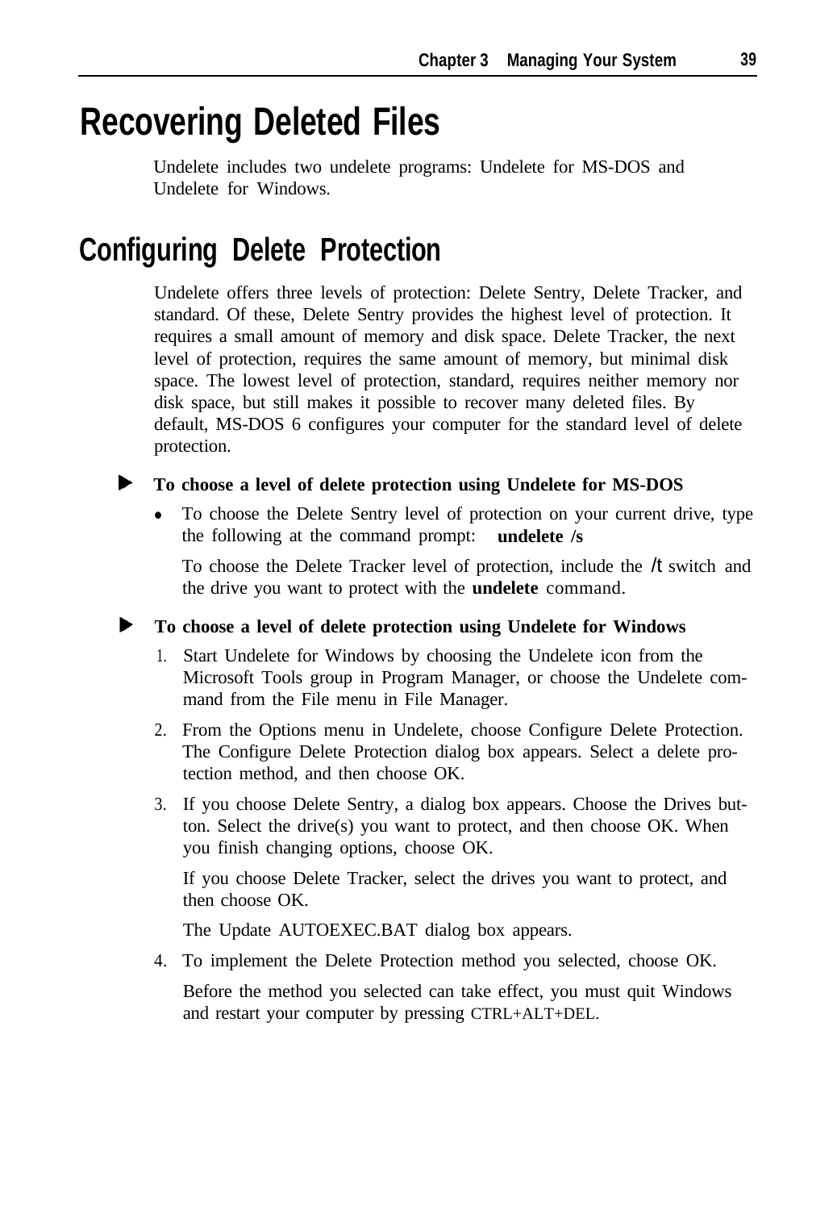# Recovering Deleted Files

Undelete includes two undelete programs: Undelete for MS-DOS and Undelete for Windows.

## Configuring Delete Protection

Undelete offers three levels of protection: Delete Sentry, Delete Tracker, and standard. Of these, Delete Sentry provides the highest level of protection. It requires a small amount of memory and disk space. Delete Tracker, the next level of protection, requires the same amount of memory, but minimal disk space. The lowest level of protection, standard, requires neither memory nor disk space, but still makes it possible to recover many deleted files. By default, MS-DOS 6 configures your computer for the standard level of delete protection.

▶ **To choose a level of delete protection using Undelete for MS-DOS**

- To choose the Delete Sentry level of protection on your current drive, type the following at the command prompt: **undelete /s**

  To choose the Delete Tracker level of protection, include the /t switch and the drive you want to protect with the **undelete** command.

▶ **To choose a level of delete protection using Undelete for Windows**

1. Start Undelete for Windows by choosing the Undelete icon from the Microsoft Tools group in Program Manager, or choose the Undelete command from the File menu in File Manager.
2. From the Options menu in Undelete, choose Configure Delete Protection. The Configure Delete Protection dialog box appears. Select a delete protection method, and then choose OK.
3. If you choose Delete Sentry, a dialog box appears. Choose the Drives button. Select the drive(s) you want to protect, and then choose OK. When you finish changing options, choose OK.

   If you choose Delete Tracker, select the drives you want to protect, and then choose OK.

   The Update AUTOEXEC.BAT dialog box appears.
4. To implement the Delete Protection method you selected, choose OK.

   Before the method you selected can take effect, you must quit Windows and restart your computer by pressing CTRL+ALT+DEL.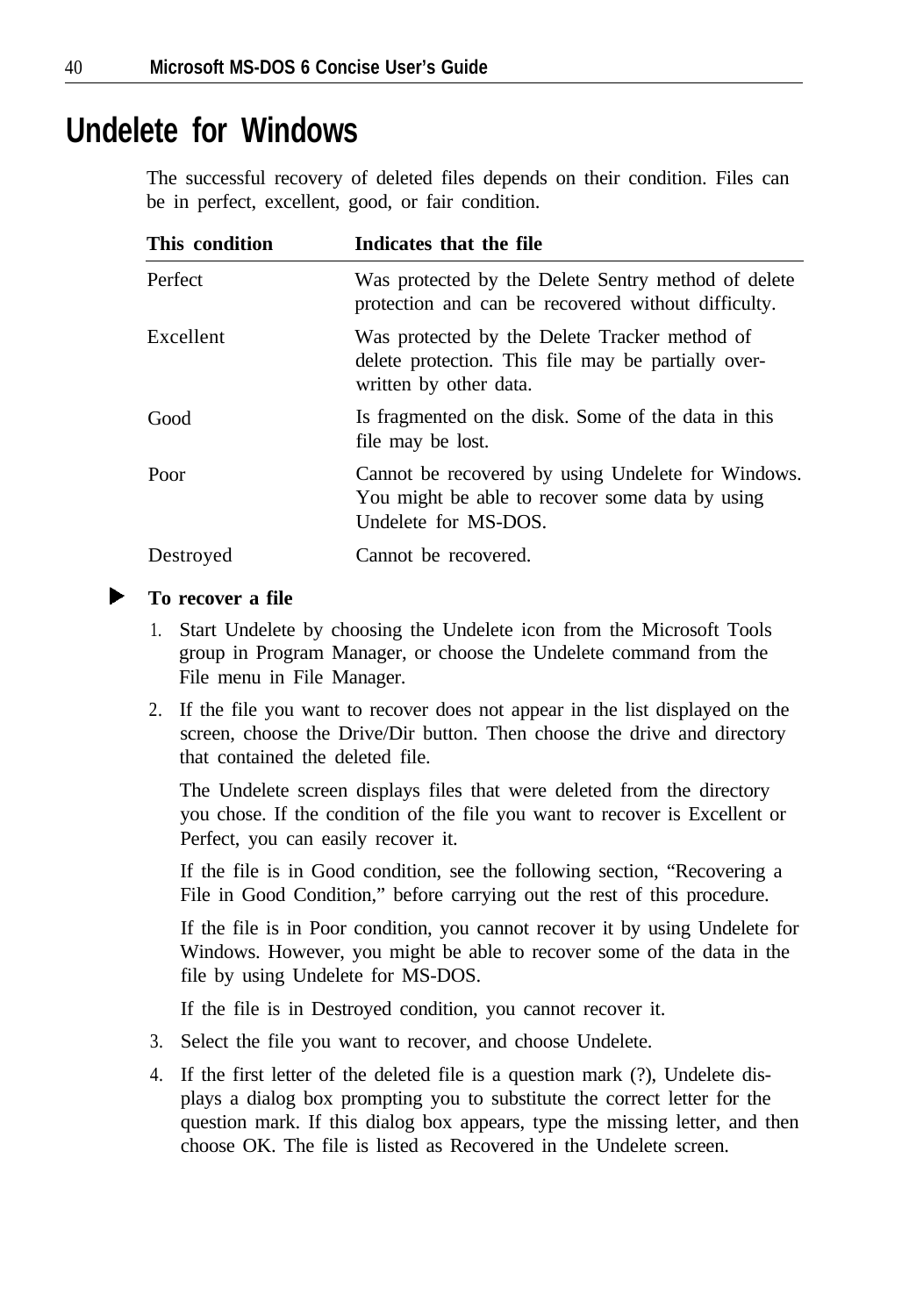# Undelete for Windows

The successful recovery of deleted files depends on their condition. Files can be in perfect, excellent, good, or fair condition.

| This condition | Indicates that the file |
|---|---|
| Perfect | Was protected by the Delete Sentry method of delete protection and can be recovered without difficulty. |
| Excellent | Was protected by the Delete Tracker method of delete protection. This file may be partially over-written by other data. |
| Good | Is fragmented on the disk. Some of the data in this file may be lost. |
| Poor | Cannot be recovered by using Undelete for Windows. You might be able to recover some data by using Undelete for MS-DOS. |
| Destroyed | Cannot be recovered. |

**To recover a file**

1. Start Undelete by choosing the Undelete icon from the Microsoft Tools group in Program Manager, or choose the Undelete command from the File menu in File Manager.
2. If the file you want to recover does not appear in the list displayed on the screen, choose the Drive/Dir button. Then choose the drive and directory that contained the deleted file.

   The Undelete screen displays files that were deleted from the directory you chose. If the condition of the file you want to recover is Excellent or Perfect, you can easily recover it.

   If the file is in Good condition, see the following section, "Recovering a File in Good Condition," before carrying out the rest of this procedure.

   If the file is in Poor condition, you cannot recover it by using Undelete for Windows. However, you might be able to recover some of the data in the file by using Undelete for MS-DOS.

   If the file is in Destroyed condition, you cannot recover it.
3. Select the file you want to recover, and choose Undelete.
4. If the first letter of the deleted file is a question mark (?), Undelete displays a dialog box prompting you to substitute the correct letter for the question mark. If this dialog box appears, type the missing letter, and then choose OK. The file is listed as Recovered in the Undelete screen.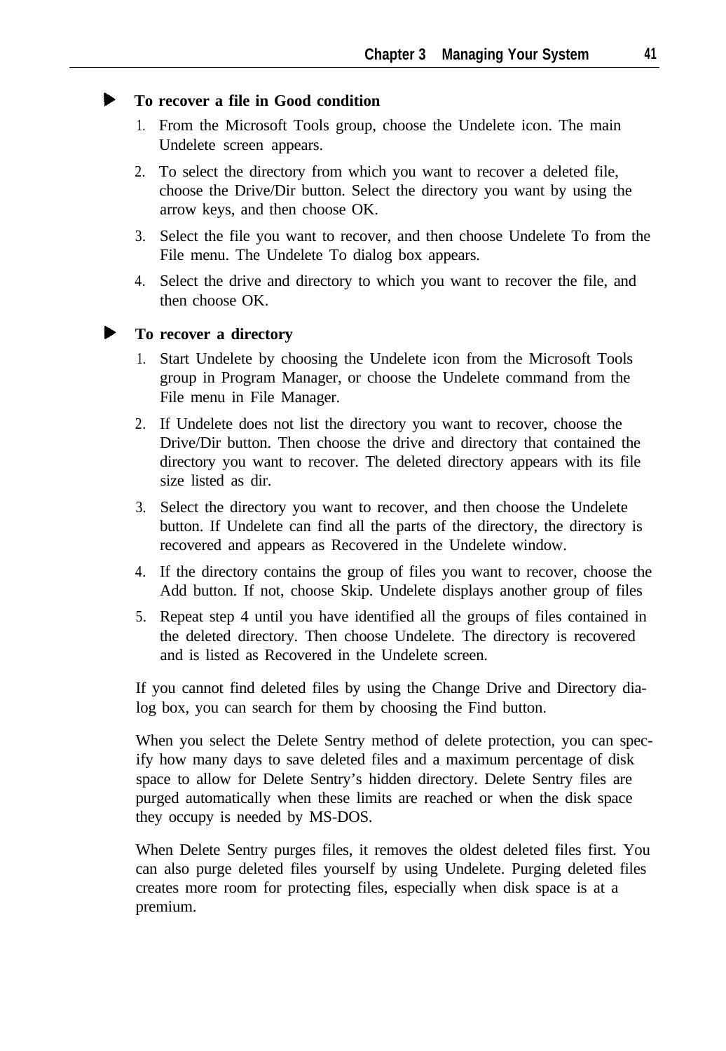#### To recover a file in Good condition

1. From the Microsoft Tools group, choose the Undelete icon. The main Undelete screen appears.
2. To select the directory from which you want to recover a deleted file, choose the Drive/Dir button. Select the directory you want by using the arrow keys, and then choose OK.
3. Select the file you want to recover, and then choose Undelete To from the File menu. The Undelete To dialog box appears.
4. Select the drive and directory to which you want to recover the file, and then choose OK.

#### To recover a directory

1. Start Undelete by choosing the Undelete icon from the Microsoft Tools group in Program Manager, or choose the Undelete command from the File menu in File Manager.
2. If Undelete does not list the directory you want to recover, choose the Drive/Dir button. Then choose the drive and directory that contained the directory you want to recover. The deleted directory appears with its file size listed as dir.
3. Select the directory you want to recover, and then choose the Undelete button. If Undelete can find all the parts of the directory, the directory is recovered and appears as Recovered in the Undelete window.
4. If the directory contains the group of files you want to recover, choose the Add button. If not, choose Skip. Undelete displays another group of files
5. Repeat step 4 until you have identified all the groups of files contained in the deleted directory. Then choose Undelete. The directory is recovered and is listed as Recovered in the Undelete screen.

If you cannot find deleted files by using the Change Drive and Directory dialog box, you can search for them by choosing the Find button.

When you select the Delete Sentry method of delete protection, you can specify how many days to save deleted files and a maximum percentage of disk space to allow for Delete Sentry's hidden directory. Delete Sentry files are purged automatically when these limits are reached or when the disk space they occupy is needed by MS-DOS.

When Delete Sentry purges files, it removes the oldest deleted files first. You can also purge deleted files yourself by using Undelete. Purging deleted files creates more room for protecting files, especially when disk space is at a premium.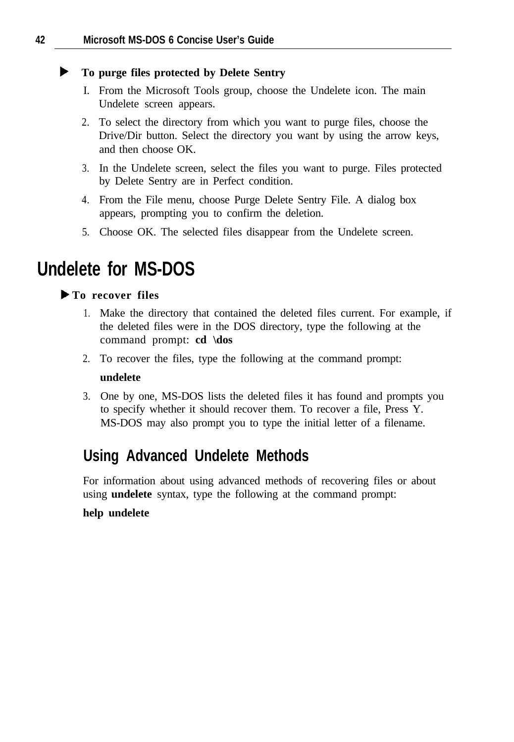▶ **To purge files protected by Delete Sentry**

1. From the Microsoft Tools group, choose the Undelete icon. The main Undelete screen appears.
2. To select the directory from which you want to purge files, choose the Drive/Dir button. Select the directory you want by using the arrow keys, and then choose OK.
3. In the Undelete screen, select the files you want to purge. Files protected by Delete Sentry are in Perfect condition.
4. From the File menu, choose Purge Delete Sentry File. A dialog box appears, prompting you to confirm the deletion.
5. Choose OK. The selected files disappear from the Undelete screen.

# Undelete for MS-DOS

▶ **To recover files**

1. Make the directory that contained the deleted files current. For example, if the deleted files were in the DOS directory, type the following at the command prompt: **cd \dos**
2. To recover the files, type the following at the command prompt:

   **undelete**
3. One by one, MS-DOS lists the deleted files it has found and prompts you to specify whether it should recover them. To recover a file, Press Y. MS-DOS may also prompt you to type the initial letter of a filename.

## Using Advanced Undelete Methods

For information about using advanced methods of recovering files or about using **undelete** syntax, type the following at the command prompt:

**help undelete**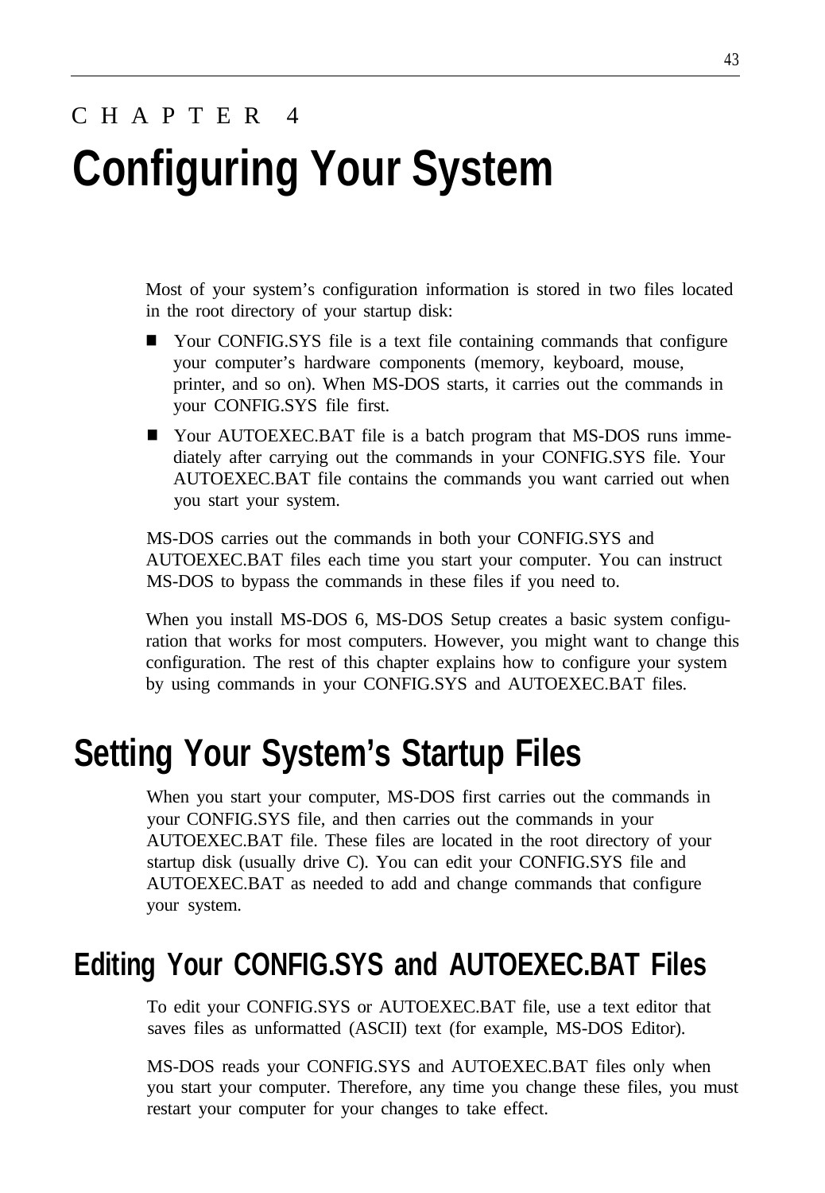# CHAPTER 4

# Configuring Your System

Most of your system's configuration information is stored in two files located in the root directory of your startup disk:

- Your CONFIG.SYS file is a text file containing commands that configure your computer's hardware components (memory, keyboard, mouse, printer, and so on). When MS-DOS starts, it carries out the commands in your CONFIG.SYS file first.
- Your AUTOEXEC.BAT file is a batch program that MS-DOS runs immediately after carrying out the commands in your CONFIG.SYS file. Your AUTOEXEC.BAT file contains the commands you want carried out when you start your system.

MS-DOS carries out the commands in both your CONFIG.SYS and AUTOEXEC.BAT files each time you start your computer. You can instruct MS-DOS to bypass the commands in these files if you need to.

When you install MS-DOS 6, MS-DOS Setup creates a basic system configuration that works for most computers. However, you might want to change this configuration. The rest of this chapter explains how to configure your system by using commands in your CONFIG.SYS and AUTOEXEC.BAT files.

## Setting Your System's Startup Files

When you start your computer, MS-DOS first carries out the commands in your CONFIG.SYS file, and then carries out the commands in your AUTOEXEC.BAT file. These files are located in the root directory of your startup disk (usually drive C). You can edit your CONFIG.SYS file and AUTOEXEC.BAT as needed to add and change commands that configure your system.

### Editing Your CONFIG.SYS and AUTOEXEC.BAT Files

To edit your CONFIG.SYS or AUTOEXEC.BAT file, use a text editor that saves files as unformatted (ASCII) text (for example, MS-DOS Editor).

MS-DOS reads your CONFIG.SYS and AUTOEXEC.BAT files only when you start your computer. Therefore, any time you change these files, you must restart your computer for your changes to take effect.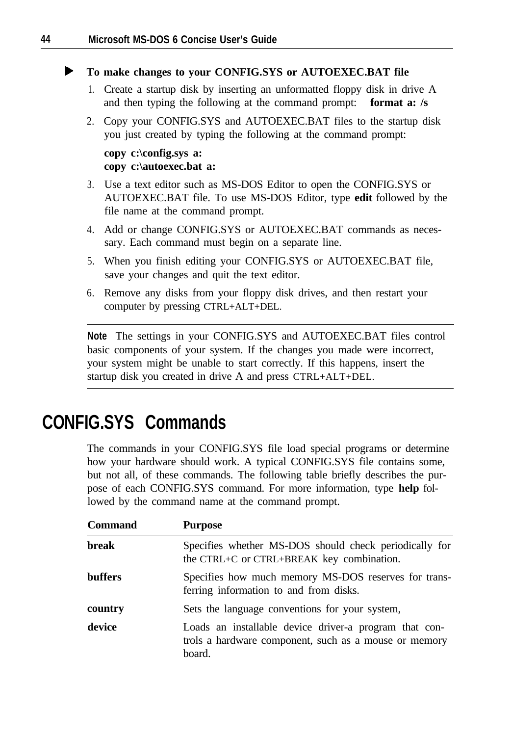### ▶ To make changes to your CONFIG.SYS or AUTOEXEC.BAT file

1. Create a startup disk by inserting an unformatted floppy disk in drive A and then typing the following at the command prompt: **format a: /s**
2. Copy your CONFIG.SYS and AUTOEXEC.BAT files to the startup disk you just created by typing the following at the command prompt:

   **copy c:\config.sys a:**
   **copy c:\autoexec.bat a:**

3. Use a text editor such as MS-DOS Editor to open the CONFIG.SYS or AUTOEXEC.BAT file. To use MS-DOS Editor, type **edit** followed by the file name at the command prompt.
4. Add or change CONFIG.SYS or AUTOEXEC.BAT commands as necessary. Each command must begin on a separate line.
5. When you finish editing your CONFIG.SYS or AUTOEXEC.BAT file, save your changes and quit the text editor.
6. Remove any disks from your floppy disk drives, and then restart your computer by pressing CTRL+ALT+DEL.

---

**Note** The settings in your CONFIG.SYS and AUTOEXEC.BAT files control basic components of your system. If the changes you made were incorrect, your system might be unable to start correctly. If this happens, insert the startup disk you created in drive A and press CTRL+ALT+DEL.

---

## CONFIG.SYS Commands

The commands in your CONFIG.SYS file load special programs or determine how your hardware should work. A typical CONFIG.SYS file contains some, but not all, of these commands. The following table briefly describes the purpose of each CONFIG.SYS command. For more information, type **help** followed by the command name at the command prompt.

| Command | Purpose |
|---|---|
| **break** | Specifies whether MS-DOS should check periodically for the CTRL+C or CTRL+BREAK key combination. |
| **buffers** | Specifies how much memory MS-DOS reserves for transferring information to and from disks. |
| **country** | Sets the language conventions for your system, |
| **device** | Loads an installable device driver-a program that controls a hardware component, such as a mouse or memory board. |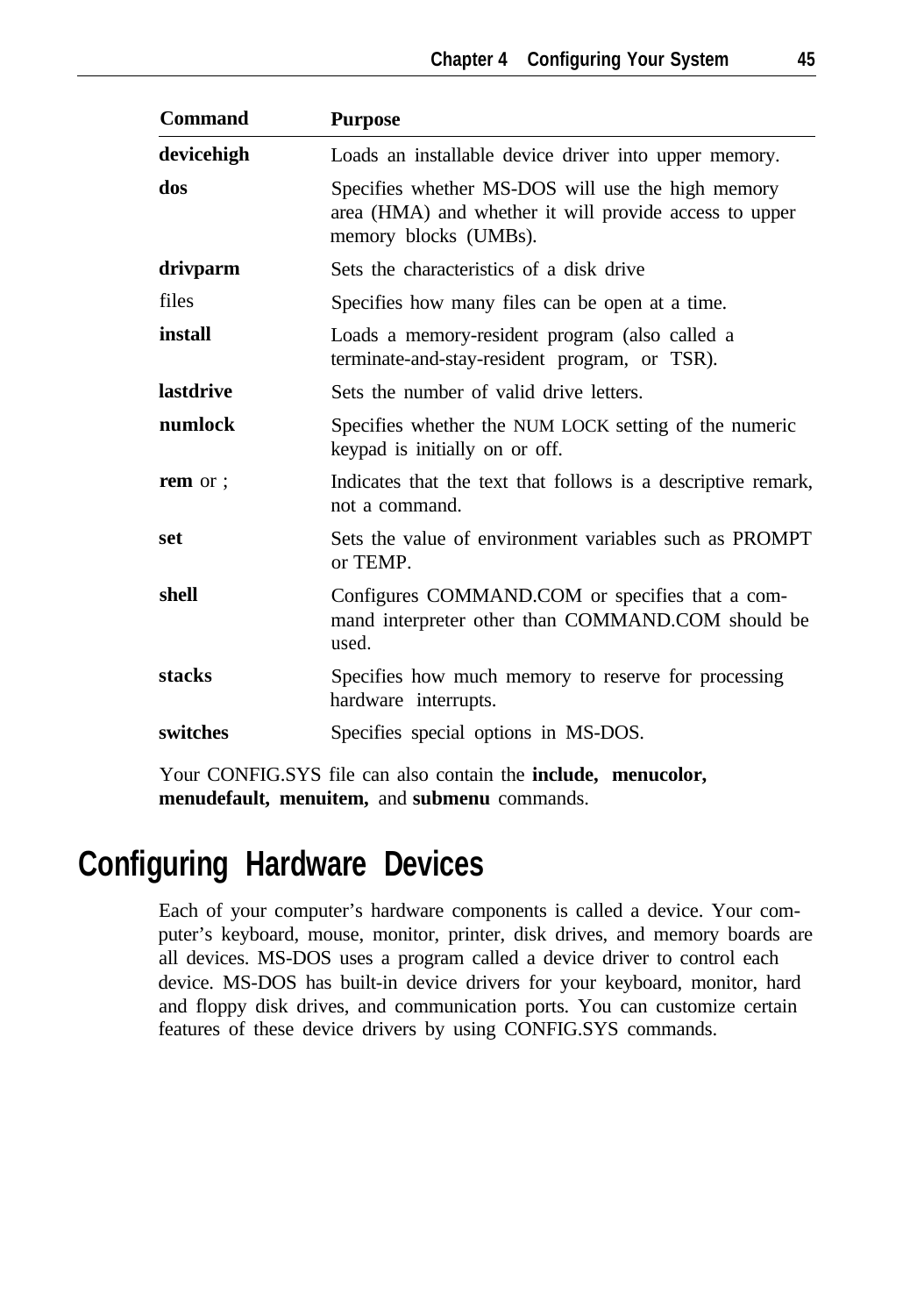| Command | Purpose |
|---|---|
| **devicehigh** | Loads an installable device driver into upper memory. |
| **dos** | Specifies whether MS-DOS will use the high memory area (HMA) and whether it will provide access to upper memory blocks (UMBs). |
| **drivparm** | Sets the characteristics of a disk drive |
| files | Specifies how many files can be open at a time. |
| **install** | Loads a memory-resident program (also called a terminate-and-stay-resident program, or TSR). |
| **lastdrive** | Sets the number of valid drive letters. |
| **numlock** | Specifies whether the NUM LOCK setting of the numeric keypad is initially on or off. |
| **rem** or ; | Indicates that the text that follows is a descriptive remark, not a command. |
| **set** | Sets the value of environment variables such as PROMPT or TEMP. |
| **shell** | Configures COMMAND.COM or specifies that a command interpreter other than COMMAND.COM should be used. |
| **stacks** | Specifies how much memory to reserve for processing hardware interrupts. |
| **switches** | Specifies special options in MS-DOS. |

Your CONFIG.SYS file can also contain the **include, menucolor, menudefault, menuitem,** and **submenu** commands.

# Configuring Hardware Devices

Each of your computer's hardware components is called a device. Your computer's keyboard, mouse, monitor, printer, disk drives, and memory boards are all devices. MS-DOS uses a program called a device driver to control each device. MS-DOS has built-in device drivers for your keyboard, monitor, hard and floppy disk drives, and communication ports. You can customize certain features of these device drivers by using CONFIG.SYS commands.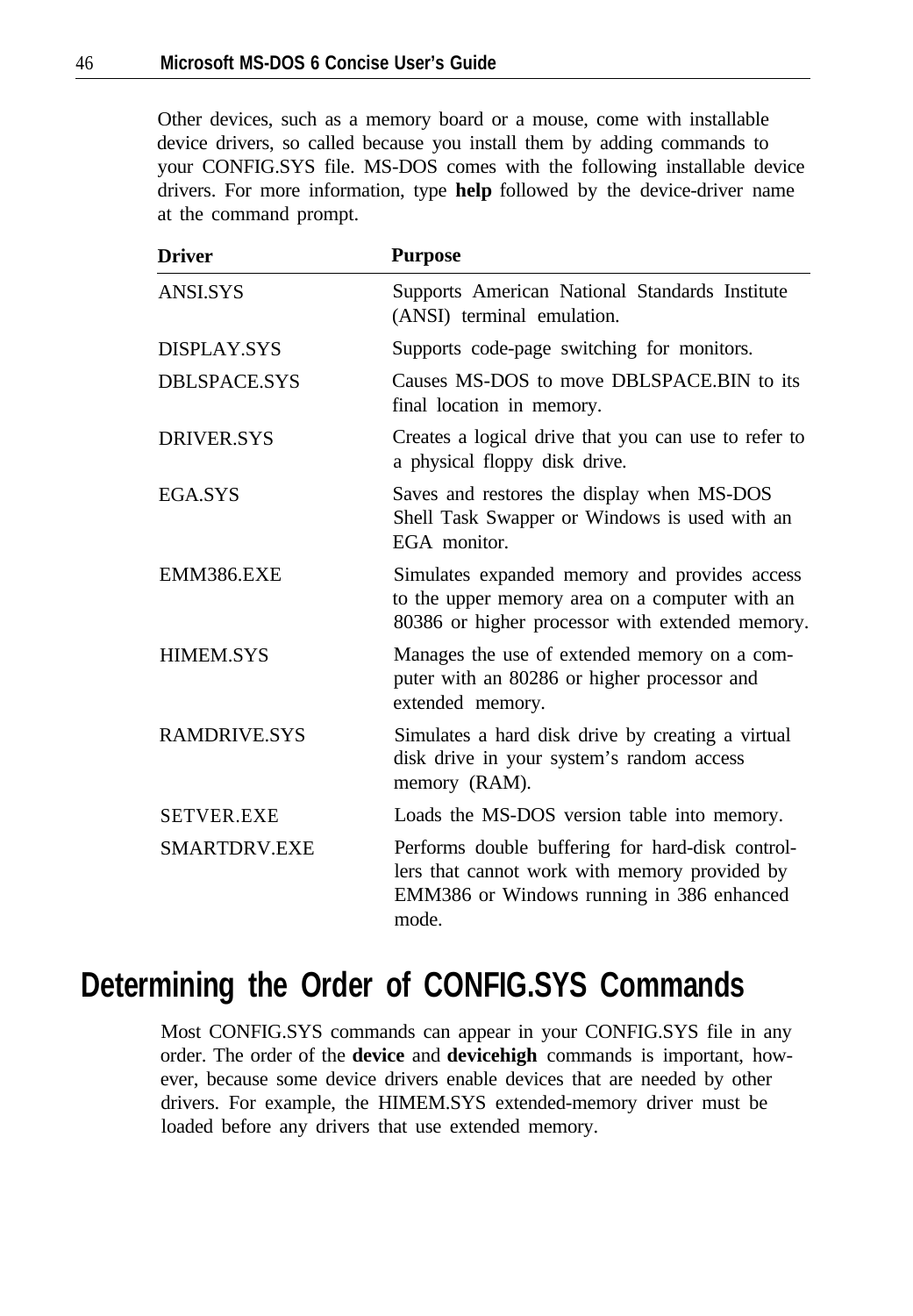Other devices, such as a memory board or a mouse, come with installable device drivers, so called because you install them by adding commands to your CONFIG.SYS file. MS-DOS comes with the following installable device drivers. For more information, type **help** followed by the device-driver name at the command prompt.

| Driver | Purpose |
|---|---|
| ANSI.SYS | Supports American National Standards Institute (ANSI) terminal emulation. |
| DISPLAY.SYS | Supports code-page switching for monitors. |
| DBLSPACE.SYS | Causes MS-DOS to move DBLSPACE.BIN to its final location in memory. |
| DRIVER.SYS | Creates a logical drive that you can use to refer to a physical floppy disk drive. |
| EGA.SYS | Saves and restores the display when MS-DOS Shell Task Swapper or Windows is used with an EGA monitor. |
| EMM386.EXE | Simulates expanded memory and provides access to the upper memory area on a computer with an 80386 or higher processor with extended memory. |
| HIMEM.SYS | Manages the use of extended memory on a computer with an 80286 or higher processor and extended memory. |
| RAMDRIVE.SYS | Simulates a hard disk drive by creating a virtual disk drive in your system's random access memory (RAM). |
| SETVER.EXE | Loads the MS-DOS version table into memory. |
| SMARTDRV.EXE | Performs double buffering for hard-disk controllers that cannot work with memory provided by EMM386 or Windows running in 386 enhanced mode. |

## Determining the Order of CONFIG.SYS Commands

Most CONFIG.SYS commands can appear in your CONFIG.SYS file in any order. The order of the **device** and **devicehigh** commands is important, however, because some device drivers enable devices that are needed by other drivers. For example, the HIMEM.SYS extended-memory driver must be loaded before any drivers that use extended memory.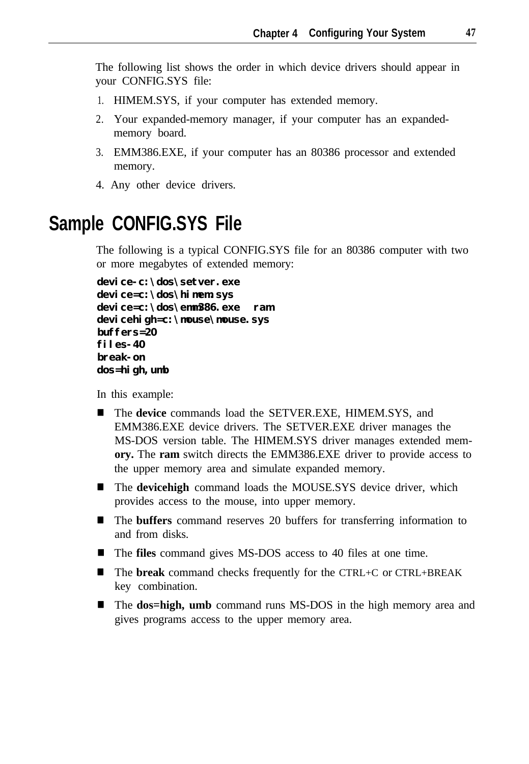The following list shows the order in which device drivers should appear in your CONFIG.SYS file:

1. HIMEM.SYS, if your computer has extended memory.
2. Your expanded-memory manager, if your computer has an expanded-memory board.
3. EMM386.EXE, if your computer has an 80386 processor and extended memory.
4. Any other device drivers.

## Sample CONFIG.SYS File

The following is a typical CONFIG.SYS file for an 80386 computer with two or more megabytes of extended memory:

```
device-c:\dos\setver.exe
device=c:\dos\himem.sys
device=c:\dos\emm386.exe   ram
devicehigh=c:\mouse\mouse.sys
buffers=20
files-40
break-on
dos=high,umb
```

In this example:

- The **device** commands load the SETVER.EXE, HIMEM.SYS, and EMM386.EXE device drivers. The SETVER.EXE driver manages the MS-DOS version table. The HIMEM.SYS driver manages extended memory. The **ram** switch directs the EMM386.EXE driver to provide access to the upper memory area and simulate expanded memory.
- The **devicehigh** command loads the MOUSE.SYS device driver, which provides access to the mouse, into upper memory.
- The **buffers** command reserves 20 buffers for transferring information to and from disks.
- The **files** command gives MS-DOS access to 40 files at one time.
- The **break** command checks frequently for the CTRL+C or CTRL+BREAK key combination.
- The **dos=high, umb** command runs MS-DOS in the high memory area and gives programs access to the upper memory area.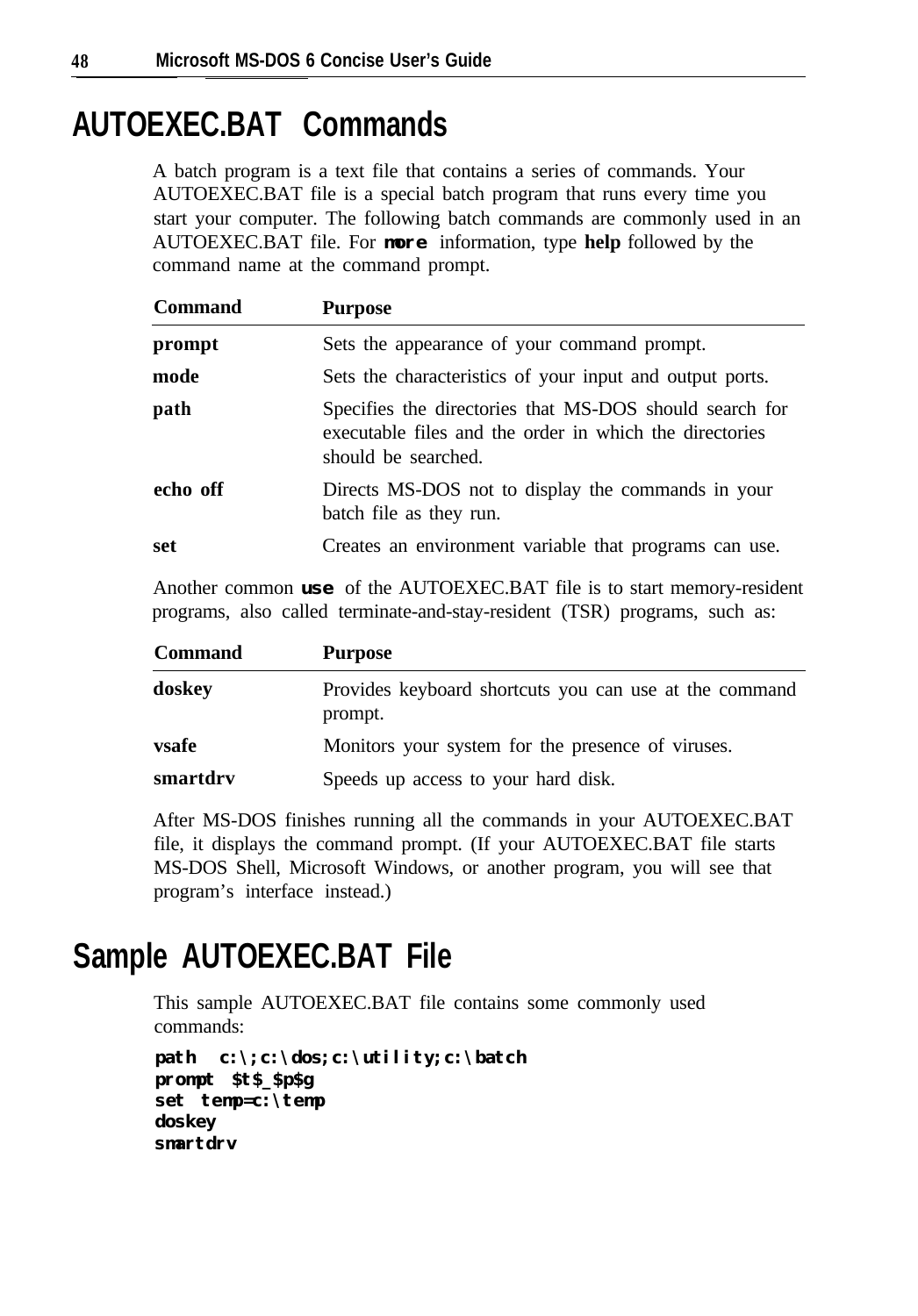# AUTOEXEC.BAT Commands

A batch program is a text file that contains a series of commands. Your AUTOEXEC.BAT file is a special batch program that runs every time you start your computer. The following batch commands are commonly used in an AUTOEXEC.BAT file. For more information, type **help** followed by the command name at the command prompt.

| Command | Purpose |
|---|---|
| **prompt** | Sets the appearance of your command prompt. |
| **mode** | Sets the characteristics of your input and output ports. |
| **path** | Specifies the directories that MS-DOS should search for executable files and the order in which the directories should be searched. |
| **echo off** | Directs MS-DOS not to display the commands in your batch file as they run. |
| **set** | Creates an environment variable that programs can use. |

Another common use of the AUTOEXEC.BAT file is to start memory-resident programs, also called terminate-and-stay-resident (TSR) programs, such as:

| Command | Purpose |
|---|---|
| **doskey** | Provides keyboard shortcuts you can use at the command prompt. |
| **vsafe** | Monitors your system for the presence of viruses. |
| **smartdrv** | Speeds up access to your hard disk. |

After MS-DOS finishes running all the commands in your AUTOEXEC.BAT file, it displays the command prompt. (If your AUTOEXEC.BAT file starts MS-DOS Shell, Microsoft Windows, or another program, you will see that program's interface instead.)

# Sample AUTOEXEC.BAT File

This sample AUTOEXEC.BAT file contains some commonly used commands:

```
path c:\;c:\dos;c:\utility;c:\batch
prompt $t$_$p$g
set temp=c:\temp
doskey
smartdrv
```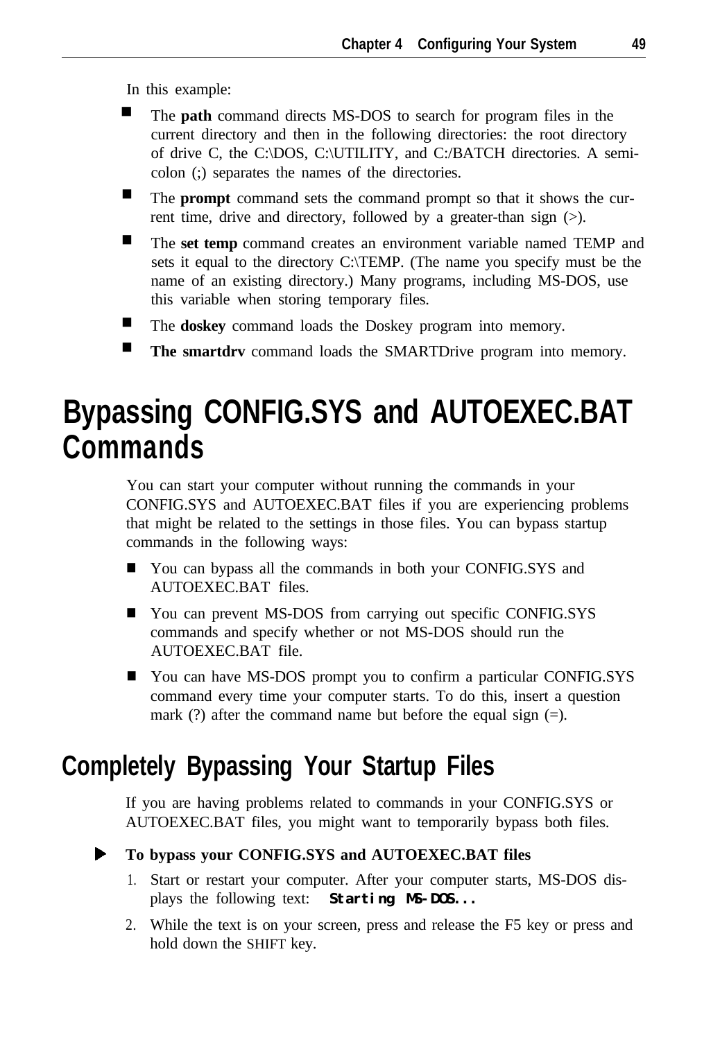In this example:

- The **path** command directs MS-DOS to search for program files in the current directory and then in the following directories: the root directory of drive C, the C:\DOS, C:\UTILITY, and C:/BATCH directories. A semi-colon (;) separates the names of the directories.
- The **prompt** command sets the command prompt so that it shows the current time, drive and directory, followed by a greater-than sign (>).
- The **set temp** command creates an environment variable named TEMP and sets it equal to the directory C:\TEMP. (The name you specify must be the name of an existing directory.) Many programs, including MS-DOS, use this variable when storing temporary files.
- The **doskey** command loads the Doskey program into memory.
- **The smartdrv** command loads the SMARTDrive program into memory.

# Bypassing CONFIG.SYS and AUTOEXEC.BAT Commands

You can start your computer without running the commands in your CONFIG.SYS and AUTOEXEC.BAT files if you are experiencing problems that might be related to the settings in those files. You can bypass startup commands in the following ways:

- You can bypass all the commands in both your CONFIG.SYS and AUTOEXEC.BAT files.
- You can prevent MS-DOS from carrying out specific CONFIG.SYS commands and specify whether or not MS-DOS should run the AUTOEXEC.BAT file.
- You can have MS-DOS prompt you to confirm a particular CONFIG.SYS command every time your computer starts. To do this, insert a question mark (?) after the command name but before the equal sign (=).

## Completely Bypassing Your Startup Files

If you are having problems related to commands in your CONFIG.SYS or AUTOEXEC.BAT files, you might want to temporarily bypass both files.

**To bypass your CONFIG.SYS and AUTOEXEC.BAT files**

1. Start or restart your computer. After your computer starts, MS-DOS displays the following text: `Starting MS-DOS...`
2. While the text is on your screen, press and release the F5 key or press and hold down the SHIFT key.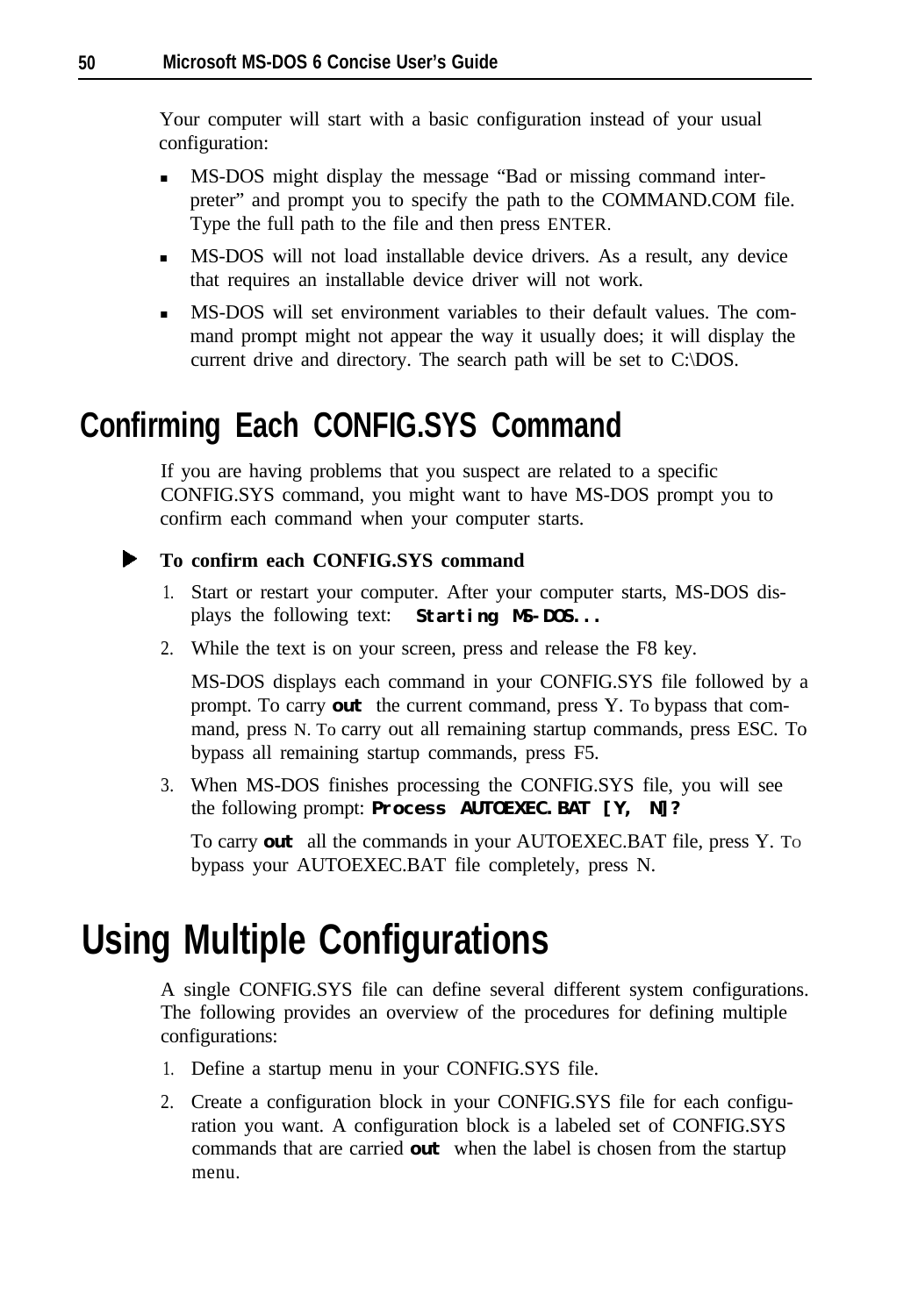Your computer will start with a basic configuration instead of your usual configuration:

- MS-DOS might display the message "Bad or missing command interpreter" and prompt you to specify the path to the COMMAND.COM file. Type the full path to the file and then press ENTER.
- MS-DOS will not load installable device drivers. As a result, any device that requires an installable device driver will not work.
- MS-DOS will set environment variables to their default values. The command prompt might not appear the way it usually does; it will display the current drive and directory. The search path will be set to C:\DOS.

## Confirming Each CONFIG.SYS Command

If you are having problems that you suspect are related to a specific CONFIG.SYS command, you might want to have MS-DOS prompt you to confirm each command when your computer starts.

► **To confirm each CONFIG.SYS command**

1. Start or restart your computer. After your computer starts, MS-DOS displays the following text: `Starting MS-DOS...`
2. While the text is on your screen, press and release the F8 key.

   MS-DOS displays each command in your CONFIG.SYS file followed by a prompt. To carry out the current command, press Y. To bypass that command, press N. To carry out all remaining startup commands, press ESC. To bypass all remaining startup commands, press F5.
3. When MS-DOS finishes processing the CONFIG.SYS file, you will see the following prompt: `Process AUTOEXEC.BAT [Y, N]?`

   To carry out all the commands in your AUTOEXEC.BAT file, press Y. To bypass your AUTOEXEC.BAT file completely, press N.

# Using Multiple Configurations

A single CONFIG.SYS file can define several different system configurations. The following provides an overview of the procedures for defining multiple configurations:

1. Define a startup menu in your CONFIG.SYS file.
2. Create a configuration block in your CONFIG.SYS file for each configuration you want. A configuration block is a labeled set of CONFIG.SYS commands that are carried out when the label is chosen from the startup menu.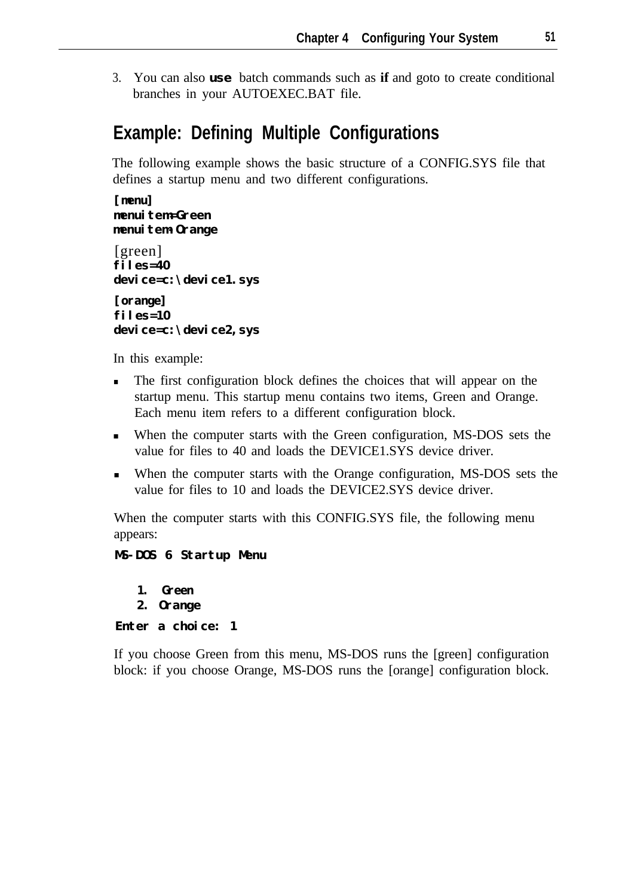3. You can also **use** batch commands such as **if** and goto to create conditional branches in your AUTOEXEC.BAT file.

## Example: Defining Multiple Configurations

The following example shows the basic structure of a CONFIG.SYS file that defines a startup menu and two different configurations.

```
[menu]
menuitem=Green
menuitem=Orange

[green]
files=40
device=c:\device1.sys

[orange]
files=10
device=c:\device2,sys
```

In this example:

- The first configuration block defines the choices that will appear on the startup menu. This startup menu contains two items, Green and Orange. Each menu item refers to a different configuration block.
- When the computer starts with the Green configuration, MS-DOS sets the value for files to 40 and loads the DEVICE1.SYS device driver.
- When the computer starts with the Orange configuration, MS-DOS sets the value for files to 10 and loads the DEVICE2.SYS device driver.

When the computer starts with this CONFIG.SYS file, the following menu appears:

```
MS-DOS 6 Startup Menu

   1. Green
   2. Orange

Enter a choice: 1
```

If you choose Green from this menu, MS-DOS runs the [green] configuration block: if you choose Orange, MS-DOS runs the [orange] configuration block.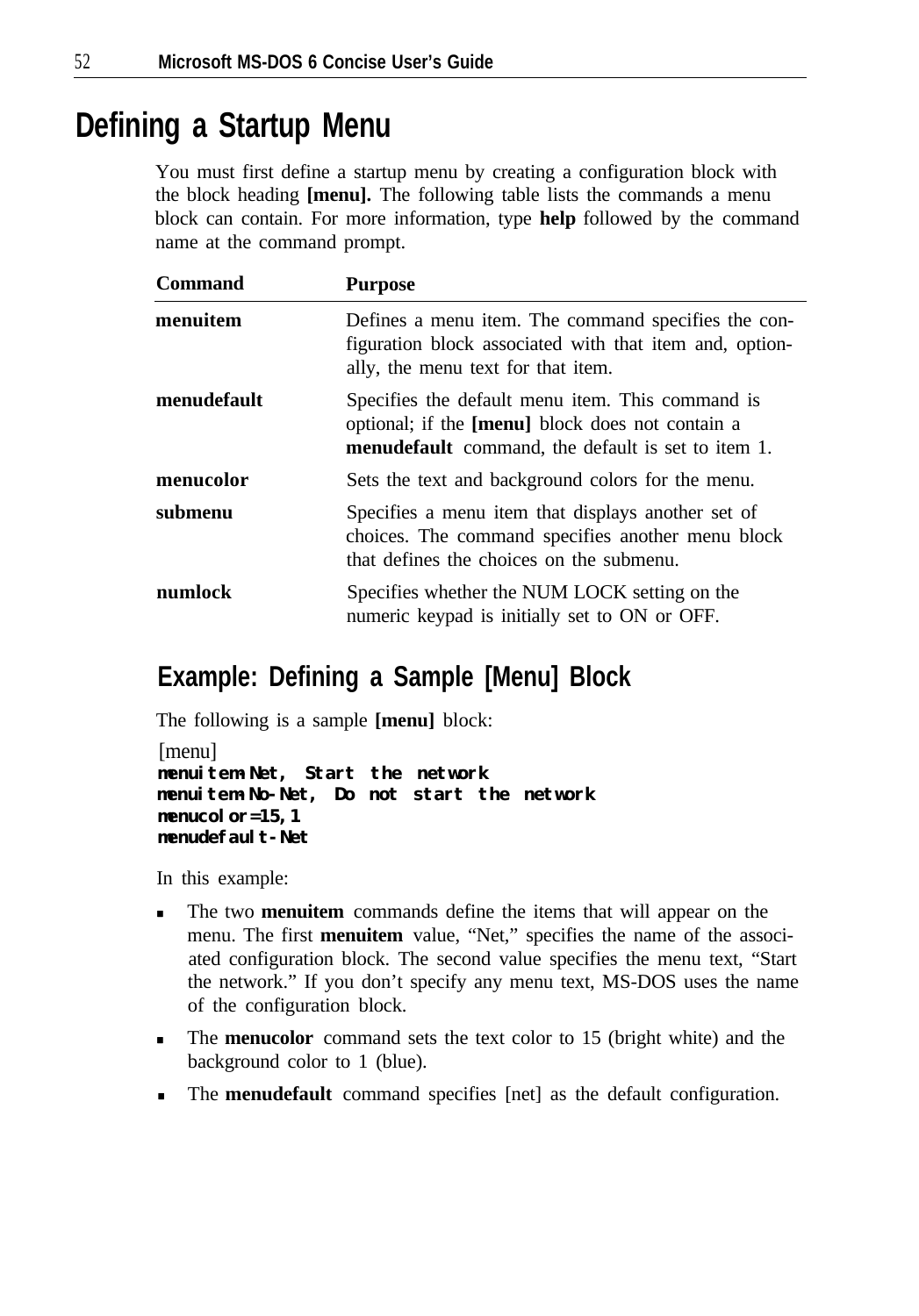# Defining a Startup Menu

You must first define a startup menu by creating a configuration block with the block heading **[menu].** The following table lists the commands a menu block can contain. For more information, type **help** followed by the command name at the command prompt.

| Command | Purpose |
|---|---|
| **menuitem** | Defines a menu item. The command specifies the configuration block associated with that item and, optionally, the menu text for that item. |
| **menudefault** | Specifies the default menu item. This command is optional; if the **[menu]** block does not contain a **menudefault** command, the default is set to item 1. |
| **menucolor** | Sets the text and background colors for the menu. |
| **submenu** | Specifies a menu item that displays another set of choices. The command specifies another menu block that defines the choices on the submenu. |
| **numlock** | Specifies whether the NUM LOCK setting on the numeric keypad is initially set to ON or OFF. |

## Example: Defining a Sample [Menu] Block

The following is a sample **[menu]** block:

```
[menu]
menuitem=Net, Start the network
menuitem=No-Net, Do not start the network
menucolor=15,1
menudefault=Net
```

In this example:

- The two **menuitem** commands define the items that will appear on the menu. The first **menuitem** value, "Net," specifies the name of the associated configuration block. The second value specifies the menu text, "Start the network." If you don't specify any menu text, MS-DOS uses the name of the configuration block.
- The **menucolor** command sets the text color to 15 (bright white) and the background color to 1 (blue).
- The **menudefault** command specifies [net] as the default configuration.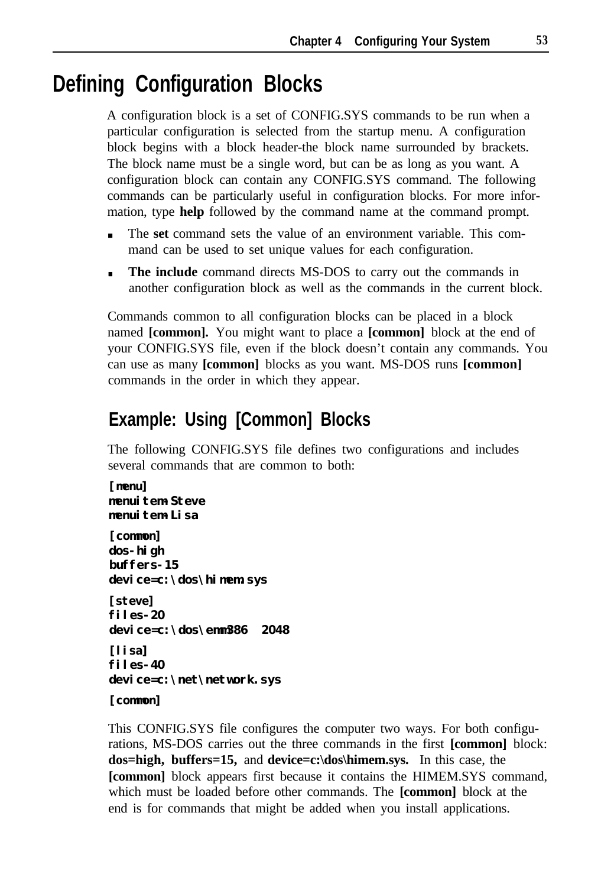# Defining Configuration Blocks

A configuration block is a set of CONFIG.SYS commands to be run when a particular configuration is selected from the startup menu. A configuration block begins with a block header-the block name surrounded by brackets. The block name must be a single word, but can be as long as you want. A configuration block can contain any CONFIG.SYS command. The following commands can be particularly useful in configuration blocks. For more information, type **help** followed by the command name at the command prompt.

- The **set** command sets the value of an environment variable. This command can be used to set unique values for each configuration.
- **The include** command directs MS-DOS to carry out the commands in another configuration block as well as the commands in the current block.

Commands common to all configuration blocks can be placed in a block named **[common].** You might want to place a **[common]** block at the end of your CONFIG.SYS file, even if the block doesn't contain any commands. You can use as many **[common]** blocks as you want. MS-DOS runs **[common]** commands in the order in which they appear.

## Example: Using [Common] Blocks

The following CONFIG.SYS file defines two configurations and includes several commands that are common to both:

```
[menu]
menuitem=Steve
menuitem=Lisa

[common]
dos=high
buffers=15
device=c:\dos\himem.sys

[steve]
files=20
device=c:\dos\emm386  2048

[lisa]
files=40
device=c:\net\network.sys

[common]
```

This CONFIG.SYS file configures the computer two ways. For both configurations, MS-DOS carries out the three commands in the first **[common]** block: **dos=high, buffers=15,** and **device=c:\dos\himem.sys.** In this case, the **[common]** block appears first because it contains the HIMEM.SYS command, which must be loaded before other commands. The **[common]** block at the end is for commands that might be added when you install applications.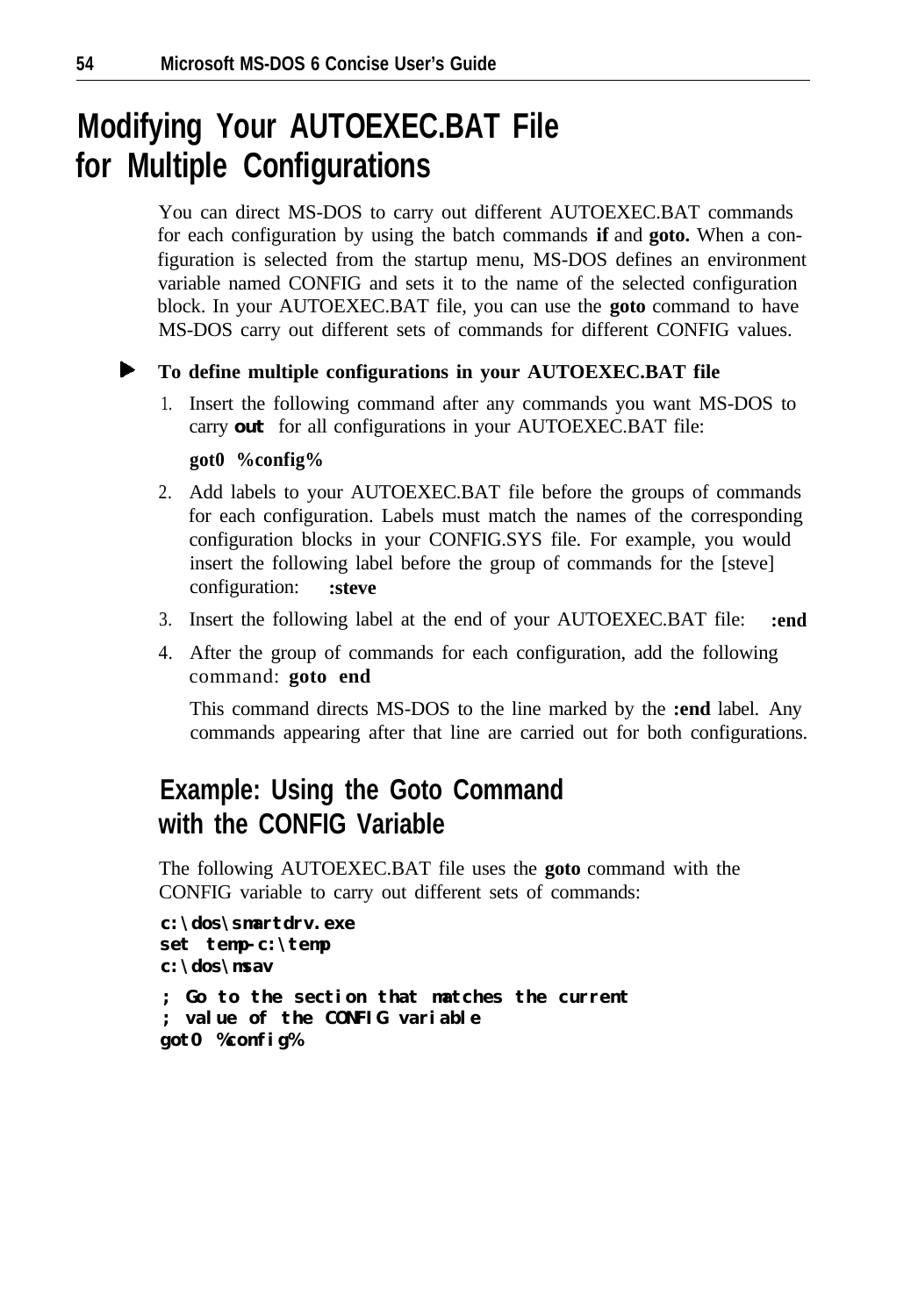# Modifying Your AUTOEXEC.BAT File for Multiple Configurations

You can direct MS-DOS to carry out different AUTOEXEC.BAT commands for each configuration by using the batch commands **if** and **goto.** When a configuration is selected from the startup menu, MS-DOS defines an environment variable named CONFIG and sets it to the name of the selected configuration block. In your AUTOEXEC.BAT file, you can use the **goto** command to have MS-DOS carry out different sets of commands for different CONFIG values.

**To define multiple configurations in your AUTOEXEC.BAT file**

1. Insert the following command after any commands you want MS-DOS to carry **out** for all configurations in your AUTOEXEC.BAT file:

   **got0 %config%**

2. Add labels to your AUTOEXEC.BAT file before the groups of commands for each configuration. Labels must match the names of the corresponding configuration blocks in your CONFIG.SYS file. For example, you would insert the following label before the group of commands for the [steve] configuration: **:steve**

3. Insert the following label at the end of your AUTOEXEC.BAT file: **:end**

4. After the group of commands for each configuration, add the following command: **goto end**

   This command directs MS-DOS to the line marked by the **:end** label. Any commands appearing after that line are carried out for both configurations.

## Example: Using the Goto Command with the CONFIG Variable

The following AUTOEXEC.BAT file uses the **goto** command with the CONFIG variable to carry out different sets of commands:

```
c:\dos\smartdrv.exe
set temp-c:\temp
c:\dos\msav

; Go to the section that matches the current
; value of the CONFIG variable
got0 %config%
```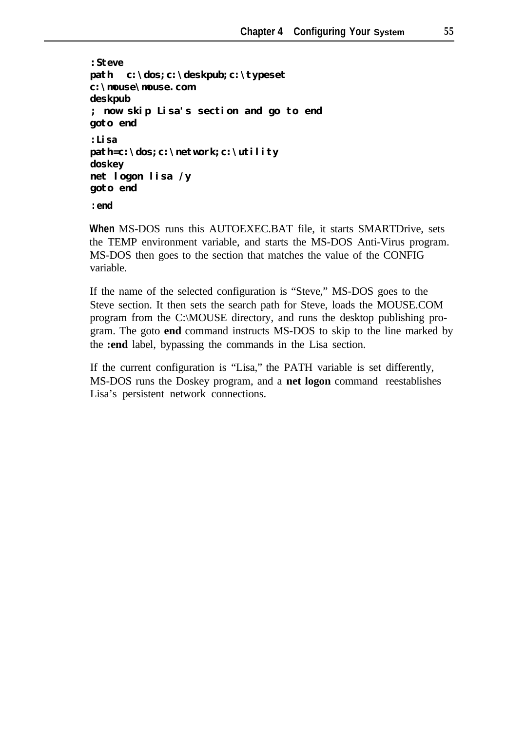```
:Steve
path  c:\dos;c:\deskpub;c:\typeset
c:\mouse\mouse.com
deskpub
; now skip Lisa's section and go to end
goto end

:Lisa
path=c:\dos;c:\network;c:\utility
doskey
net logon lisa /y
goto end

:end
```

When MS-DOS runs this AUTOEXEC.BAT file, it starts SMARTDrive, sets the TEMP environment variable, and starts the MS-DOS Anti-Virus program. MS-DOS then goes to the section that matches the value of the CONFIG variable.

If the name of the selected configuration is “Steve,” MS-DOS goes to the Steve section. It then sets the search path for Steve, loads the MOUSE.COM program from the C:\MOUSE directory, and runs the desktop publishing program. The goto **end** command instructs MS-DOS to skip to the line marked by the **:end** label, bypassing the commands in the Lisa section.

If the current configuration is “Lisa,” the PATH variable is set differently, MS-DOS runs the Doskey program, and a **net logon** command reestablishes Lisa’s persistent network connections.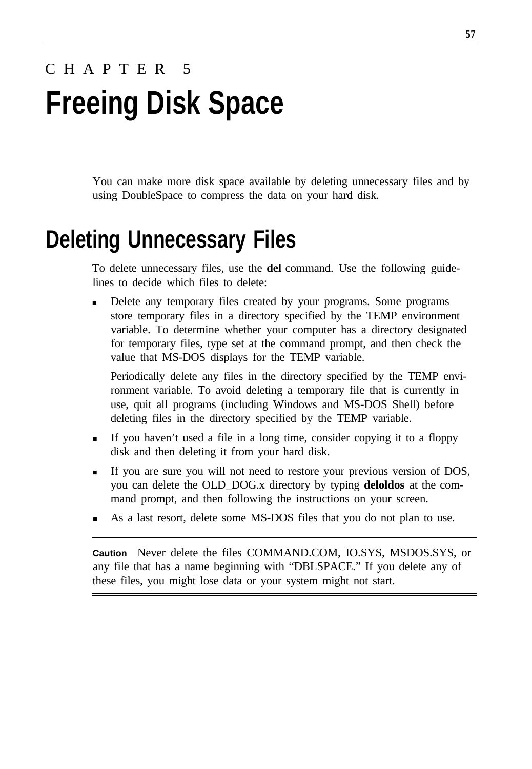CHAPTER 5

# Freeing Disk Space

You can make more disk space available by deleting unnecessary files and by using DoubleSpace to compress the data on your hard disk.

## Deleting Unnecessary Files

To delete unnecessary files, use the **del** command. Use the following guidelines to decide which files to delete:

- Delete any temporary files created by your programs. Some programs store temporary files in a directory specified by the TEMP environment variable. To determine whether your computer has a directory designated for temporary files, type set at the command prompt, and then check the value that MS-DOS displays for the TEMP variable.

  Periodically delete any files in the directory specified by the TEMP environment variable. To avoid deleting a temporary file that is currently in use, quit all programs (including Windows and MS-DOS Shell) before deleting files in the directory specified by the TEMP variable.

- If you haven't used a file in a long time, consider copying it to a floppy disk and then deleting it from your hard disk.
- If you are sure you will not need to restore your previous version of DOS, you can delete the OLD_DOG.x directory by typing **deloldos** at the command prompt, and then following the instructions on your screen.
- As a last resort, delete some MS-DOS files that you do not plan to use.

---

**Caution** Never delete the files COMMAND.COM, IO.SYS, MSDOS.SYS, or any file that has a name beginning with "DBLSPACE." If you delete any of these files, you might lose data or your system might not start.

---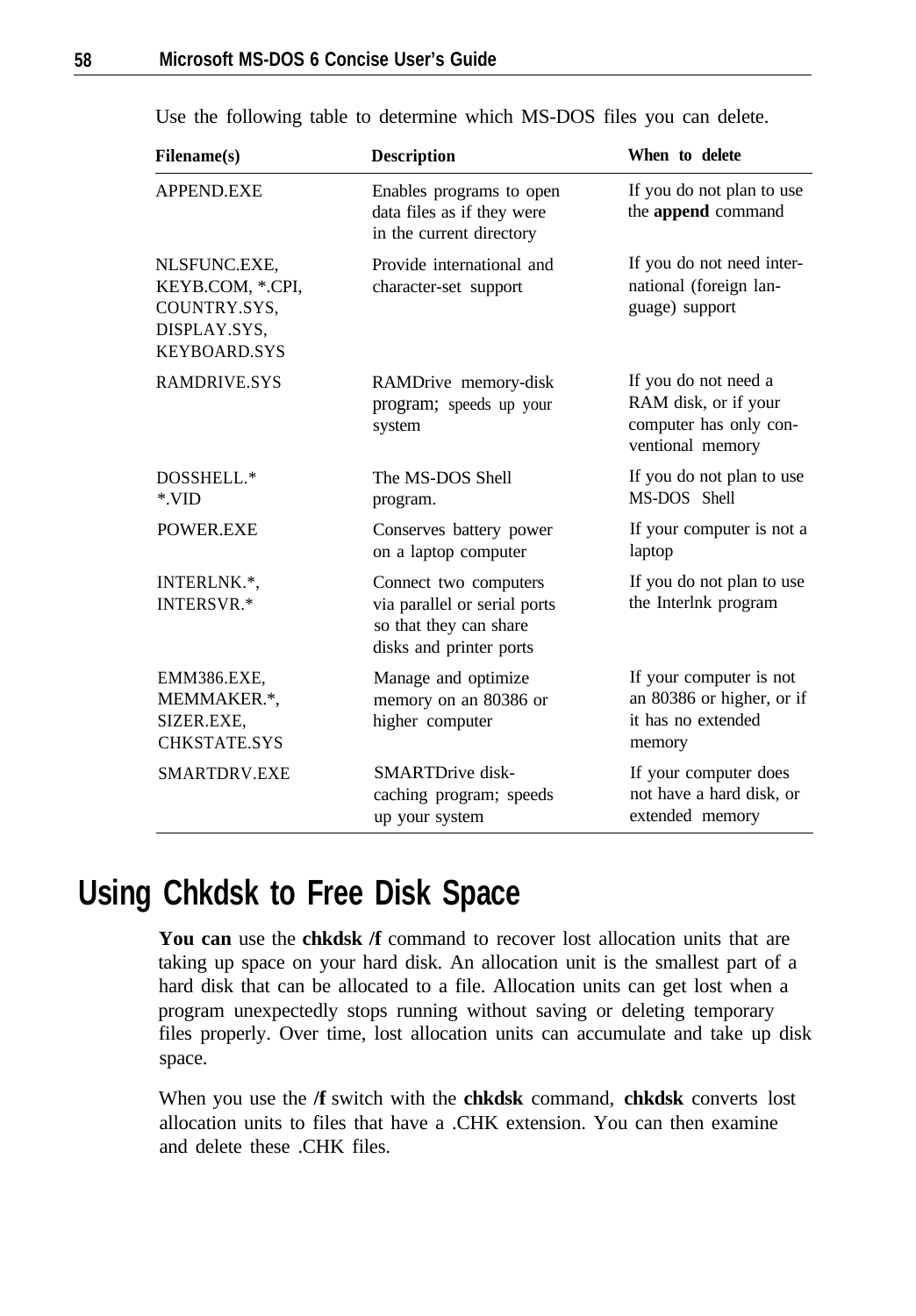Use the following table to determine which MS-DOS files you can delete.

| Filename(s) | Description | When to delete |
|---|---|---|
| APPEND.EXE | Enables programs to open data files as if they were in the current directory | If you do not plan to use the **append** command |
| NLSFUNC.EXE, KEYB.COM, *.CPI, COUNTRY.SYS, DISPLAY.SYS, KEYBOARD.SYS | Provide international and character-set support | If you do not need international (foreign language) support |
| RAMDRIVE.SYS | RAMDrive memory-disk program; speeds up your system | If you do not need a RAM disk, or if your computer has only conventional memory |
| DOSSHELL.* *.VID | The MS-DOS Shell program. | If you do not plan to use MS-DOS Shell |
| POWER.EXE | Conserves battery power on a laptop computer | If your computer is not a laptop |
| INTERLNK.*, INTERSVR.* | Connect two computers via parallel or serial ports so that they can share disks and printer ports | If you do not plan to use the Interlnk program |
| EMM386.EXE, MEMMAKER.*, SIZER.EXE, CHKSTATE.SYS | Manage and optimize memory on an 80386 or higher computer | If your computer is not an 80386 or higher, or if it has no extended memory |
| SMARTDRV.EXE | SMARTDrive disk-caching program; speeds up your system | If your computer does not have a hard disk, or extended memory |

## Using Chkdsk to Free Disk Space

**You can** use the **chkdsk /f** command to recover lost allocation units that are taking up space on your hard disk. An allocation unit is the smallest part of a hard disk that can be allocated to a file. Allocation units can get lost when a program unexpectedly stops running without saving or deleting temporary files properly. Over time, lost allocation units can accumulate and take up disk space.

When you use the **/f** switch with the **chkdsk** command, **chkdsk** converts lost allocation units to files that have a .CHK extension. You can then examine and delete these .CHK files.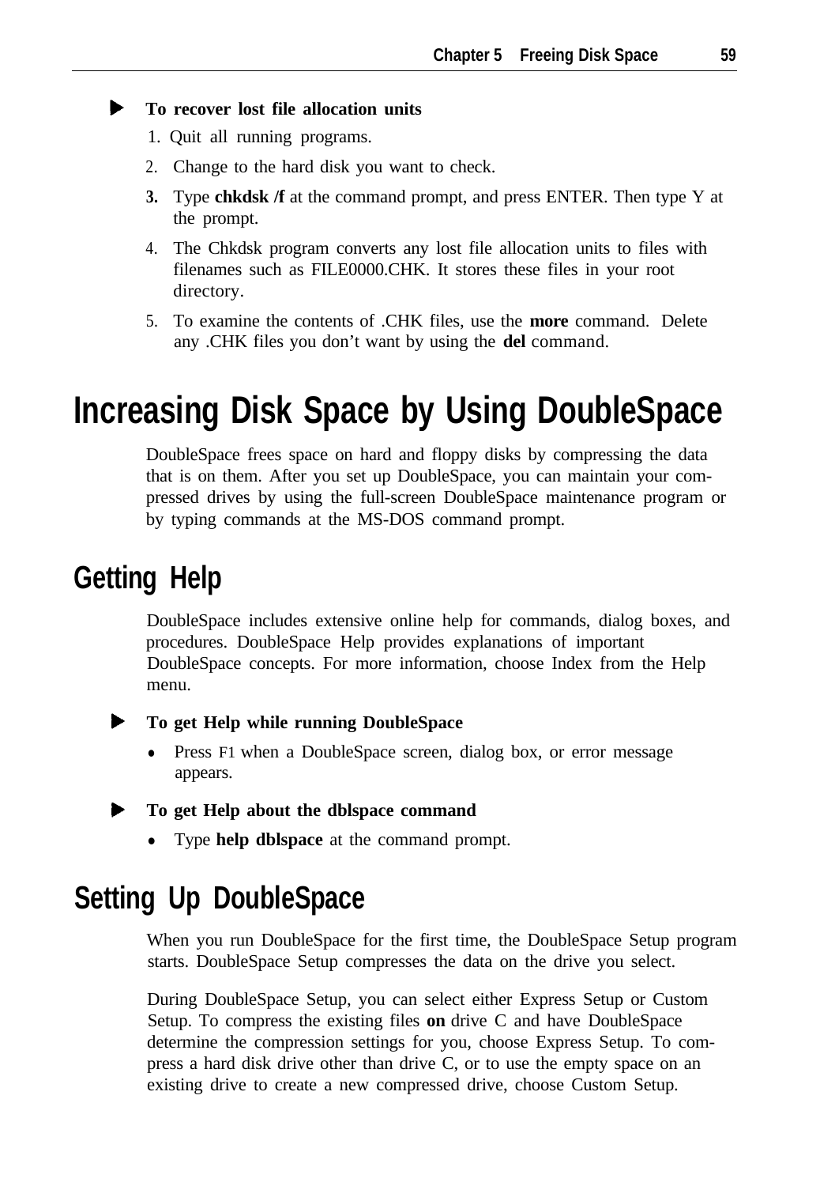**To recover lost file allocation units**

1. Quit all running programs.
2. Change to the hard disk you want to check.
3. Type **chkdsk /f** at the command prompt, and press ENTER. Then type Y at the prompt.
4. The Chkdsk program converts any lost file allocation units to files with filenames such as FILE0000.CHK. It stores these files in your root directory.
5. To examine the contents of .CHK files, use the **more** command. Delete any .CHK files you don't want by using the **del** command.

# Increasing Disk Space by Using DoubleSpace

DoubleSpace frees space on hard and floppy disks by compressing the data that is on them. After you set up DoubleSpace, you can maintain your compressed drives by using the full-screen DoubleSpace maintenance program or by typing commands at the MS-DOS command prompt.

## Getting Help

DoubleSpace includes extensive online help for commands, dialog boxes, and procedures. DoubleSpace Help provides explanations of important DoubleSpace concepts. For more information, choose Index from the Help menu.

**To get Help while running DoubleSpace**

- Press F1 when a DoubleSpace screen, dialog box, or error message appears.

**To get Help about the dblspace command**

- Type **help dblspace** at the command prompt.

## Setting Up DoubleSpace

When you run DoubleSpace for the first time, the DoubleSpace Setup program starts. DoubleSpace Setup compresses the data on the drive you select.

During DoubleSpace Setup, you can select either Express Setup or Custom Setup. To compress the existing files **on** drive C and have DoubleSpace determine the compression settings for you, choose Express Setup. To compress a hard disk drive other than drive C, or to use the empty space on an existing drive to create a new compressed drive, choose Custom Setup.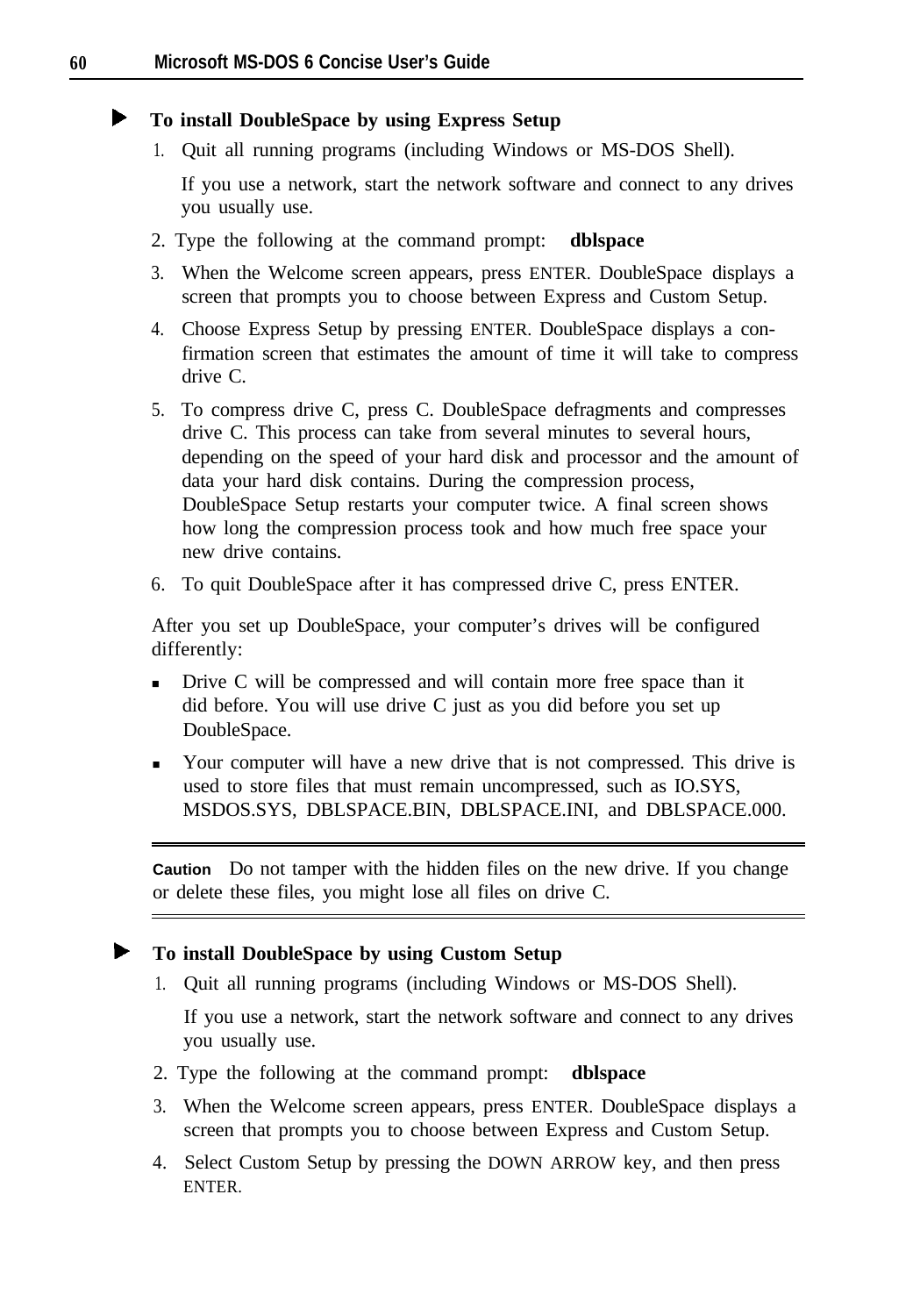### ▶ To install DoubleSpace by using Express Setup

1. Quit all running programs (including Windows or MS-DOS Shell).

   If you use a network, start the network software and connect to any drives you usually use.

2. Type the following at the command prompt: **dblspace**

3. When the Welcome screen appears, press ENTER. DoubleSpace displays a screen that prompts you to choose between Express and Custom Setup.

4. Choose Express Setup by pressing ENTER. DoubleSpace displays a confirmation screen that estimates the amount of time it will take to compress drive C.

5. To compress drive C, press C. DoubleSpace defragments and compresses drive C. This process can take from several minutes to several hours, depending on the speed of your hard disk and processor and the amount of data your hard disk contains. During the compression process, DoubleSpace Setup restarts your computer twice. A final screen shows how long the compression process took and how much free space your new drive contains.

6. To quit DoubleSpace after it has compressed drive C, press ENTER.

After you set up DoubleSpace, your computer's drives will be configured differently:

- Drive C will be compressed and will contain more free space than it did before. You will use drive C just as you did before you set up DoubleSpace.
- Your computer will have a new drive that is not compressed. This drive is used to store files that must remain uncompressed, such as IO.SYS, MSDOS.SYS, DBLSPACE.BIN, DBLSPACE.INI, and DBLSPACE.000.

---

**Caution** Do not tamper with the hidden files on the new drive. If you change or delete these files, you might lose all files on drive C.

---

### ▶ To install DoubleSpace by using Custom Setup

1. Quit all running programs (including Windows or MS-DOS Shell).

   If you use a network, start the network software and connect to any drives you usually use.

2. Type the following at the command prompt: **dblspace**

3. When the Welcome screen appears, press ENTER. DoubleSpace displays a screen that prompts you to choose between Express and Custom Setup.

4. Select Custom Setup by pressing the DOWN ARROW key, and then press ENTER.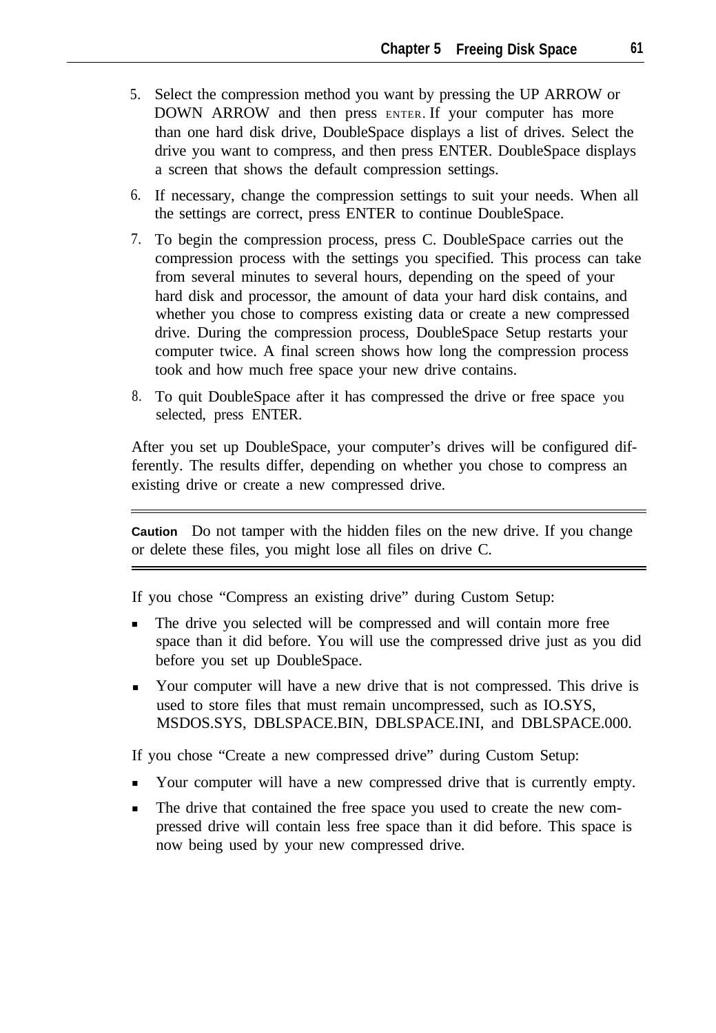5. Select the compression method you want by pressing the UP ARROW or DOWN ARROW and then press ENTER. If your computer has more than one hard disk drive, DoubleSpace displays a list of drives. Select the drive you want to compress, and then press ENTER. DoubleSpace displays a screen that shows the default compression settings.
6. If necessary, change the compression settings to suit your needs. When all the settings are correct, press ENTER to continue DoubleSpace.
7. To begin the compression process, press C. DoubleSpace carries out the compression process with the settings you specified. This process can take from several minutes to several hours, depending on the speed of your hard disk and processor, the amount of data your hard disk contains, and whether you chose to compress existing data or create a new compressed drive. During the compression process, DoubleSpace Setup restarts your computer twice. A final screen shows how long the compression process took and how much free space your new drive contains.
8. To quit DoubleSpace after it has compressed the drive or free space you selected, press ENTER.

After you set up DoubleSpace, your computer's drives will be configured differently. The results differ, depending on whether you chose to compress an existing drive or create a new compressed drive.

---

**Caution** Do not tamper with the hidden files on the new drive. If you change or delete these files, you might lose all files on drive C.

---

If you chose "Compress an existing drive" during Custom Setup:

- The drive you selected will be compressed and will contain more free space than it did before. You will use the compressed drive just as you did before you set up DoubleSpace.
- Your computer will have a new drive that is not compressed. This drive is used to store files that must remain uncompressed, such as IO.SYS, MSDOS.SYS, DBLSPACE.BIN, DBLSPACE.INI, and DBLSPACE.000.

If you chose "Create a new compressed drive" during Custom Setup:

- Your computer will have a new compressed drive that is currently empty.
- The drive that contained the free space you used to create the new compressed drive will contain less free space than it did before. This space is now being used by your new compressed drive.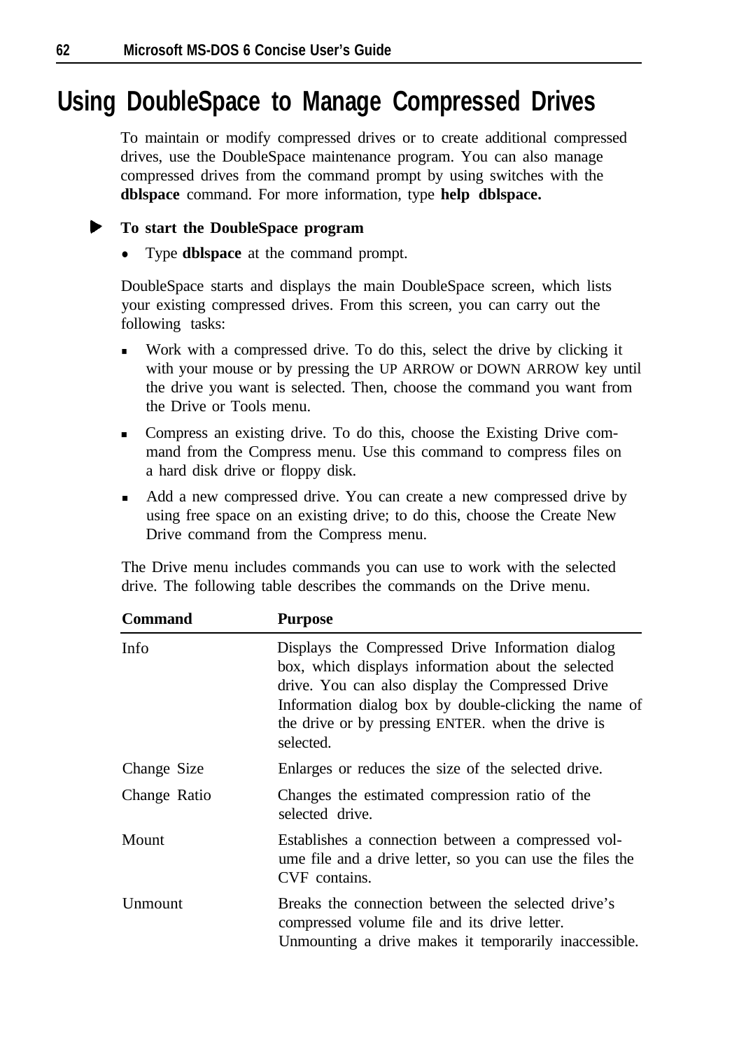# Using DoubleSpace to Manage Compressed Drives

To maintain or modify compressed drives or to create additional compressed drives, use the DoubleSpace maintenance program. You can also manage compressed drives from the command prompt by using switches with the **dblspace** command. For more information, type **help dblspace.**

**To start the DoubleSpace program**

- Type **dblspace** at the command prompt.

DoubleSpace starts and displays the main DoubleSpace screen, which lists your existing compressed drives. From this screen, you can carry out the following tasks:

- Work with a compressed drive. To do this, select the drive by clicking it with your mouse or by pressing the UP ARROW or DOWN ARROW key until the drive you want is selected. Then, choose the command you want from the Drive or Tools menu.
- Compress an existing drive. To do this, choose the Existing Drive command from the Compress menu. Use this command to compress files on a hard disk drive or floppy disk.
- Add a new compressed drive. You can create a new compressed drive by using free space on an existing drive; to do this, choose the Create New Drive command from the Compress menu.

The Drive menu includes commands you can use to work with the selected drive. The following table describes the commands on the Drive menu.

| Command | Purpose |
|---|---|
| Info | Displays the Compressed Drive Information dialog box, which displays information about the selected drive. You can also display the Compressed Drive Information dialog box by double-clicking the name of the drive or by pressing ENTER. when the drive is selected. |
| Change Size | Enlarges or reduces the size of the selected drive. |
| Change Ratio | Changes the estimated compression ratio of the selected drive. |
| Mount | Establishes a connection between a compressed volume file and a drive letter, so you can use the files the CVF contains. |
| Unmount | Breaks the connection between the selected drive's compressed volume file and its drive letter. Unmounting a drive makes it temporarily inaccessible. |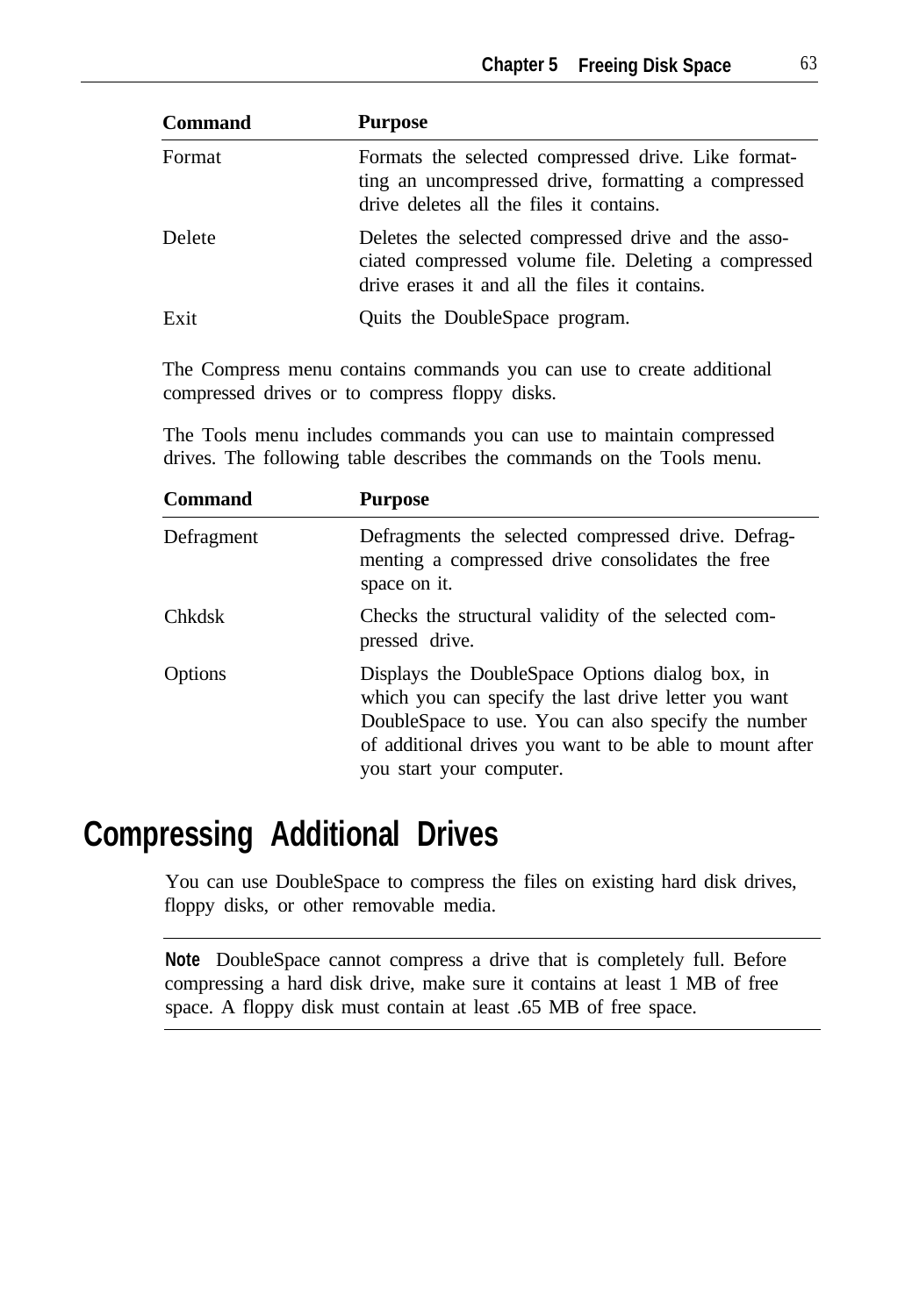| Command | Purpose |
|---|---|
| Format | Formats the selected compressed drive. Like formatting an uncompressed drive, formatting a compressed drive deletes all the files it contains. |
| Delete | Deletes the selected compressed drive and the associated compressed volume file. Deleting a compressed drive erases it and all the files it contains. |
| Exit | Quits the DoubleSpace program. |

The Compress menu contains commands you can use to create additional compressed drives or to compress floppy disks.

The Tools menu includes commands you can use to maintain compressed drives. The following table describes the commands on the Tools menu.

| Command | Purpose |
|---|---|
| Defragment | Defragments the selected compressed drive. Defragmenting a compressed drive consolidates the free space on it. |
| Chkdsk | Checks the structural validity of the selected compressed drive. |
| Options | Displays the DoubleSpace Options dialog box, in which you can specify the last drive letter you want DoubleSpace to use. You can also specify the number of additional drives you want to be able to mount after you start your computer. |

## Compressing Additional Drives

You can use DoubleSpace to compress the files on existing hard disk drives, floppy disks, or other removable media.

---

**Note** DoubleSpace cannot compress a drive that is completely full. Before compressing a hard disk drive, make sure it contains at least 1 MB of free space. A floppy disk must contain at least .65 MB of free space.

---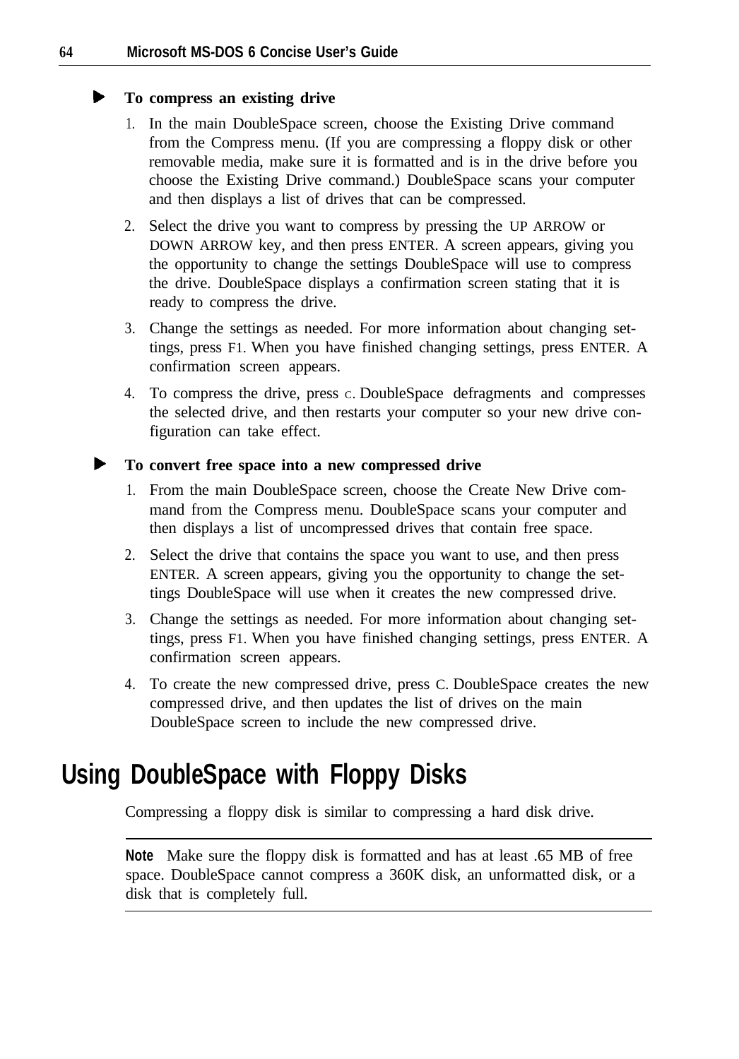**To compress an existing drive**

1. In the main DoubleSpace screen, choose the Existing Drive command from the Compress menu. (If you are compressing a floppy disk or other removable media, make sure it is formatted and is in the drive before you choose the Existing Drive command.) DoubleSpace scans your computer and then displays a list of drives that can be compressed.
2. Select the drive you want to compress by pressing the UP ARROW or DOWN ARROW key, and then press ENTER. A screen appears, giving you the opportunity to change the settings DoubleSpace will use to compress the drive. DoubleSpace displays a confirmation screen stating that it is ready to compress the drive.
3. Change the settings as needed. For more information about changing settings, press F1. When you have finished changing settings, press ENTER. A confirmation screen appears.
4. To compress the drive, press C. DoubleSpace defragments and compresses the selected drive, and then restarts your computer so your new drive configuration can take effect.

**To convert free space into a new compressed drive**

1. From the main DoubleSpace screen, choose the Create New Drive command from the Compress menu. DoubleSpace scans your computer and then displays a list of uncompressed drives that contain free space.
2. Select the drive that contains the space you want to use, and then press ENTER. A screen appears, giving you the opportunity to change the settings DoubleSpace will use when it creates the new compressed drive.
3. Change the settings as needed. For more information about changing settings, press F1. When you have finished changing settings, press ENTER. A confirmation screen appears.
4. To create the new compressed drive, press C. DoubleSpace creates the new compressed drive, and then updates the list of drives on the main DoubleSpace screen to include the new compressed drive.

## Using DoubleSpace with Floppy Disks

Compressing a floppy disk is similar to compressing a hard disk drive.

---

**Note** Make sure the floppy disk is formatted and has at least .65 MB of free space. DoubleSpace cannot compress a 360K disk, an unformatted disk, or a disk that is completely full.

---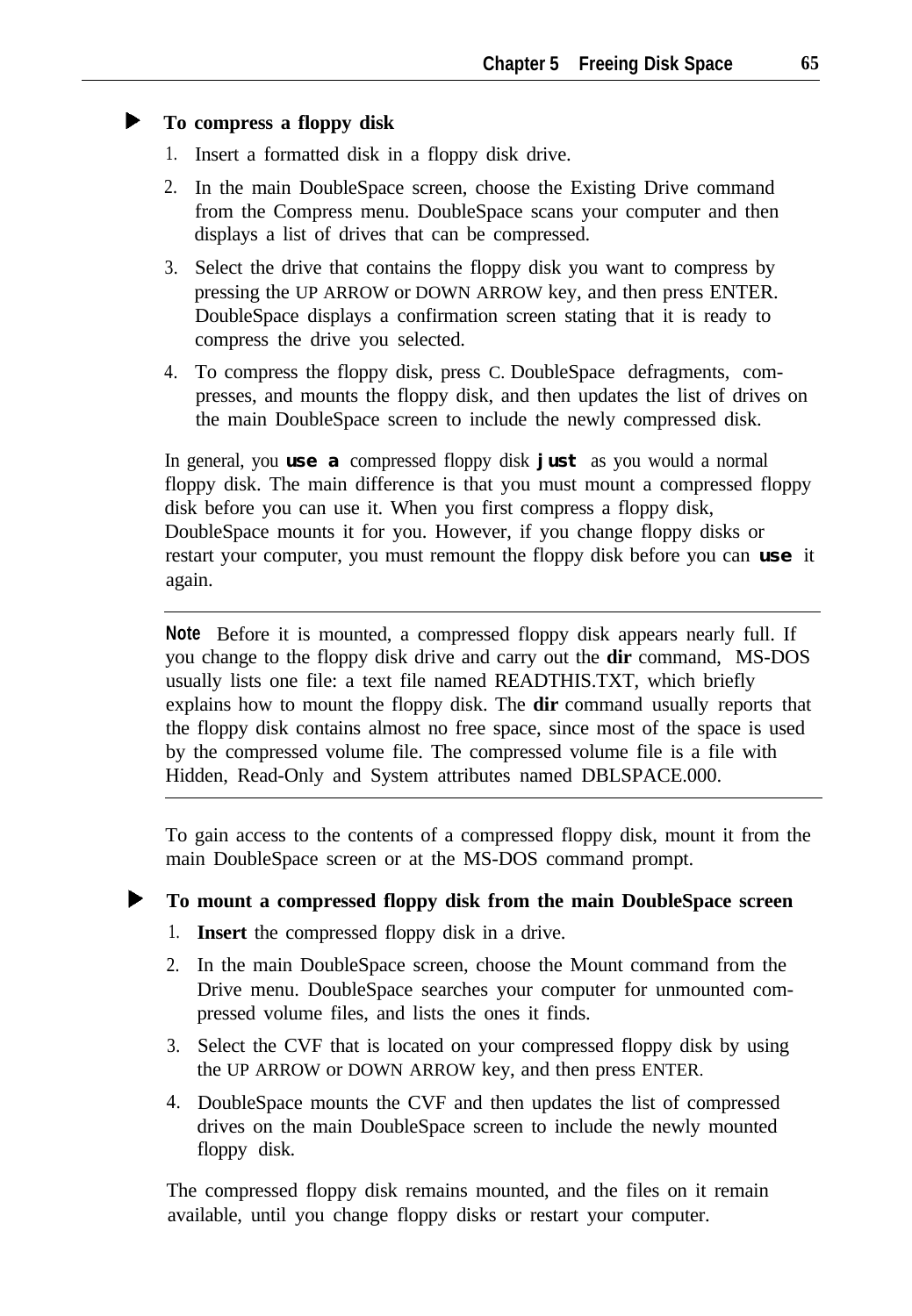**To compress a floppy disk**

1. Insert a formatted disk in a floppy disk drive.
2. In the main DoubleSpace screen, choose the Existing Drive command from the Compress menu. DoubleSpace scans your computer and then displays a list of drives that can be compressed.
3. Select the drive that contains the floppy disk you want to compress by pressing the UP ARROW or DOWN ARROW key, and then press ENTER. DoubleSpace displays a confirmation screen stating that it is ready to compress the drive you selected.
4. To compress the floppy disk, press C. DoubleSpace defragments, compresses, and mounts the floppy disk, and then updates the list of drives on the main DoubleSpace screen to include the newly compressed disk.

In general, you use a compressed floppy disk just as you would a normal floppy disk. The main difference is that you must mount a compressed floppy disk before you can use it. When you first compress a floppy disk, DoubleSpace mounts it for you. However, if you change floppy disks or restart your computer, you must remount the floppy disk before you can use it again.

---

**Note** Before it is mounted, a compressed floppy disk appears nearly full. If you change to the floppy disk drive and carry out the **dir** command, MS-DOS usually lists one file: a text file named READTHIS.TXT, which briefly explains how to mount the floppy disk. The **dir** command usually reports that the floppy disk contains almost no free space, since most of the space is used by the compressed volume file. The compressed volume file is a file with Hidden, Read-Only and System attributes named DBLSPACE.000.

---

To gain access to the contents of a compressed floppy disk, mount it from the main DoubleSpace screen or at the MS-DOS command prompt.

**To mount a compressed floppy disk from the main DoubleSpace screen**

1. **Insert** the compressed floppy disk in a drive.
2. In the main DoubleSpace screen, choose the Mount command from the Drive menu. DoubleSpace searches your computer for unmounted compressed volume files, and lists the ones it finds.
3. Select the CVF that is located on your compressed floppy disk by using the UP ARROW or DOWN ARROW key, and then press ENTER.
4. DoubleSpace mounts the CVF and then updates the list of compressed drives on the main DoubleSpace screen to include the newly mounted floppy disk.

The compressed floppy disk remains mounted, and the files on it remain available, until you change floppy disks or restart your computer.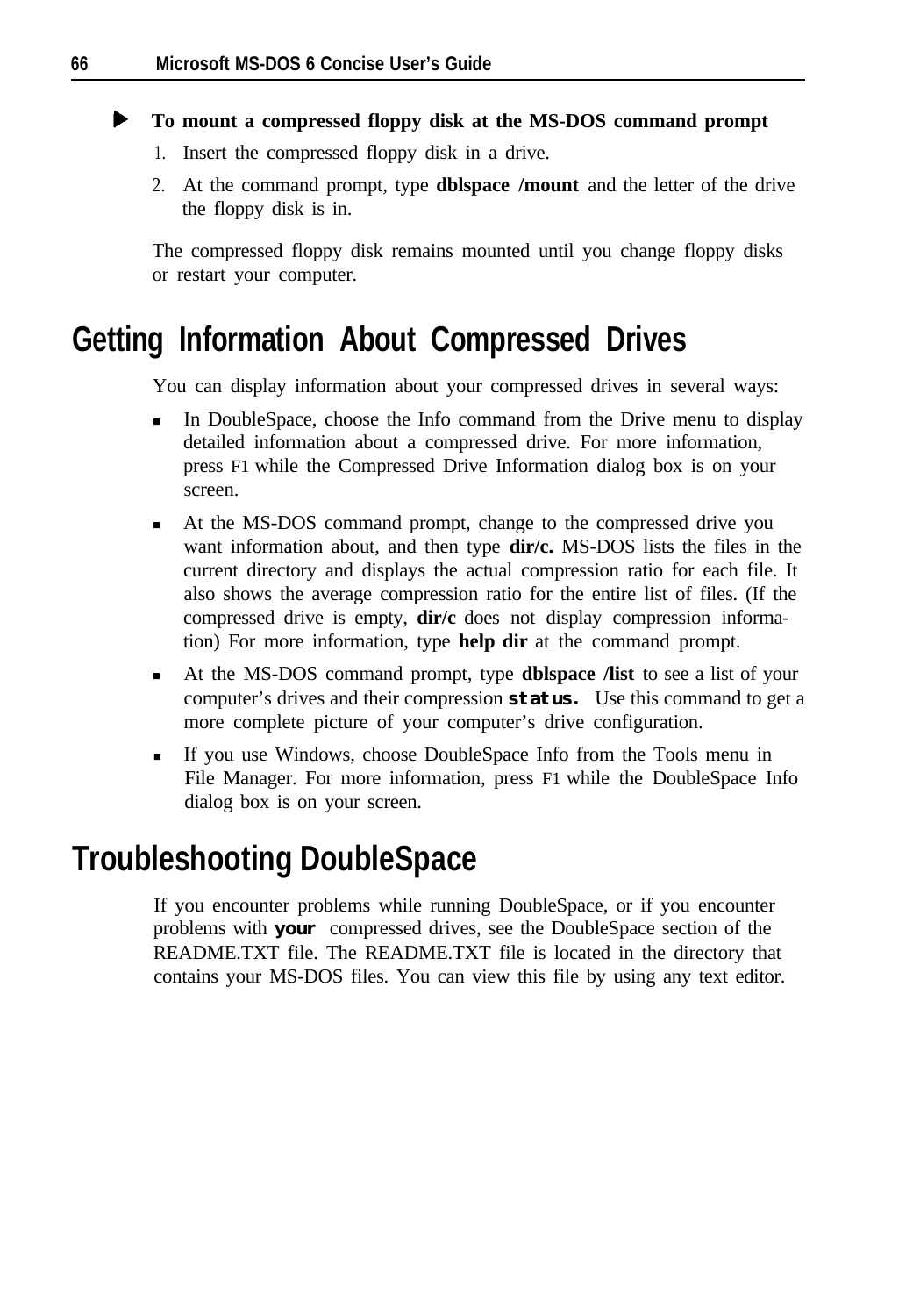**To mount a compressed floppy disk at the MS-DOS command prompt**

1. Insert the compressed floppy disk in a drive.
2. At the command prompt, type **dblspace /mount** and the letter of the drive the floppy disk is in.

The compressed floppy disk remains mounted until you change floppy disks or restart your computer.

## Getting Information About Compressed Drives

You can display information about your compressed drives in several ways:

- In DoubleSpace, choose the Info command from the Drive menu to display detailed information about a compressed drive. For more information, press F1 while the Compressed Drive Information dialog box is on your screen.
- At the MS-DOS command prompt, change to the compressed drive you want information about, and then type **dir/c.** MS-DOS lists the files in the current directory and displays the actual compression ratio for each file. It also shows the average compression ratio for the entire list of files. (If the compressed drive is empty, **dir/c** does not display compression information) For more information, type **help dir** at the command prompt.
- At the MS-DOS command prompt, type **dblspace /list** to see a list of your computer's drives and their compression **status.** Use this command to get a more complete picture of your computer's drive configuration.
- If you use Windows, choose DoubleSpace Info from the Tools menu in File Manager. For more information, press F1 while the DoubleSpace Info dialog box is on your screen.

## Troubleshooting DoubleSpace

If you encounter problems while running DoubleSpace, or if you encounter problems with **your** compressed drives, see the DoubleSpace section of the README.TXT file. The README.TXT file is located in the directory that contains your MS-DOS files. You can view this file by using any text editor.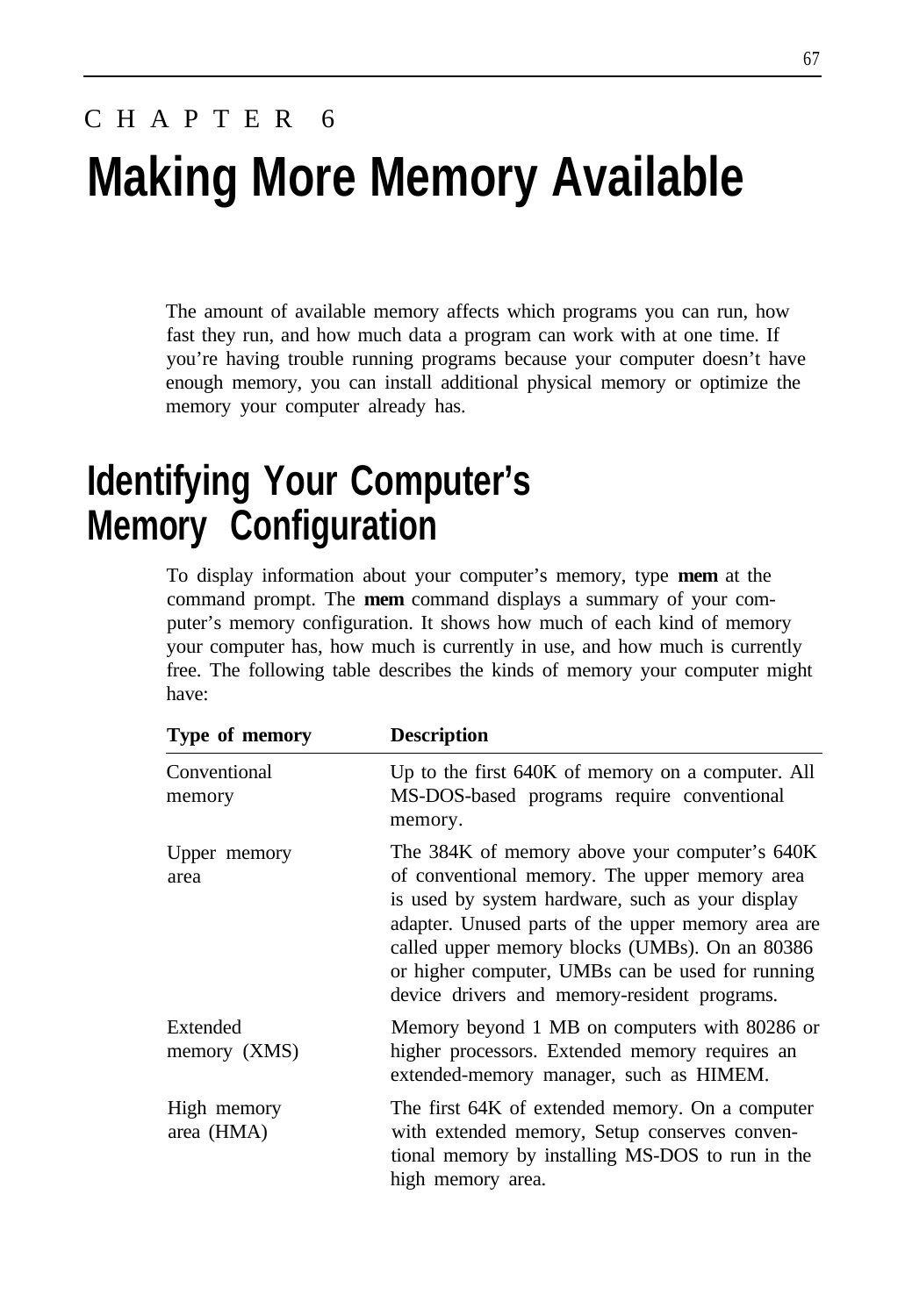CHAPTER 6

# Making More Memory Available

The amount of available memory affects which programs you can run, how fast they run, and how much data a program can work with at one time. If you're having trouble running programs because your computer doesn't have enough memory, you can install additional physical memory or optimize the memory your computer already has.

## Identifying Your Computer's Memory Configuration

To display information about your computer's memory, type **mem** at the command prompt. The **mem** command displays a summary of your computer's memory configuration. It shows how much of each kind of memory your computer has, how much is currently in use, and how much is currently free. The following table describes the kinds of memory your computer might have:

| Type of memory | Description |
|---|---|
| Conventional memory | Up to the first 640K of memory on a computer. All MS-DOS-based programs require conventional memory. |
| Upper memory area | The 384K of memory above your computer's 640K of conventional memory. The upper memory area is used by system hardware, such as your display adapter. Unused parts of the upper memory area are called upper memory blocks (UMBs). On an 80386 or higher computer, UMBs can be used for running device drivers and memory-resident programs. |
| Extended memory (XMS) | Memory beyond 1 MB on computers with 80286 or higher processors. Extended memory requires an extended-memory manager, such as HIMEM. |
| High memory area (HMA) | The first 64K of extended memory. On a computer with extended memory, Setup conserves conventional memory by installing MS-DOS to run in the high memory area. |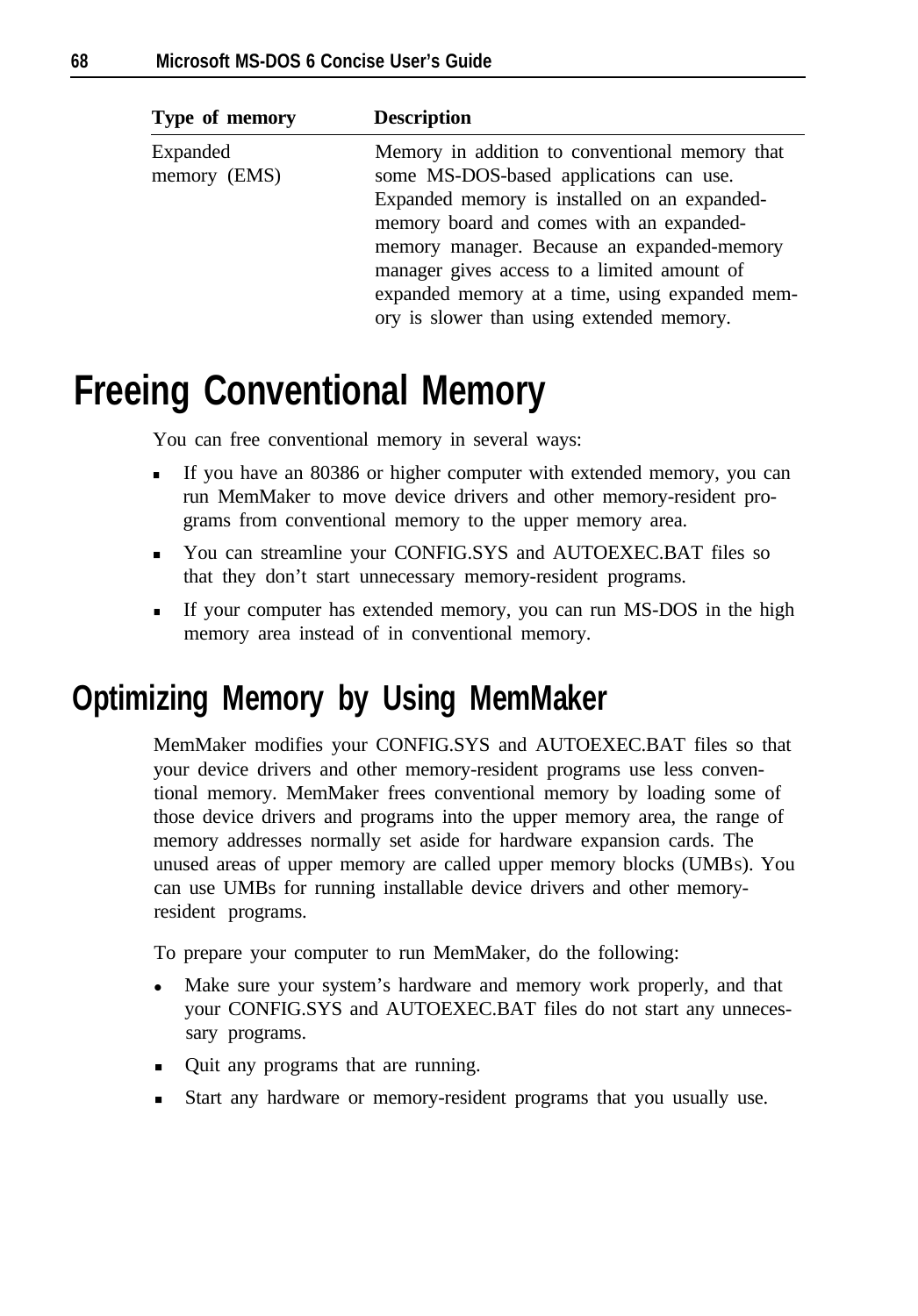| Type of memory | Description |
|---|---|
| Expanded memory (EMS) | Memory in addition to conventional memory that some MS-DOS-based applications can use. Expanded memory is installed on an expanded-memory board and comes with an expanded-memory manager. Because an expanded-memory manager gives access to a limited amount of expanded memory at a time, using expanded memory is slower than using extended memory. |

# Freeing Conventional Memory

You can free conventional memory in several ways:

- If you have an 80386 or higher computer with extended memory, you can run MemMaker to move device drivers and other memory-resident programs from conventional memory to the upper memory area.
- You can streamline your CONFIG.SYS and AUTOEXEC.BAT files so that they don't start unnecessary memory-resident programs.
- If your computer has extended memory, you can run MS-DOS in the high memory area instead of in conventional memory.

## Optimizing Memory by Using MemMaker

MemMaker modifies your CONFIG.SYS and AUTOEXEC.BAT files so that your device drivers and other memory-resident programs use less conventional memory. MemMaker frees conventional memory by loading some of those device drivers and programs into the upper memory area, the range of memory addresses normally set aside for hardware expansion cards. The unused areas of upper memory are called upper memory blocks (UMBs). You can use UMBs for running installable device drivers and other memory-resident programs.

To prepare your computer to run MemMaker, do the following:

- Make sure your system's hardware and memory work properly, and that your CONFIG.SYS and AUTOEXEC.BAT files do not start any unnecessary programs.
- Quit any programs that are running.
- Start any hardware or memory-resident programs that you usually use.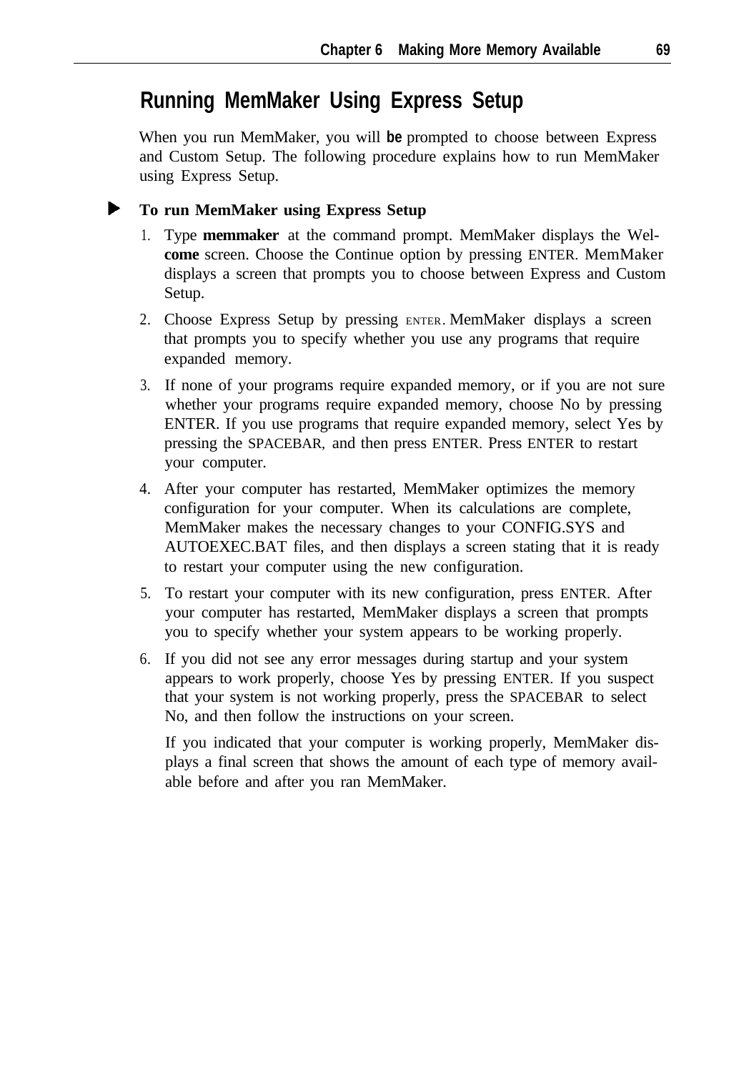## Running MemMaker Using Express Setup

When you run MemMaker, you will **be** prompted to choose between Express and Custom Setup. The following procedure explains how to run MemMaker using Express Setup.

► **To run MemMaker using Express Setup**

1. Type **memmaker** at the command prompt. MemMaker displays the Welcome screen. Choose the Continue option by pressing ENTER. MemMaker displays a screen that prompts you to choose between Express and Custom Setup.
2. Choose Express Setup by pressing ENTER. MemMaker displays a screen that prompts you to specify whether you use any programs that require expanded memory.
3. If none of your programs require expanded memory, or if you are not sure whether your programs require expanded memory, choose No by pressing ENTER. If you use programs that require expanded memory, select Yes by pressing the SPACEBAR, and then press ENTER. Press ENTER to restart your computer.
4. After your computer has restarted, MemMaker optimizes the memory configuration for your computer. When its calculations are complete, MemMaker makes the necessary changes to your CONFIG.SYS and AUTOEXEC.BAT files, and then displays a screen stating that it is ready to restart your computer using the new configuration.
5. To restart your computer with its new configuration, press ENTER. After your computer has restarted, MemMaker displays a screen that prompts you to specify whether your system appears to be working properly.
6. If you did not see any error messages during startup and your system appears to work properly, choose Yes by pressing ENTER. If you suspect that your system is not working properly, press the SPACEBAR to select No, and then follow the instructions on your screen.

   If you indicated that your computer is working properly, MemMaker displays a final screen that shows the amount of each type of memory available before and after you ran MemMaker.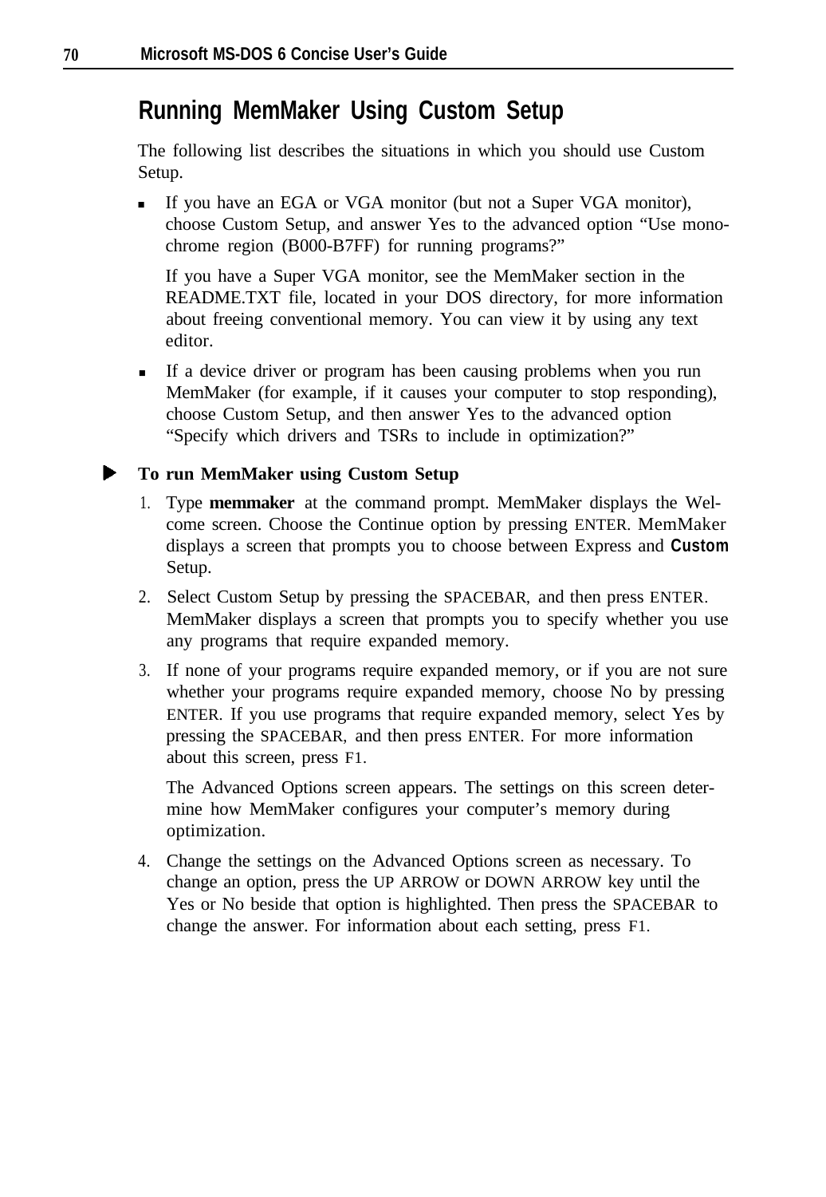## Running MemMaker Using Custom Setup

The following list describes the situations in which you should use Custom Setup.

- If you have an EGA or VGA monitor (but not a Super VGA monitor), choose Custom Setup, and answer Yes to the advanced option "Use monochrome region (B000-B7FF) for running programs?"

  If you have a Super VGA monitor, see the MemMaker section in the README.TXT file, located in your DOS directory, for more information about freeing conventional memory. You can view it by using any text editor.

- If a device driver or program has been causing problems when you run MemMaker (for example, if it causes your computer to stop responding), choose Custom Setup, and then answer Yes to the advanced option "Specify which drivers and TSRs to include in optimization?"

**To run MemMaker using Custom Setup**

1. Type **memmaker** at the command prompt. MemMaker displays the Welcome screen. Choose the Continue option by pressing ENTER. MemMaker displays a screen that prompts you to choose between Express and Custom Setup.
2. Select Custom Setup by pressing the SPACEBAR, and then press ENTER. MemMaker displays a screen that prompts you to specify whether you use any programs that require expanded memory.
3. If none of your programs require expanded memory, or if you are not sure whether your programs require expanded memory, choose No by pressing ENTER. If you use programs that require expanded memory, select Yes by pressing the SPACEBAR, and then press ENTER. For more information about this screen, press F1.

   The Advanced Options screen appears. The settings on this screen determine how MemMaker configures your computer's memory during optimization.
4. Change the settings on the Advanced Options screen as necessary. To change an option, press the UP ARROW or DOWN ARROW key until the Yes or No beside that option is highlighted. Then press the SPACEBAR to change the answer. For information about each setting, press F1.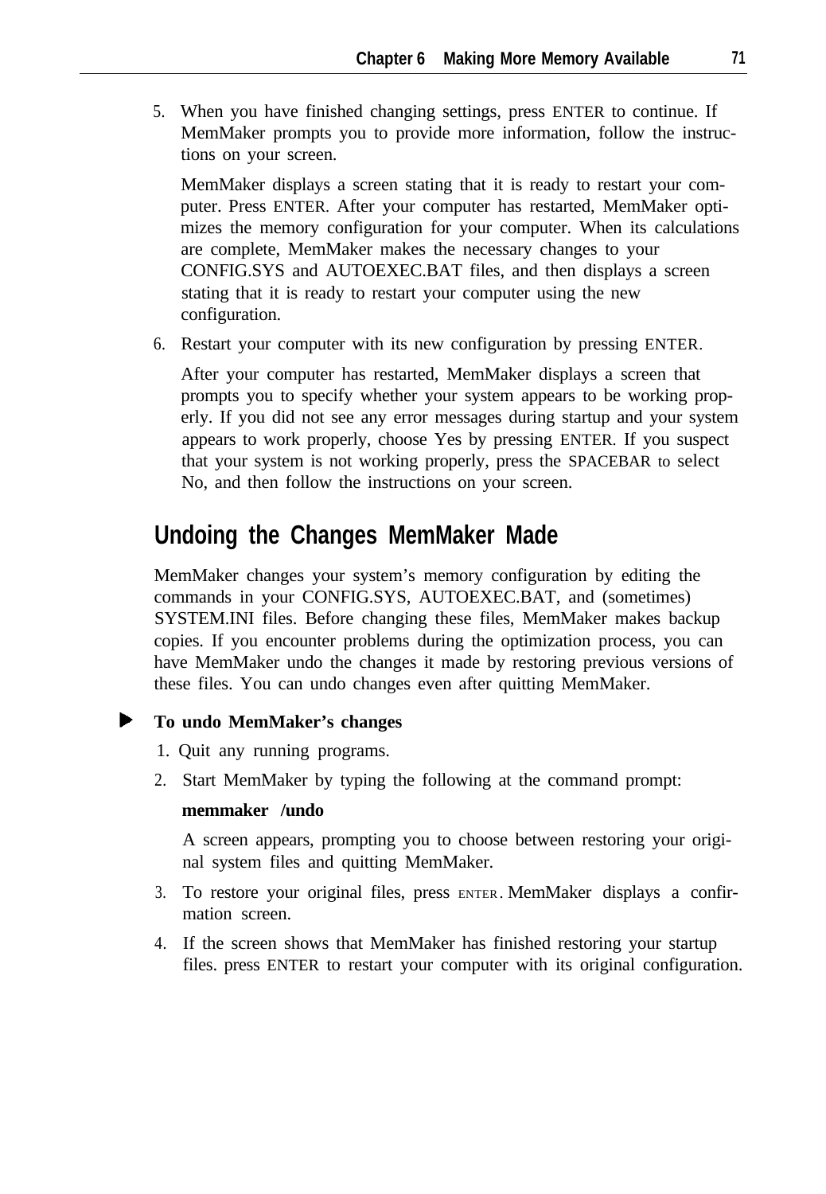5. When you have finished changing settings, press ENTER to continue. If MemMaker prompts you to provide more information, follow the instructions on your screen.

   MemMaker displays a screen stating that it is ready to restart your computer. Press ENTER. After your computer has restarted, MemMaker optimizes the memory configuration for your computer. When its calculations are complete, MemMaker makes the necessary changes to your CONFIG.SYS and AUTOEXEC.BAT files, and then displays a screen stating that it is ready to restart your computer using the new configuration.

6. Restart your computer with its new configuration by pressing ENTER.

   After your computer has restarted, MemMaker displays a screen that prompts you to specify whether your system appears to be working properly. If you did not see any error messages during startup and your system appears to work properly, choose Yes by pressing ENTER. If you suspect that your system is not working properly, press the SPACEBAR to select No, and then follow the instructions on your screen.

## Undoing the Changes MemMaker Made

MemMaker changes your system's memory configuration by editing the commands in your CONFIG.SYS, AUTOEXEC.BAT, and (sometimes) SYSTEM.INI files. Before changing these files, MemMaker makes backup copies. If you encounter problems during the optimization process, you can have MemMaker undo the changes it made by restoring previous versions of these files. You can undo changes even after quitting MemMaker.

**To undo MemMaker's changes**

1. Quit any running programs.
2. Start MemMaker by typing the following at the command prompt:

   **memmaker /undo**

   A screen appears, prompting you to choose between restoring your original system files and quitting MemMaker.

3. To restore your original files, press ENTER. MemMaker displays a confirmation screen.
4. If the screen shows that MemMaker has finished restoring your startup files. press ENTER to restart your computer with its original configuration.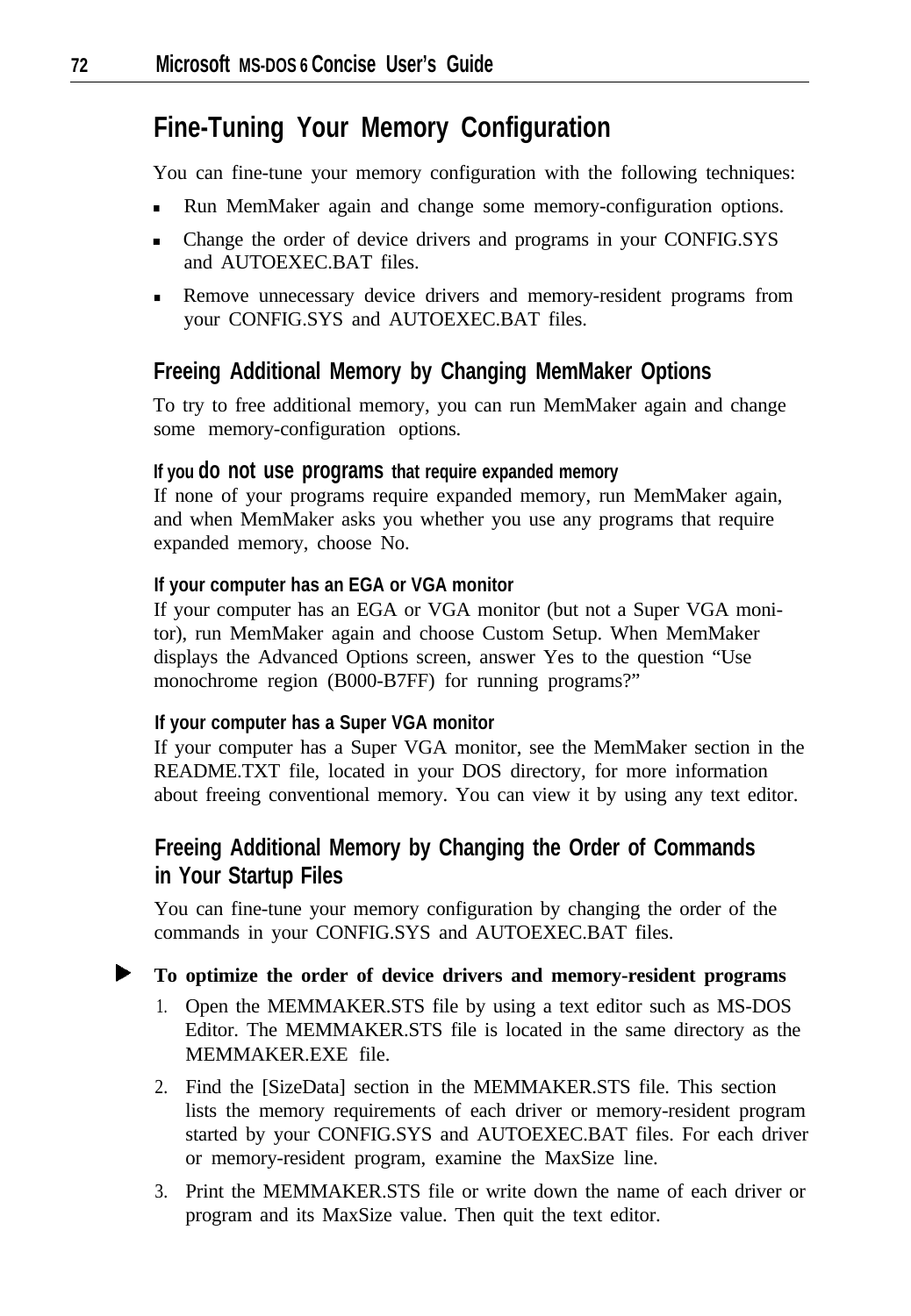## Fine-Tuning Your Memory Configuration

You can fine-tune your memory configuration with the following techniques:

- Run MemMaker again and change some memory-configuration options.
- Change the order of device drivers and programs in your CONFIG.SYS and AUTOEXEC.BAT files.
- Remove unnecessary device drivers and memory-resident programs from your CONFIG.SYS and AUTOEXEC.BAT files.

### Freeing Additional Memory by Changing MemMaker Options

To try to free additional memory, you can run MemMaker again and change some memory-configuration options.

**If you do not use programs that require expanded memory**

If none of your programs require expanded memory, run MemMaker again, and when MemMaker asks you whether you use any programs that require expanded memory, choose No.

**If your computer has an EGA or VGA monitor**

If your computer has an EGA or VGA monitor (but not a Super VGA monitor), run MemMaker again and choose Custom Setup. When MemMaker displays the Advanced Options screen, answer Yes to the question "Use monochrome region (B000-B7FF) for running programs?"

**If your computer has a Super VGA monitor**

If your computer has a Super VGA monitor, see the MemMaker section in the README.TXT file, located in your DOS directory, for more information about freeing conventional memory. You can view it by using any text editor.

### Freeing Additional Memory by Changing the Order of Commands in Your Startup Files

You can fine-tune your memory configuration by changing the order of the commands in your CONFIG.SYS and AUTOEXEC.BAT files.

**To optimize the order of device drivers and memory-resident programs**

1. Open the MEMMAKER.STS file by using a text editor such as MS-DOS Editor. The MEMMAKER.STS file is located in the same directory as the MEMMAKER.EXE file.
2. Find the [SizeData] section in the MEMMAKER.STS file. This section lists the memory requirements of each driver or memory-resident program started by your CONFIG.SYS and AUTOEXEC.BAT files. For each driver or memory-resident program, examine the MaxSize line.
3. Print the MEMMAKER.STS file or write down the name of each driver or program and its MaxSize value. Then quit the text editor.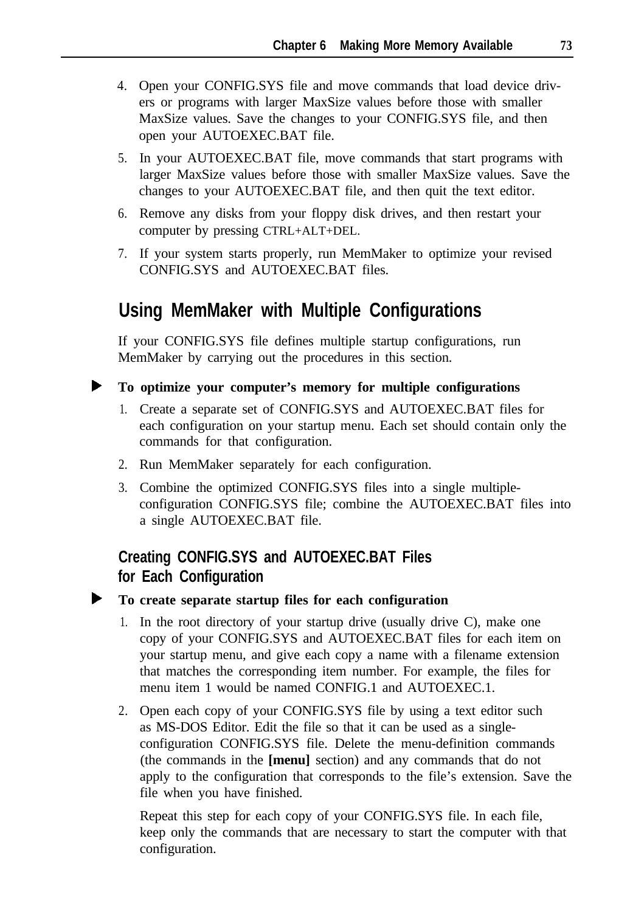4. Open your CONFIG.SYS file and move commands that load device drivers or programs with larger MaxSize values before those with smaller MaxSize values. Save the changes to your CONFIG.SYS file, and then open your AUTOEXEC.BAT file.
5. In your AUTOEXEC.BAT file, move commands that start programs with larger MaxSize values before those with smaller MaxSize values. Save the changes to your AUTOEXEC.BAT file, and then quit the text editor.
6. Remove any disks from your floppy disk drives, and then restart your computer by pressing CTRL+ALT+DEL.
7. If your system starts properly, run MemMaker to optimize your revised CONFIG.SYS and AUTOEXEC.BAT files.

## Using MemMaker with Multiple Configurations

If your CONFIG.SYS file defines multiple startup configurations, run MemMaker by carrying out the procedures in this section.

► **To optimize your computer's memory for multiple configurations**

1. Create a separate set of CONFIG.SYS and AUTOEXEC.BAT files for each configuration on your startup menu. Each set should contain only the commands for that configuration.
2. Run MemMaker separately for each configuration.
3. Combine the optimized CONFIG.SYS files into a single multiple-configuration CONFIG.SYS file; combine the AUTOEXEC.BAT files into a single AUTOEXEC.BAT file.

### Creating CONFIG.SYS and AUTOEXEC.BAT Files for Each Configuration

► **To create separate startup files for each configuration**

1. In the root directory of your startup drive (usually drive C), make one copy of your CONFIG.SYS and AUTOEXEC.BAT files for each item on your startup menu, and give each copy a name with a filename extension that matches the corresponding item number. For example, the files for menu item 1 would be named CONFIG.1 and AUTOEXEC.1.
2. Open each copy of your CONFIG.SYS file by using a text editor such as MS-DOS Editor. Edit the file so that it can be used as a single-configuration CONFIG.SYS file. Delete the menu-definition commands (the commands in the **[menu]** section) and any commands that do not apply to the configuration that corresponds to the file's extension. Save the file when you have finished.

   Repeat this step for each copy of your CONFIG.SYS file. In each file, keep only the commands that are necessary to start the computer with that configuration.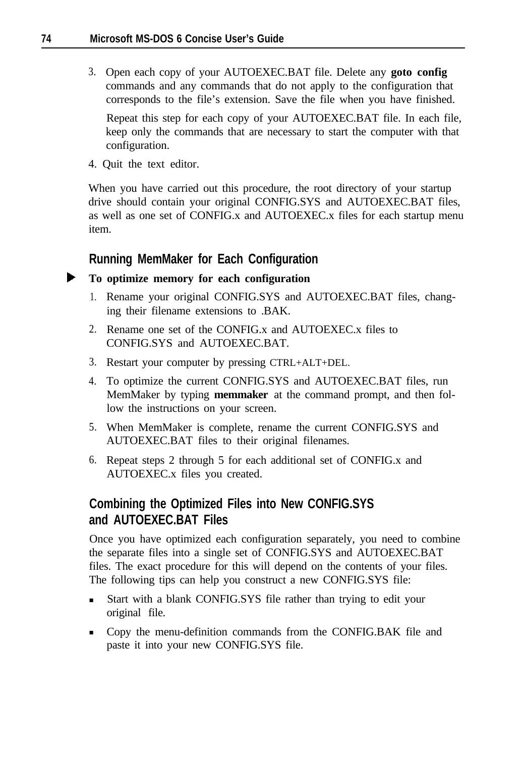3. Open each copy of your AUTOEXEC.BAT file. Delete any **goto config** commands and any commands that do not apply to the configuration that corresponds to the file's extension. Save the file when you have finished.

   Repeat this step for each copy of your AUTOEXEC.BAT file. In each file, keep only the commands that are necessary to start the computer with that configuration.

4. Quit the text editor.

When you have carried out this procedure, the root directory of your startup drive should contain your original CONFIG.SYS and AUTOEXEC.BAT files, as well as one set of CONFIG.x and AUTOEXEC.x files for each startup menu item.

### Running MemMaker for Each Configuration

**To optimize memory for each configuration**

1. Rename your original CONFIG.SYS and AUTOEXEC.BAT files, changing their filename extensions to .BAK.
2. Rename one set of the CONFIG.x and AUTOEXEC.x files to CONFIG.SYS and AUTOEXEC.BAT.
3. Restart your computer by pressing CTRL+ALT+DEL.
4. To optimize the current CONFIG.SYS and AUTOEXEC.BAT files, run MemMaker by typing **memmaker** at the command prompt, and then follow the instructions on your screen.
5. When MemMaker is complete, rename the current CONFIG.SYS and AUTOEXEC.BAT files to their original filenames.
6. Repeat steps 2 through 5 for each additional set of CONFIG.x and AUTOEXEC.x files you created.

### Combining the Optimized Files into New CONFIG.SYS and AUTOEXEC.BAT Files

Once you have optimized each configuration separately, you need to combine the separate files into a single set of CONFIG.SYS and AUTOEXEC.BAT files. The exact procedure for this will depend on the contents of your files. The following tips can help you construct a new CONFIG.SYS file:

- Start with a blank CONFIG.SYS file rather than trying to edit your original file.
- Copy the menu-definition commands from the CONFIG.BAK file and paste it into your new CONFIG.SYS file.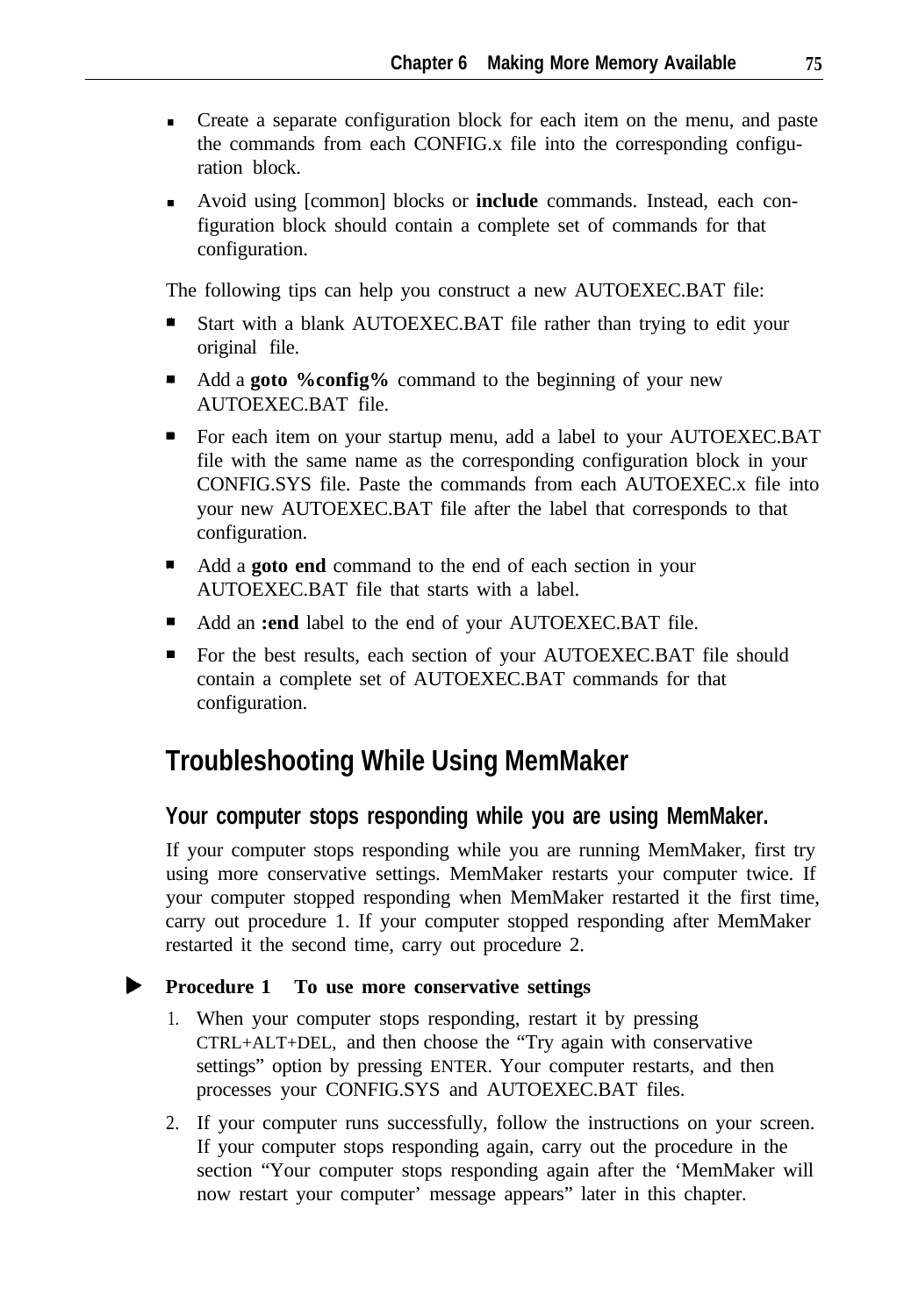- Create a separate configuration block for each item on the menu, and paste the commands from each CONFIG.x file into the corresponding configuration block.
- Avoid using [common] blocks or **include** commands. Instead, each configuration block should contain a complete set of commands for that configuration.

The following tips can help you construct a new AUTOEXEC.BAT file:

- Start with a blank AUTOEXEC.BAT file rather than trying to edit your original file.
- Add a **goto %config%** command to the beginning of your new AUTOEXEC.BAT file.
- For each item on your startup menu, add a label to your AUTOEXEC.BAT file with the same name as the corresponding configuration block in your CONFIG.SYS file. Paste the commands from each AUTOEXEC.x file into your new AUTOEXEC.BAT file after the label that corresponds to that configuration.
- Add a **goto end** command to the end of each section in your AUTOEXEC.BAT file that starts with a label.
- Add an **:end** label to the end of your AUTOEXEC.BAT file.
- For the best results, each section of your AUTOEXEC.BAT file should contain a complete set of AUTOEXEC.BAT commands for that configuration.

## Troubleshooting While Using MemMaker

### Your computer stops responding while you are using MemMaker.

If your computer stops responding while you are running MemMaker, first try using more conservative settings. MemMaker restarts your computer twice. If your computer stopped responding when MemMaker restarted it the first time, carry out procedure 1. If your computer stopped responding after MemMaker restarted it the second time, carry out procedure 2.

**Procedure 1 To use more conservative settings**

1. When your computer stops responding, restart it by pressing CTRL+ALT+DEL, and then choose the "Try again with conservative settings" option by pressing ENTER. Your computer restarts, and then processes your CONFIG.SYS and AUTOEXEC.BAT files.
2. If your computer runs successfully, follow the instructions on your screen. If your computer stops responding again, carry out the procedure in the section "Your computer stops responding again after the 'MemMaker will now restart your computer' message appears" later in this chapter.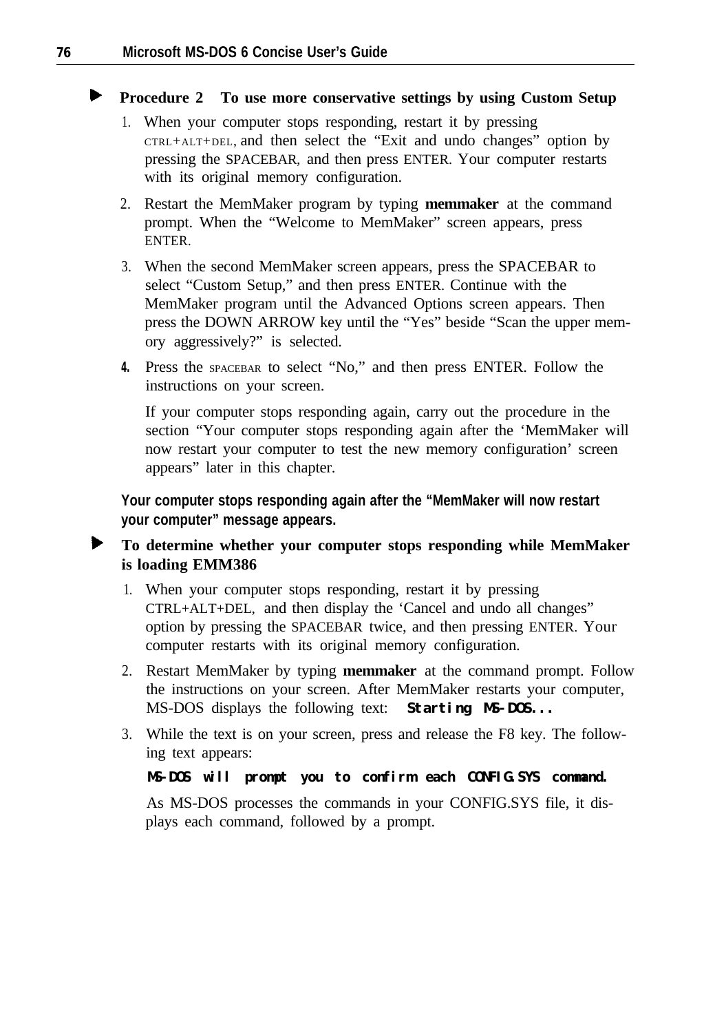**Procedure 2 To use more conservative settings by using Custom Setup**

1. When your computer stops responding, restart it by pressing CTRL+ALT+DEL, and then select the "Exit and undo changes" option by pressing the SPACEBAR, and then press ENTER. Your computer restarts with its original memory configuration.
2. Restart the MemMaker program by typing **memmaker** at the command prompt. When the "Welcome to MemMaker" screen appears, press ENTER.
3. When the second MemMaker screen appears, press the SPACEBAR to select "Custom Setup," and then press ENTER. Continue with the MemMaker program until the Advanced Options screen appears. Then press the DOWN ARROW key until the "Yes" beside "Scan the upper memory aggressively?" is selected.
4. Press the SPACEBAR to select "No," and then press ENTER. Follow the instructions on your screen.

   If your computer stops responding again, carry out the procedure in the section "Your computer stops responding again after the 'MemMaker will now restart your computer to test the new memory configuration' screen appears" later in this chapter.

### Your computer stops responding again after the "MemMaker will now restart your computer" message appears.

**To determine whether your computer stops responding while MemMaker is loading EMM386**

1. When your computer stops responding, restart it by pressing CTRL+ALT+DEL, and then display the 'Cancel and undo all changes" option by pressing the SPACEBAR twice, and then pressing ENTER. Your computer restarts with its original memory configuration.
2. Restart MemMaker by typing **memmaker** at the command prompt. Follow the instructions on your screen. After MemMaker restarts your computer, MS-DOS displays the following text: `Starting MS-DOS...`
3. While the text is on your screen, press and release the F8 key. The following text appears:

   `MS-DOS will prompt you to confirm each CONFIG.SYS command.`

   As MS-DOS processes the commands in your CONFIG.SYS file, it displays each command, followed by a prompt.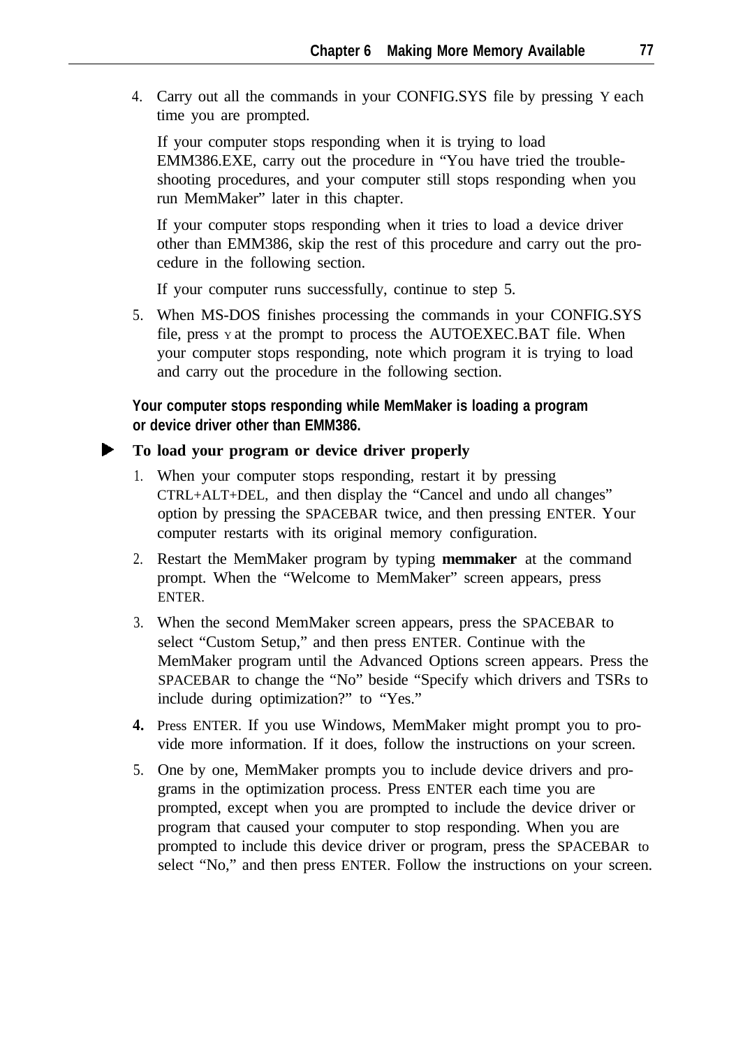4. Carry out all the commands in your CONFIG.SYS file by pressing Y each time you are prompted.

   If your computer stops responding when it is trying to load EMM386.EXE, carry out the procedure in "You have tried the trouble-shooting procedures, and your computer still stops responding when you run MemMaker" later in this chapter.

   If your computer stops responding when it tries to load a device driver other than EMM386, skip the rest of this procedure and carry out the procedure in the following section.

   If your computer runs successfully, continue to step 5.

5. When MS-DOS finishes processing the commands in your CONFIG.SYS file, press Y at the prompt to process the AUTOEXEC.BAT file. When your computer stops responding, note which program it is trying to load and carry out the procedure in the following section.

#### Your computer stops responding while MemMaker is loading a program or device driver other than EMM386.

**To load your program or device driver properly**

1. When your computer stops responding, restart it by pressing CTRL+ALT+DEL, and then display the "Cancel and undo all changes" option by pressing the SPACEBAR twice, and then pressing ENTER. Your computer restarts with its original memory configuration.
2. Restart the MemMaker program by typing **memmaker** at the command prompt. When the "Welcome to MemMaker" screen appears, press ENTER.
3. When the second MemMaker screen appears, press the SPACEBAR to select "Custom Setup," and then press ENTER. Continue with the MemMaker program until the Advanced Options screen appears. Press the SPACEBAR to change the "No" beside "Specify which drivers and TSRs to include during optimization?" to "Yes."
4. Press ENTER. If you use Windows, MemMaker might prompt you to provide more information. If it does, follow the instructions on your screen.
5. One by one, MemMaker prompts you to include device drivers and programs in the optimization process. Press ENTER each time you are prompted, except when you are prompted to include the device driver or program that caused your computer to stop responding. When you are prompted to include this device driver or program, press the SPACEBAR to select "No," and then press ENTER. Follow the instructions on your screen.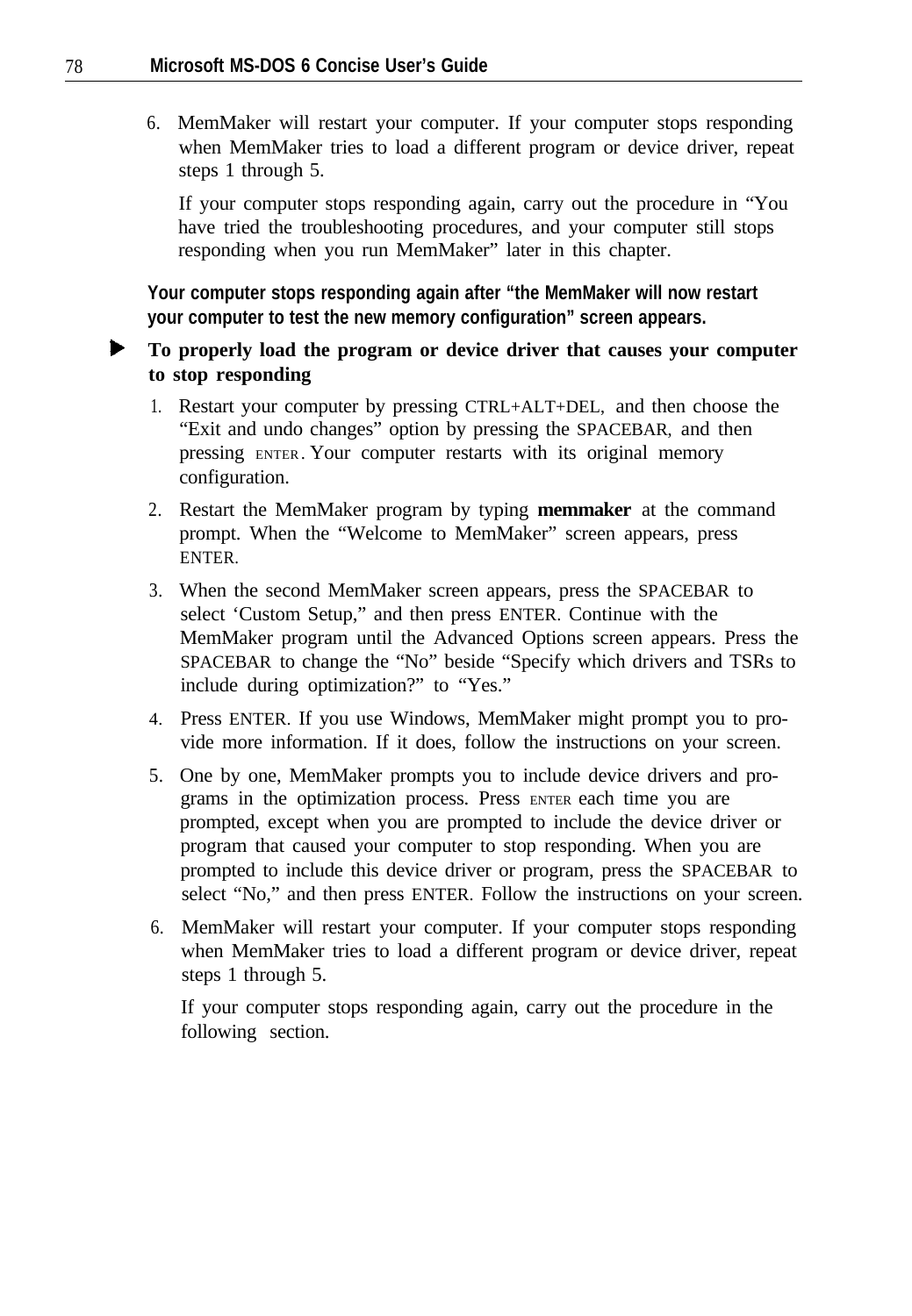6. MemMaker will restart your computer. If your computer stops responding when MemMaker tries to load a different program or device driver, repeat steps 1 through 5.

   If your computer stops responding again, carry out the procedure in "You have tried the troubleshooting procedures, and your computer still stops responding when you run MemMaker" later in this chapter.

#### Your computer stops responding again after "the MemMaker will now restart your computer to test the new memory configuration" screen appears.

▶ **To properly load the program or device driver that causes your computer to stop responding**

1. Restart your computer by pressing CTRL+ALT+DEL, and then choose the "Exit and undo changes" option by pressing the SPACEBAR, and then pressing ENTER. Your computer restarts with its original memory configuration.
2. Restart the MemMaker program by typing **memmaker** at the command prompt. When the "Welcome to MemMaker" screen appears, press ENTER.
3. When the second MemMaker screen appears, press the SPACEBAR to select 'Custom Setup," and then press ENTER. Continue with the MemMaker program until the Advanced Options screen appears. Press the SPACEBAR to change the "No" beside "Specify which drivers and TSRs to include during optimization?" to "Yes."
4. Press ENTER. If you use Windows, MemMaker might prompt you to provide more information. If it does, follow the instructions on your screen.
5. One by one, MemMaker prompts you to include device drivers and programs in the optimization process. Press ENTER each time you are prompted, except when you are prompted to include the device driver or program that caused your computer to stop responding. When you are prompted to include this device driver or program, press the SPACEBAR to select "No," and then press ENTER. Follow the instructions on your screen.
6. MemMaker will restart your computer. If your computer stops responding when MemMaker tries to load a different program or device driver, repeat steps 1 through 5.

   If your computer stops responding again, carry out the procedure in the following section.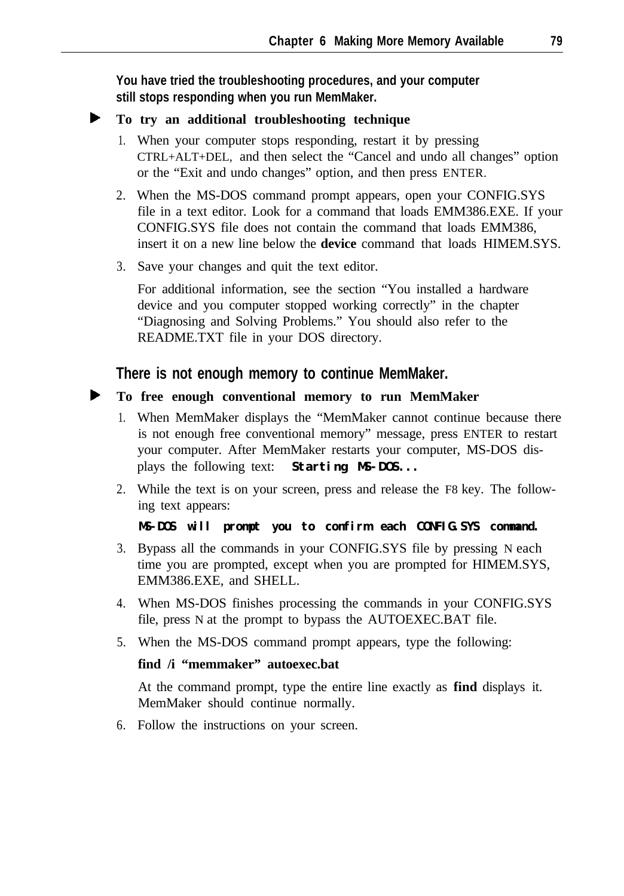### You have tried the troubleshooting procedures, and your computer still stops responding when you run MemMaker.

► **To try an additional troubleshooting technique**

1. When your computer stops responding, restart it by pressing CTRL+ALT+DEL, and then select the "Cancel and undo all changes" option or the "Exit and undo changes" option, and then press ENTER.
2. When the MS-DOS command prompt appears, open your CONFIG.SYS file in a text editor. Look for a command that loads EMM386.EXE. If your CONFIG.SYS file does not contain the command that loads EMM386, insert it on a new line below the **device** command that loads HIMEM.SYS.
3. Save your changes and quit the text editor.

   For additional information, see the section "You installed a hardware device and you computer stopped working correctly" in the chapter "Diagnosing and Solving Problems." You should also refer to the README.TXT file in your DOS directory.

### There is not enough memory to continue MemMaker.

► **To free enough conventional memory to run MemMaker**

1. When MemMaker displays the "MemMaker cannot continue because there is not enough free conventional memory" message, press ENTER to restart your computer. After MemMaker restarts your computer, MS-DOS displays the following text: **`Starting MS-DOS...`**
2. While the text is on your screen, press and release the F8 key. The following text appears:

   **`MS-DOS will prompt you to confirm each CONFIG.SYS command.`**
3. Bypass all the commands in your CONFIG.SYS file by pressing N each time you are prompted, except when you are prompted for HIMEM.SYS, EMM386.EXE, and SHELL.
4. When MS-DOS finishes processing the commands in your CONFIG.SYS file, press N at the prompt to bypass the AUTOEXEC.BAT file.
5. When the MS-DOS command prompt appears, type the following:

   **find /i "memmaker" autoexec.bat**

   At the command prompt, type the entire line exactly as **find** displays it. MemMaker should continue normally.
6. Follow the instructions on your screen.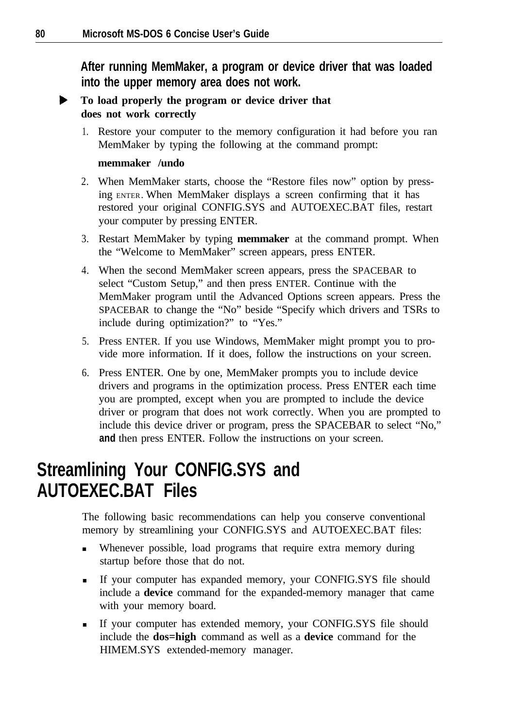**After running MemMaker, a program or device driver that was loaded into the upper memory area does not work.**

▶ **To load properly the program or device driver that does not work correctly**

1. Restore your computer to the memory configuration it had before you ran MemMaker by typing the following at the command prompt:

   **memmaker /undo**

2. When MemMaker starts, choose the "Restore files now" option by pressing ENTER. When MemMaker displays a screen confirming that it has restored your original CONFIG.SYS and AUTOEXEC.BAT files, restart your computer by pressing ENTER.
3. Restart MemMaker by typing **memmaker** at the command prompt. When the "Welcome to MemMaker" screen appears, press ENTER.
4. When the second MemMaker screen appears, press the SPACEBAR to select "Custom Setup," and then press ENTER. Continue with the MemMaker program until the Advanced Options screen appears. Press the SPACEBAR to change the "No" beside "Specify which drivers and TSRs to include during optimization?" to "Yes."
5. Press ENTER. If you use Windows, MemMaker might prompt you to provide more information. If it does, follow the instructions on your screen.
6. Press ENTER. One by one, MemMaker prompts you to include device drivers and programs in the optimization process. Press ENTER each time you are prompted, except when you are prompted to include the device driver or program that does not work correctly. When you are prompted to include this device driver or program, press the SPACEBAR to select "No," **and** then press ENTER. Follow the instructions on your screen.

# Streamlining Your CONFIG.SYS and AUTOEXEC.BAT Files

The following basic recommendations can help you conserve conventional memory by streamlining your CONFIG.SYS and AUTOEXEC.BAT files:

- Whenever possible, load programs that require extra memory during startup before those that do not.
- If your computer has expanded memory, your CONFIG.SYS file should include a **device** command for the expanded-memory manager that came with your memory board.
- If your computer has extended memory, your CONFIG.SYS file should include the **dos=high** command as well as a **device** command for the HIMEM.SYS extended-memory manager.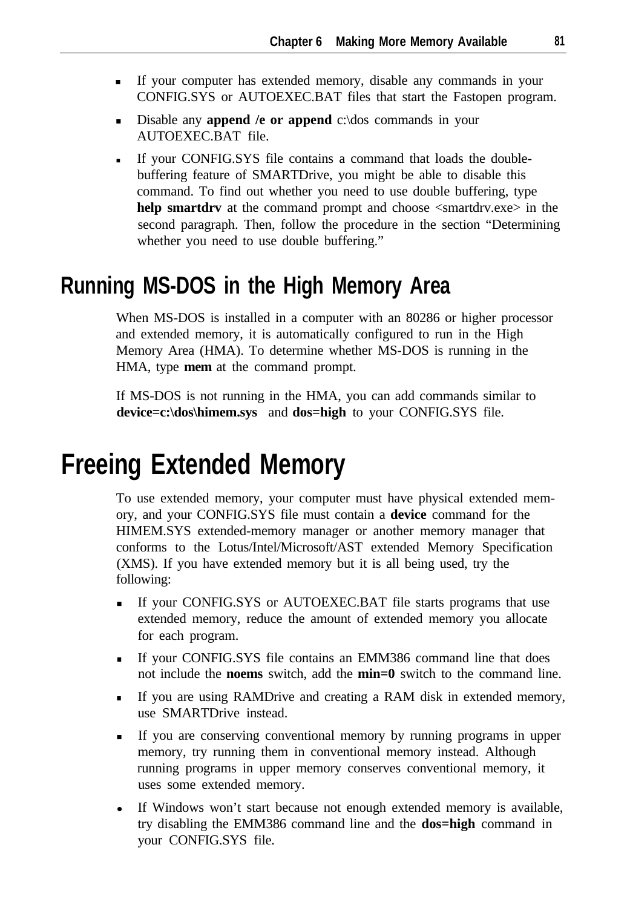- If your computer has extended memory, disable any commands in your CONFIG.SYS or AUTOEXEC.BAT files that start the Fastopen program.
- Disable any **append /e or append** c:\dos commands in your AUTOEXEC.BAT file.
- If your CONFIG.SYS file contains a command that loads the double-buffering feature of SMARTDrive, you might be able to disable this command. To find out whether you need to use double buffering, type **help smartdrv** at the command prompt and choose <smartdrv.exe> in the second paragraph. Then, follow the procedure in the section "Determining whether you need to use double buffering."

## Running MS-DOS in the High Memory Area

When MS-DOS is installed in a computer with an 80286 or higher processor and extended memory, it is automatically configured to run in the High Memory Area (HMA). To determine whether MS-DOS is running in the HMA, type **mem** at the command prompt.

If MS-DOS is not running in the HMA, you can add commands similar to **device=c:\dos\himem.sys** and **dos=high** to your CONFIG.SYS file.

# Freeing Extended Memory

To use extended memory, your computer must have physical extended memory, and your CONFIG.SYS file must contain a **device** command for the HIMEM.SYS extended-memory manager or another memory manager that conforms to the Lotus/Intel/Microsoft/AST extended Memory Specification (XMS). If you have extended memory but it is all being used, try the following:

- If your CONFIG.SYS or AUTOEXEC.BAT file starts programs that use extended memory, reduce the amount of extended memory you allocate for each program.
- If your CONFIG.SYS file contains an EMM386 command line that does not include the **noems** switch, add the **min=0** switch to the command line.
- If you are using RAMDrive and creating a RAM disk in extended memory, use SMARTDrive instead.
- If you are conserving conventional memory by running programs in upper memory, try running them in conventional memory instead. Although running programs in upper memory conserves conventional memory, it uses some extended memory.
- If Windows won't start because not enough extended memory is available, try disabling the EMM386 command line and the **dos=high** command in your CONFIG.SYS file.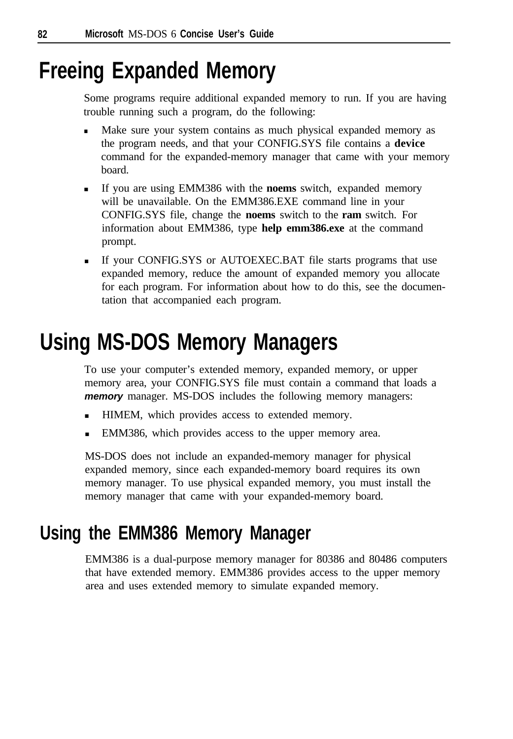# Freeing Expanded Memory

Some programs require additional expanded memory to run. If you are having trouble running such a program, do the following:

- Make sure your system contains as much physical expanded memory as the program needs, and that your CONFIG.SYS file contains a **device** command for the expanded-memory manager that came with your memory board.
- If you are using EMM386 with the **noems** switch, expanded memory will be unavailable. On the EMM386.EXE command line in your CONFIG.SYS file, change the **noems** switch to the **ram** switch. For information about EMM386, type **help emm386.exe** at the command prompt.
- If your CONFIG.SYS or AUTOEXEC.BAT file starts programs that use expanded memory, reduce the amount of expanded memory you allocate for each program. For information about how to do this, see the documentation that accompanied each program.

# Using MS-DOS Memory Managers

To use your computer's extended memory, expanded memory, or upper memory area, your CONFIG.SYS file must contain a command that loads a ***memory*** manager. MS-DOS includes the following memory managers:

- HIMEM, which provides access to extended memory.
- EMM386, which provides access to the upper memory area.

MS-DOS does not include an expanded-memory manager for physical expanded memory, since each expanded-memory board requires its own memory manager. To use physical expanded memory, you must install the memory manager that came with your expanded-memory board.

## Using the EMM386 Memory Manager

EMM386 is a dual-purpose memory manager for 80386 and 80486 computers that have extended memory. EMM386 provides access to the upper memory area and uses extended memory to simulate expanded memory.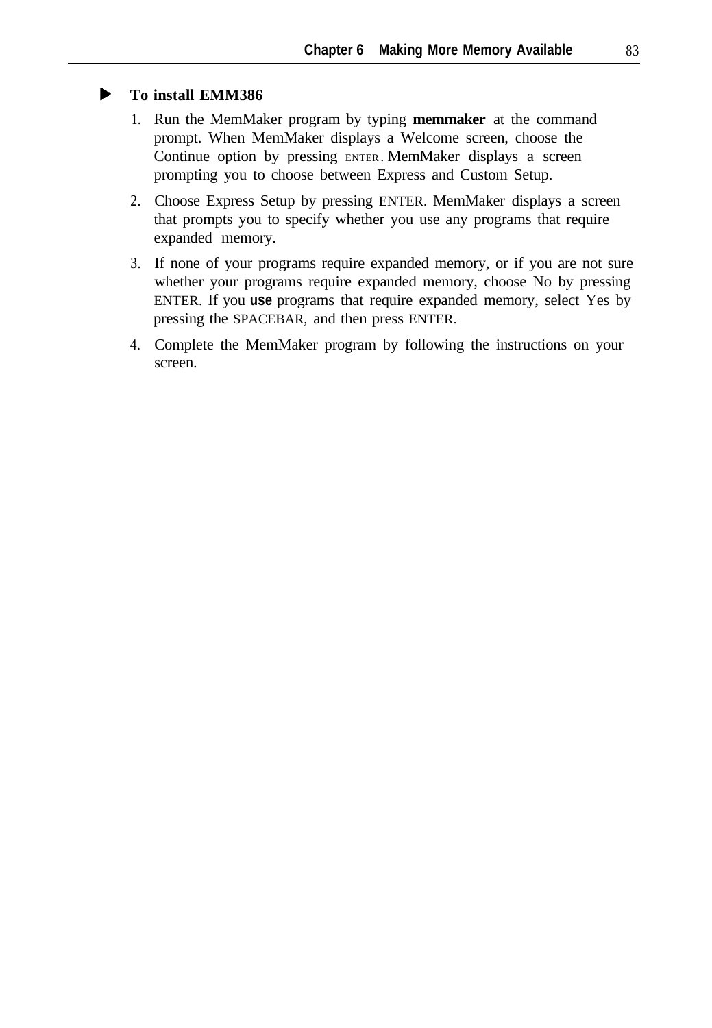### ▶ To install EMM386

1. Run the MemMaker program by typing **memmaker** at the command prompt. When MemMaker displays a Welcome screen, choose the Continue option by pressing ENTER. MemMaker displays a screen prompting you to choose between Express and Custom Setup.
2. Choose Express Setup by pressing ENTER. MemMaker displays a screen that prompts you to specify whether you use any programs that require expanded memory.
3. If none of your programs require expanded memory, or if you are not sure whether your programs require expanded memory, choose No by pressing ENTER. If you **use** programs that require expanded memory, select Yes by pressing the SPACEBAR, and then press ENTER.
4. Complete the MemMaker program by following the instructions on your screen.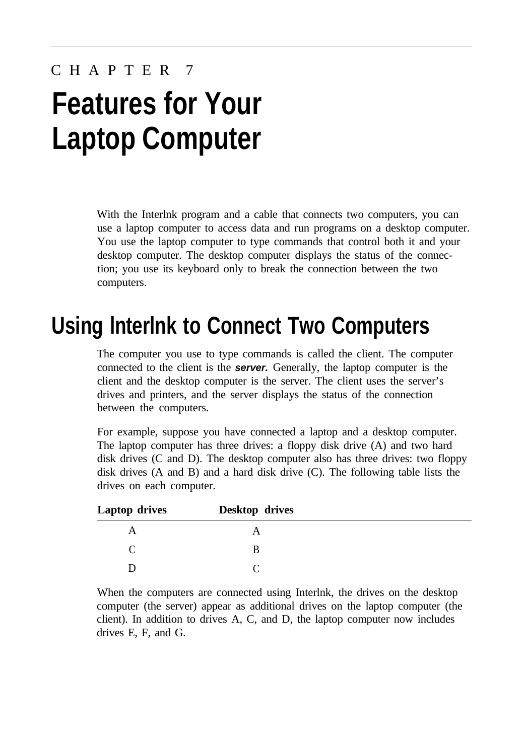C H A P T E R 7

# Features for Your Laptop Computer

With the Interlnk program and a cable that connects two computers, you can use a laptop computer to access data and run programs on a desktop computer. You use the laptop computer to type commands that control both it and your desktop computer. The desktop computer displays the status of the connection; you use its keyboard only to break the connection between the two computers.

## Using Interlnk to Connect Two Computers

The computer you use to type commands is called the client. The computer connected to the client is the ***server.*** Generally, the laptop computer is the client and the desktop computer is the server. The client uses the server's drives and printers, and the server displays the status of the connection between the computers.

For example, suppose you have connected a laptop and a desktop computer. The laptop computer has three drives: a floppy disk drive (A) and two hard disk drives (C and D). The desktop computer also has three drives: two floppy disk drives (A and B) and a hard disk drive (C). The following table lists the drives on each computer.

| Laptop drives | Desktop drives |
|---|---|
| A | A |
| C | B |
| D | C |

When the computers are connected using Interlnk, the drives on the desktop computer (the server) appear as additional drives on the laptop computer (the client). In addition to drives A, C, and D, the laptop computer now includes drives E, F, and G.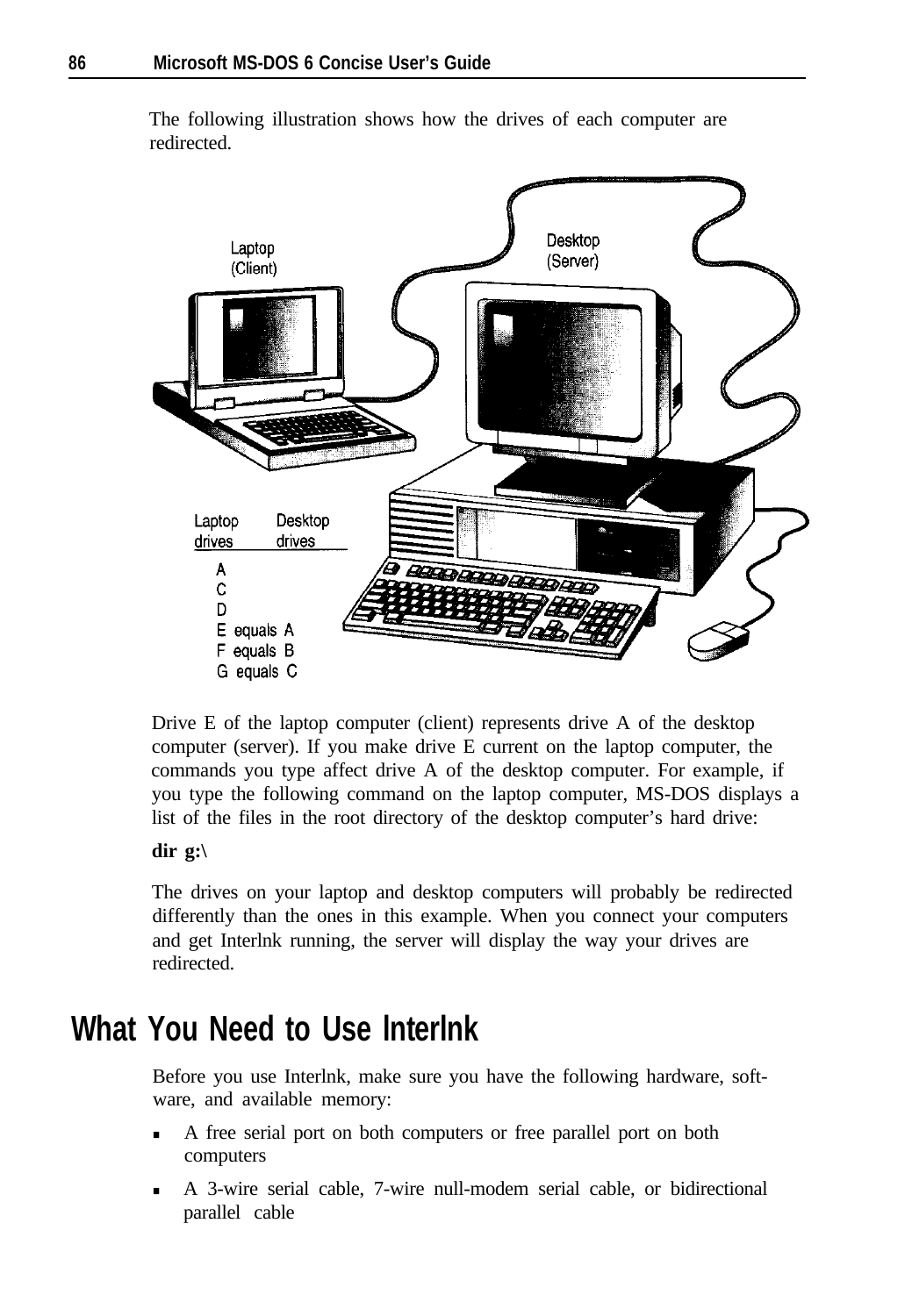The following illustration shows how the drives of each computer are redirected.

| Laptop drives | Desktop drives |
| --- | --- |
| A | |
| C | |
| D | |
| E equals | A |
| F equals | B |
| G equals | C |

Drive E of the laptop computer (client) represents drive A of the desktop computer (server). If you make drive E current on the laptop computer, the commands you type affect drive A of the desktop computer. For example, if you type the following command on the laptop computer, MS-DOS displays a list of the files in the root directory of the desktop computer's hard drive:

**dir g:\**

The drives on your laptop and desktop computers will probably be redirected differently than the ones in this example. When you connect your computers and get Interlnk running, the server will display the way your drives are redirected.

## What You Need to Use Interlnk

Before you use Interlnk, make sure you have the following hardware, software, and available memory:

- A free serial port on both computers or free parallel port on both computers
- A 3-wire serial cable, 7-wire null-modem serial cable, or bidirectional parallel cable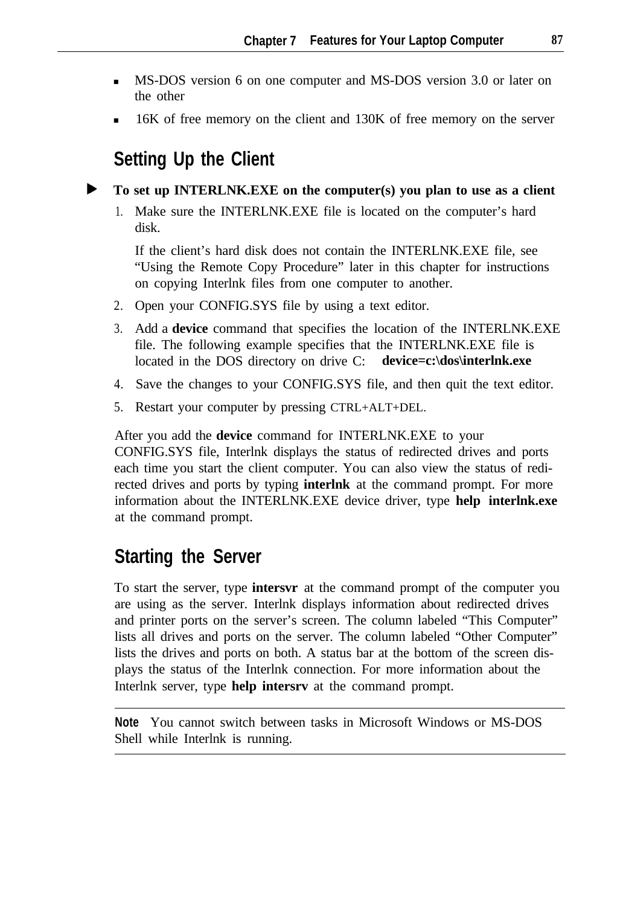- MS-DOS version 6 on one computer and MS-DOS version 3.0 or later on the other
- 16K of free memory on the client and 130K of free memory on the server

## Setting Up the Client

**To set up INTERLNK.EXE on the computer(s) you plan to use as a client**

1. Make sure the INTERLNK.EXE file is located on the computer's hard disk.

   If the client's hard disk does not contain the INTERLNK.EXE file, see "Using the Remote Copy Procedure" later in this chapter for instructions on copying Interlnk files from one computer to another.

2. Open your CONFIG.SYS file by using a text editor.
3. Add a **device** command that specifies the location of the INTERLNK.EXE file. The following example specifies that the INTERLNK.EXE file is located in the DOS directory on drive C: **device=c:\dos\interlnk.exe**
4. Save the changes to your CONFIG.SYS file, and then quit the text editor.
5. Restart your computer by pressing CTRL+ALT+DEL.

After you add the **device** command for INTERLNK.EXE to your CONFIG.SYS file, Interlnk displays the status of redirected drives and ports each time you start the client computer. You can also view the status of redirected drives and ports by typing **interlnk** at the command prompt. For more information about the INTERLNK.EXE device driver, type **help interlnk.exe** at the command prompt.

## Starting the Server

To start the server, type **intersvr** at the command prompt of the computer you are using as the server. Interlnk displays information about redirected drives and printer ports on the server's screen. The column labeled "This Computer" lists all drives and ports on the server. The column labeled "Other Computer" lists the drives and ports on both. A status bar at the bottom of the screen displays the status of the Interlnk connection. For more information about the Interlnk server, type **help intersrv** at the command prompt.

---

**Note** You cannot switch between tasks in Microsoft Windows or MS-DOS Shell while Interlnk is running.

---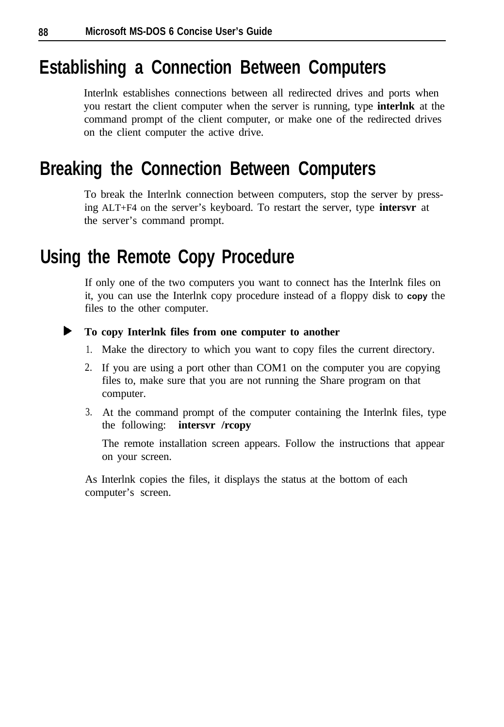## Establishing a Connection Between Computers

Interlnk establishes connections between all redirected drives and ports when you restart the client computer when the server is running, type **interlnk** at the command prompt of the client computer, or make one of the redirected drives on the client computer the active drive.

## Breaking the Connection Between Computers

To break the Interlnk connection between computers, stop the server by pressing ALT+F4 on the server's keyboard. To restart the server, type **intersvr** at the server's command prompt.

## Using the Remote Copy Procedure

If only one of the two computers you want to connect has the Interlnk files on it, you can use the Interlnk copy procedure instead of a floppy disk to **copy** the files to the other computer.

▶ **To copy Interlnk files from one computer to another**

1. Make the directory to which you want to copy files the current directory.
2. If you are using a port other than COM1 on the computer you are copying files to, make sure that you are not running the Share program on that computer.
3. At the command prompt of the computer containing the Interlnk files, type the following: **intersvr /rcopy**

   The remote installation screen appears. Follow the instructions that appear on your screen.

As Interlnk copies the files, it displays the status at the bottom of each computer's screen.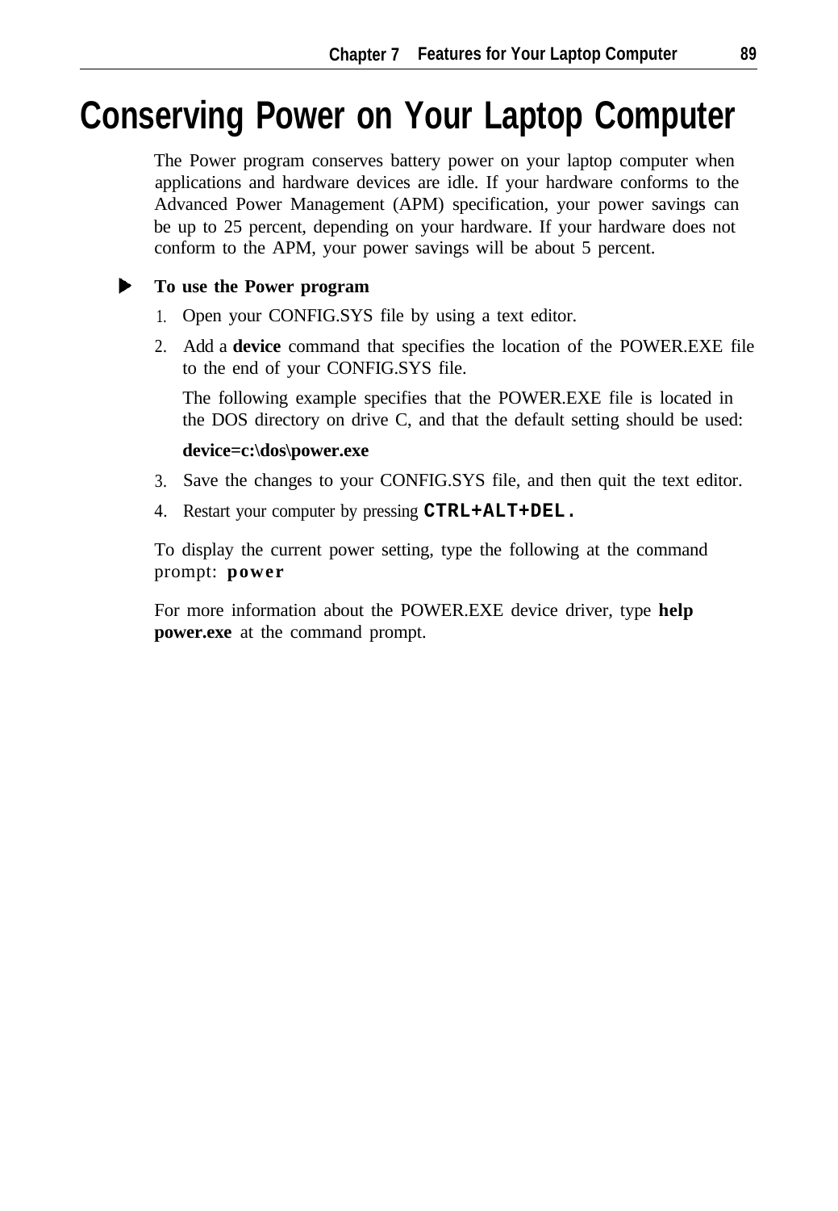# Conserving Power on Your Laptop Computer

The Power program conserves battery power on your laptop computer when applications and hardware devices are idle. If your hardware conforms to the Advanced Power Management (APM) specification, your power savings can be up to 25 percent, depending on your hardware. If your hardware does not conform to the APM, your power savings will be about 5 percent.

**To use the Power program**

1. Open your CONFIG.SYS file by using a text editor.
2. Add a **device** command that specifies the location of the POWER.EXE file to the end of your CONFIG.SYS file.

   The following example specifies that the POWER.EXE file is located in the DOS directory on drive C, and that the default setting should be used:

   **device=c:\dos\power.exe**
3. Save the changes to your CONFIG.SYS file, and then quit the text editor.
4. Restart your computer by pressing **CTRL+ALT+DEL.**

To display the current power setting, type the following at the command prompt: **power**

For more information about the POWER.EXE device driver, type **help power.exe** at the command prompt.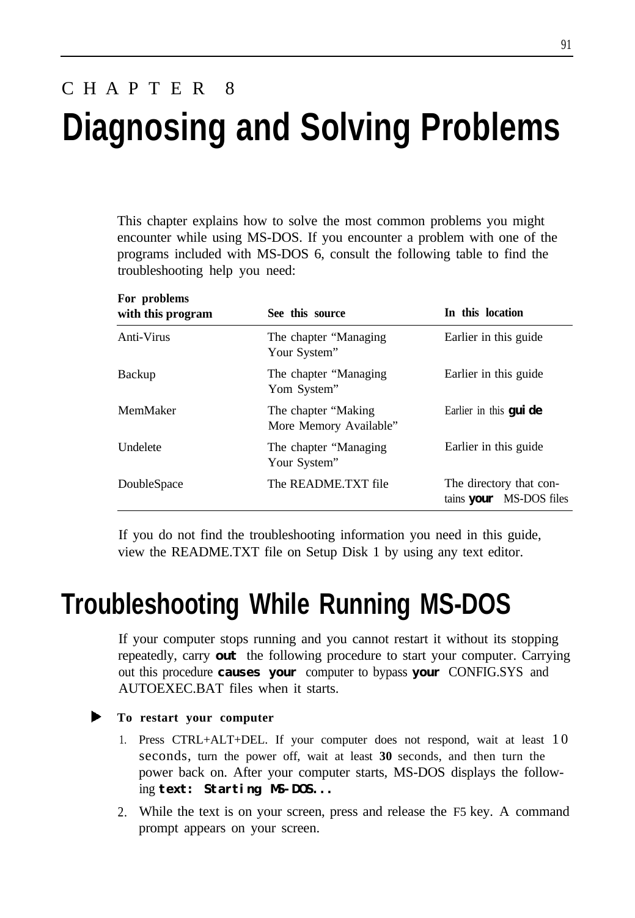# CHAPTER 8

# Diagnosing and Solving Problems

This chapter explains how to solve the most common problems you might encounter while using MS-DOS. If you encounter a problem with one of the programs included with MS-DOS 6, consult the following table to find the troubleshooting help you need:

| For problems with this program | See this source | In this location |
|---|---|---|
| Anti-Virus | The chapter "Managing Your System" | Earlier in this guide |
| Backup | The chapter "Managing Yom System" | Earlier in this guide |
| MemMaker | The chapter "Making More Memory Available" | Earlier in this guide |
| Undelete | The chapter "Managing Your System" | Earlier in this guide |
| DoubleSpace | The README.TXT file | The directory that contains your MS-DOS files |

If you do not find the troubleshooting information you need in this guide, view the README.TXT file on Setup Disk 1 by using any text editor.

## Troubleshooting While Running MS-DOS

If your computer stops running and you cannot restart it without its stopping repeatedly, carry out the following procedure to start your computer. Carrying out this procedure causes your computer to bypass your CONFIG.SYS and AUTOEXEC.BAT files when it starts.

▶ **To restart your computer**

1. Press CTRL+ALT+DEL. If your computer does not respond, wait at least 10 seconds, turn the power off, wait at least **30** seconds, and then turn the power back on. After your computer starts, MS-DOS displays the following text: `Starting MS-DOS...`
2. While the text is on your screen, press and release the F5 key. A command prompt appears on your screen.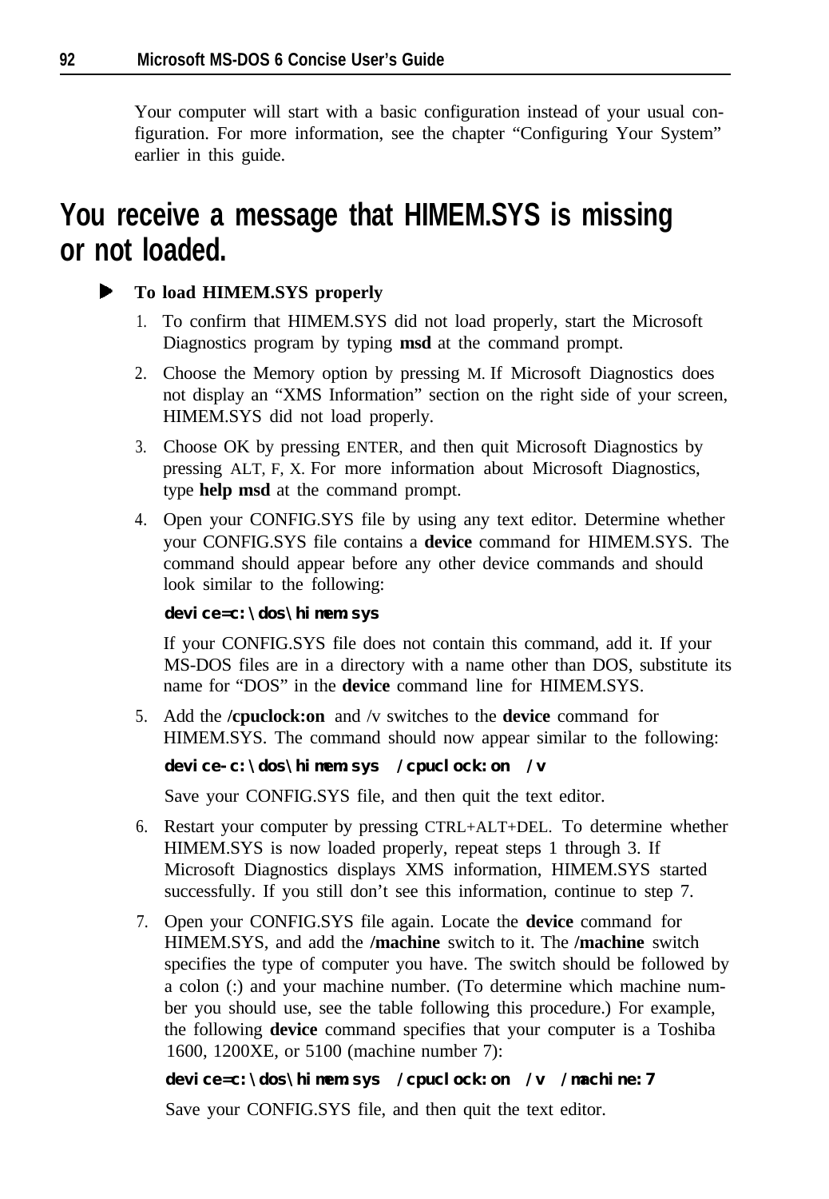Your computer will start with a basic configuration instead of your usual configuration. For more information, see the chapter "Configuring Your System" earlier in this guide.

## You receive a message that HIMEM.SYS is missing or not loaded.

► **To load HIMEM.SYS properly**

1. To confirm that HIMEM.SYS did not load properly, start the Microsoft Diagnostics program by typing **msd** at the command prompt.
2. Choose the Memory option by pressing M. If Microsoft Diagnostics does not display an "XMS Information" section on the right side of your screen, HIMEM.SYS did not load properly.
3. Choose OK by pressing ENTER, and then quit Microsoft Diagnostics by pressing ALT, F, X. For more information about Microsoft Diagnostics, type **help msd** at the command prompt.
4. Open your CONFIG.SYS file by using any text editor. Determine whether your CONFIG.SYS file contains a **device** command for HIMEM.SYS. The command should appear before any other device commands and should look similar to the following:

   **device=c:\dos\himem.sys**

   If your CONFIG.SYS file does not contain this command, add it. If your MS-DOS files are in a directory with a name other than DOS, substitute its name for "DOS" in the **device** command line for HIMEM.SYS.
5. Add the **/cpuclock:on** and /v switches to the **device** command for HIMEM.SYS. The command should now appear similar to the following:

   **device-c:\dos\himem.sys /cpuclock:on /v**

   Save your CONFIG.SYS file, and then quit the text editor.
6. Restart your computer by pressing CTRL+ALT+DEL. To determine whether HIMEM.SYS is now loaded properly, repeat steps 1 through 3. If Microsoft Diagnostics displays XMS information, HIMEM.SYS started successfully. If you still don't see this information, continue to step 7.
7. Open your CONFIG.SYS file again. Locate the **device** command for HIMEM.SYS, and add the **/machine** switch to it. The **/machine** switch specifies the type of computer you have. The switch should be followed by a colon (:) and your machine number. (To determine which machine number you should use, see the table following this procedure.) For example, the following **device** command specifies that your computer is a Toshiba 1600, 1200XE, or 5100 (machine number 7):

   **device=c:\dos\himem.sys /cpuclock:on /v /machine:7**

   Save your CONFIG.SYS file, and then quit the text editor.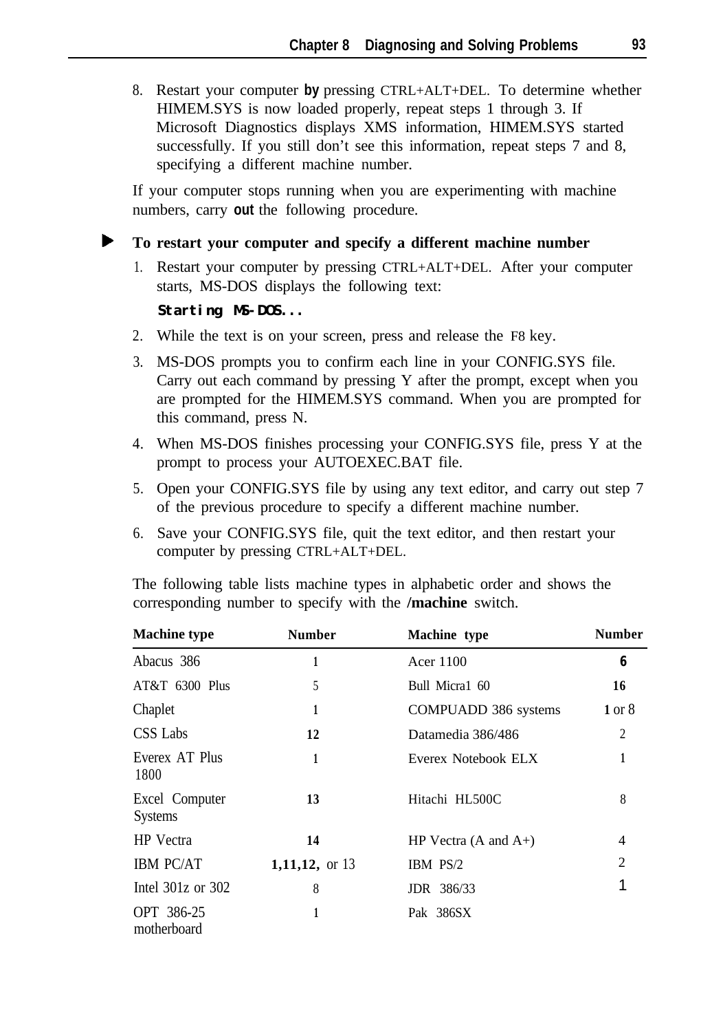8. Restart your computer by pressing CTRL+ALT+DEL. To determine whether HIMEM.SYS is now loaded properly, repeat steps 1 through 3. If Microsoft Diagnostics displays XMS information, HIMEM.SYS started successfully. If you still don't see this information, repeat steps 7 and 8, specifying a different machine number.

If your computer stops running when you are experimenting with machine numbers, carry out the following procedure.

**To restart your computer and specify a different machine number**

1. Restart your computer by pressing CTRL+ALT+DEL. After your computer starts, MS-DOS displays the following text:

   ```
   Starting MS-DOS...
   ```

2. While the text is on your screen, press and release the F8 key.
3. MS-DOS prompts you to confirm each line in your CONFIG.SYS file. Carry out each command by pressing Y after the prompt, except when you are prompted for the HIMEM.SYS command. When you are prompted for this command, press N.
4. When MS-DOS finishes processing your CONFIG.SYS file, press Y at the prompt to process your AUTOEXEC.BAT file.
5. Open your CONFIG.SYS file by using any text editor, and carry out step 7 of the previous procedure to specify a different machine number.
6. Save your CONFIG.SYS file, quit the text editor, and then restart your computer by pressing CTRL+ALT+DEL.

The following table lists machine types in alphabetic order and shows the corresponding number to specify with the **/machine** switch.

| Machine type | Number | Machine type | Number |
|---|---|---|---|
| Abacus 386 | 1 | Acer 1100 | 6 |
| AT&T 6300 Plus | 5 | Bull Micra1 60 | 16 |
| Chaplet | 1 | COMPUADD 386 systems | 1 or 8 |
| CSS Labs | 12 | Datamedia 386/486 | 2 |
| Everex AT Plus 1800 | 1 | Everex Notebook ELX | 1 |
| Excel Computer Systems | 13 | Hitachi HL500C | 8 |
| HP Vectra | 14 | HP Vectra (A and A+) | 4 |
| IBM PC/AT | 1,11,12, or 13 | IBM PS/2 | 2 |
| Intel 301z or 302 | 8 | JDR 386/33 | 1 |
| OPT 386-25 motherboard | 1 | Pak 386SX | |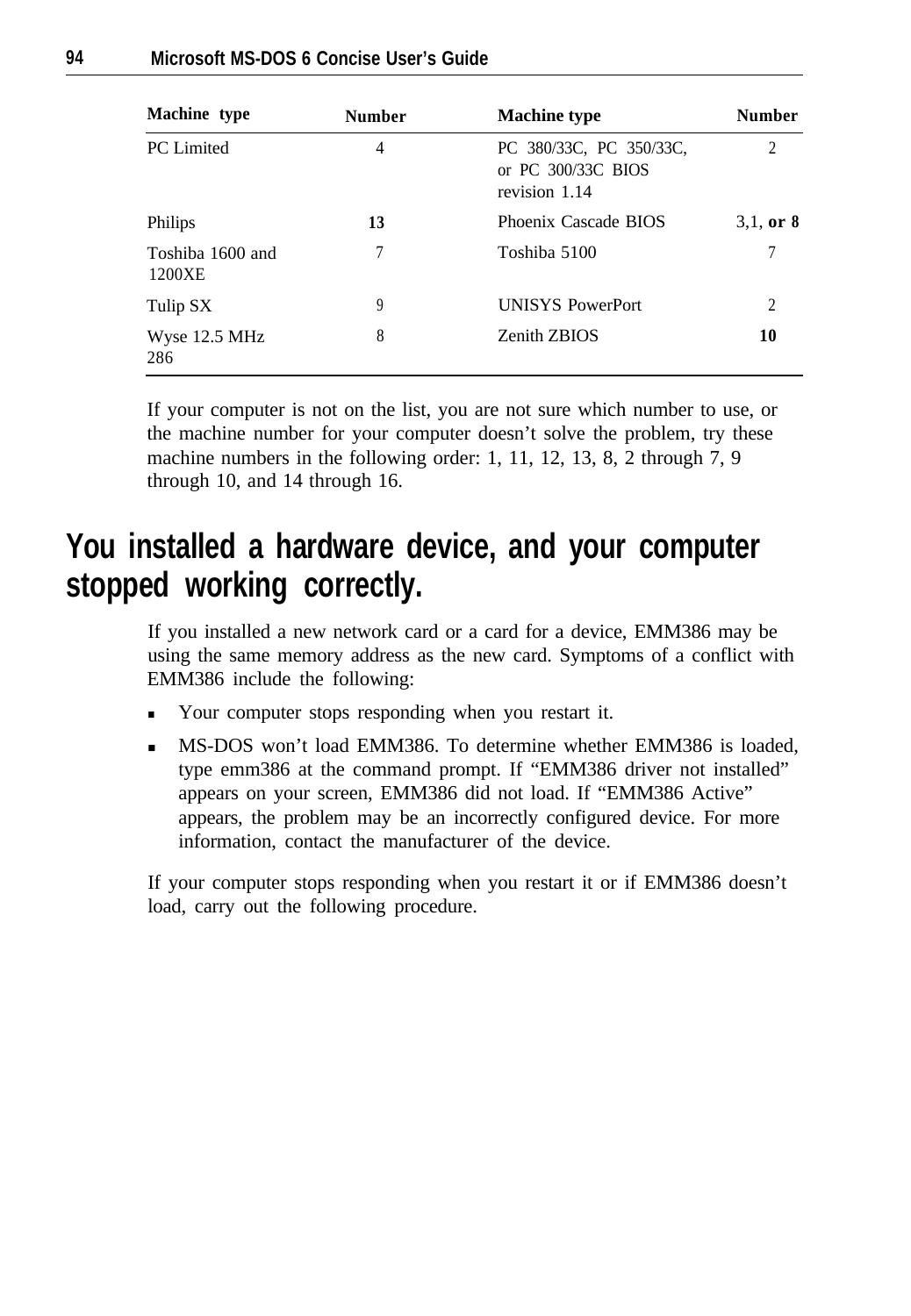| Machine type | Number | Machine type | Number |
|---|---|---|---|
| PC Limited | 4 | PC 380/33C, PC 350/33C, or PC 300/33C BIOS revision 1.14 | 2 |
| Philips | **13** | Phoenix Cascade BIOS | 3,1, **or 8** |
| Toshiba 1600 and 1200XE | 7 | Toshiba 5100 | 7 |
| Tulip SX | 9 | UNISYS PowerPort | 2 |
| Wyse 12.5 MHz 286 | 8 | Zenith ZBIOS | **10** |

If your computer is not on the list, you are not sure which number to use, or the machine number for your computer doesn't solve the problem, try these machine numbers in the following order: 1, 11, 12, 13, 8, 2 through 7, 9 through 10, and 14 through 16.

## You installed a hardware device, and your computer stopped working correctly.

If you installed a new network card or a card for a device, EMM386 may be using the same memory address as the new card. Symptoms of a conflict with EMM386 include the following:

- Your computer stops responding when you restart it.
- MS-DOS won't load EMM386. To determine whether EMM386 is loaded, type emm386 at the command prompt. If "EMM386 driver not installed" appears on your screen, EMM386 did not load. If "EMM386 Active" appears, the problem may be an incorrectly configured device. For more information, contact the manufacturer of the device.

If your computer stops responding when you restart it or if EMM386 doesn't load, carry out the following procedure.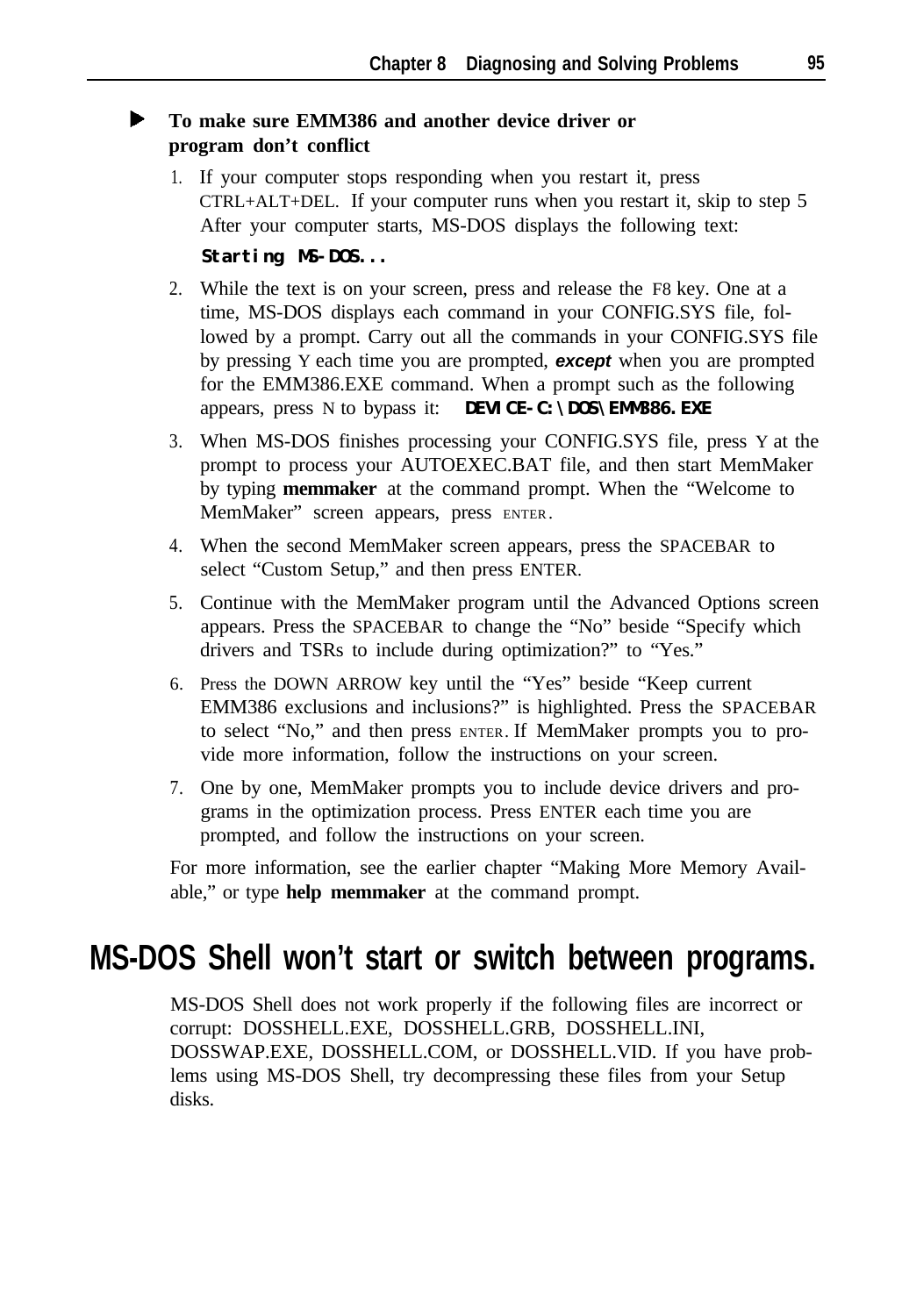### To make sure EMM386 and another device driver or program don't conflict

1. If your computer stops responding when you restart it, press CTRL+ALT+DEL. If your computer runs when you restart it, skip to step 5 After your computer starts, MS-DOS displays the following text:

   ```
   Starting MS-DOS...
   ```

2. While the text is on your screen, press and release the F8 key. One at a time, MS-DOS displays each command in your CONFIG.SYS file, followed by a prompt. Carry out all the commands in your CONFIG.SYS file by pressing Y each time you are prompted, ***except*** when you are prompted for the EMM386.EXE command. When a prompt such as the following appears, press N to bypass it: `DEVICE-C:\DOS\EMM386.EXE`
3. When MS-DOS finishes processing your CONFIG.SYS file, press Y at the prompt to process your AUTOEXEC.BAT file, and then start MemMaker by typing **memmaker** at the command prompt. When the "Welcome to MemMaker" screen appears, press ENTER.
4. When the second MemMaker screen appears, press the SPACEBAR to select "Custom Setup," and then press ENTER.
5. Continue with the MemMaker program until the Advanced Options screen appears. Press the SPACEBAR to change the "No" beside "Specify which drivers and TSRs to include during optimization?" to "Yes."
6. Press the DOWN ARROW key until the "Yes" beside "Keep current EMM386 exclusions and inclusions?" is highlighted. Press the SPACEBAR to select "No," and then press ENTER. If MemMaker prompts you to provide more information, follow the instructions on your screen.
7. One by one, MemMaker prompts you to include device drivers and programs in the optimization process. Press ENTER each time you are prompted, and follow the instructions on your screen.

For more information, see the earlier chapter "Making More Memory Available," or type **help memmaker** at the command prompt.

## MS-DOS Shell won't start or switch between programs.

MS-DOS Shell does not work properly if the following files are incorrect or corrupt: DOSSHELL.EXE, DOSSHELL.GRB, DOSSHELL.INI, DOSSWAP.EXE, DOSSHELL.COM, or DOSSHELL.VID. If you have problems using MS-DOS Shell, try decompressing these files from your Setup disks.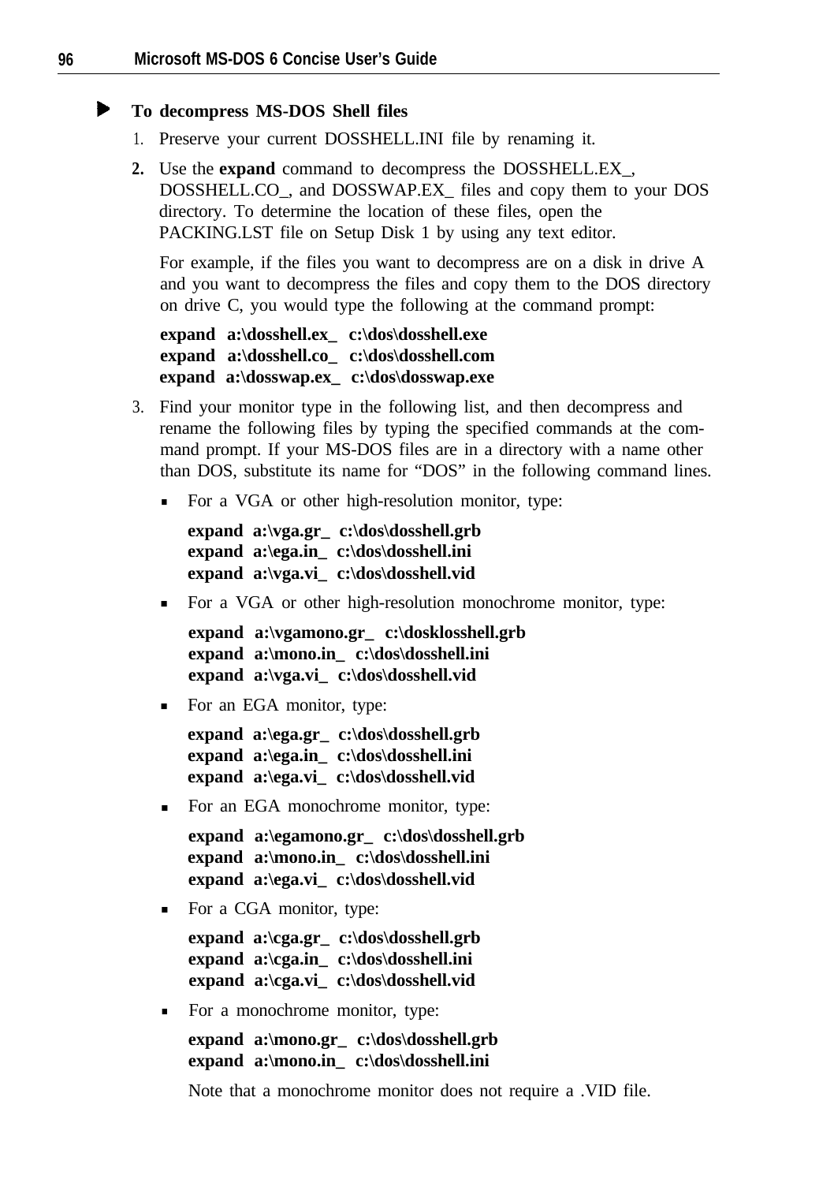**To decompress MS-DOS Shell files**

1. Preserve your current DOSSHELL.INI file by renaming it.
2. Use the **expand** command to decompress the DOSSHELL.EX_, DOSSHELL.CO_, and DOSSWAP.EX_ files and copy them to your DOS directory. To determine the location of these files, open the PACKING.LST file on Setup Disk 1 by using any text editor.

   For example, if the files you want to decompress are on a disk in drive A and you want to decompress the files and copy them to the DOS directory on drive C, you would type the following at the command prompt:

   **expand a:\dosshell.ex_ c:\dos\dosshell.exe**
   **expand a:\dosshell.co_ c:\dos\dosshell.com**
   **expand a:\dosswap.ex_ c:\dos\dosswap.exe**

3. Find your monitor type in the following list, and then decompress and rename the following files by typing the specified commands at the command prompt. If your MS-DOS files are in a directory with a name other than DOS, substitute its name for "DOS" in the following command lines.

   - For a VGA or other high-resolution monitor, type:

     **expand a:\vga.gr_ c:\dos\dosshell.grb**
     **expand a:\ega.in_ c:\dos\dosshell.ini**
     **expand a:\vga.vi_ c:\dos\dosshell.vid**

   - For a VGA or other high-resolution monochrome monitor, type:

     **expand a:\vgamono.gr_ c:\dosklosshell.grb**
     **expand a:\mono.in_ c:\dos\dosshell.ini**
     **expand a:\vga.vi_ c:\dos\dosshell.vid**

   - For an EGA monitor, type:

     **expand a:\ega.gr_ c:\dos\dosshell.grb**
     **expand a:\ega.in_ c:\dos\dosshell.ini**
     **expand a:\ega.vi_ c:\dos\dosshell.vid**

   - For an EGA monochrome monitor, type:

     **expand a:\egamono.gr_ c:\dos\dosshell.grb**
     **expand a:\mono.in_ c:\dos\dosshell.ini**
     **expand a:\ega.vi_ c:\dos\dosshell.vid**

   - For a CGA monitor, type:

     **expand a:\cga.gr_ c:\dos\dosshell.grb**
     **expand a:\cga.in_ c:\dos\dosshell.ini**
     **expand a:\cga.vi_ c:\dos\dosshell.vid**

   - For a monochrome monitor, type:

     **expand a:\mono.gr_ c:\dos\dosshell.grb**
     **expand a:\mono.in_ c:\dos\dosshell.ini**

     Note that a monochrome monitor does not require a .VID file.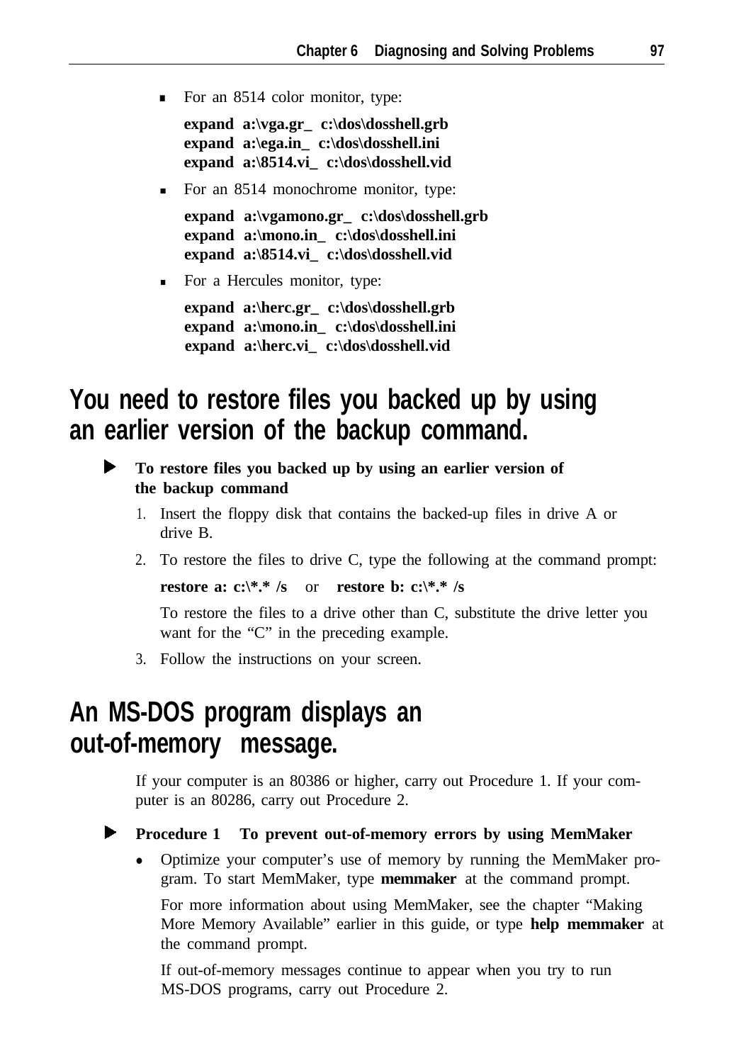- For an 8514 color monitor, type:

  **expand a:\vga.gr_ c:\dos\dosshell.grb**
  **expand a:\ega.in_ c:\dos\dosshell.ini**
  **expand a:\8514.vi_ c:\dos\dosshell.vid**

- For an 8514 monochrome monitor, type:

  **expand a:\vgamono.gr_ c:\dos\dosshell.grb**
  **expand a:\mono.in_ c:\dos\dosshell.ini**
  **expand a:\8514.vi_ c:\dos\dosshell.vid**

- For a Hercules monitor, type:

  **expand a:\herc.gr_ c:\dos\dosshell.grb**
  **expand a:\mono.in_ c:\dos\dosshell.ini**
  **expand a:\herc.vi_ c:\dos\dosshell.vid**

## You need to restore files you backed up by using an earlier version of the backup command.

**To restore files you backed up by using an earlier version of the backup command**

1. Insert the floppy disk that contains the backed-up files in drive A or drive B.
2. To restore the files to drive C, type the following at the command prompt:

   **restore a: c:\*.* /s** or **restore b: c:\*.* /s**

   To restore the files to a drive other than C, substitute the drive letter you want for the "C" in the preceding example.
3. Follow the instructions on your screen.

## An MS-DOS program displays an out-of-memory message.

If your computer is an 80386 or higher, carry out Procedure 1. If your computer is an 80286, carry out Procedure 2.

**Procedure 1 To prevent out-of-memory errors by using MemMaker**

- Optimize your computer's use of memory by running the MemMaker program. To start MemMaker, type **memmaker** at the command prompt.

  For more information about using MemMaker, see the chapter "Making More Memory Available" earlier in this guide, or type **help memmaker** at the command prompt.

  If out-of-memory messages continue to appear when you try to run MS-DOS programs, carry out Procedure 2.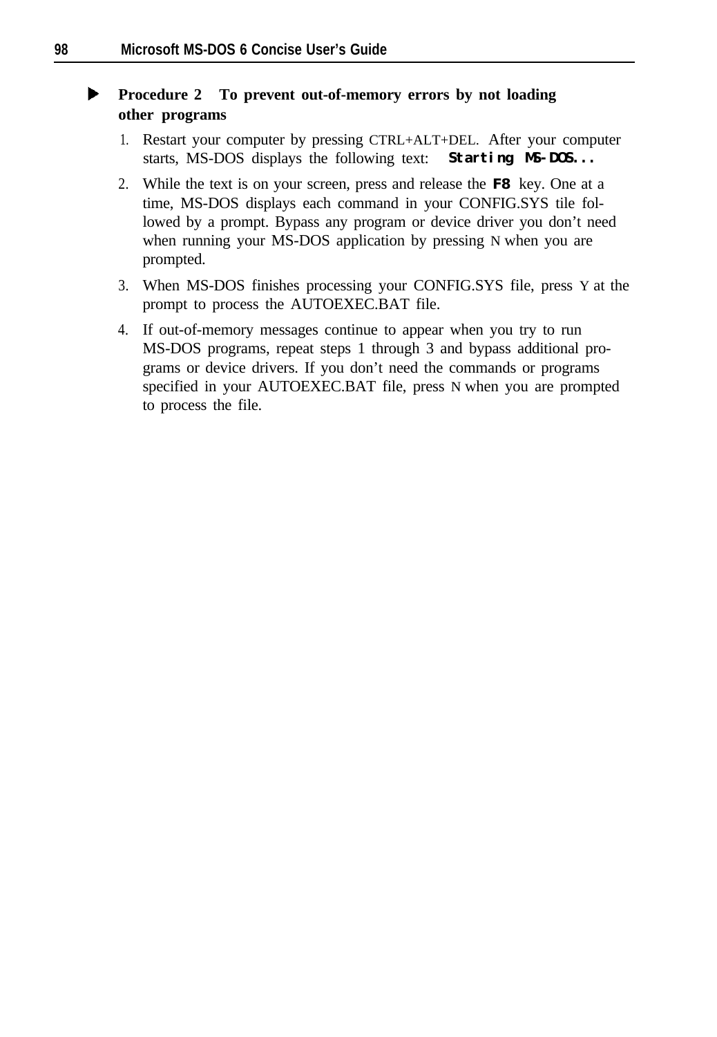### Procedure 2 To prevent out-of-memory errors by not loading other programs

1. Restart your computer by pressing CTRL+ALT+DEL. After your computer starts, MS-DOS displays the following text: `Starting MS-DOS...`
2. While the text is on your screen, press and release the **F8** key. One at a time, MS-DOS displays each command in your CONFIG.SYS tile followed by a prompt. Bypass any program or device driver you don't need when running your MS-DOS application by pressing N when you are prompted.
3. When MS-DOS finishes processing your CONFIG.SYS file, press Y at the prompt to process the AUTOEXEC.BAT file.
4. If out-of-memory messages continue to appear when you try to run MS-DOS programs, repeat steps 1 through 3 and bypass additional programs or device drivers. If you don't need the commands or programs specified in your AUTOEXEC.BAT file, press N when you are prompted to process the file.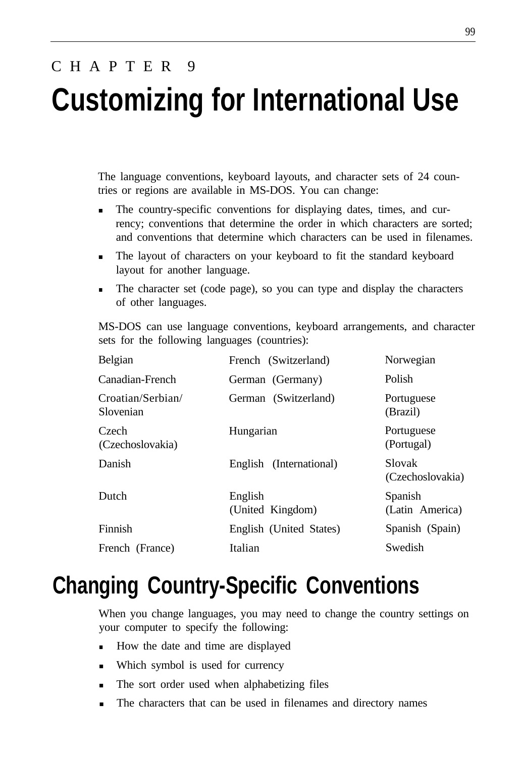CHAPTER 9

# Customizing for International Use

The language conventions, keyboard layouts, and character sets of 24 countries or regions are available in MS-DOS. You can change:

- The country-specific conventions for displaying dates, times, and currency; conventions that determine the order in which characters are sorted; and conventions that determine which characters can be used in filenames.
- The layout of characters on your keyboard to fit the standard keyboard layout for another language.
- The character set (code page), so you can type and display the characters of other languages.

MS-DOS can use language conventions, keyboard arrangements, and character sets for the following languages (countries):

| | | |
|---|---|---|
| Belgian | French (Switzerland) | Norwegian |
| Canadian-French | German (Germany) | Polish |
| Croatian/Serbian/ Slovenian | German (Switzerland) | Portuguese (Brazil) |
| Czech (Czechoslovakia) | Hungarian | Portuguese (Portugal) |
| Danish | English (International) | Slovak (Czechoslovakia) |
| Dutch | English (United Kingdom) | Spanish (Latin America) |
| Finnish | English (United States) | Spanish (Spain) |
| French (France) | Italian | Swedish |

## Changing Country-Specific Conventions

When you change languages, you may need to change the country settings on your computer to specify the following:

- How the date and time are displayed
- Which symbol is used for currency
- The sort order used when alphabetizing files
- The characters that can be used in filenames and directory names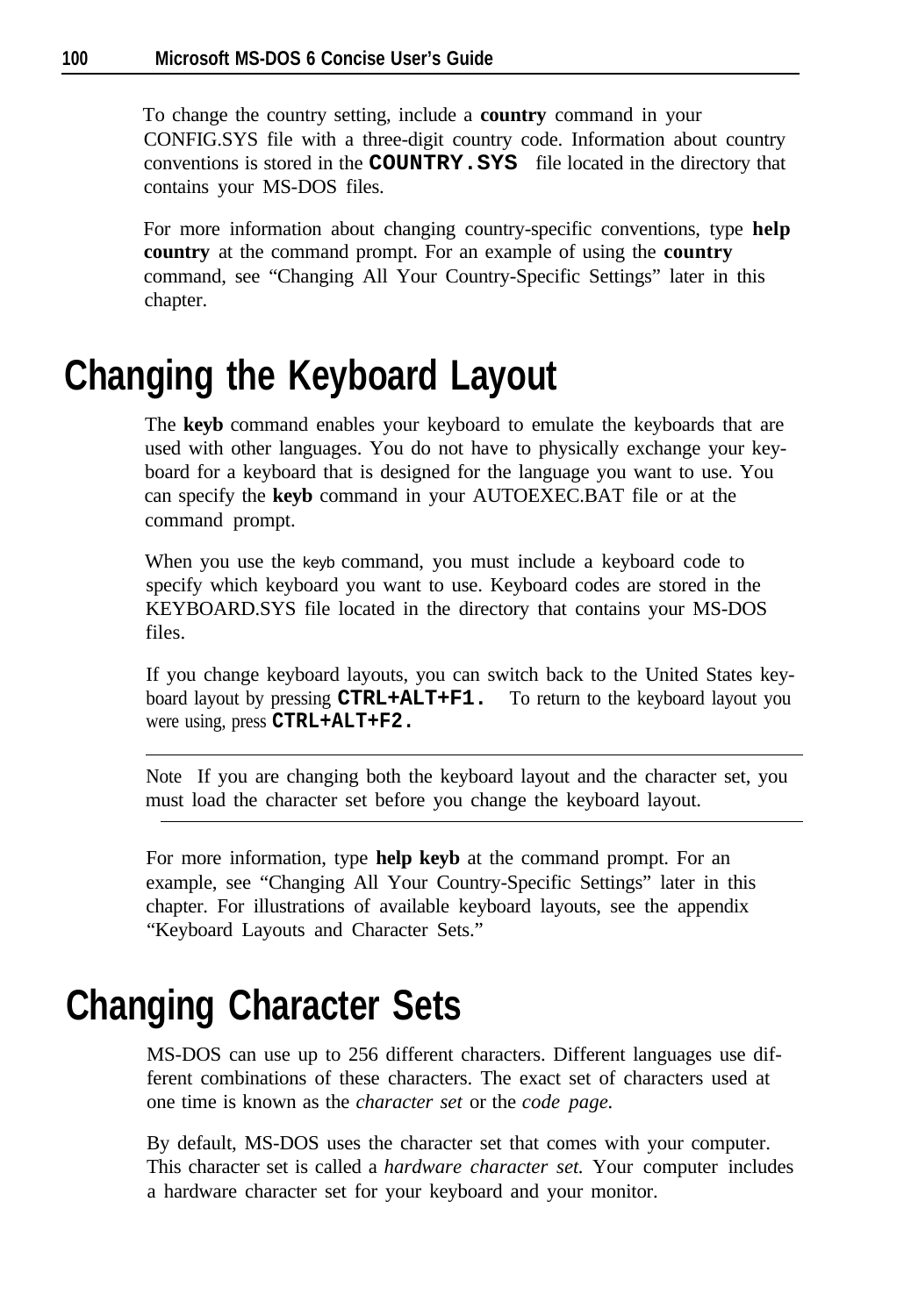To change the country setting, include a **country** command in your CONFIG.SYS file with a three-digit country code. Information about country conventions is stored in the **COUNTRY.SYS** file located in the directory that contains your MS-DOS files.

For more information about changing country-specific conventions, type **help country** at the command prompt. For an example of using the **country** command, see "Changing All Your Country-Specific Settings" later in this chapter.

## Changing the Keyboard Layout

The **keyb** command enables your keyboard to emulate the keyboards that are used with other languages. You do not have to physically exchange your keyboard for a keyboard that is designed for the language you want to use. You can specify the **keyb** command in your AUTOEXEC.BAT file or at the command prompt.

When you use the keyb command, you must include a keyboard code to specify which keyboard you want to use. Keyboard codes are stored in the KEYBOARD.SYS file located in the directory that contains your MS-DOS files.

If you change keyboard layouts, you can switch back to the United States keyboard layout by pressing **CTRL+ALT+F1.** To return to the keyboard layout you were using, press **CTRL+ALT+F2.**

---

Note If you are changing both the keyboard layout and the character set, you must load the character set before you change the keyboard layout.

---

For more information, type **help keyb** at the command prompt. For an example, see "Changing All Your Country-Specific Settings" later in this chapter. For illustrations of available keyboard layouts, see the appendix "Keyboard Layouts and Character Sets."

## Changing Character Sets

MS-DOS can use up to 256 different characters. Different languages use different combinations of these characters. The exact set of characters used at one time is known as the *character set* or the *code page.*

By default, MS-DOS uses the character set that comes with your computer. This character set is called a *hardware character set.* Your computer includes a hardware character set for your keyboard and your monitor.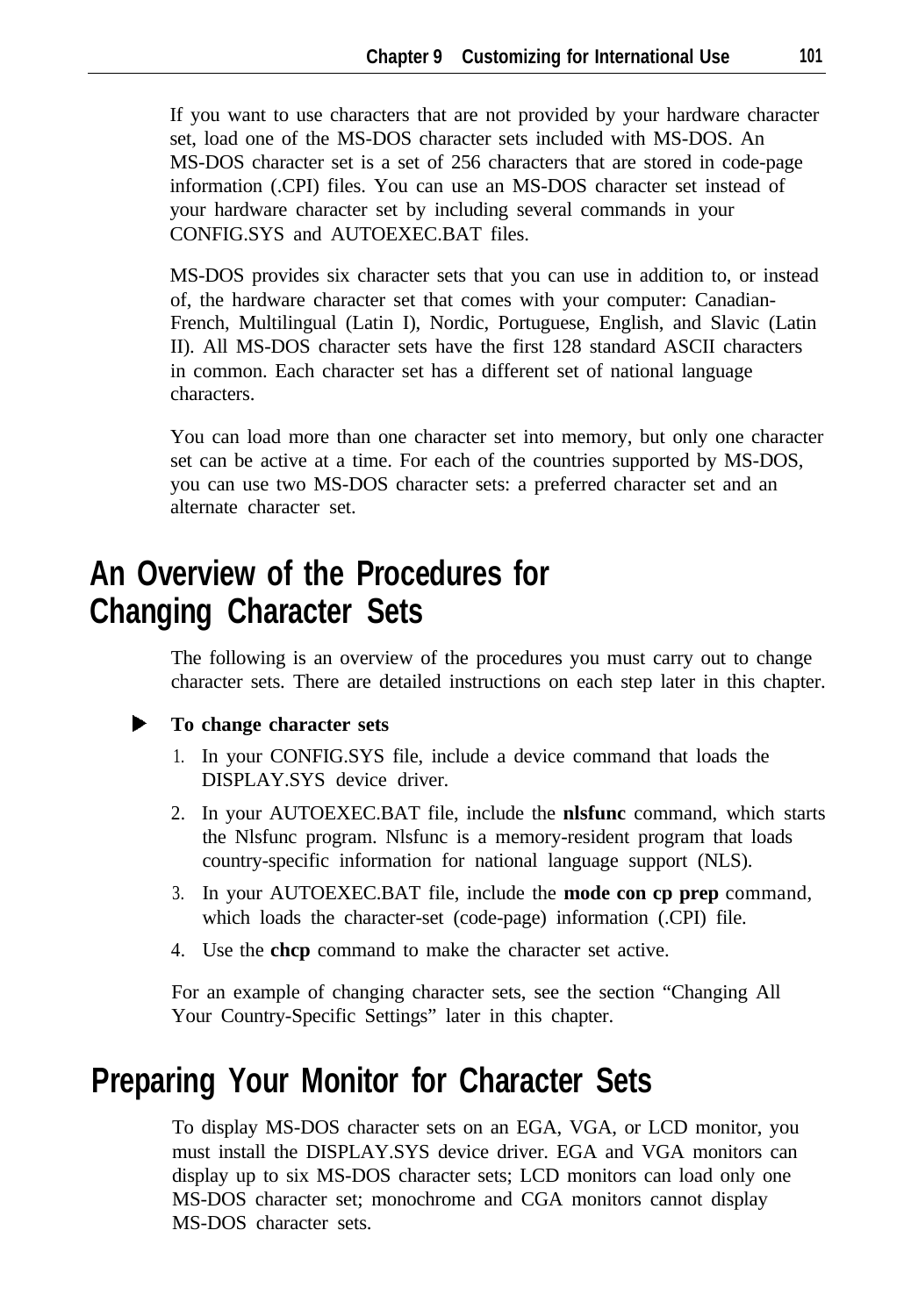If you want to use characters that are not provided by your hardware character set, load one of the MS-DOS character sets included with MS-DOS. An MS-DOS character set is a set of 256 characters that are stored in code-page information (.CPI) files. You can use an MS-DOS character set instead of your hardware character set by including several commands in your CONFIG.SYS and AUTOEXEC.BAT files.

MS-DOS provides six character sets that you can use in addition to, or instead of, the hardware character set that comes with your computer: Canadian-French, Multilingual (Latin I), Nordic, Portuguese, English, and Slavic (Latin II). All MS-DOS character sets have the first 128 standard ASCII characters in common. Each character set has a different set of national language characters.

You can load more than one character set into memory, but only one character set can be active at a time. For each of the countries supported by MS-DOS, you can use two MS-DOS character sets: a preferred character set and an alternate character set.

## An Overview of the Procedures for Changing Character Sets

The following is an overview of the procedures you must carry out to change character sets. There are detailed instructions on each step later in this chapter.

► **To change character sets**

1. In your CONFIG.SYS file, include a device command that loads the DISPLAY.SYS device driver.
2. In your AUTOEXEC.BAT file, include the **nlsfunc** command, which starts the Nlsfunc program. Nlsfunc is a memory-resident program that loads country-specific information for national language support (NLS).
3. In your AUTOEXEC.BAT file, include the **mode con cp prep** command, which loads the character-set (code-page) information (.CPI) file.
4. Use the **chcp** command to make the character set active.

For an example of changing character sets, see the section "Changing All Your Country-Specific Settings" later in this chapter.

## Preparing Your Monitor for Character Sets

To display MS-DOS character sets on an EGA, VGA, or LCD monitor, you must install the DISPLAY.SYS device driver. EGA and VGA monitors can display up to six MS-DOS character sets; LCD monitors can load only one MS-DOS character set; monochrome and CGA monitors cannot display MS-DOS character sets.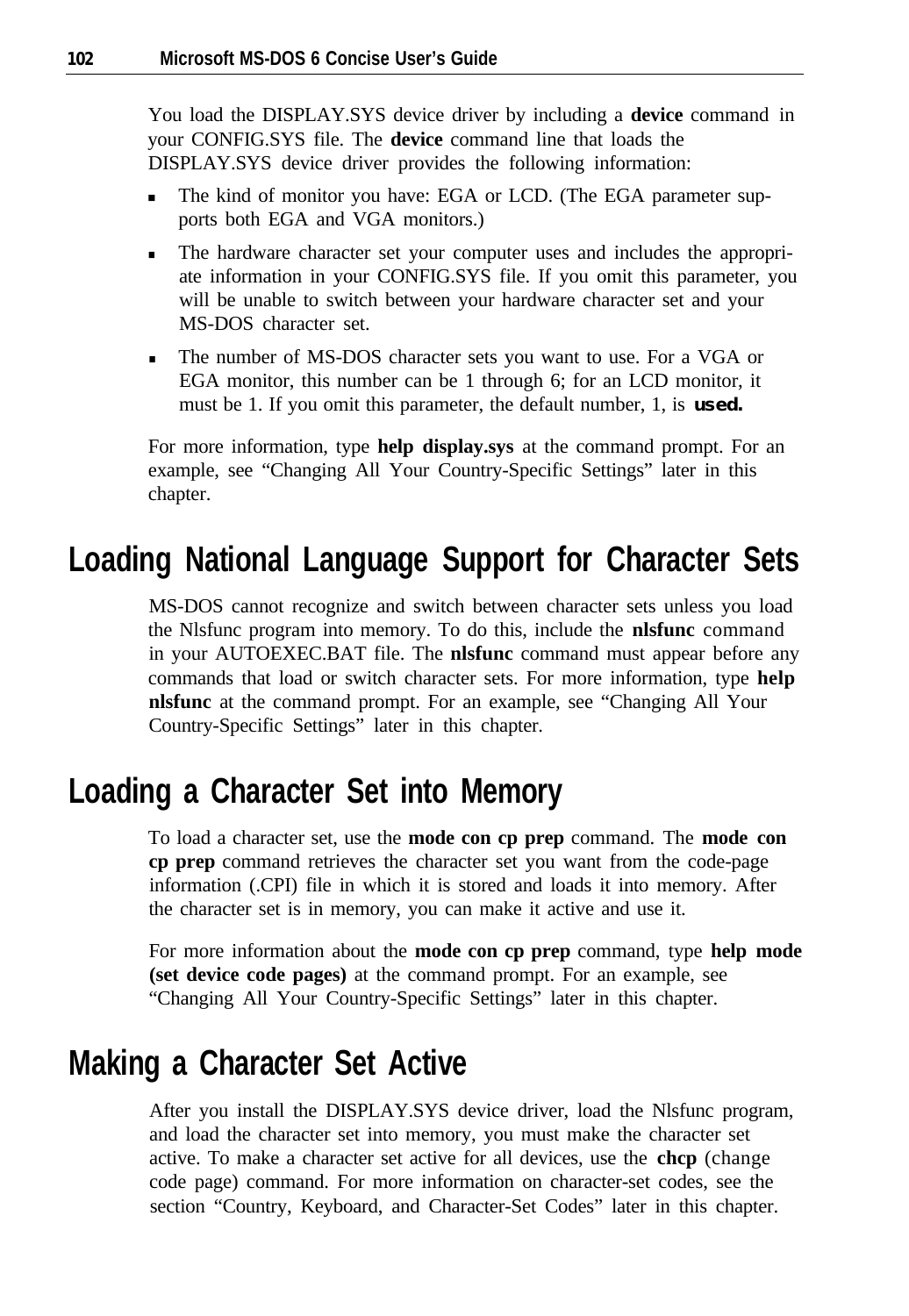You load the DISPLAY.SYS device driver by including a **device** command in your CONFIG.SYS file. The **device** command line that loads the DISPLAY.SYS device driver provides the following information:

- The kind of monitor you have: EGA or LCD. (The EGA parameter supports both EGA and VGA monitors.)
- The hardware character set your computer uses and includes the appropriate information in your CONFIG.SYS file. If you omit this parameter, you will be unable to switch between your hardware character set and your MS-DOS character set.
- The number of MS-DOS character sets you want to use. For a VGA or EGA monitor, this number can be 1 through 6; for an LCD monitor, it must be 1. If you omit this parameter, the default number, 1, is used.

For more information, type **help display.sys** at the command prompt. For an example, see "Changing All Your Country-Specific Settings" later in this chapter.

## Loading National Language Support for Character Sets

MS-DOS cannot recognize and switch between character sets unless you load the Nlsfunc program into memory. To do this, include the **nlsfunc** command in your AUTOEXEC.BAT file. The **nlsfunc** command must appear before any commands that load or switch character sets. For more information, type **help nlsfunc** at the command prompt. For an example, see "Changing All Your Country-Specific Settings" later in this chapter.

## Loading a Character Set into Memory

To load a character set, use the **mode con cp prep** command. The **mode con cp prep** command retrieves the character set you want from the code-page information (.CPI) file in which it is stored and loads it into memory. After the character set is in memory, you can make it active and use it.

For more information about the **mode con cp prep** command, type **help mode (set device code pages)** at the command prompt. For an example, see "Changing All Your Country-Specific Settings" later in this chapter.

## Making a Character Set Active

After you install the DISPLAY.SYS device driver, load the Nlsfunc program, and load the character set into memory, you must make the character set active. To make a character set active for all devices, use the **chcp** (change code page) command. For more information on character-set codes, see the section "Country, Keyboard, and Character-Set Codes" later in this chapter.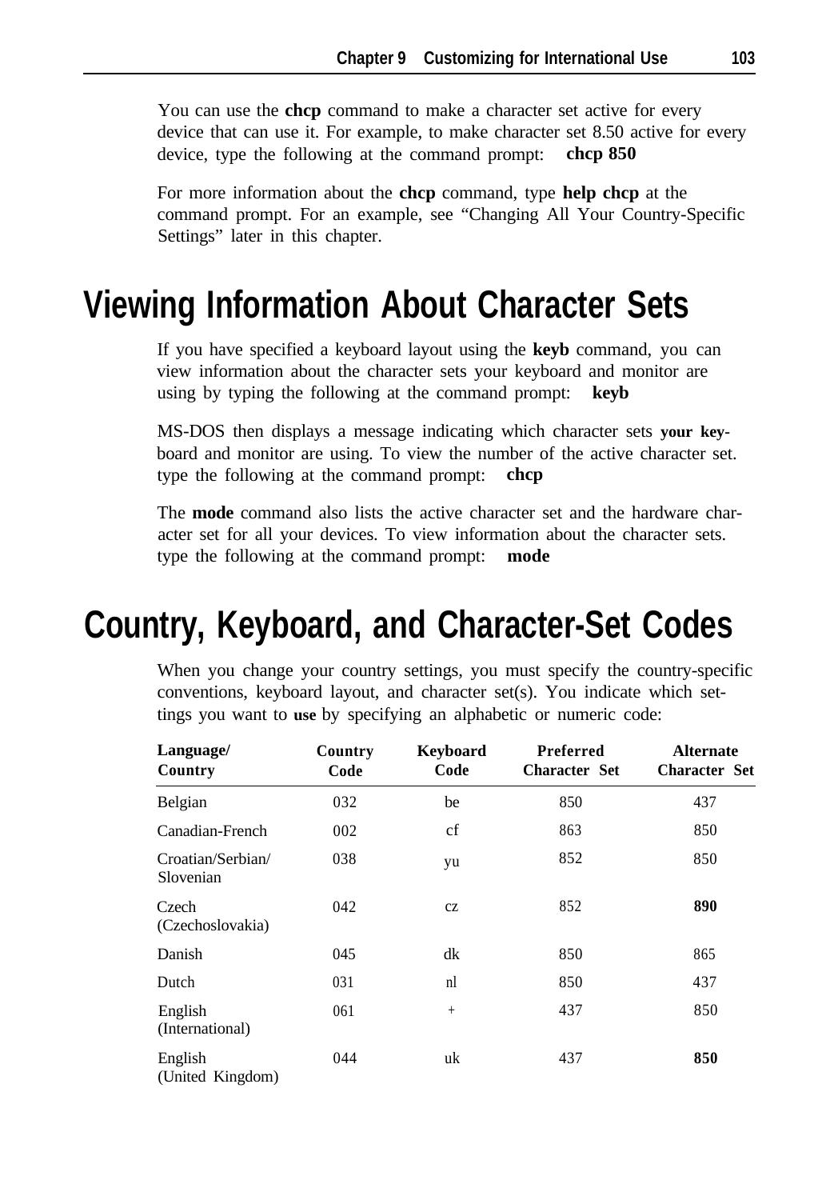You can use the **chcp** command to make a character set active for every device that can use it. For example, to make character set 8.50 active for every device, type the following at the command prompt: **chcp 850**

For more information about the **chcp** command, type **help chcp** at the command prompt. For an example, see "Changing All Your Country-Specific Settings" later in this chapter.

# Viewing Information About Character Sets

If you have specified a keyboard layout using the **keyb** command, you can view information about the character sets your keyboard and monitor are using by typing the following at the command prompt: **keyb**

MS-DOS then displays a message indicating which character sets **your key**-board and monitor are using. To view the number of the active character set. type the following at the command prompt: **chcp**

The **mode** command also lists the active character set and the hardware character set for all your devices. To view information about the character sets. type the following at the command prompt: **mode**

# Country, Keyboard, and Character-Set Codes

When you change your country settings, you must specify the country-specific conventions, keyboard layout, and character set(s). You indicate which settings you want to **use** by specifying an alphabetic or numeric code:

| Language/ Country | Country Code | Keyboard Code | Preferred Character Set | Alternate Character Set |
|---|---|---|---|---|
| Belgian | 032 | be | 850 | 437 |
| Canadian-French | 002 | cf | 863 | 850 |
| Croatian/Serbian/ Slovenian | 038 | yu | 852 | 850 |
| Czech (Czechoslovakia) | 042 | cz | 852 | **890** |
| Danish | 045 | dk | 850 | 865 |
| Dutch | 031 | nl | 850 | 437 |
| English (International) | 061 | + | 437 | 850 |
| English (United Kingdom) | 044 | uk | 437 | **850** |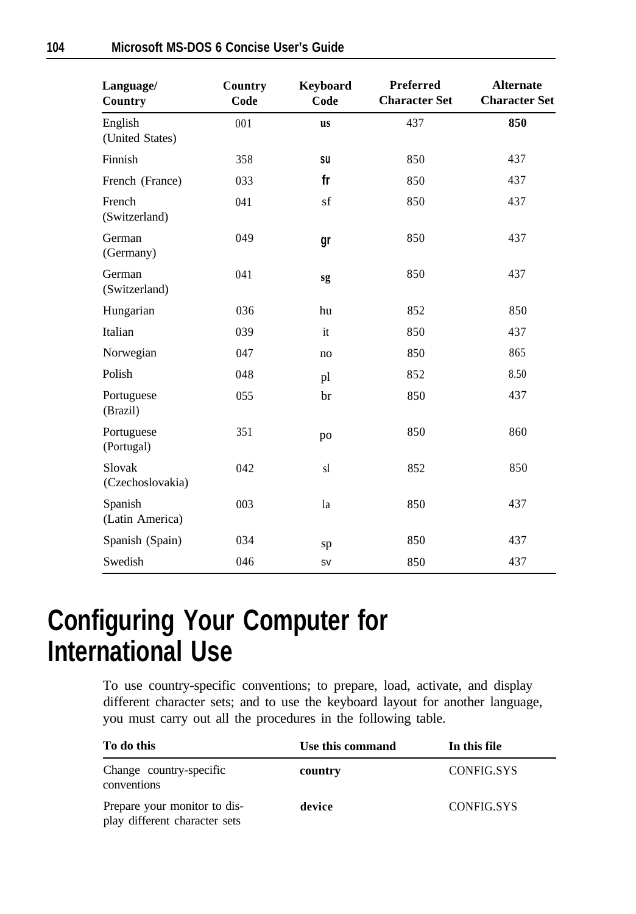| Language/ Country | Country Code | Keyboard Code | Preferred Character Set | Alternate Character Set |
|---|---|---|---|---|
| English (United States) | 001 | **us** | 437 | **850** |
| Finnish | 358 | **su** | 850 | 437 |
| French (France) | 033 | **fr** | 850 | 437 |
| French (Switzerland) | 041 | sf | 850 | 437 |
| German (Germany) | 049 | **gr** | 850 | 437 |
| German (Switzerland) | 041 | **sg** | 850 | 437 |
| Hungarian | 036 | hu | 852 | 850 |
| Italian | 039 | it | 850 | 437 |
| Norwegian | 047 | no | 850 | 865 |
| Polish | 048 | pl | 852 | 8.50 |
| Portuguese (Brazil) | 055 | br | 850 | 437 |
| Portuguese (Portugal) | 351 | po | 850 | 860 |
| Slovak (Czechoslovakia) | 042 | sl | 852 | 850 |
| Spanish (Latin America) | 003 | la | 850 | 437 |
| Spanish (Spain) | 034 | sp | 850 | 437 |
| Swedish | 046 | sv | 850 | 437 |

# Configuring Your Computer for International Use

To use country-specific conventions; to prepare, load, activate, and display different character sets; and to use the keyboard layout for another language, you must carry out all the procedures in the following table.

| To do this | Use this command | In this file |
|---|---|---|
| Change country-specific conventions | **country** | CONFIG.SYS |
| Prepare your monitor to display different character sets | **device** | CONFIG.SYS |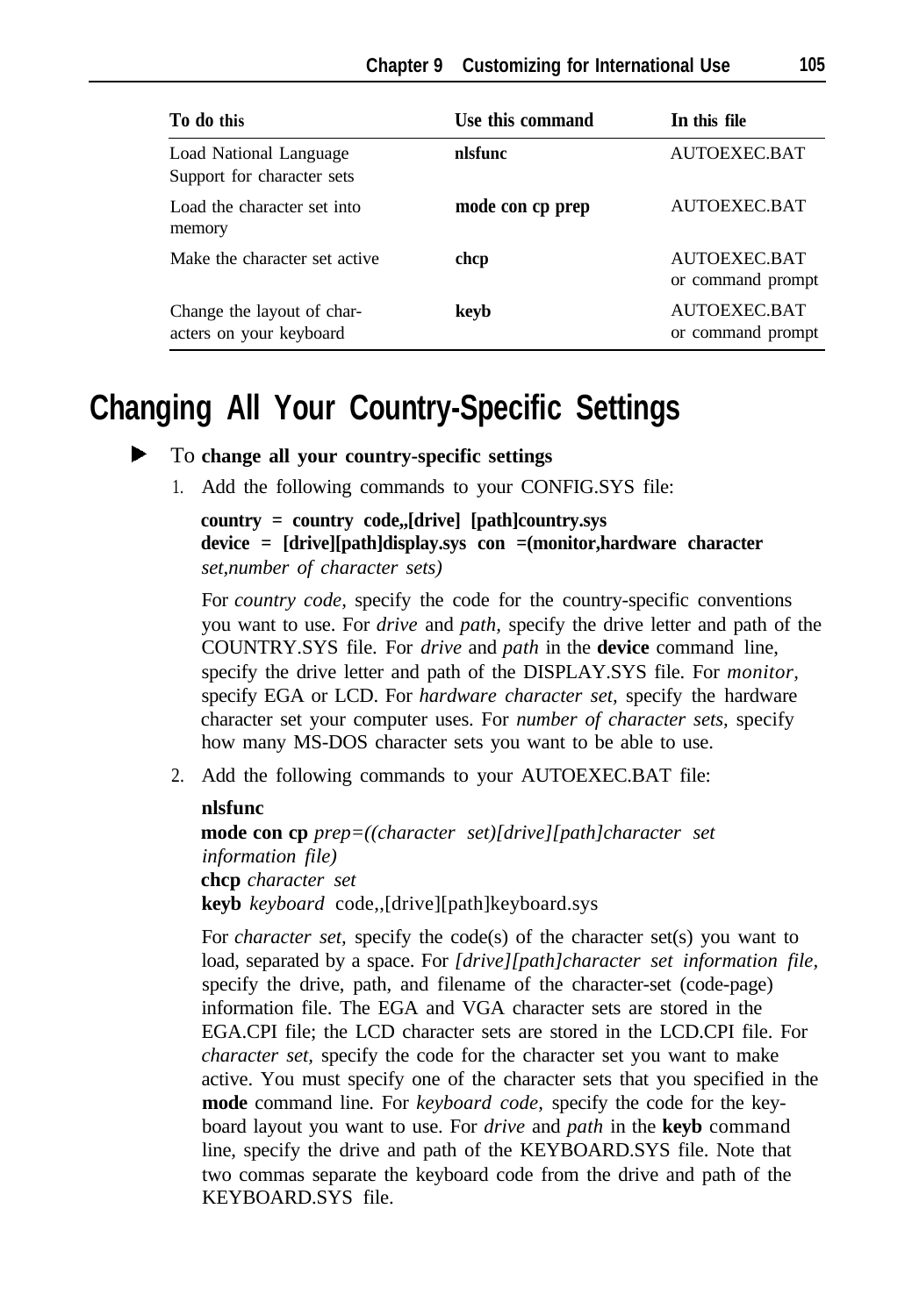| To do this | Use this command | In this file |
|---|---|---|
| Load National Language Support for character sets | **nlsfunc** | AUTOEXEC.BAT |
| Load the character set into memory | **mode con cp prep** | AUTOEXEC.BAT |
| Make the character set active | **chcp** | AUTOEXEC.BAT or command prompt |
| Change the layout of characters on your keyboard | **keyb** | AUTOEXEC.BAT or command prompt |

## Changing All Your Country-Specific Settings

► To **change all your country-specific settings**

1. Add the following commands to your CONFIG.SYS file:

   **country = country code,,[drive] [path]country.sys**
   **device = [drive][path]display.sys con =(monitor,hardware character** *set,number of character sets)*

   For *country code,* specify the code for the country-specific conventions you want to use. For *drive* and *path,* specify the drive letter and path of the COUNTRY.SYS file. For *drive* and *path* in the **device** command line, specify the drive letter and path of the DISPLAY.SYS file. For *monitor,* specify EGA or LCD. For *hardware character set,* specify the hardware character set your computer uses. For *number of character sets,* specify how many MS-DOS character sets you want to be able to use.

2. Add the following commands to your AUTOEXEC.BAT file:

   **nlsfunc**
   **mode con cp** *prep=((character set)[drive][path]character set information file)*
   **chcp** *character set*
   **keyb** *keyboard* code,,[drive][path]keyboard.sys

   For *character set,* specify the code(s) of the character set(s) you want to load, separated by a space. For *[drive][path]character set information file,* specify the drive, path, and filename of the character-set (code-page) information file. The EGA and VGA character sets are stored in the EGA.CPI file; the LCD character sets are stored in the LCD.CPI file. For *character set,* specify the code for the character set you want to make active. You must specify one of the character sets that you specified in the **mode** command line. For *keyboard code,* specify the code for the keyboard layout you want to use. For *drive* and *path* in the **keyb** command line, specify the drive and path of the KEYBOARD.SYS file. Note that two commas separate the keyboard code from the drive and path of the KEYBOARD.SYS file.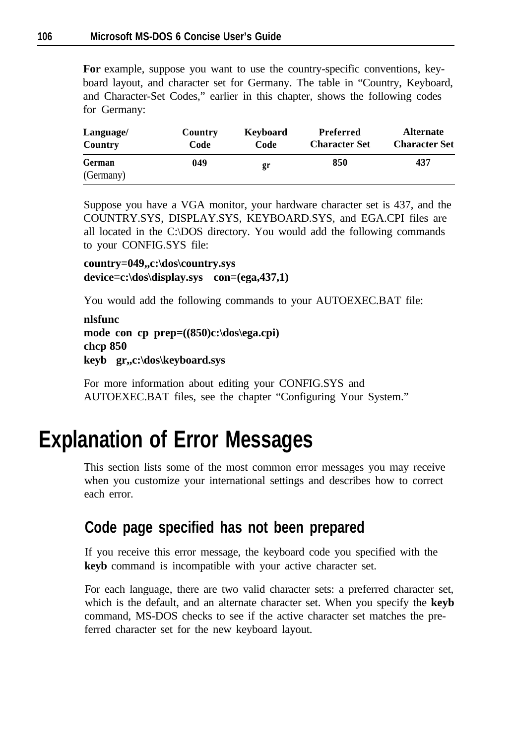For example, suppose you want to use the country-specific conventions, keyboard layout, and character set for Germany. The table in "Country, Keyboard, and Character-Set Codes," earlier in this chapter, shows the following codes for Germany:

| Language/ Country | Country Code | Keyboard Code | Preferred Character Set | Alternate Character Set |
|---|---|---|---|---|
| **German** (Germany) | 049 | gr | 850 | 437 |

Suppose you have a VGA monitor, your hardware character set is 437, and the COUNTRY.SYS, DISPLAY.SYS, KEYBOARD.SYS, and EGA.CPI files are all located in the C:\DOS directory. You would add the following commands to your CONFIG.SYS file:

```
country=049,,c:\dos\country.sys
device=c:\dos\display.sys con=(ega,437,1)
```

You would add the following commands to your AUTOEXEC.BAT file:

```
nlsfunc
mode con cp prep=((850)c:\dos\ega.cpi)
chcp 850
keyb gr,,c:\dos\keyboard.sys
```

For more information about editing your CONFIG.SYS and AUTOEXEC.BAT files, see the chapter "Configuring Your System."

# Explanation of Error Messages

This section lists some of the most common error messages you may receive when you customize your international settings and describes how to correct each error.

## Code page specified has not been prepared

If you receive this error message, the keyboard code you specified with the **keyb** command is incompatible with your active character set.

For each language, there are two valid character sets: a preferred character set, which is the default, and an alternate character set. When you specify the **keyb** command, MS-DOS checks to see if the active character set matches the preferred character set for the new keyboard layout.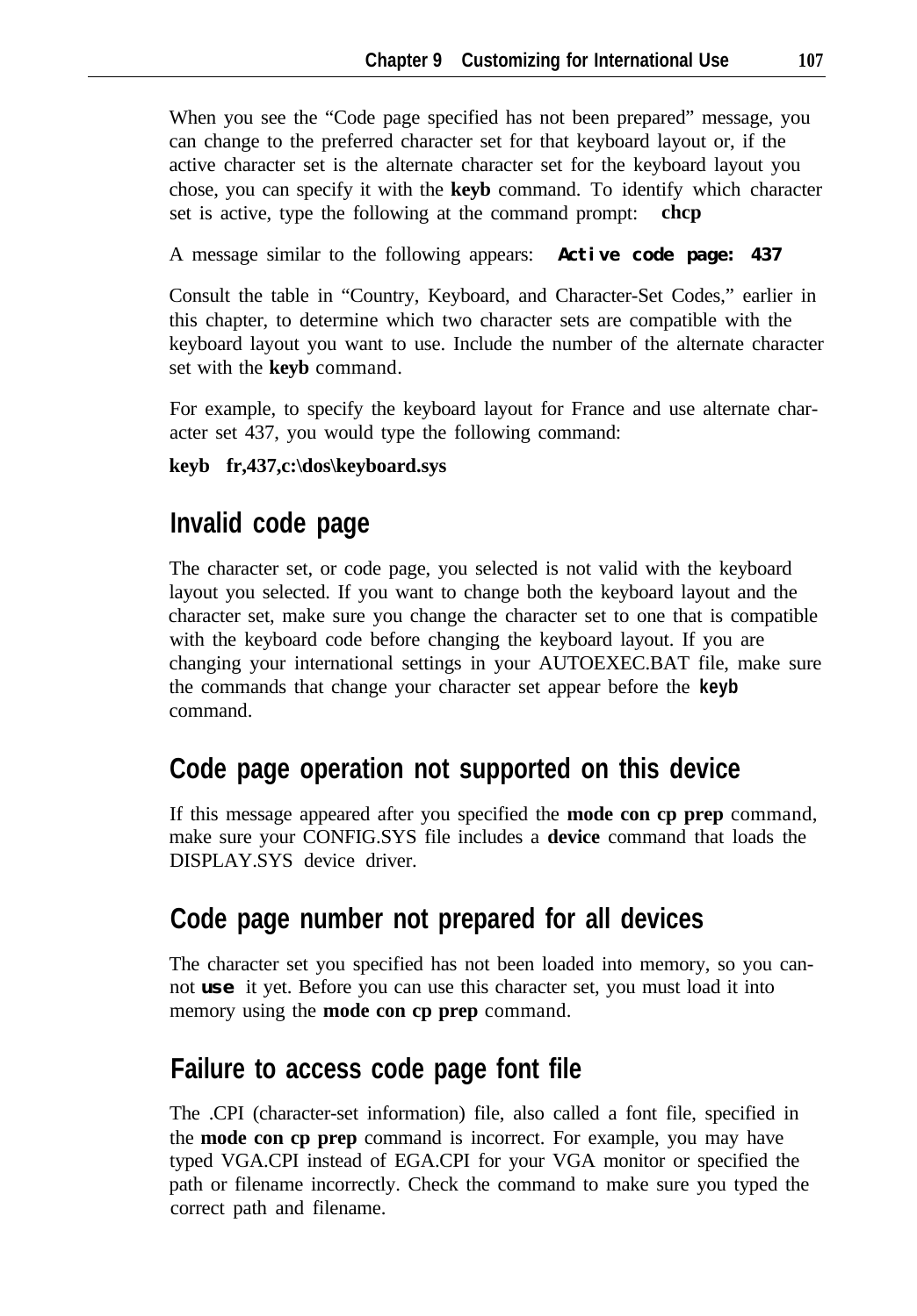When you see the "Code page specified has not been prepared" message, you can change to the preferred character set for that keyboard layout or, if the active character set is the alternate character set for the keyboard layout you chose, you can specify it with the **keyb** command. To identify which character set is active, type the following at the command prompt: **chcp**

A message similar to the following appears: **`Active code page: 437`**

Consult the table in "Country, Keyboard, and Character-Set Codes," earlier in this chapter, to determine which two character sets are compatible with the keyboard layout you want to use. Include the number of the alternate character set with the **keyb** command.

For example, to specify the keyboard layout for France and use alternate character set 437, you would type the following command:

**keyb fr,437,c:\dos\keyboard.sys**

## Invalid code page

The character set, or code page, you selected is not valid with the keyboard layout you selected. If you want to change both the keyboard layout and the character set, make sure you change the character set to one that is compatible with the keyboard code before changing the keyboard layout. If you are changing your international settings in your AUTOEXEC.BAT file, make sure the commands that change your character set appear before the **`keyb`** command.

## Code page operation not supported on this device

If this message appeared after you specified the **mode con cp prep** command, make sure your CONFIG.SYS file includes a **device** command that loads the DISPLAY.SYS device driver.

## Code page number not prepared for all devices

The character set you specified has not been loaded into memory, so you cannot **`use`** it yet. Before you can use this character set, you must load it into memory using the **mode con cp prep** command.

## Failure to access code page font file

The .CPI (character-set information) file, also called a font file, specified in the **mode con cp prep** command is incorrect. For example, you may have typed VGA.CPI instead of EGA.CPI for your VGA monitor or specified the path or filename incorrectly. Check the command to make sure you typed the correct path and filename.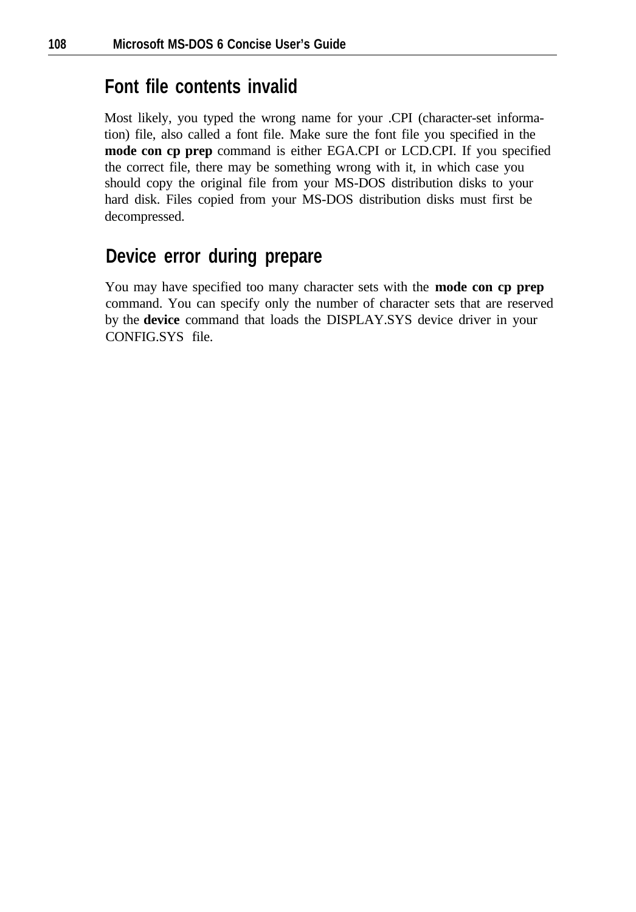## Font file contents invalid

Most likely, you typed the wrong name for your .CPI (character-set information) file, also called a font file. Make sure the font file you specified in the **mode con cp prep** command is either EGA.CPI or LCD.CPI. If you specified the correct file, there may be something wrong with it, in which case you should copy the original file from your MS-DOS distribution disks to your hard disk. Files copied from your MS-DOS distribution disks must first be decompressed.

## Device error during prepare

You may have specified too many character sets with the **mode con cp prep** command. You can specify only the number of character sets that are reserved by the **device** command that loads the DISPLAY.SYS device driver in your CONFIG.SYS file.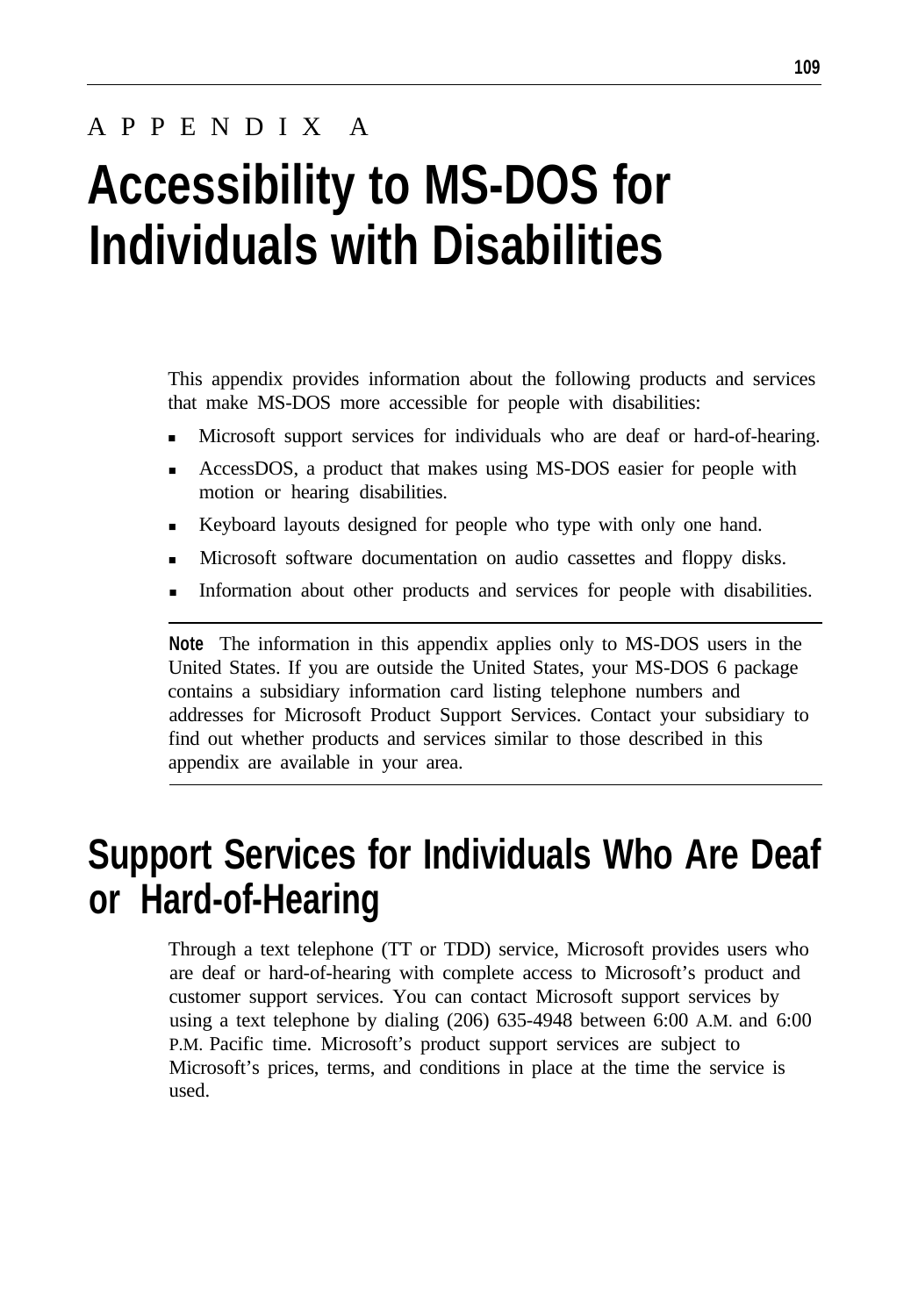APPENDIX A

# Accessibility to MS-DOS for Individuals with Disabilities

This appendix provides information about the following products and services that make MS-DOS more accessible for people with disabilities:

- Microsoft support services for individuals who are deaf or hard-of-hearing.
- AccessDOS, a product that makes using MS-DOS easier for people with motion or hearing disabilities.
- Keyboard layouts designed for people who type with only one hand.
- Microsoft software documentation on audio cassettes and floppy disks.
- Information about other products and services for people with disabilities.

---

**Note** The information in this appendix applies only to MS-DOS users in the United States. If you are outside the United States, your MS-DOS 6 package contains a subsidiary information card listing telephone numbers and addresses for Microsoft Product Support Services. Contact your subsidiary to find out whether products and services similar to those described in this appendix are available in your area.

---

## Support Services for Individuals Who Are Deaf or Hard-of-Hearing

Through a text telephone (TT or TDD) service, Microsoft provides users who are deaf or hard-of-hearing with complete access to Microsoft's product and customer support services. You can contact Microsoft support services by using a text telephone by dialing (206) 635-4948 between 6:00 A.M. and 6:00 P.M. Pacific time. Microsoft's product support services are subject to Microsoft's prices, terms, and conditions in place at the time the service is used.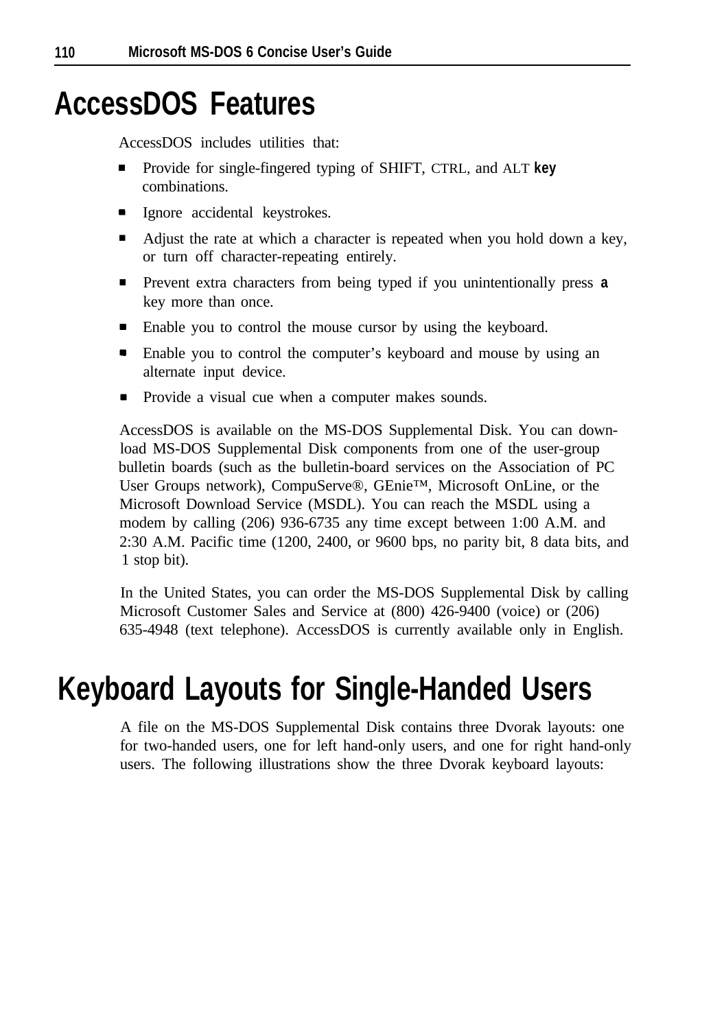# AccessDOS Features

AccessDOS includes utilities that:

- Provide for single-fingered typing of SHIFT, CTRL, and ALT **key** combinations.
- Ignore accidental keystrokes.
- Adjust the rate at which a character is repeated when you hold down a key, or turn off character-repeating entirely.
- Prevent extra characters from being typed if you unintentionally press **a** key more than once.
- Enable you to control the mouse cursor by using the keyboard.
- Enable you to control the computer's keyboard and mouse by using an alternate input device.
- Provide a visual cue when a computer makes sounds.

AccessDOS is available on the MS-DOS Supplemental Disk. You can download MS-DOS Supplemental Disk components from one of the user-group bulletin boards (such as the bulletin-board services on the Association of PC User Groups network), CompuServe®, GEnie™, Microsoft OnLine, or the Microsoft Download Service (MSDL). You can reach the MSDL using a modem by calling (206) 936-6735 any time except between 1:00 A.M. and 2:30 A.M. Pacific time (1200, 2400, or 9600 bps, no parity bit, 8 data bits, and 1 stop bit).

In the United States, you can order the MS-DOS Supplemental Disk by calling Microsoft Customer Sales and Service at (800) 426-9400 (voice) or (206) 635-4948 (text telephone). AccessDOS is currently available only in English.

# Keyboard Layouts for Single-Handed Users

A file on the MS-DOS Supplemental Disk contains three Dvorak layouts: one for two-handed users, one for left hand-only users, and one for right hand-only users. The following illustrations show the three Dvorak keyboard layouts: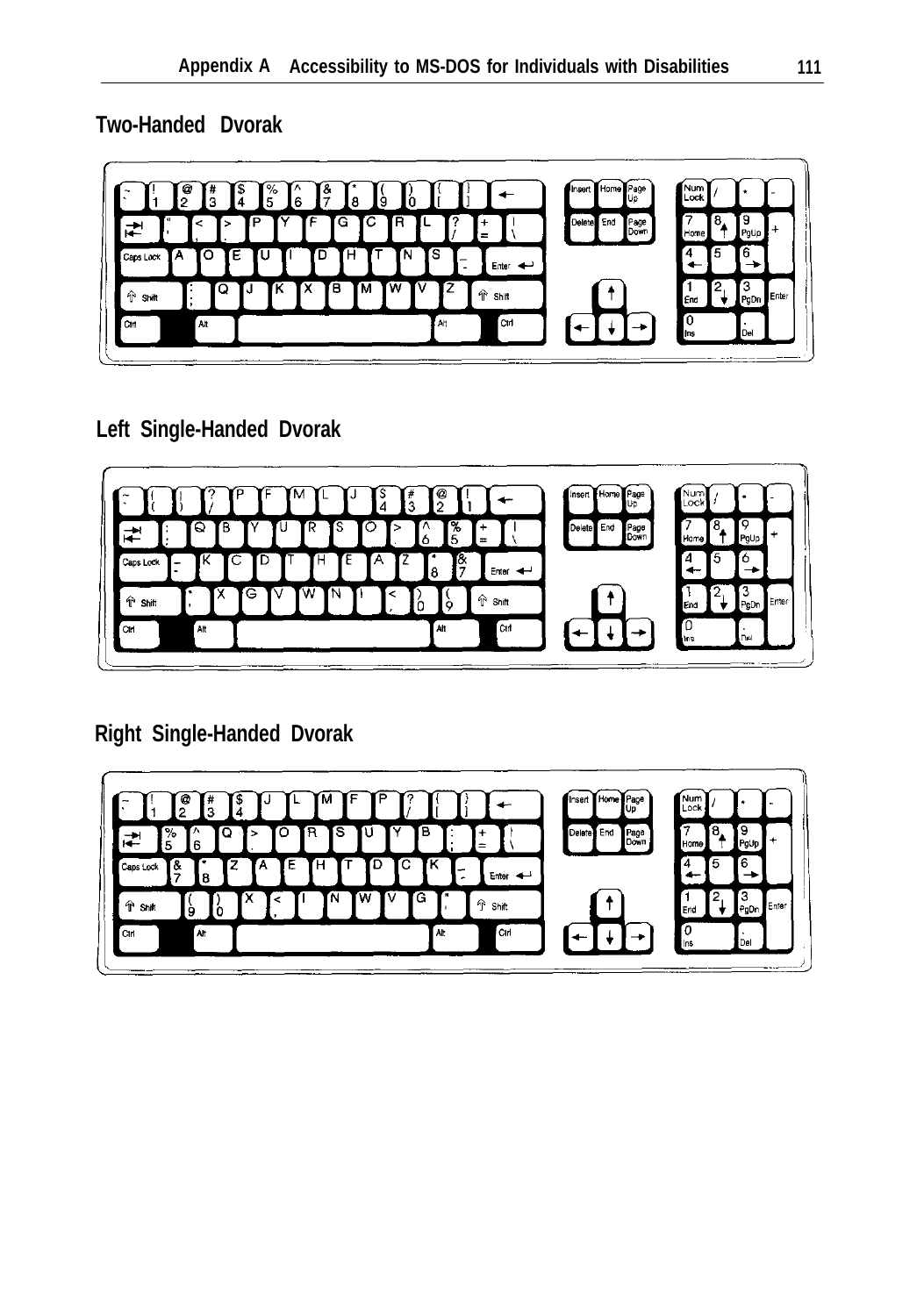## Two-Handed Dvorak

## Left Single-Handed Dvorak

## Right Single-Handed Dvorak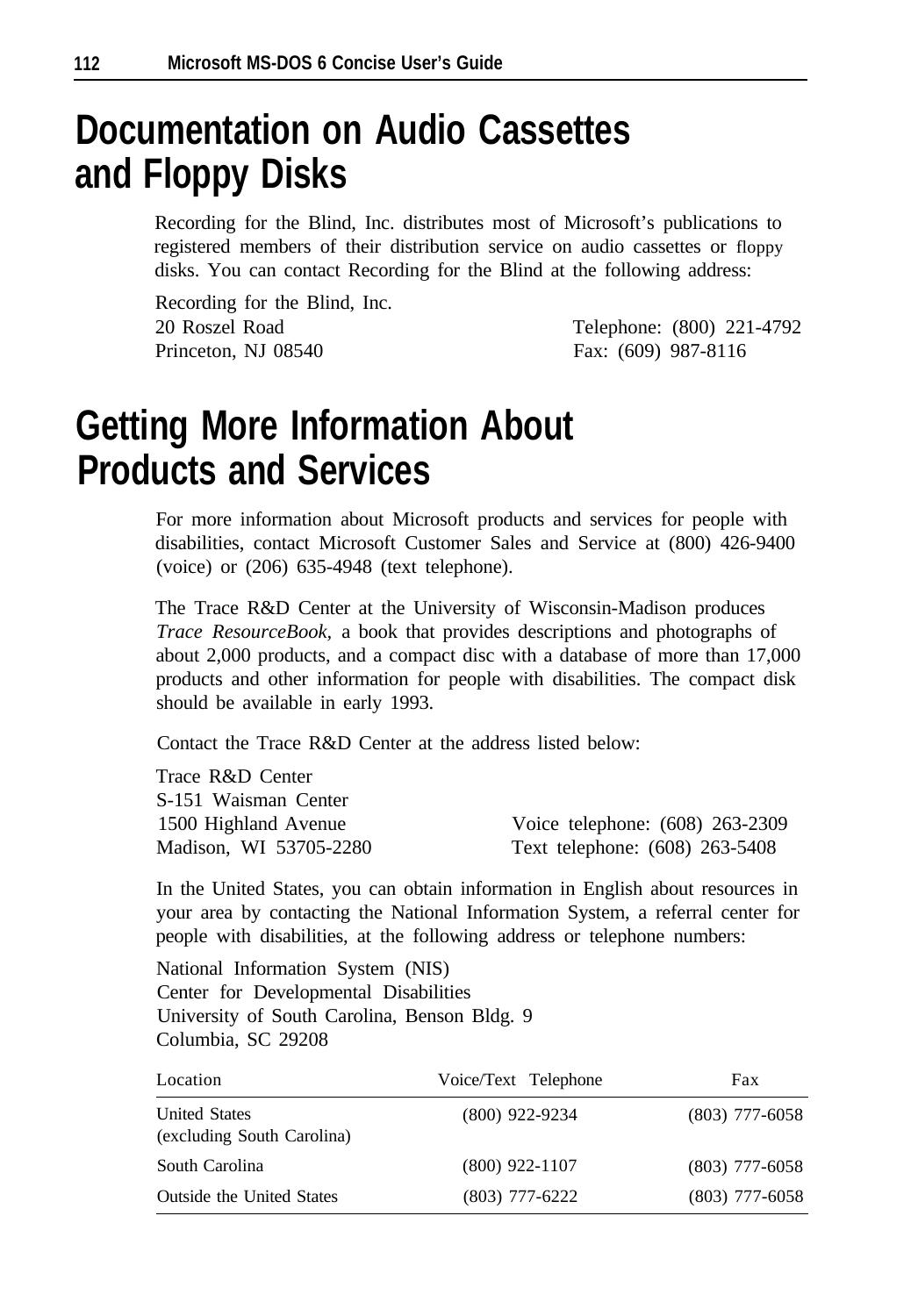# Documentation on Audio Cassettes and Floppy Disks

Recording for the Blind, Inc. distributes most of Microsoft's publications to registered members of their distribution service on audio cassettes or floppy disks. You can contact Recording for the Blind at the following address:

Recording for the Blind, Inc.
20 Roszel Road
Princeton, NJ 08540

Telephone: (800) 221-4792
Fax: (609) 987-8116

# Getting More Information About Products and Services

For more information about Microsoft products and services for people with disabilities, contact Microsoft Customer Sales and Service at (800) 426-9400 (voice) or (206) 635-4948 (text telephone).

The Trace R&D Center at the University of Wisconsin-Madison produces *Trace ResourceBook*, a book that provides descriptions and photographs of about 2,000 products, and a compact disc with a database of more than 17,000 products and other information for people with disabilities. The compact disk should be available in early 1993.

Contact the Trace R&D Center at the address listed below:

Trace R&D Center
S-151 Waisman Center
1500 Highland Avenue
Madison, WI 53705-2280

Voice telephone: (608) 263-2309
Text telephone: (608) 263-5408

In the United States, you can obtain information in English about resources in your area by contacting the National Information System, a referral center for people with disabilities, at the following address or telephone numbers:

National Information System (NIS)
Center for Developmental Disabilities
University of South Carolina, Benson Bldg. 9
Columbia, SC 29208

| Location | Voice/Text Telephone | Fax |
|---|---|---|
| United States (excluding South Carolina) | (800) 922-9234 | (803) 777-6058 |
| South Carolina | (800) 922-1107 | (803) 777-6058 |
| Outside the United States | (803) 777-6222 | (803) 777-6058 |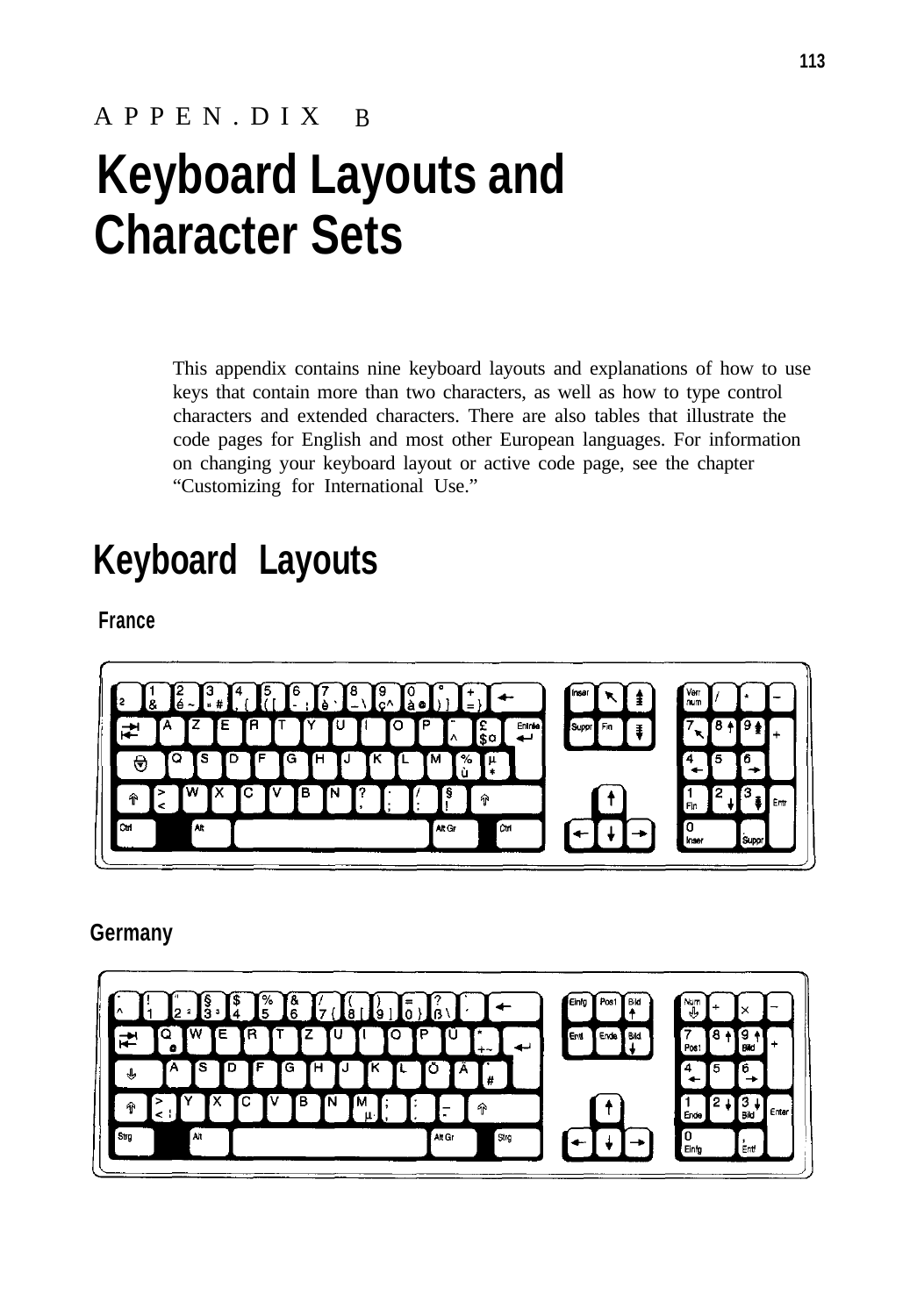APPEN.DIX B

# Keyboard Layouts and Character Sets

This appendix contains nine keyboard layouts and explanations of how to use keys that contain more than two characters, as well as how to type control characters and extended characters. There are also tables that illustrate the code pages for English and most other European languages. For information on changing your keyboard layout or active code page, see the chapter "Customizing for International Use."

## Keyboard Layouts

### France

### Germany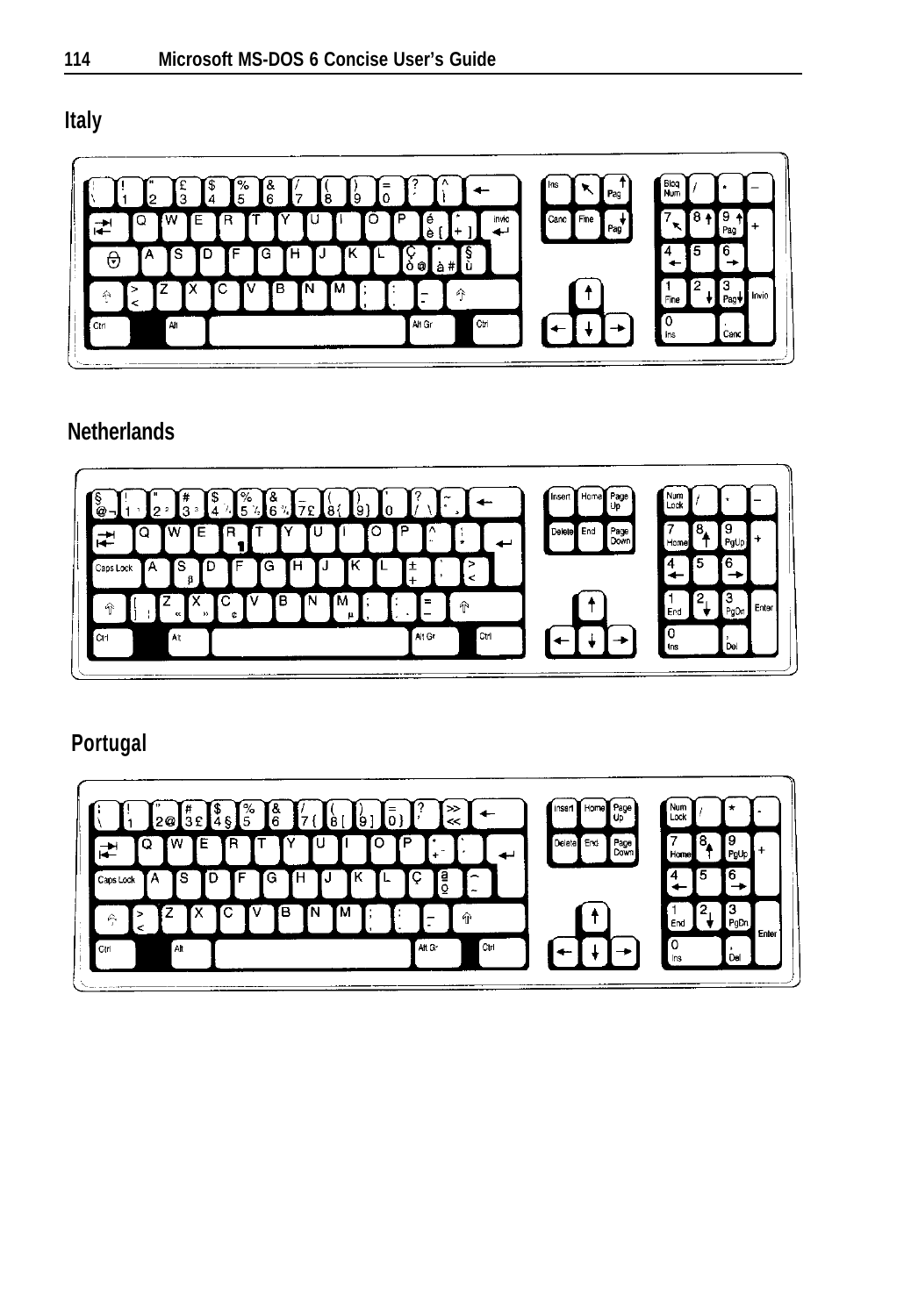## Italy

## Netherlands

## Portugal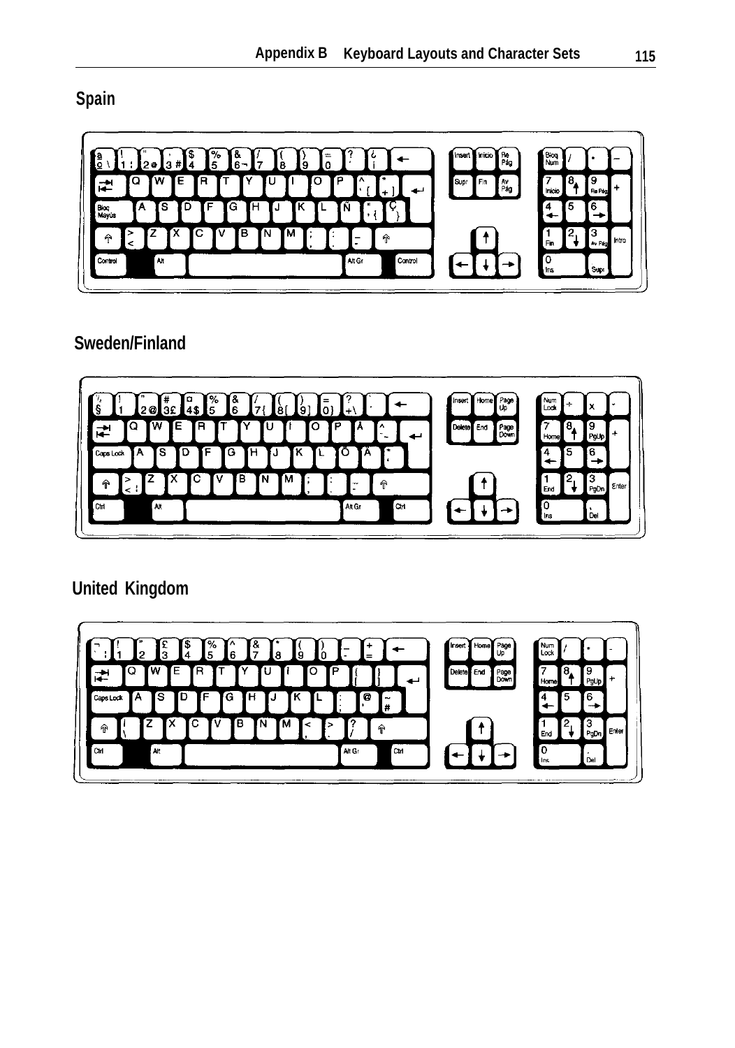## Spain

## Sweden/Finland

## United Kingdom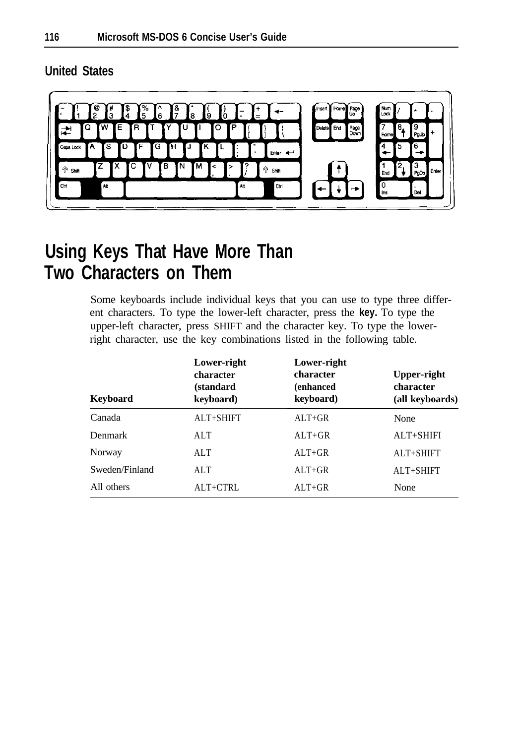## United States

# Using Keys That Have More Than Two Characters on Them

Some keyboards include individual keys that you can use to type three different characters. To type the lower-left character, press the **key.** To type the upper-left character, press SHIFT and the character key. To type the lower-right character, use the key combinations listed in the following table.

| Keyboard | Lower-right character (standard keyboard) | Lower-right character (enhanced keyboard) | Upper-right character (all keyboards) |
|---|---|---|---|
| Canada | ALT+SHIFT | ALT+GR | None |
| Denmark | ALT | ALT+GR | ALT+SHIFI |
| Norway | ALT | ALT+GR | ALT+SHIFT |
| Sweden/Finland | ALT | ALT+GR | ALT+SHIFT |
| All others | ALT+CTRL | ALT+GR | None |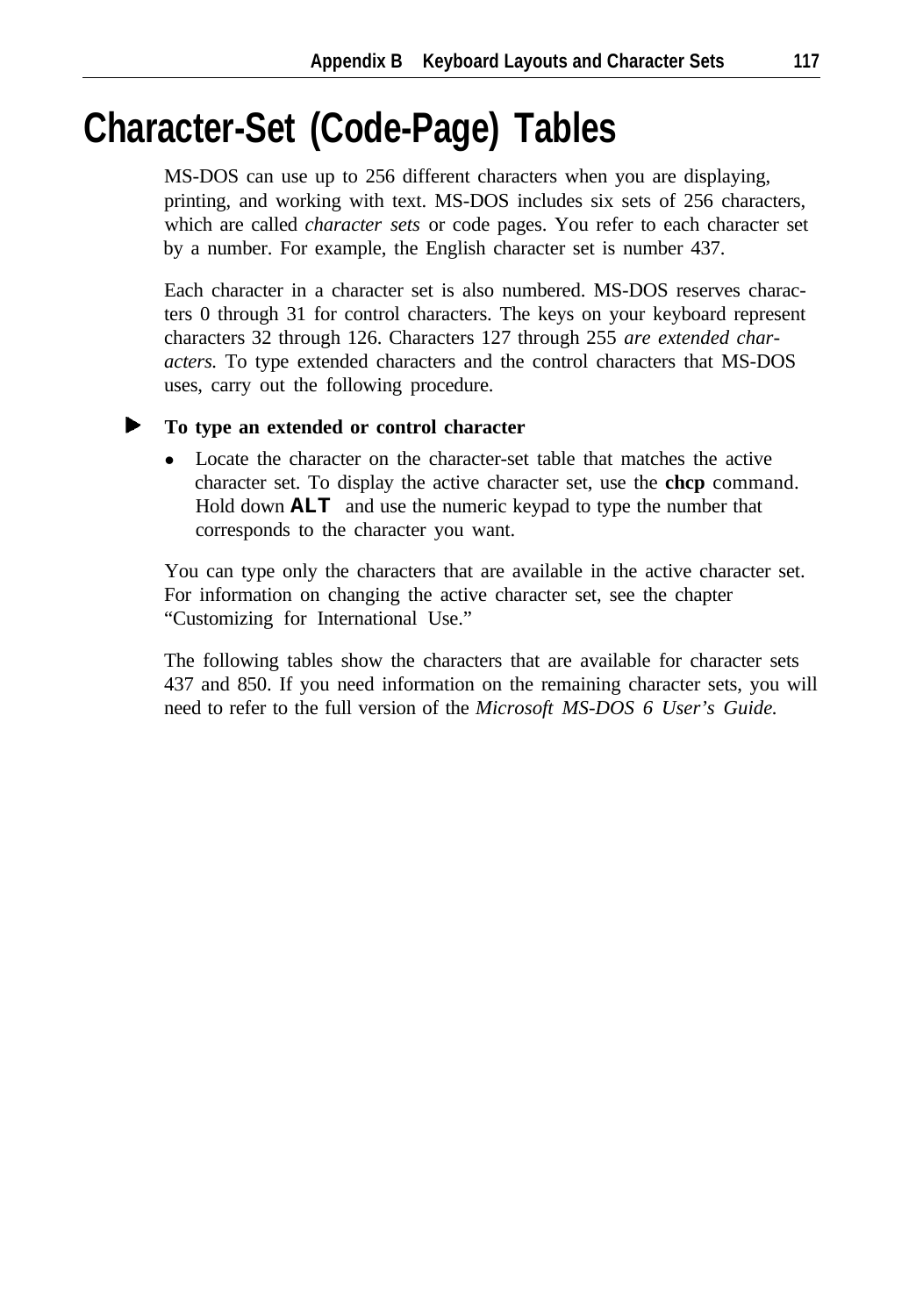# Character-Set (Code-Page) Tables

MS-DOS can use up to 256 different characters when you are displaying, printing, and working with text. MS-DOS includes six sets of 256 characters, which are called *character sets* or code pages. You refer to each character set by a number. For example, the English character set is number 437.

Each character in a character set is also numbered. MS-DOS reserves characters 0 through 31 for control characters. The keys on your keyboard represent characters 32 through 126. Characters 127 through 255 *are extended characters.* To type extended characters and the control characters that MS-DOS uses, carry out the following procedure.

► **To type an extended or control character**

- Locate the character on the character-set table that matches the active character set. To display the active character set, use the **chcp** command. Hold down **ALT** and use the numeric keypad to type the number that corresponds to the character you want.

You can type only the characters that are available in the active character set. For information on changing the active character set, see the chapter "Customizing for International Use."

The following tables show the characters that are available for character sets 437 and 850. If you need information on the remaining character sets, you will need to refer to the full version of the *Microsoft MS-DOS 6 User's Guide.*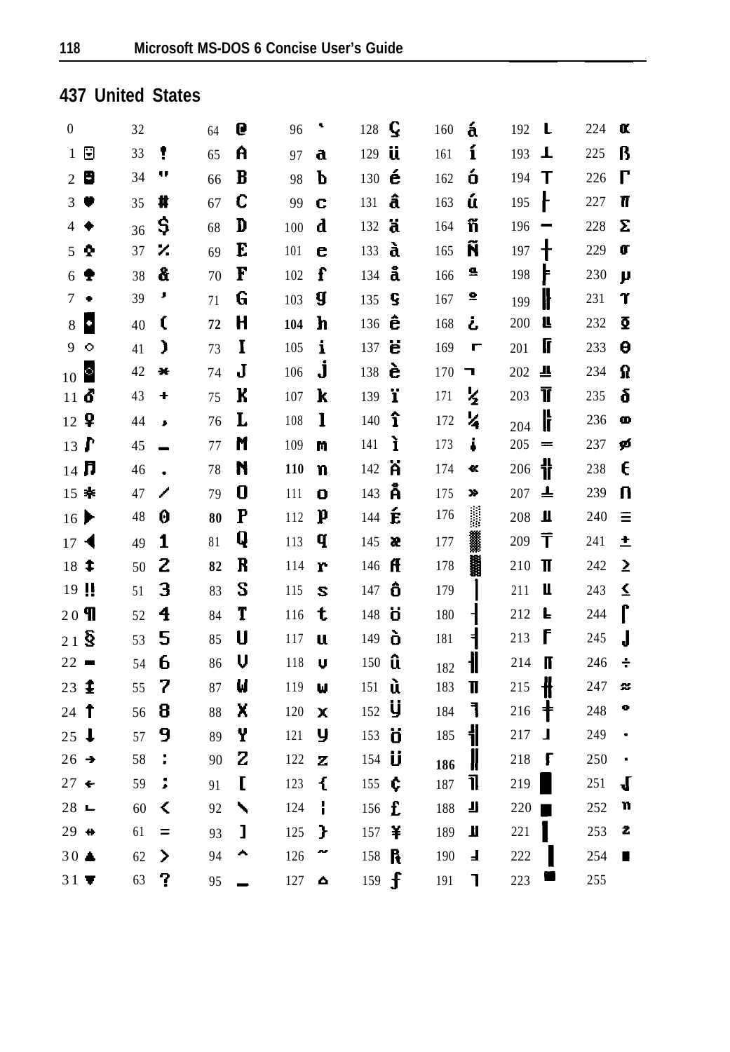## 437 United States

| | | | | | | | | | | | | | | | |
|---|---|---|---|---|---|---|---|---|---|---|---|---|---|---|---|
| 0 | | 32 | | 64 | @ | 96 | ` | 128 | Ç | 160 | á | 192 | └ | 224 | α |
| 1 | ☺ | 33 | ! | 65 | A | 97 | a | 129 | ü | 161 | í | 193 | ┴ | 225 | ß |
| 2 | ☻ | 34 | " | 66 | B | 98 | b | 130 | é | 162 | ó | 194 | ┬ | 226 | Γ |
| 3 | ♥ | 35 | # | 67 | C | 99 | c | 131 | â | 163 | ú | 195 | ├ | 227 | π |
| 4 | ♦ | 36 | $ | 68 | D | 100 | d | 132 | ä | 164 | ñ | 196 | ─ | 228 | Σ |
| 5 | ♣ | 37 | % | 69 | E | 101 | e | 133 | à | 165 | Ñ | 197 | ┼ | 229 | σ |
| 6 | ♠ | 38 | & | 70 | F | 102 | f | 134 | å | 166 | ª | 198 | ╞ | 230 | µ |
| 7 | • | 39 | ' | 71 | G | 103 | g | 135 | ç | 167 | º | 199 | ╟ | 231 | τ |
| 8 | ◘ | 40 | ( | 72 | H | 104 | h | 136 | ê | 168 | ¿ | 200 | ╚ | 232 | Φ |
| 9 | ○ | 41 | ) | 73 | I | 105 | i | 137 | ë | 169 | ⌐ | 201 | ╔ | 233 | Θ |
| 10 | ◙ | 42 | * | 74 | J | 106 | j | 138 | è | 170 | ¬ | 202 | ╩ | 234 | Ω |
| 11 | ♂ | 43 | + | 75 | K | 107 | k | 139 | ï | 171 | ½ | 203 | ╦ | 235 | δ |
| 12 | ♀ | 44 | , | 76 | L | 108 | l | 140 | î | 172 | ¼ | 204 | ╠ | 236 | ∞ |
| 13 | ♪ | 45 | - | 77 | M | 109 | m | 141 | ì | 173 | ¡ | 205 | ═ | 237 | φ |
| 14 | ♫ | 46 | . | 78 | N | 110 | n | 142 | Ä | 174 | « | 206 | ╬ | 238 | ε |
| 15 | ☼ | 47 | / | 79 | O | 111 | o | 143 | Å | 175 | » | 207 | ╧ | 239 | ∩ |
| 16 | ► | 48 | 0 | 80 | P | 112 | p | 144 | É | 176 | ░ | 208 | ╨ | 240 | ≡ |
| 17 | ◄ | 49 | 1 | 81 | Q | 113 | q | 145 | æ | 177 | ▒ | 209 | ╤ | 241 | ± |
| 18 | ↕ | 50 | 2 | 82 | R | 114 | r | 146 | Æ | 178 | ▓ | 210 | ╥ | 242 | ≥ |
| 19 | ‼ | 51 | 3 | 83 | S | 115 | s | 147 | ô | 179 | │ | 211 | ╙ | 243 | ≤ |
| 20 | ¶ | 52 | 4 | 84 | T | 116 | t | 148 | ö | 180 | ┤ | 212 | ╘ | 244 | ⌠ |
| 21 | § | 53 | 5 | 85 | U | 117 | u | 149 | ò | 181 | ╡ | 213 | ╒ | 245 | ⌡ |
| 22 | ▬ | 54 | 6 | 86 | V | 118 | v | 150 | û | 182 | ╢ | 214 | ╓ | 246 | ÷ |
| 23 | ↨ | 55 | 7 | 87 | W | 119 | w | 151 | ù | 183 | ╖ | 215 | ╫ | 247 | ≈ |
| 24 | ↑ | 56 | 8 | 88 | X | 120 | x | 152 | ÿ | 184 | ╕ | 216 | ╪ | 248 | ° |
| 25 | ↓ | 57 | 9 | 89 | Y | 121 | y | 153 | Ö | 185 | ╣ | 217 | ┘ | 249 | ∙ |
| 26 | → | 58 | : | 90 | Z | 122 | z | 154 | Ü | 186 | ║ | 218 | ┌ | 250 | · |
| 27 | ← | 59 | ; | 91 | [ | 123 | { | 155 | ¢ | 187 | ╗ | 219 | █ | 251 | √ |
| 28 | ∟ | 60 | < | 92 | \ | 124 | ¦ | 156 | £ | 188 | ╝ | 220 | ▄ | 252 | ⁿ |
| 29 | ↔ | 61 | = | 93 | ] | 125 | } | 157 | ¥ | 189 | ╜ | 221 | ▌ | 253 | ² |
| 30 | ▲ | 62 | > | 94 | ^ | 126 | ~ | 158 | ₧ | 190 | ╛ | 222 | ▐ | 254 | ■ |
| 31 | ▼ | 63 | ? | 95 | _ | 127 | ⌂ | 159 | ƒ | 191 | ┐ | 223 | ▀ | 255 | |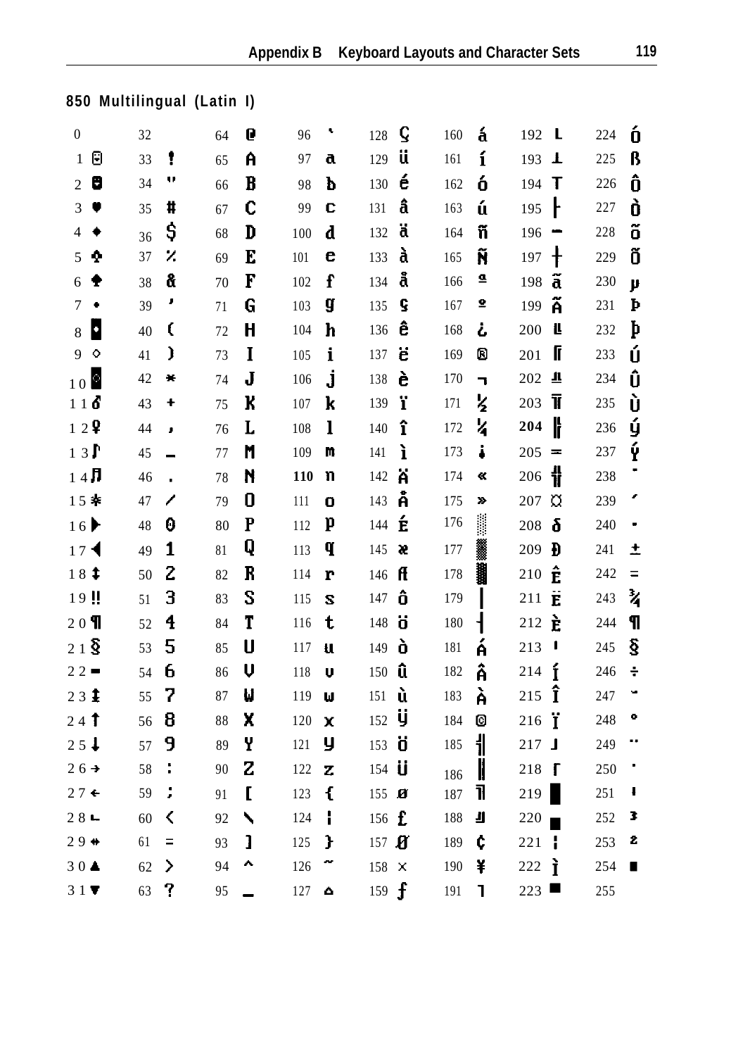## 850 Multilingual (Latin I)

| | | | | | | | | | | | | | | | |
|---|---|---|---|---|---|---|---|---|---|---|---|---|---|---|---|
| 0 | | 32 | | 64 | @ | 96 | ` | 128 | Ç | 160 | á | 192 | └ | 224 | Ó |
| 1 | ☺ | 33 | ! | 65 | A | 97 | a | 129 | ü | 161 | í | 193 | ┴ | 225 | ß |
| 2 | ☻ | 34 | " | 66 | B | 98 | b | 130 | é | 162 | ó | 194 | ┬ | 226 | Ô |
| 3 | ♥ | 35 | # | 67 | C | 99 | c | 131 | â | 163 | ú | 195 | ├ | 227 | Ò |
| 4 | ♦ | 36 | $ | 68 | D | 100 | d | 132 | ä | 164 | ñ | 196 | ─ | 228 | õ |
| 5 | ♣ | 37 | % | 69 | E | 101 | e | 133 | à | 165 | Ñ | 197 | ┼ | 229 | Õ |
| 6 | ♠ | 38 | & | 70 | F | 102 | f | 134 | å | 166 | ª | 198 | ã | 230 | µ |
| 7 | • | 39 | ' | 71 | G | 103 | g | 135 | ç | 167 | º | 199 | Ã | 231 | þ |
| 8 | ◘ | 40 | ( | 72 | H | 104 | h | 136 | ê | 168 | ¿ | 200 | ╚ | 232 | Þ |
| 9 | ○ | 41 | ) | 73 | I | 105 | i | 137 | ë | 169 | ® | 201 | ╔ | 233 | Ú |
| 10 | ◙ | 42 | * | 74 | J | 106 | j | 138 | è | 170 | ¬ | 202 | ╩ | 234 | Û |
| 11 | ♂ | 43 | + | 75 | K | 107 | k | 139 | ï | 171 | ½ | 203 | ╦ | 235 | Ù |
| 12 | ♀ | 44 | , | 76 | L | 108 | l | 140 | î | 172 | ¼ | 204 | ╠ | 236 | ý |
| 13 | ♪ | 45 | - | 77 | M | 109 | m | 141 | ì | 173 | ¡ | 205 | ═ | 237 | Ý |
| 14 | ♫ | 46 | . | 78 | N | 110 | n | 142 | Ä | 174 | « | 206 | ╬ | 238 | ¯ |
| 15 | ☼ | 47 | / | 79 | O | 111 | o | 143 | Å | 175 | » | 207 | ¤ | 239 | ´ |
| 16 | ► | 48 | 0 | 80 | P | 112 | p | 144 | É | 176 | ░ | 208 | ð | 240 | - |
| 17 | ◄ | 49 | 1 | 81 | Q | 113 | q | 145 | æ | 177 | ▒ | 209 | Ð | 241 | ± |
| 18 | ↕ | 50 | 2 | 82 | R | 114 | r | 146 | Æ | 178 | ▓ | 210 | Ê | 242 | ‗ |
| 19 | ‼ | 51 | 3 | 83 | S | 115 | s | 147 | ô | 179 | │ | 211 | Ë | 243 | ¾ |
| 20 | ¶ | 52 | 4 | 84 | T | 116 | t | 148 | ö | 180 | ┤ | 212 | È | 244 | ¶ |
| 21 | § | 53 | 5 | 85 | U | 117 | u | 149 | ò | 181 | Á | 213 | ı | 245 | § |
| 22 | ▬ | 54 | 6 | 86 | V | 118 | v | 150 | û | 182 | Â | 214 | Í | 246 | ÷ |
| 23 | ↨ | 55 | 7 | 87 | W | 119 | w | 151 | ù | 183 | À | 215 | Î | 247 | ¸ |
| 24 | ↑ | 56 | 8 | 88 | X | 120 | x | 152 | ÿ | 184 | © | 216 | Ï | 248 | ° |
| 25 | ↓ | 57 | 9 | 89 | Y | 121 | y | 153 | Ö | 185 | ╣ | 217 | ┘ | 249 | ¨ |
| 26 | → | 58 | : | 90 | Z | 122 | z | 154 | Ü | 186 | ║ | 218 | ┌ | 250 | · |
| 27 | ← | 59 | ; | 91 | [ | 123 | { | 155 | ø | 187 | ╗ | 219 | █ | 251 | ¹ |
| 28 | ∟ | 60 | < | 92 | \ | 124 | ¦ | 156 | £ | 188 | ╝ | 220 | ▄ | 252 | ³ |
| 29 | ↔ | 61 | = | 93 | ] | 125 | } | 157 | Ø | 189 | ¢ | 221 | ¦ | 253 | ² |
| 30 | ▲ | 62 | > | 94 | ^ | 126 | ~ | 158 | × | 190 | ¥ | 222 | Ì | 254 | ■ |
| 31 | ▼ | 63 | ? | 95 | _ | 127 | ⌂ | 159 | ƒ | 191 | ┐ | 223 | ▀ | 255 | |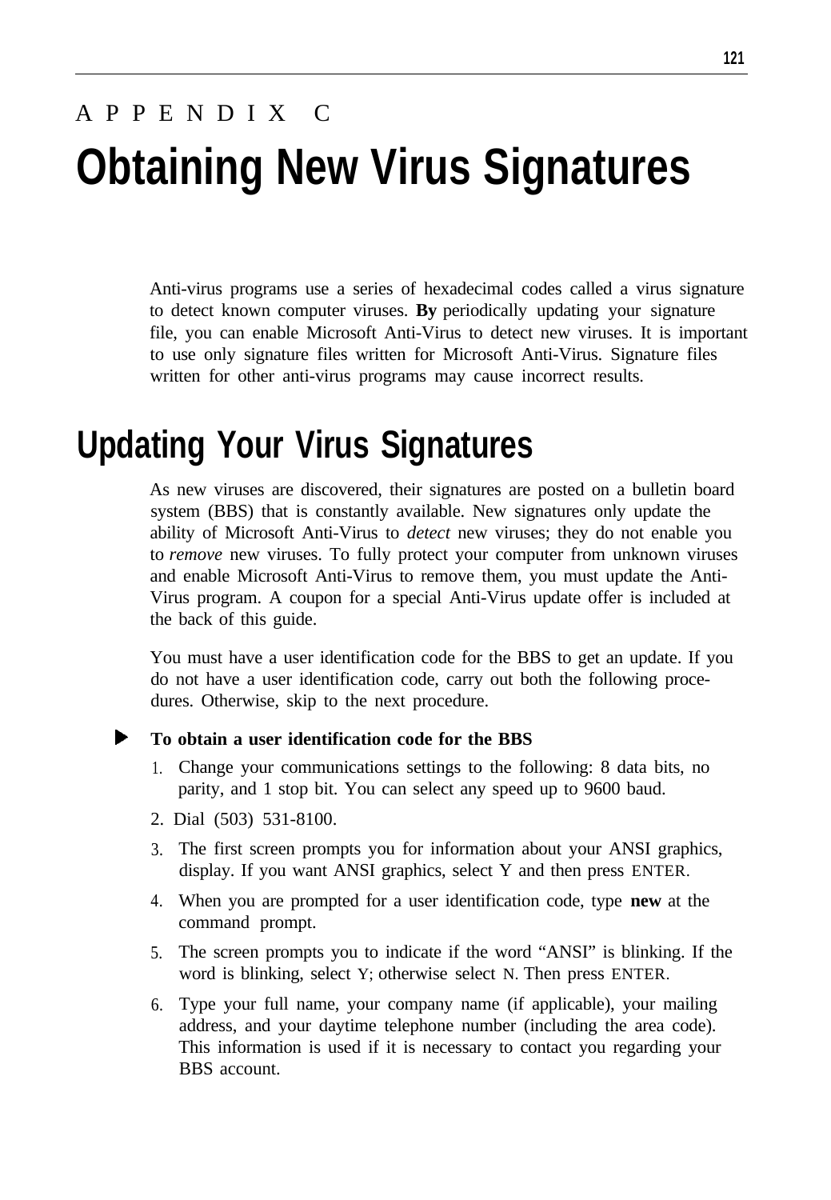APPENDIX C

# Obtaining New Virus Signatures

Anti-virus programs use a series of hexadecimal codes called a virus signature to detect known computer viruses. **By** periodically updating your signature file, you can enable Microsoft Anti-Virus to detect new viruses. It is important to use only signature files written for Microsoft Anti-Virus. Signature files written for other anti-virus programs may cause incorrect results.

## Updating Your Virus Signatures

As new viruses are discovered, their signatures are posted on a bulletin board system (BBS) that is constantly available. New signatures only update the ability of Microsoft Anti-Virus to *detect* new viruses; they do not enable you to *remove* new viruses. To fully protect your computer from unknown viruses and enable Microsoft Anti-Virus to remove them, you must update the Anti-Virus program. A coupon for a special Anti-Virus update offer is included at the back of this guide.

You must have a user identification code for the BBS to get an update. If you do not have a user identification code, carry out both the following procedures. Otherwise, skip to the next procedure.

▶ **To obtain a user identification code for the BBS**

1. Change your communications settings to the following: 8 data bits, no parity, and 1 stop bit. You can select any speed up to 9600 baud.
2. Dial (503) 531-8100.
3. The first screen prompts you for information about your ANSI graphics, display. If you want ANSI graphics, select Y and then press ENTER.
4. When you are prompted for a user identification code, type **new** at the command prompt.
5. The screen prompts you to indicate if the word "ANSI" is blinking. If the word is blinking, select Y; otherwise select N. Then press ENTER.
6. Type your full name, your company name (if applicable), your mailing address, and your daytime telephone number (including the area code). This information is used if it is necessary to contact you regarding your BBS account.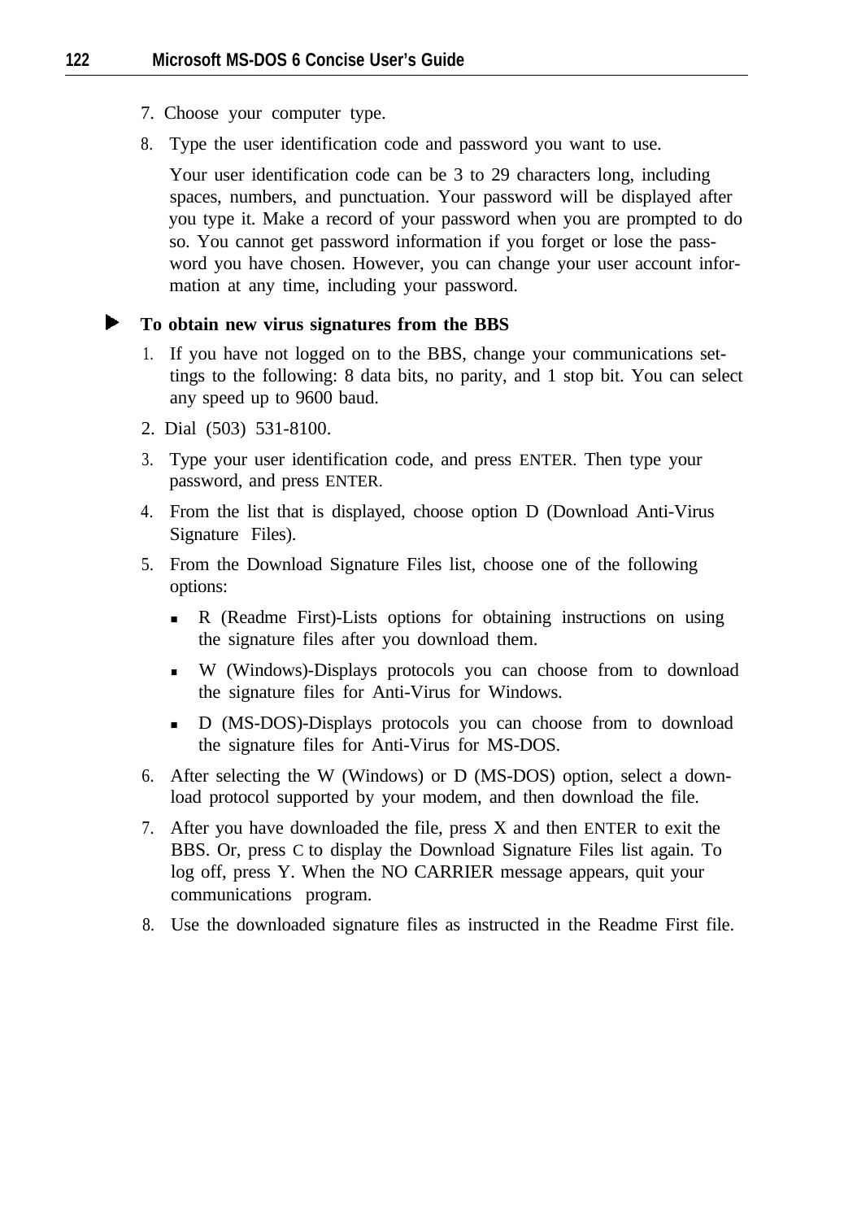7. Choose your computer type.
8. Type the user identification code and password you want to use.

   Your user identification code can be 3 to 29 characters long, including spaces, numbers, and punctuation. Your password will be displayed after you type it. Make a record of your password when you are prompted to do so. You cannot get password information if you forget or lose the password you have chosen. However, you can change your user account information at any time, including your password.

### ▶ To obtain new virus signatures from the BBS

1. If you have not logged on to the BBS, change your communications settings to the following: 8 data bits, no parity, and 1 stop bit. You can select any speed up to 9600 baud.
2. Dial (503) 531-8100.
3. Type your user identification code, and press ENTER. Then type your password, and press ENTER.
4. From the list that is displayed, choose option D (Download Anti-Virus Signature Files).
5. From the Download Signature Files list, choose one of the following options:
   - R (Readme First)-Lists options for obtaining instructions on using the signature files after you download them.
   - W (Windows)-Displays protocols you can choose from to download the signature files for Anti-Virus for Windows.
   - D (MS-DOS)-Displays protocols you can choose from to download the signature files for Anti-Virus for MS-DOS.
6. After selecting the W (Windows) or D (MS-DOS) option, select a download protocol supported by your modem, and then download the file.
7. After you have downloaded the file, press X and then ENTER to exit the BBS. Or, press C to display the Download Signature Files list again. To log off, press Y. When the NO CARRIER message appears, quit your communications program.
8. Use the downloaded signature files as instructed in the Readme First file.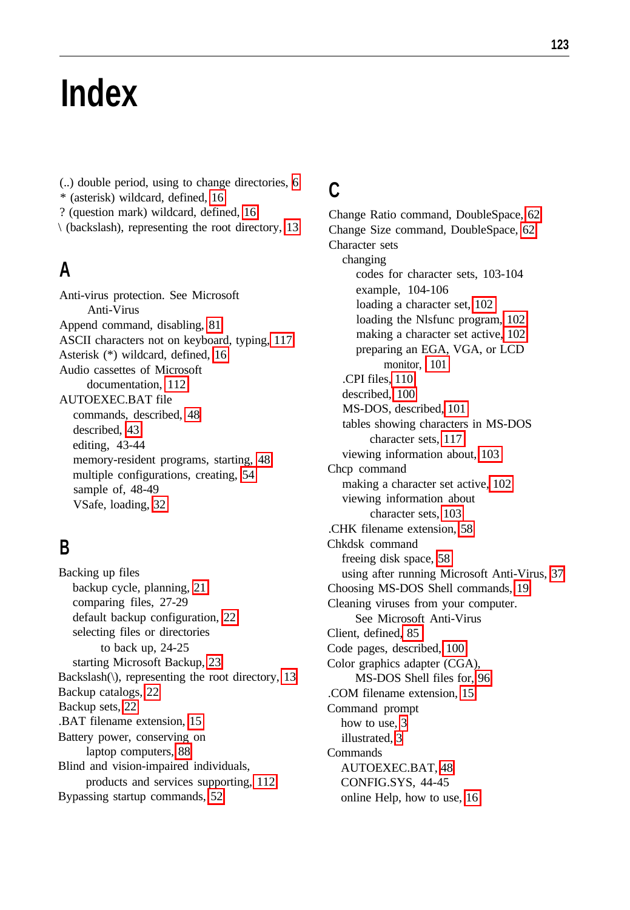# Index

(..) double period, using to change directories, 6
* (asterisk) wildcard, defined, 16
? (question mark) wildcard, defined, 16
\ (backslash), representing the root directory, 13

## A

Anti-virus protection. See Microsoft Anti-Virus
Append command, disabling, 81
ASCII characters not on keyboard, typing, 117
Asterisk (*) wildcard, defined, 16
Audio cassettes of Microsoft documentation, 112
AUTOEXEC.BAT file
- commands, described, 48
- described, 43
- editing, 43-44
- memory-resident programs, starting, 48
- multiple configurations, creating, 54
- sample of, 48-49
- VSafe, loading, 32

## B

Backing up files
- backup cycle, planning, 21
- comparing files, 27-29
- default backup configuration, 22
- selecting files or directories to back up, 24-25
- starting Microsoft Backup, 23

Backslash(\), representing the root directory, 13
Backup catalogs, 22
Backup sets, 22
.BAT filename extension, 15
Battery power, conserving on laptop computers, 88
Blind and vision-impaired individuals, products and services supporting, 112
Bypassing startup commands, 52

## C

Change Ratio command, DoubleSpace, 62
Change Size command, DoubleSpace, 62
Character sets
- changing
  - codes for character sets, 103-104
  - example, 104-106
  - loading a character set, 102
  - loading the Nlsfunc program, 102
  - making a character set active, 102
  - preparing an EGA, VGA, or LCD monitor, 101
- .CPI files, 110
- described, 100
- MS-DOS, described, 101
- tables showing characters in MS-DOS character sets, 117
- viewing information about, 103

Chcp command
- making a character set active, 102
- viewing information about character sets, 103

.CHK filename extension, 58
Chkdsk command
- freeing disk space, 58
- using after running Microsoft Anti-Virus, 37

Choosing MS-DOS Shell commands, 19
Cleaning viruses from your computer. See Microsoft Anti-Virus
Client, defined, 85
Code pages, described, 100
Color graphics adapter (CGA), MS-DOS Shell files for, 96
.COM filename extension, 15
Command prompt
- how to use, 3
- illustrated, 3

Commands
- AUTOEXEC.BAT, 48
- CONFIG.SYS, 44-45
- online Help, how to use, 16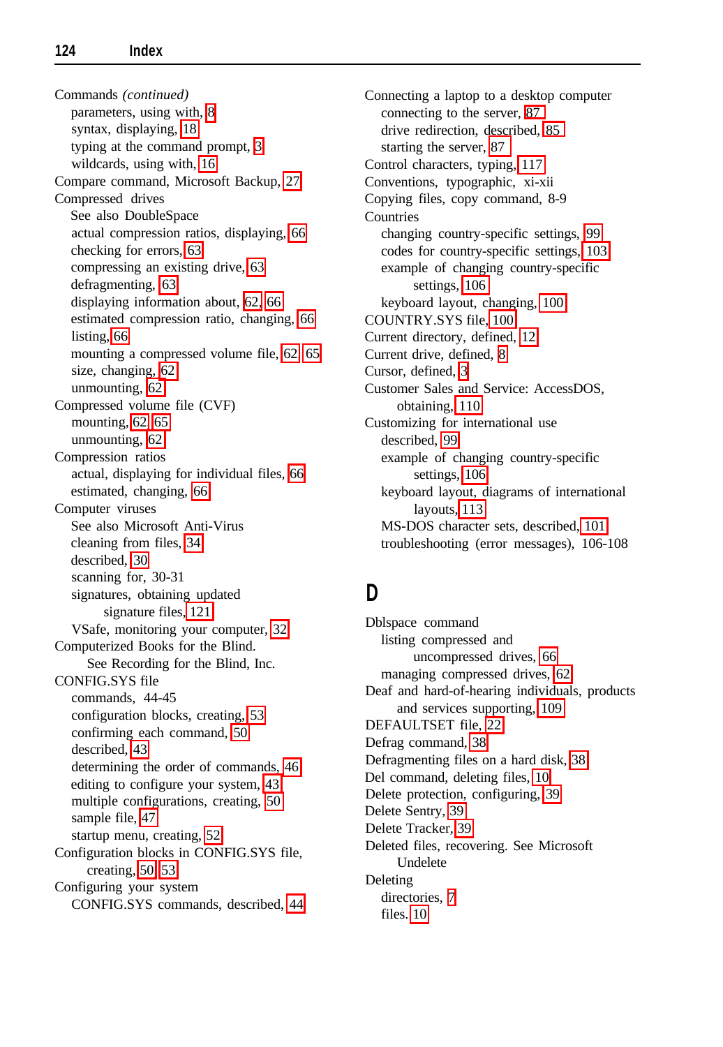Commands *(continued)*
- parameters, using with, 8
- syntax, displaying, 18
- typing at the command prompt, 3
- wildcards, using with, 16

Compare command, Microsoft Backup, 27

Compressed drives
- See also DoubleSpace
- actual compression ratios, displaying, 66
- checking for errors, 63
- compressing an existing drive, 63
- defragmenting, 63
- displaying information about, 62, 66
- estimated compression ratio, changing, 66
- listing, 66
- mounting a compressed volume file, 62, 65
- size, changing, 62
- unmounting, 62

Compressed volume file (CVF)
- mounting, 62, 65
- unmounting, 62

Compression ratios
- actual, displaying for individual files, 66
- estimated, changing, 66

Computer viruses
- See also Microsoft Anti-Virus
- cleaning from files, 34
- described, 30
- scanning for, 30-31
- signatures, obtaining updated signature files, 121
- VSafe, monitoring your computer, 32

Computerized Books for the Blind. See Recording for the Blind, Inc.

CONFIG.SYS file
- commands, 44-45
- configuration blocks, creating, 53
- confirming each command, 50
- described, 43
- determining the order of commands, 46
- editing to configure your system, 43
- multiple configurations, creating, 50
- sample file, 47
- startup menu, creating, 52

Configuration blocks in CONFIG.SYS file, creating, 50, 53

Configuring your system
- CONFIG.SYS commands, described, 44

Connecting a laptop to a desktop computer
- connecting to the server, 87
- drive redirection, described, 85
- starting the server, 87

Control characters, typing, 117

Conventions, typographic, xi-xii

Copying files, copy command, 8-9

Countries
- changing country-specific settings, 99
- codes for country-specific settings, 103
- example of changing country-specific settings, 106
- keyboard layout, changing, 100

COUNTRY.SYS file, 100

Current directory, defined, 12

Current drive, defined, 8

Cursor, defined, 3

Customer Sales and Service: AccessDOS, obtaining, 110

Customizing for international use
- described, 99
- example of changing country-specific settings, 106
- keyboard layout, diagrams of international layouts, 113
- MS-DOS character sets, described, 101
- troubleshooting (error messages), 106-108

# D

Dblspace command
- listing compressed and uncompressed drives, 66
- managing compressed drives, 62

Deaf and hard-of-hearing individuals, products and services supporting, 109

DEFAULTSET file, 22

Defrag command, 38

Defragmenting files on a hard disk, 38

Del command, deleting files, 10

Delete protection, configuring, 39

Delete Sentry, 39

Delete Tracker, 39

Deleted files, recovering. See Microsoft Undelete

Deleting
- directories, 7
- files, 10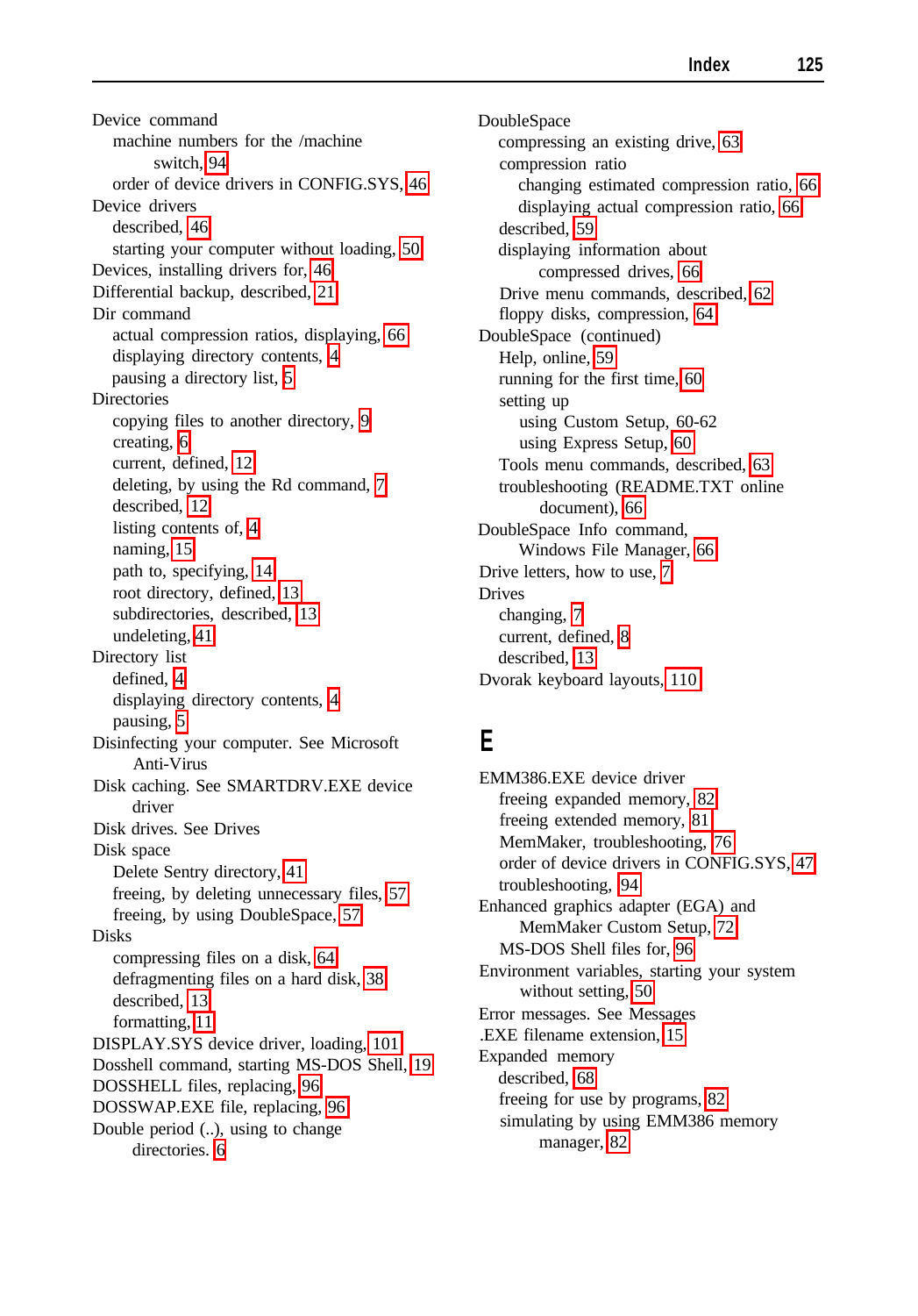Device command
- machine numbers for the /machine switch, 94
- order of device drivers in CONFIG.SYS, 46

Device drivers
- described, 46
- starting your computer without loading, 50

Devices, installing drivers for, 46

Differential backup, described, 21

Dir command
- actual compression ratios, displaying, 66
- displaying directory contents, 4
- pausing a directory list, 5

Directories
- copying files to another directory, 9
- creating, 6
- current, defined, 12
- deleting, by using the Rd command, 7
- described, 12
- listing contents of, 4
- naming, 15
- path to, specifying, 14
- root directory, defined, 13
- subdirectories, described, 13
- undeleting, 41

Directory list
- defined, 4
- displaying directory contents, 4
- pausing, 5

Disinfecting your computer. See Microsoft Anti-Virus

Disk caching. See SMARTDRV.EXE device driver

Disk drives. See Drives

Disk space
- Delete Sentry directory, 41
- freeing, by deleting unnecessary files, 57
- freeing, by using DoubleSpace, 57

Disks
- compressing files on a disk, 64
- defragmenting files on a hard disk, 38
- described, 13
- formatting, 11

DISPLAY.SYS device driver, loading, 101

Dosshell command, starting MS-DOS Shell, 19

DOSSHELL files, replacing, 96

DOSSWAP.EXE file, replacing, 96

Double period (..), using to change directories. 6

DoubleSpace
- compressing an existing drive, 63
- compression ratio
  - changing estimated compression ratio, 66
  - displaying actual compression ratio, 66
- described, 59
- displaying information about compressed drives, 66
- Drive menu commands, described, 62
- floppy disks, compression, 64

DoubleSpace (continued)
- Help, online, 59
- running for the first time, 60
- setting up
  - using Custom Setup, 60-62
  - using Express Setup, 60
- Tools menu commands, described, 63
- troubleshooting (README.TXT online document), 66

DoubleSpace Info command, Windows File Manager, 66

Drive letters, how to use, 7

Drives
- changing, 7
- current, defined, 8
- described, 13

Dvorak keyboard layouts, 110

# E

EMM386.EXE device driver
- freeing expanded memory, 82
- freeing extended memory, 81
- MemMaker, troubleshooting, 76
- order of device drivers in CONFIG.SYS, 47
- troubleshooting, 94

Enhanced graphics adapter (EGA) and MemMaker Custom Setup, 72
- MS-DOS Shell files for, 96

Environment variables, starting your system without setting, 50

Error messages. See Messages

.EXE filename extension, 15

Expanded memory
- described, 68
- freeing for use by programs, 82
- simulating by using EMM386 memory manager, 82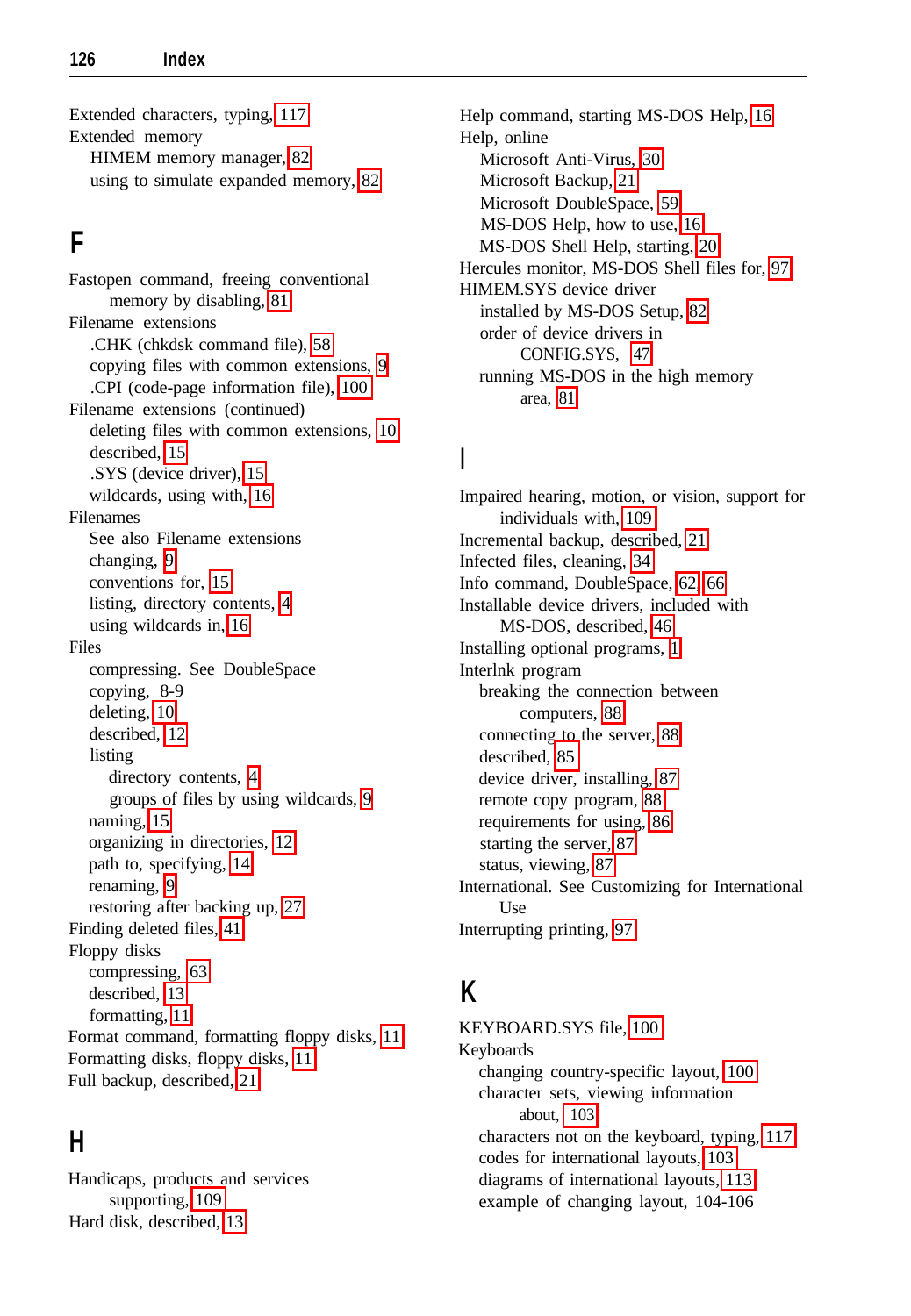Extended characters, typing, 117
Extended memory
  HIMEM memory manager, 82
  using to simulate expanded memory, 82

## F

Fastopen command, freeing conventional memory by disabling, 81
Filename extensions
  .CHK (chkdsk command file), 58
  copying files with common extensions, 9
  .CPI (code-page information file), 100
Filename extensions (continued)
  deleting files with common extensions, 10
  described, 15
  .SYS (device driver), 15
  wildcards, using with, 16
Filenames
  See also Filename extensions
  changing, 9
  conventions for, 15
  listing, directory contents, 4
  using wildcards in, 16
Files
  compressing. See DoubleSpace
  copying, 8-9
  deleting, 10
  described, 12
  listing
    directory contents, 4
    groups of files by using wildcards, 9
  naming, 15
  organizing in directories, 12
  path to, specifying, 14
  renaming, 9
  restoring after backing up, 27
Finding deleted files, 41
Floppy disks
  compressing, 63
  described, 13
  formatting, 11
Format command, formatting floppy disks, 11
Formatting disks, floppy disks, 11
Full backup, described, 21

## H

Handicaps, products and services supporting, 109
Hard disk, described, 13
Help command, starting MS-DOS Help, 16
Help, online
  Microsoft Anti-Virus, 30
  Microsoft Backup, 21
  Microsoft DoubleSpace, 59
  MS-DOS Help, how to use, 16
  MS-DOS Shell Help, starting, 20
Hercules monitor, MS-DOS Shell files for, 97
HIMEM.SYS device driver
  installed by MS-DOS Setup, 82
  order of device drivers in CONFIG.SYS, 47
  running MS-DOS in the high memory area, 81

## I

Impaired hearing, motion, or vision, support for individuals with, 109
Incremental backup, described, 21
Infected files, cleaning, 34
Info command, DoubleSpace, 62, 66
Installable device drivers, included with MS-DOS, described, 46
Installing optional programs, 1
Interlnk program
  breaking the connection between computers, 88
  connecting to the server, 88
  described, 85
  device driver, installing, 87
  remote copy program, 88
  requirements for using, 86
  starting the server, 87
  status, viewing, 87
International. See Customizing for International Use
Interrupting printing, 97

## K

KEYBOARD.SYS file, 100
Keyboards
  changing country-specific layout, 100
  character sets, viewing information about, 103
  characters not on the keyboard, typing, 117
  codes for international layouts, 103
  diagrams of international layouts, 113
  example of changing layout, 104-106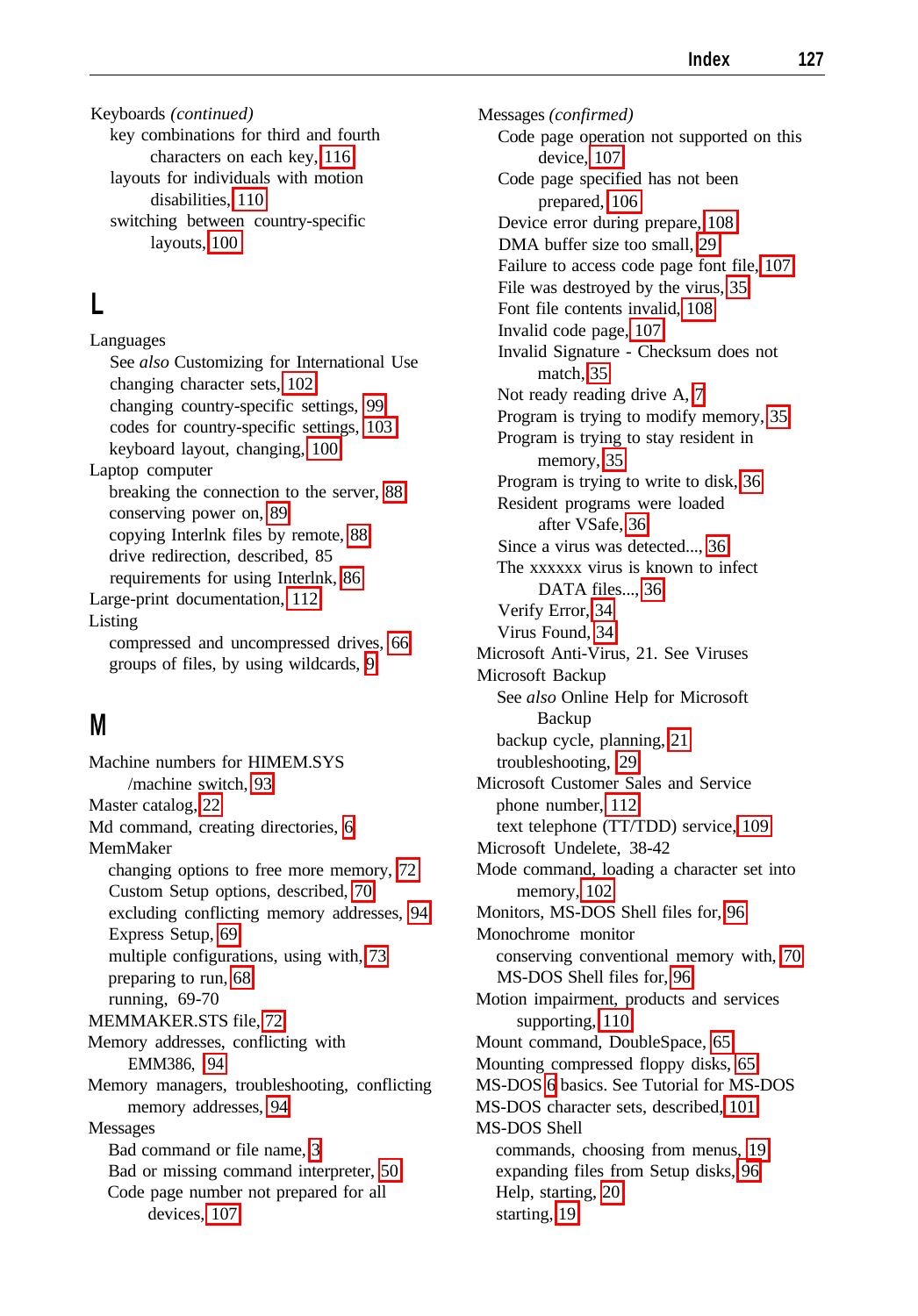Keyboards *(continued)*
- key combinations for third and fourth characters on each key, 116
- layouts for individuals with motion disabilities, 110
- switching between country-specific layouts, 100

## L

Languages
- See *also* Customizing for International Use
- changing character sets, 102
- changing country-specific settings, 99
- codes for country-specific settings, 103
- keyboard layout, changing, 100

Laptop computer
- breaking the connection to the server, 88
- conserving power on, 89
- copying Interlnk files by remote, 88
- drive redirection, described, 85
- requirements for using Interlnk, 86

Large-print documentation, 112

Listing
- compressed and uncompressed drives, 66
- groups of files, by using wildcards, 9

## M

Machine numbers for HIMEM.SYS /machine switch, 93

Master catalog, 22

Md command, creating directories, 6

MemMaker
- changing options to free more memory, 72
- Custom Setup options, described, 70
- excluding conflicting memory addresses, 94
- Express Setup, 69
- multiple configurations, using with, 73
- preparing to run, 68
- running, 69-70

MEMMAKER.STS file, 72

Memory addresses, conflicting with EMM386, 94

Memory managers, troubleshooting, conflicting memory addresses, 94

Messages
- Bad command or file name, 3
- Bad or missing command interpreter, 50
- Code page number not prepared for all devices, 107

Messages *(confirmed)*
- Code page operation not supported on this device, 107
- Code page specified has not been prepared, 106
- Device error during prepare, 108
- DMA buffer size too small, 29
- Failure to access code page font file, 107
- File was destroyed by the virus, 35
- Font file contents invalid, 108
- Invalid code page, 107
- Invalid Signature - Checksum does not match, 35
- Not ready reading drive A, 7
- Program is trying to modify memory, 35
- Program is trying to stay resident in memory, 35
- Program is trying to write to disk, 36
- Resident programs were loaded after VSafe, 36
- Since a virus was detected..., 36
- The xxxxxx virus is known to infect DATA files..., 36
- Verify Error, 34
- Virus Found, 34

Microsoft Anti-Virus, 21. See Viruses

Microsoft Backup
- See *also* Online Help for Microsoft Backup
- backup cycle, planning, 21
- troubleshooting, 29

Microsoft Customer Sales and Service
- phone number, 112
- text telephone (TT/TDD) service, 109

Microsoft Undelete, 38-42

Mode command, loading a character set into memory, 102

Monitors, MS-DOS Shell files for, 96

Monochrome monitor
- conserving conventional memory with, 70
- MS-DOS Shell files for, 96

Motion impairment, products and services supporting, 110

Mount command, DoubleSpace, 65

Mounting compressed floppy disks, 65

MS-DOS 6 basics. See Tutorial for MS-DOS

MS-DOS character sets, described, 101

MS-DOS Shell
- commands, choosing from menus, 19
- expanding files from Setup disks, 96
- Help, starting, 20
- starting, 19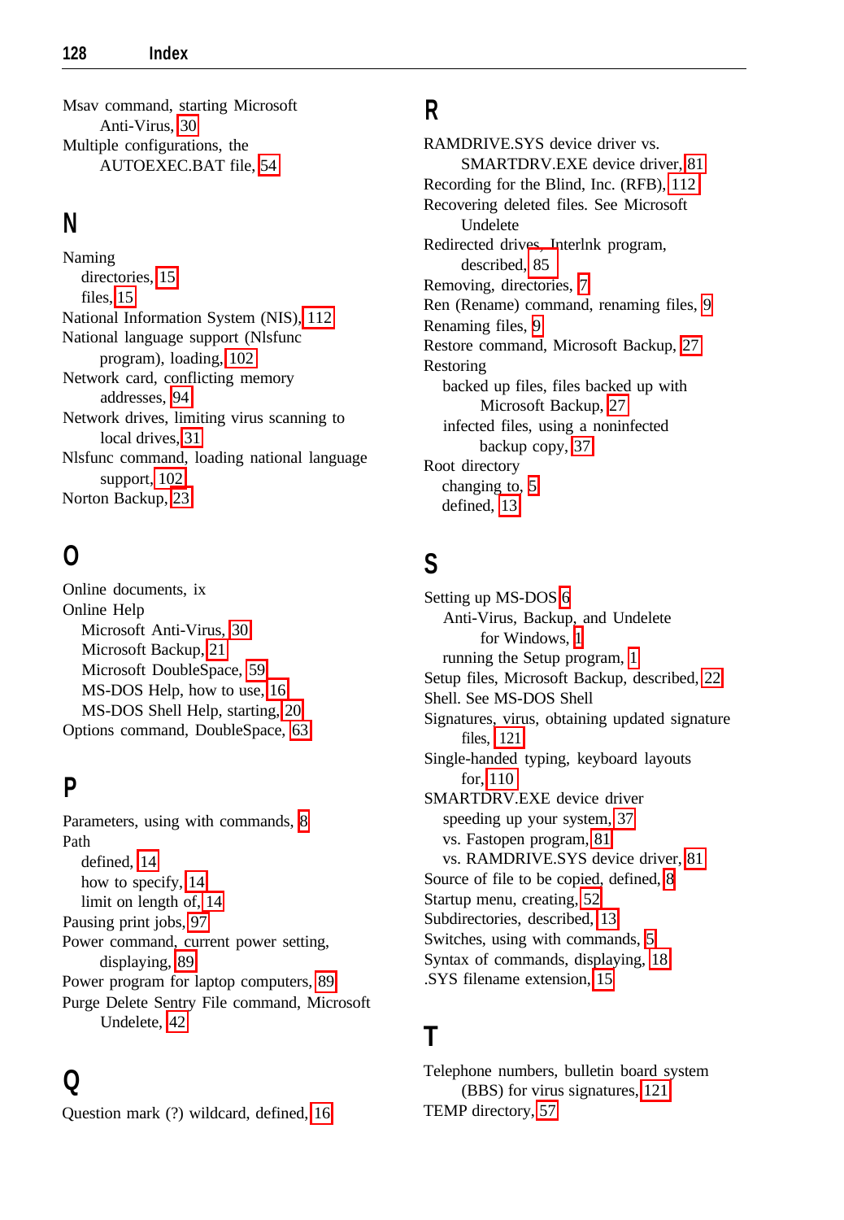Msav command, starting Microsoft
  Anti-Virus, 30
Multiple configurations, the
  AUTOEXEC.BAT file, 54

## N

Naming
- directories, 15
- files, 15

National Information System (NIS), 112
National language support (Nlsfunc
  program), loading, 102
Network card, conflicting memory
  addresses, 94
Network drives, limiting virus scanning to
  local drives, 31
Nlsfunc command, loading national language
  support, 102
Norton Backup, 23

## O

Online documents, ix
Online Help
- Microsoft Anti-Virus, 30
- Microsoft Backup, 21
- Microsoft DoubleSpace, 59
- MS-DOS Help, how to use, 16
- MS-DOS Shell Help, starting, 20

Options command, DoubleSpace, 63

## P

Parameters, using with commands, 8
Path
- defined, 14
- how to specify, 14
- limit on length of, 14

Pausing print jobs, 97
Power command, current power setting,
  displaying, 89
Power program for laptop computers, 89
Purge Delete Sentry File command, Microsoft
  Undelete, 42

## Q

Question mark (?) wildcard, defined, 16

## R

RAMDRIVE.SYS device driver vs.
  SMARTDRV.EXE device driver, 81
Recording for the Blind, Inc. (RFB), 112
Recovering deleted files. See Microsoft
  Undelete
Redirected drives, Interlnk program,
  described, 85
Removing, directories, 7
Ren (Rename) command, renaming files, 9
Renaming files, 9
Restore command, Microsoft Backup, 27
Restoring
- backed up files, files backed up with
  Microsoft Backup, 27
- infected files, using a noninfected
  backup copy, 37

Root directory
- changing to, 5
- defined, 13

## S

Setting up MS-DOS 6
- Anti-Virus, Backup, and Undelete
  for Windows, 1
- running the Setup program, 1

Setup files, Microsoft Backup, described, 22
Shell. See MS-DOS Shell
Signatures, virus, obtaining updated signature
  files, 121
Single-handed typing, keyboard layouts
  for, 110
SMARTDRV.EXE device driver
- speeding up your system, 37
- vs. Fastopen program, 81
- vs. RAMDRIVE.SYS device driver, 81

Source of file to be copied, defined, 8
Startup menu, creating, 52
Subdirectories, described, 13
Switches, using with commands, 5
Syntax of commands, displaying, 18
.SYS filename extension, 15

## T

Telephone numbers, bulletin board system
  (BBS) for virus signatures, 121
TEMP directory, 57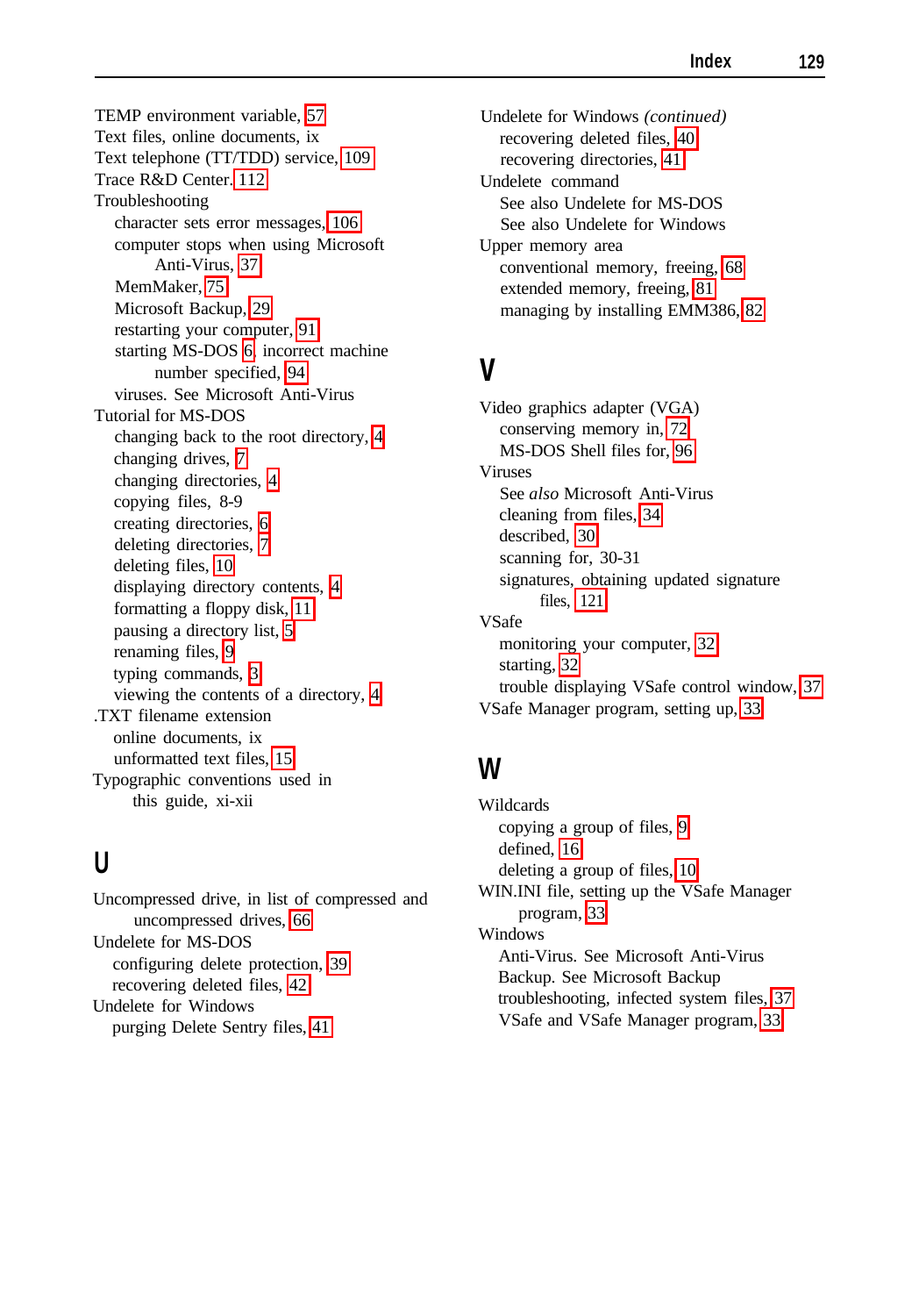TEMP environment variable, 57
Text files, online documents, ix
Text telephone (TT/TDD) service, 109
Trace R&D Center, 112
Troubleshooting
  character sets error messages, 106
  computer stops when using Microsoft Anti-Virus, 37
  MemMaker, 75
  Microsoft Backup, 29
  restarting your computer, 91
  starting MS-DOS 6, incorrect machine number specified, 94
  viruses. See Microsoft Anti-Virus
Tutorial for MS-DOS
  changing back to the root directory, 4
  changing drives, 7
  changing directories, 4
  copying files, 8-9
  creating directories, 6
  deleting directories, 7
  deleting files, 10
  displaying directory contents, 4
  formatting a floppy disk, 11
  pausing a directory list, 5
  renaming files, 9
  typing commands, 3
  viewing the contents of a directory, 4
.TXT filename extension
  online documents, ix
  unformatted text files, 15
Typographic conventions used in this guide, xi-xii

## U

Uncompressed drive, in list of compressed and uncompressed drives, 66
Undelete for MS-DOS
  configuring delete protection, 39
  recovering deleted files, 42
Undelete for Windows
  purging Delete Sentry files, 41
Undelete for Windows *(continued)*
  recovering deleted files, 40
  recovering directories, 41
Undelete command
  See also Undelete for MS-DOS
  See also Undelete for Windows
Upper memory area
  conventional memory, freeing, 68
  extended memory, freeing, 81
  managing by installing EMM386, 82

## V

Video graphics adapter (VGA)
  conserving memory in, 72
  MS-DOS Shell files for, 96
Viruses
  See *also* Microsoft Anti-Virus
  cleaning from files, 34
  described, 30
  scanning for, 30-31
  signatures, obtaining updated signature files, 121
VSafe
  monitoring your computer, 32
  starting, 32
  trouble displaying VSafe control window, 37
VSafe Manager program, setting up, 33

## W

Wildcards
  copying a group of files, 9
  defined, 16
  deleting a group of files, 10
WIN.INI file, setting up the VSafe Manager program, 33
Windows
  Anti-Virus. See Microsoft Anti-Virus
  Backup. See Microsoft Backup
  troubleshooting, infected system files, 37
  VSafe and VSafe Manager program, 33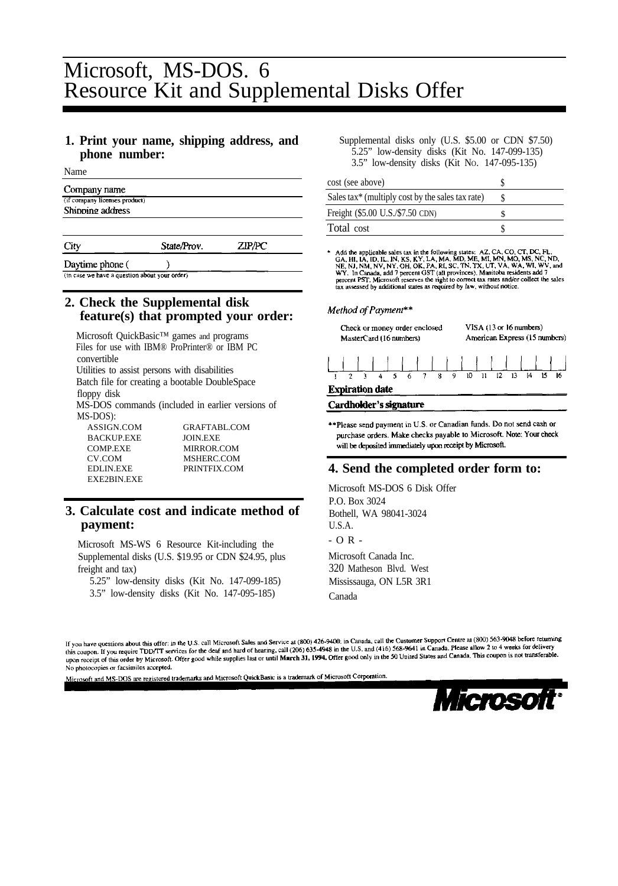# Microsoft, MS-DOS. 6 Resource Kit and Supplemental Disks Offer

## 1. Print your name, shipping address, and phone number:

Name

Company name
(if company licenses product)

Shipping address

City State/Prov. ZIP/PC

Daytime phone ( )
(in case we have a question about your order)

## 2. Check the Supplemental disk feature(s) that prompted your order:

Microsoft QuickBasic™ games and programs

Files for use with IBM® ProPrinter® or IBM PC convertible

Utilities to assist persons with disabilities

Batch file for creating a bootable DoubleSpace floppy disk

MS-DOS commands (included in earlier versions of MS-DOS):

| | |
|---|---|
| ASSIGN.COM | GRAFTABL.COM |
| BACKUP.EXE | JOIN.EXE |
| COMP.EXE | MIRROR.COM |
| CV.COM | MSHERC.COM |
| EDLIN.EXE | PRINTFIX.COM |
| EXE2BIN.EXE | |

## 3. Calculate cost and indicate method of payment:

Microsoft MS-WS 6 Resource Kit-including the Supplemental disks (U.S. $19.95 or CDN $24.95, plus freight and tax)

- 5.25" low-density disks (Kit No. 147-099-185)
- 3.5" low-density disks (Kit No. 147-095-185)

Supplemental disks only (U.S. $5.00 or CDN $7.50)

- 5.25" low-density disks (Kit No. 147-099-135)
- 3.5" low-density disks (Kit No. 147-095-135)

| | |
|---|---|
| cost (see above) | $ |
| Sales tax* (multiply cost by the sales tax rate) | $ |
| Freight ($5.00 U.S./$7.50 CDN) | $ |
| Total cost | $ |

\* Add the applicable sales tax in the following states: AZ, CA, CO, CT, DC, FL, GA, HI, IA, ID, IL, IN, KS, KY, LA, MA, MD, ME, MI, MN, MO, MS, NC, ND, NE, NJ, NM, NV, NY, OH, OK, PA, RI, SC, TN, TX, UT, VA, WA, WI, WV, and WY. In Canada, add 7 percent GST (all provinces). Manitoba residents add 7 percent PST. Microsoft reserves the right to correct tax rates and/or collect the sales tax assessed by additional states as required by law, without notice.

*Method of Payment\*\**

- Check or money order enclosed
- VISA (13 or 16 numbers)
- MasterCard (16 numbers)
- American Express (15 numbers)

1 2 3 4 5 6 7 8 9 10 11 12 13 14 15 16

**Expiration date**

**Cardholder's signature**

\*\*Please send payment in U.S. or Canadian funds. Do not send cash or purchase orders. Make checks payable to Microsoft. Note: Your check will be deposited immediately upon receipt by Microsoft.

## 4. Send the completed order form to:

Microsoft MS-DOS 6 Disk Offer
P.O. Box 3024
Bothell, WA 98041-3024
U.S.A.

\- O R -

Microsoft Canada Inc.
320 Matheson Blvd. West
Mississauga, ON L5R 3R1
Canada

If you have questions about this offer: in the U.S. call Microsoft Sales and Service at (800) 426-9400; in Canada, call the Customer Support Centre at (800) 563-9048 before returning this coupon. If you require TDD/TT services for the deaf and hard of hearing, call (206) 635-4948 in the U.S. and (416) 568-9641 in Canada. Please allow 2 to 4 weeks for delivery upon receipt of this order by Microsoft. Offer good while supplies last or until **March 31, 1994.** Offer good only in the 50 United States and Canada. This coupon is not transferable. No photocopies or facsimiles accepted.

Microsoft and MS-DOS are registered trademarks and Microsoft QuickBasic is a trademark of Microsoft Corporation.

**Microsoft®**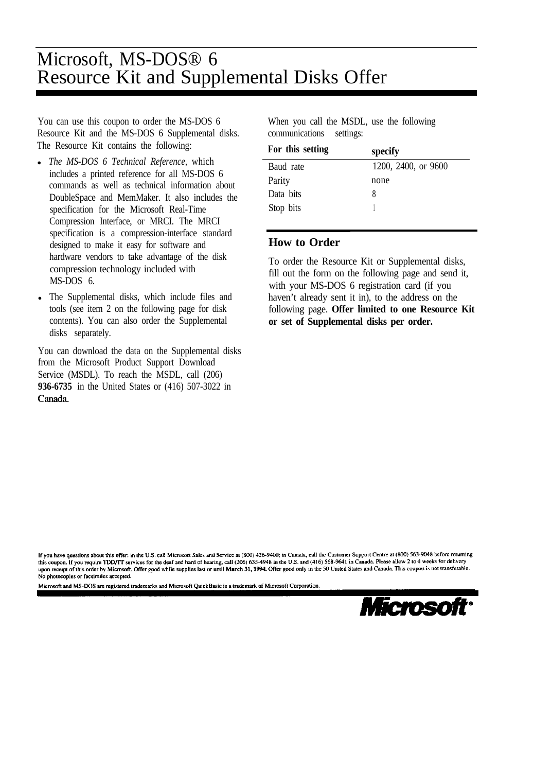# Microsoft, MS-DOS® 6 Resource Kit and Supplemental Disks Offer

You can use this coupon to order the MS-DOS 6 Resource Kit and the MS-DOS 6 Supplemental disks. The Resource Kit contains the following:

- *The MS-DOS 6 Technical Reference,* which includes a printed reference for all MS-DOS 6 commands as well as technical information about DoubleSpace and MemMaker. It also includes the specification for the Microsoft Real-Time Compression Interface, or MRCI. The MRCI specification is a compression-interface standard designed to make it easy for software and hardware vendors to take advantage of the disk compression technology included with MS-DOS 6.
- The Supplemental disks, which include files and tools (see item 2 on the following page for disk contents). You can also order the Supplemental disks separately.

You can download the data on the Supplemental disks from the Microsoft Product Support Download Service (MSDL). To reach the MSDL, call (206) **936-6735** in the United States or (416) 507-3022 in Canada.

When you call the MSDL, use the following communications settings:

| For this setting | specify |
|---|---|
| Baud rate | 1200, 2400, or 9600 |
| Parity | none |
| Data bits | 8 |
| Stop bits | 1 |

## How to Order

To order the Resource Kit or Supplemental disks, fill out the form on the following page and send it, with your MS-DOS 6 registration card (if you haven't already sent it in), to the address on the following page. **Offer limited to one Resource Kit or set of Supplemental disks per order.**

If you have questions about this offer: in the U.S. call Microsoft Sales and Service at (800) 426-9400; in Canada, call the Customer Support Centre at (800) 563-9048 before returning this coupon. If you require TDD/TT services for the deaf and hard of hearing, call (206) 635-4948 in the U.S. and (416) 568-9641 in Canada. Please allow 2 to 4 weeks for delivery upon receipt of this order by Microsoft. Offer good while supplies last or until March 31, 1994. Offer good only in the 50 United States and Canada. This coupon is not transferable. No photocopies or facsimiles accepted.

Microsoft and MS-DOS are registered trademarks and Microsoft QuickBasic is a trademark of Microsoft Corporation.

**Microsoft®**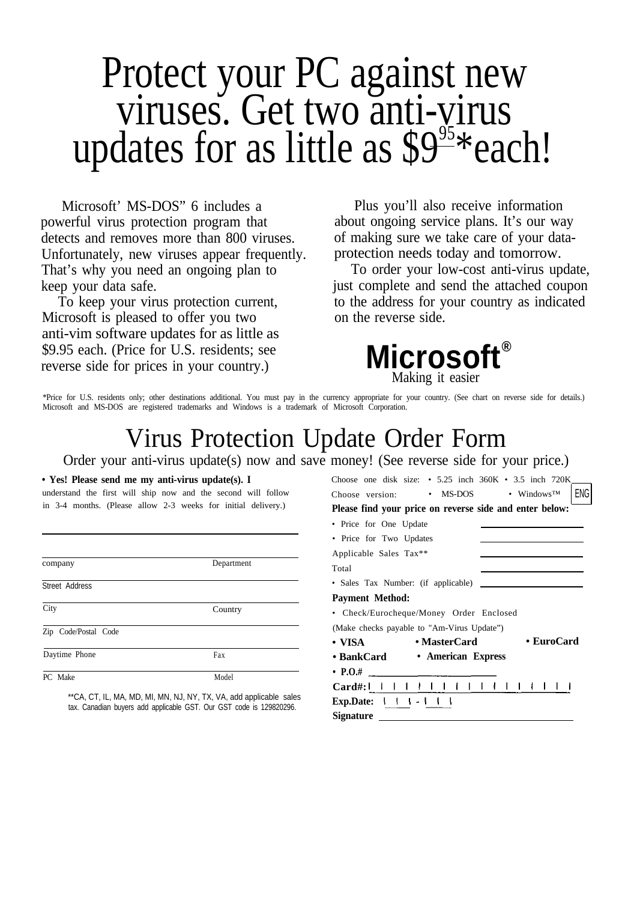# Protect your PC against new viruses. Get two anti-virus updates for as little as $9.95*each!

Microsoft' MS-DOS" 6 includes a powerful virus protection program that detects and removes more than 800 viruses. Unfortunately, new viruses appear frequently. That's why you need an ongoing plan to keep your data safe.

To keep your virus protection current, Microsoft is pleased to offer you two anti-vim software updates for as little as $9.95 each. (Price for U.S. residents; see reverse side for prices in your country.)

Plus you'll also receive information about ongoing service plans. It's our way of making sure we take care of your data-protection needs today and tomorrow.

To order your low-cost anti-virus update, just complete and send the attached coupon to the address for your country as indicated on the reverse side.

**Microsoft®**
Making it easier

*Price for U.S. residents only; other destinations additional. You must pay in the currency appropriate for your country. (See chart on reverse side for details.) Microsoft and MS-DOS are registered trademarks and Windows is a trademark of Microsoft Corporation.

# Virus Protection Update Order Form

Order your anti-virus update(s) now and save money! (See reverse side for your price.)

**• Yes! Please send me my anti-virus update(s). I** understand the first will ship now and the second will follow in 3-4 months. (Please allow 2-3 weeks for initial delivery.)

_______________________________

company ____________ Department ____________

Street Address ____________

City ____________ Country ____________

Zip Code/Postal Code ____________

Daytime Phone ____________ Fax ____________

PC Make ____________ Model ____________

**CA, CT, IL, MA, MD, MI, MN, NJ, NY, TX, VA, add applicable sales tax. Canadian buyers add applicable GST. Our GST code is 129820296.

Choose one disk size: • 5.25 inch 360K • 3.5 inch 720K

Choose version: • MS-DOS • Windows™ ENG

**Please find your price on reverse side and enter below:**

- Price for One Update ____________
- Price for Two Updates ____________

Applicable Sales Tax** ____________

Total ____________

- Sales Tax Number: (if applicable) ____________

**Payment Method:**

- Check/Eurocheque/Money Order Enclosed

(Make checks payable to "Am-Virus Update")

**• VISA** **• MasterCard** **• EuroCard**

**• BankCard** **• American Express**

**• P.O.#** ____________

**Card#:** ____________

**Exp.Date:** ____ - ____

**Signature** ____________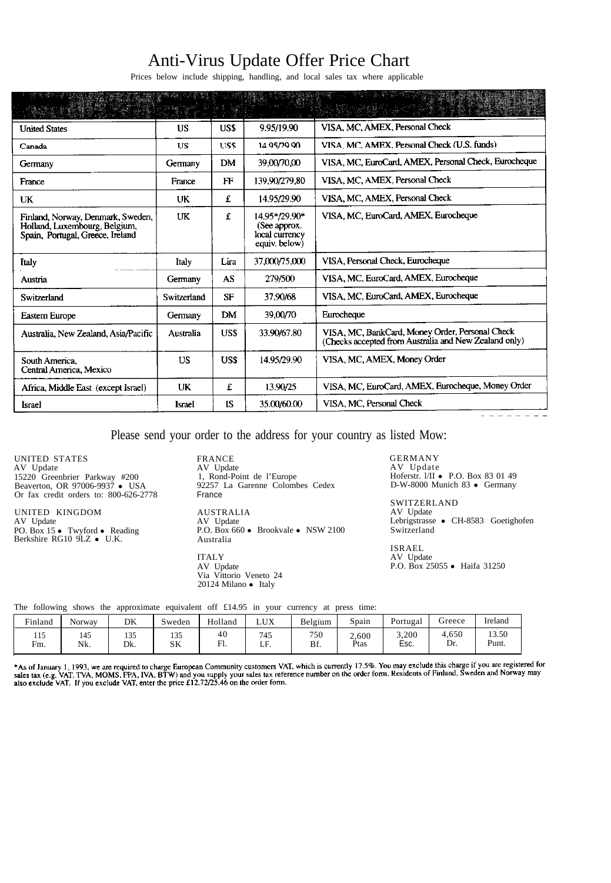# Anti-Virus Update Offer Price Chart

Prices below include shipping, handling, and local sales tax where applicable

| | | | | |
|---|---|---|---|---|
| United States | US | US$ | 9.95/19.90 | VISA, MC, AMEX, Personal Check |
| Canada | US | US$ | 14.95/29.90 | VISA, MC, AMEX, Personal Check (U.S. funds) |
| Germany | Germany | DM | 39,00/70,00 | VISA, MC, EuroCard, AMEX, Personal Check, Eurocheque |
| France | France | FF | 139,90/279,80 | VISA, MC, AMEX, Personal Check |
| UK | UK | £ | 14.95/29.90 | VISA, MC, AMEX, Personal Check |
| Finland, Norway, Denmark, Sweden, Holland, Luxembourg, Belgium, Spain, Portugal, Greece, Ireland | UK | £ | 14.95*/29.90* (See approx. local currency equiv. below) | VISA, MC, EuroCard, AMEX, Eurocheque |
| Italy | Italy | Lira | 37,000/75,000 | VISA, Personal Check, Eurocheque |
| Austria | Germany | AS | 279/500 | VISA, MC, EuroCard, AMEX, Eurocheque |
| Switzerland | Switzerland | SF | 37,90/68 | VISA, MC, EuroCard, AMEX, Eurocheque |
| Eastern Europe | Germany | DM | 39,00/70 | Eurocheque |
| Australia, New Zealand, Asia/Pacific | Australia | US$ | 33.90/67.80 | VISA, MC, BankCard, Money Order, Personal Check (Checks accepted from Australia and New Zealand only) |
| South America, Central America, Mexico | US | US$ | 14.95/29.90 | VISA, MC, AMEX, Money Order |
| Africa, Middle East (except Israel) | UK | £ | 13.90/25 | VISA, MC, EuroCard, AMEX, Eurocheque, Money Order |
| Israel | Israel | IS | 35.00/60.00 | VISA, MC, Personal Check |

Please send your order to the address for your country as listed Mow:

UNITED STATES
AV Update
15220 Greenbrier Parkway #200
Beaverton, OR 97006-9937 • USA
Or fax credit orders to: 800-626-2778

UNITED KINGDOM
AV Update
PO. Box 15 • Twyford • Reading
Berkshire RG10 9LZ • U.K.

FRANCE
AV Update
1, Rond-Point de l'Europe
92257 La Garenne Colombes Cedex
France

AUSTRALIA
AV Update
P.O. Box 660 • Brookvale • NSW 2100
Australia

ITALY
AV Update
Via Vittorio Veneto 24
20124 Milano • Italy

GERMANY
AV Update
Hoferstr. l/II • P.O. Box 83 01 49
D-W-8000 Munich 83 • Germany

SWITZERLAND
AV Update
Lebrigstrasse • CH-8583 Goetighofen
Switzerland

ISRAEL
AV Update
P.O. Box 25055 • Haifa 31250

The following shows the approximate equivalent off £14.95 in your currency at press time:

| Finland | Norway | DK | Sweden | Holland | LUX | Belgium | Spain | Portugal | Greece | Ireland |
|---|---|---|---|---|---|---|---|---|---|---|
| 115 Fm. | 145 Nk. | 135 Dk. | 135 SK | 40 Fl. | 745 LF. | 750 Bf. | 2,600 Ptas | 3,200 Esc. | 4,650 Dr. | 13.50 Punt. |

*As of January 1, 1993, we are required to charge European Community customers VAT, which is currently 17.5%. You may exclude this charge if you are registered for sales tax (e.g. VAT, TVA, MOMS, FPA, IVA, BTW) and you supply your sales tax reference number on the order form. Residents of Finland, Sweden and Norway may also exclude VAT. If you exclude VAT, enter the price £12.72/25.46 on the order form.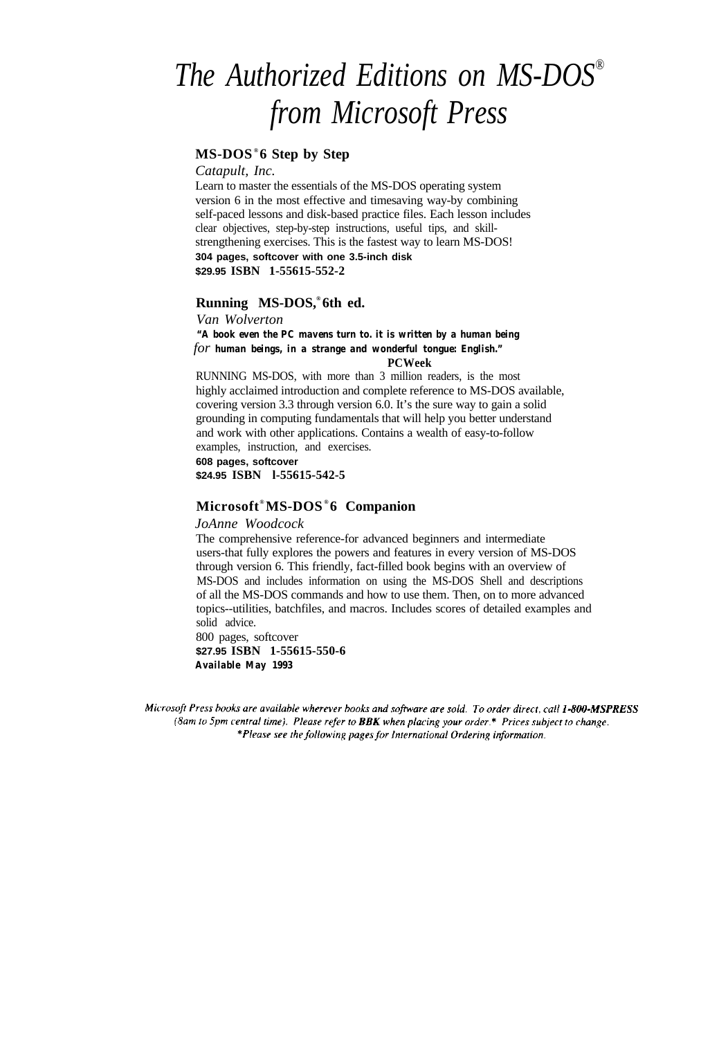# *The Authorized Editions on MS-DOS® from Microsoft Press*

## MS-DOS® 6 Step by Step

*Catapult, Inc.*

Learn to master the essentials of the MS-DOS operating system version 6 in the most effective and timesaving way-by combining self-paced lessons and disk-based practice files. Each lesson includes clear objectives, step-by-step instructions, useful tips, and skill-strengthening exercises. This is the fastest way to learn MS-DOS!

**304 pages, softcover with one 3.5-inch disk**
**$29.95 ISBN 1-55615-552-2**

## Running MS-DOS,® 6th ed.

*Van Wolverton*

**"A book even the PC mavens turn to. it is written by a human being *for* human beings, in a strange and wonderful tongue: English."**
**PCWeek**

RUNNING MS-DOS, with more than 3 million readers, is the most highly acclaimed introduction and complete reference to MS-DOS available, covering version 3.3 through version 6.0. It's the sure way to gain a solid grounding in computing fundamentals that will help you better understand and work with other applications. Contains a wealth of easy-to-follow examples, instruction, and exercises.

**608 pages, softcover**
**$24.95 ISBN l-55615-542-5**

## Microsoft® MS-DOS® 6 Companion

*JoAnne Woodcock*

The comprehensive reference-for advanced beginners and intermediate users-that fully explores the powers and features in every version of MS-DOS through version 6. This friendly, fact-filled book begins with an overview of MS-DOS and includes information on using the MS-DOS Shell and descriptions of all the MS-DOS commands and how to use them. Then, on to more advanced topics--utilities, batchfiles, and macros. Includes scores of detailed examples and solid advice.

800 pages, softcover
**$27.95 ISBN 1-55615-550-6**
***Available May 1993***

*Microsoft Press books are available wherever books and software are sold. To order direct, call* ***1-800-MSPRESS*** *(8am to 5pm central time). Please refer to* ***BBK*** *when placing your order.\* Prices subject to change.*
*\*Please see the following pages for International Ordering information.*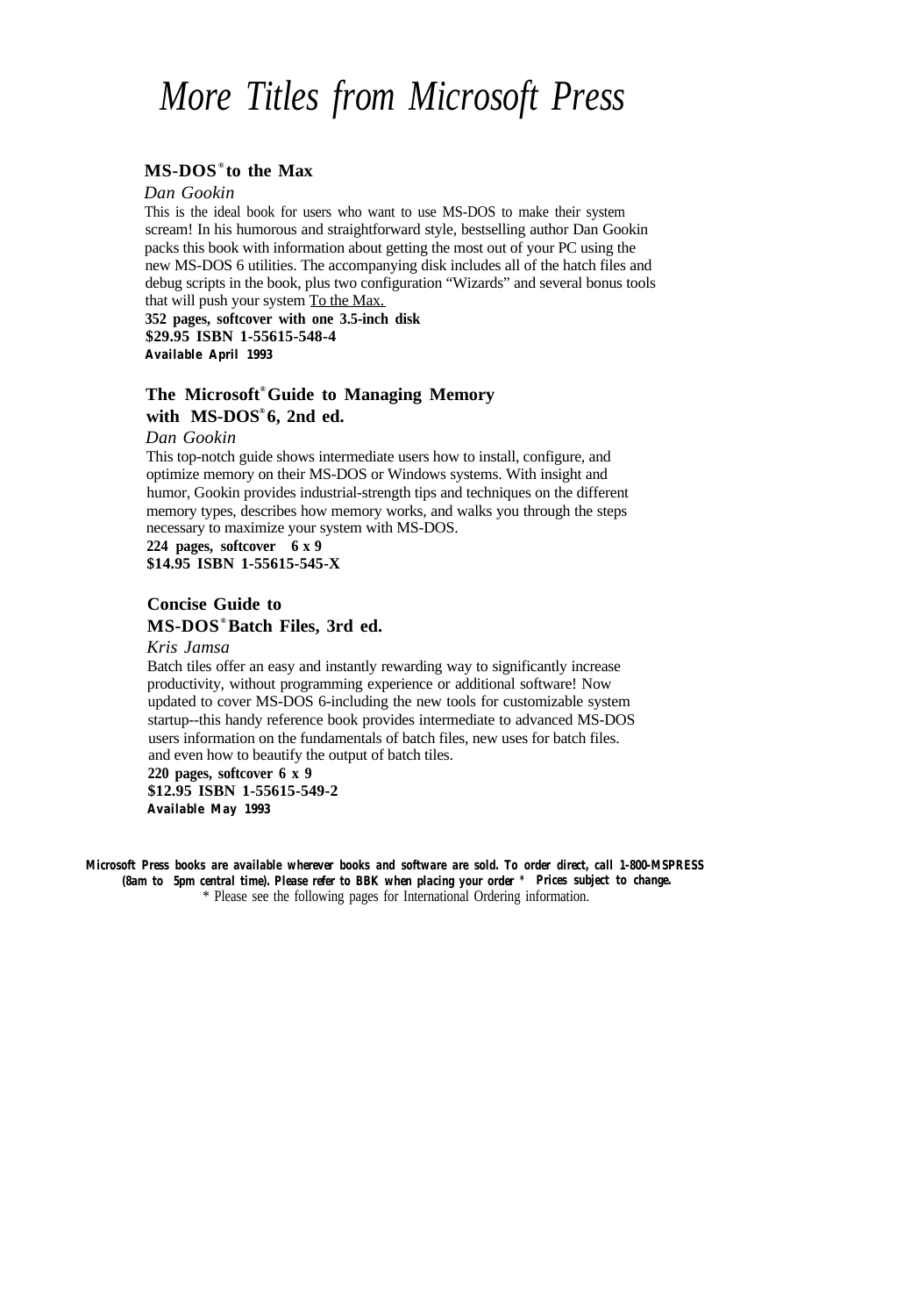# *More Titles from Microsoft Press*

**MS-DOS® to the Max**

*Dan Gookin*

This is the ideal book for users who want to use MS-DOS to make their system scream! In his humorous and straightforward style, bestselling author Dan Gookin packs this book with information about getting the most out of your PC using the new MS-DOS 6 utilities. The accompanying disk includes all of the hatch files and debug scripts in the book, plus two configuration "Wizards" and several bonus tools that will push your system To the Max.

**352 pages, softcover with one 3.5-inch disk**
**$29.95 ISBN 1-55615-548-4**
**Available April 1993**

**The Microsoft® Guide to Managing Memory with MS-DOS® 6, 2nd ed.**

*Dan Gookin*

This top-notch guide shows intermediate users how to install, configure, and optimize memory on their MS-DOS or Windows systems. With insight and humor, Gookin provides industrial-strength tips and techniques on the different memory types, describes how memory works, and walks you through the steps necessary to maximize your system with MS-DOS.

**224 pages, softcover 6 x 9**
**$14.95 ISBN 1-55615-545-X**

**Concise Guide to MS-DOS® Batch Files, 3rd ed.**

*Kris Jamsa*

Batch tiles offer an easy and instantly rewarding way to significantly increase productivity, without programming experience or additional software! Now updated to cover MS-DOS 6-including the new tools for customizable system startup--this handy reference book provides intermediate to advanced MS-DOS users information on the fundamentals of batch files, new uses for batch files. and even how to beautify the output of batch tiles.

**220 pages, softcover 6 x 9**
**$12.95 ISBN 1-55615-549-2**
**Available May 1993**

**Microsoft Press books are available wherever books and software are sold. To order direct, call 1-800-MSPRESS (8am to 5pm central time). Please refer to BBK when placing your order * Prices subject to change.**

\* Please see the following pages for International Ordering information.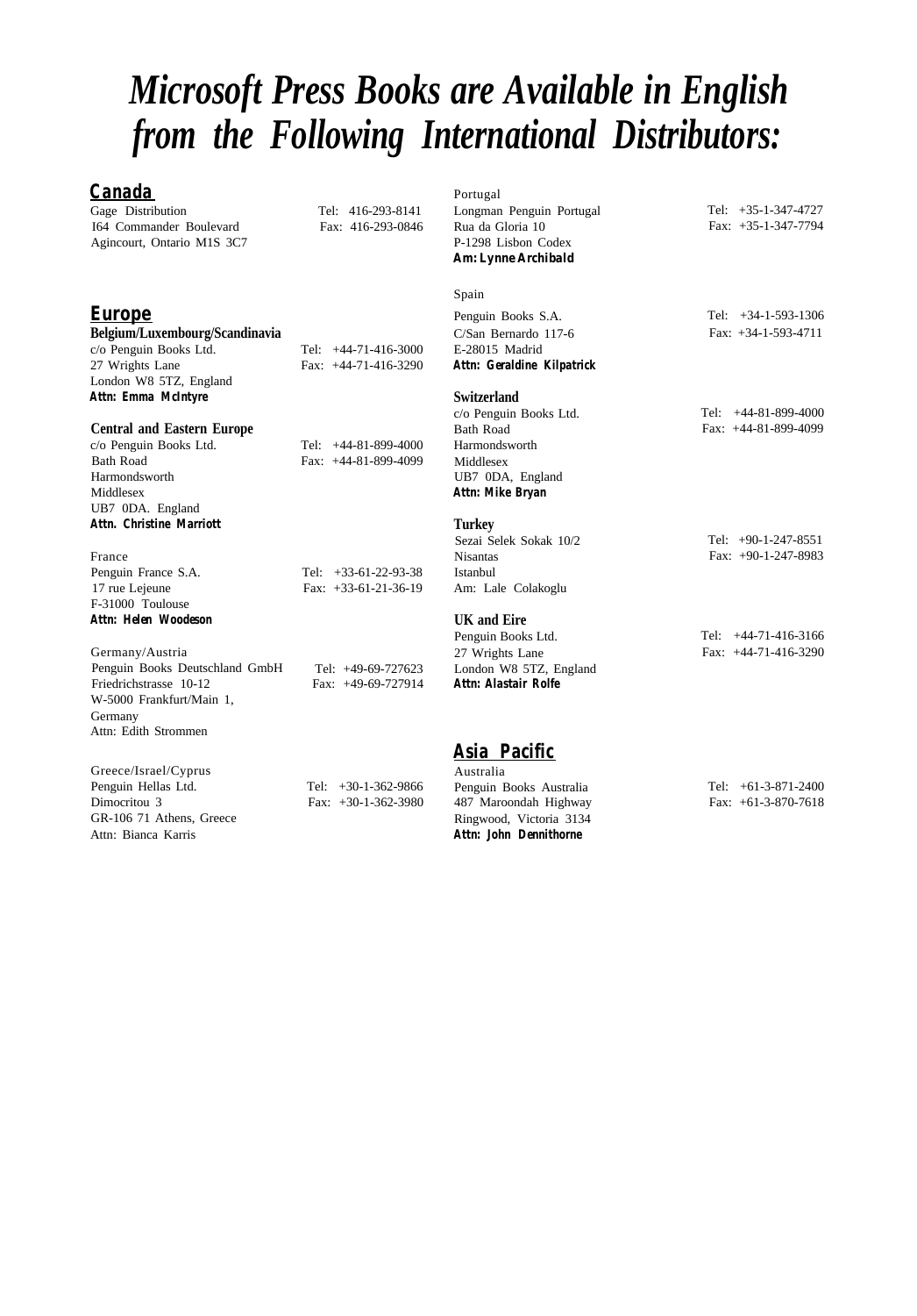# *Microsoft Press Books are Available in English from the Following International Distributors:*

## Canada

Gage Distribution
I64 Commander Boulevard
Agincourt, Ontario M1S 3C7

Tel: 416-293-8141
Fax: 416-293-0846

## Europe

### Belgium/Luxembourg/Scandinavia

c/o Penguin Books Ltd.
27 Wrights Lane
London W8 5TZ, England
**Attn: Emma McIntyre**

Tel: +44-71-416-3000
Fax: +44-71-416-3290

### Central and Eastern Europe

c/o Penguin Books Ltd.
Bath Road
Harmondsworth
Middlesex
UB7 0DA. England
**Attn. Christine Marriott**

Tel: +44-81-899-4000
Fax: +44-81-899-4099

### France

Penguin France S.A.
17 rue Lejeune
F-31000 Toulouse
**Attn: Helen Woodeson**

Tel: +33-61-22-93-38
Fax: +33-61-21-36-19

### Germany/Austria

Penguin Books Deutschland GmbH
Friedrichstrasse 10-12
W-5000 Frankfurt/Main 1,
Germany
Attn: Edith Strommen

Tel: +49-69-727623
Fax: +49-69-727914

### Greece/Israel/Cyprus

Penguin Hellas Ltd.
Dimocritou 3
GR-106 71 Athens, Greece
Attn: Bianca Karris

Tel: +30-1-362-9866
Fax: +30-1-362-3980

### Portugal

Longman Penguin Portugal
Rua da Gloria 10
P-1298 Lisbon Codex
**Am: Lynne Archibald**

Tel: +35-1-347-4727
Fax: +35-1-347-7794

### Spain

Penguin Books S.A.
C/San Bernardo 117-6
E-28015 Madrid
**Attn: Geraldine Kilpatrick**

Tel: +34-1-593-1306
Fax: +34-1-593-4711

### Switzerland

c/o Penguin Books Ltd.
Bath Road
Harmondsworth
Middlesex
UB7 0DA, England
**Attn: Mike Bryan**

Tel: +44-81-899-4000
Fax: +44-81-899-4099

### Turkey

Sezai Selek Sokak 10/2
Nisantas
Istanbul
Am: Lale Colakoglu

Tel: +90-1-247-8551
Fax: +90-1-247-8983

### UK and Eire

Penguin Books Ltd.
27 Wrights Lane
London W8 5TZ, England
**Attn: Alastair Rolfe**

Tel: +44-71-416-3166
Fax: +44-71-416-3290

## Asia Pacific

### Australia

Penguin Books Australia
487 Maroondah Highway
Ringwood, Victoria 3134
**Attn: John Dennithorne**

Tel: +61-3-871-2400
Fax: +61-3-870-7618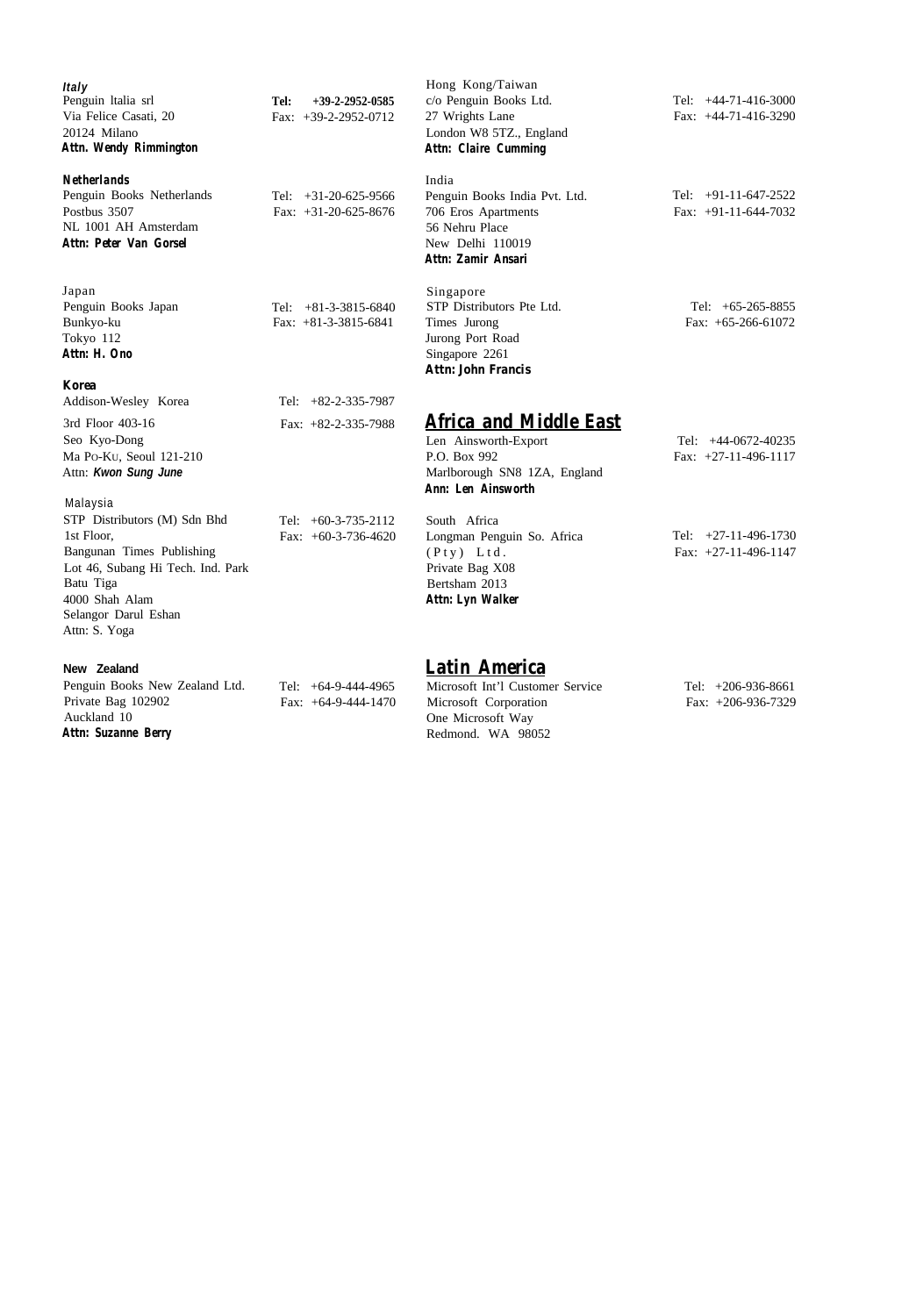**Italy**
Penguin Italia srl
Via Felice Casati, 20
20124 Milano
**Attn. Wendy Rimmington**

**Tel: +39-2-2952-0585**
Fax: +39-2-2952-0712

**Netherlands**
Penguin Books Netherlands
Postbus 3507
NL 1001 AH Amsterdam
**Attn: Peter Van Gorsel**

Tel: +31-20-625-9566
Fax: +31-20-625-8676

Japan
Penguin Books Japan
Bunkyo-ku
Tokyo 112
**Attn: H. Ono**

Tel: +81-3-3815-6840
Fax: +81-3-3815-6841

**Korea**
Addison-Wesley Korea
3rd Floor 403-16
Seo Kyo-Dong
Ma Po-Ku, Seoul 121-210
Attn: ***Kwon Sung June***

Tel: +82-2-335-7987
Fax: +82-2-335-7988

Malaysia
STP Distributors (M) Sdn Bhd
1st Floor,
Bangunan Times Publishing
Lot 46, Subang Hi Tech. Ind. Park
Batu Tiga
4000 Shah Alam
Selangor Darul Eshan
Attn: S. Yoga

Tel: +60-3-735-2112
Fax: +60-3-736-4620

**New Zealand**
Penguin Books New Zealand Ltd.
Private Bag 102902
Auckland 10
**Attn: Suzanne Berry**

Tel: +64-9-444-4965
Fax: +64-9-444-1470

Hong Kong/Taiwan
c/o Penguin Books Ltd.
27 Wrights Lane
London W8 5TZ., England
**Attn: Claire Cumming**

Tel: +44-71-416-3000
Fax: +44-71-416-3290

India
Penguin Books India Pvt. Ltd.
706 Eros Apartments
56 Nehru Place
New Delhi 110019
**Attn: Zamir Ansari**

Tel: +91-11-647-2522
Fax: +91-11-644-7032

Singapore
STP Distributors Pte Ltd.
Times Jurong
Jurong Port Road
Singapore 2261
**Attn: John Francis**

Tel: +65-265-8855
Fax: +65-266-61072

## Africa and Middle East

Len Ainsworth-Export
P.O. Box 992
Marlborough SN8 1ZA, England
**Ann: Len Ainsworth**

Tel: +44-0672-40235
Fax: +27-11-496-1117

South Africa
Longman Penguin So. Africa
(Pty) Ltd.
Private Bag X08
Bertsham 2013
**Attn: Lyn Walker**

Tel: +27-11-496-1730
Fax: +27-11-496-1147

## Latin America

Microsoft Int'l Customer Service
Microsoft Corporation
One Microsoft Way
Redmond. WA 98052

Tel: +206-936-8661
Fax: +206-936-7329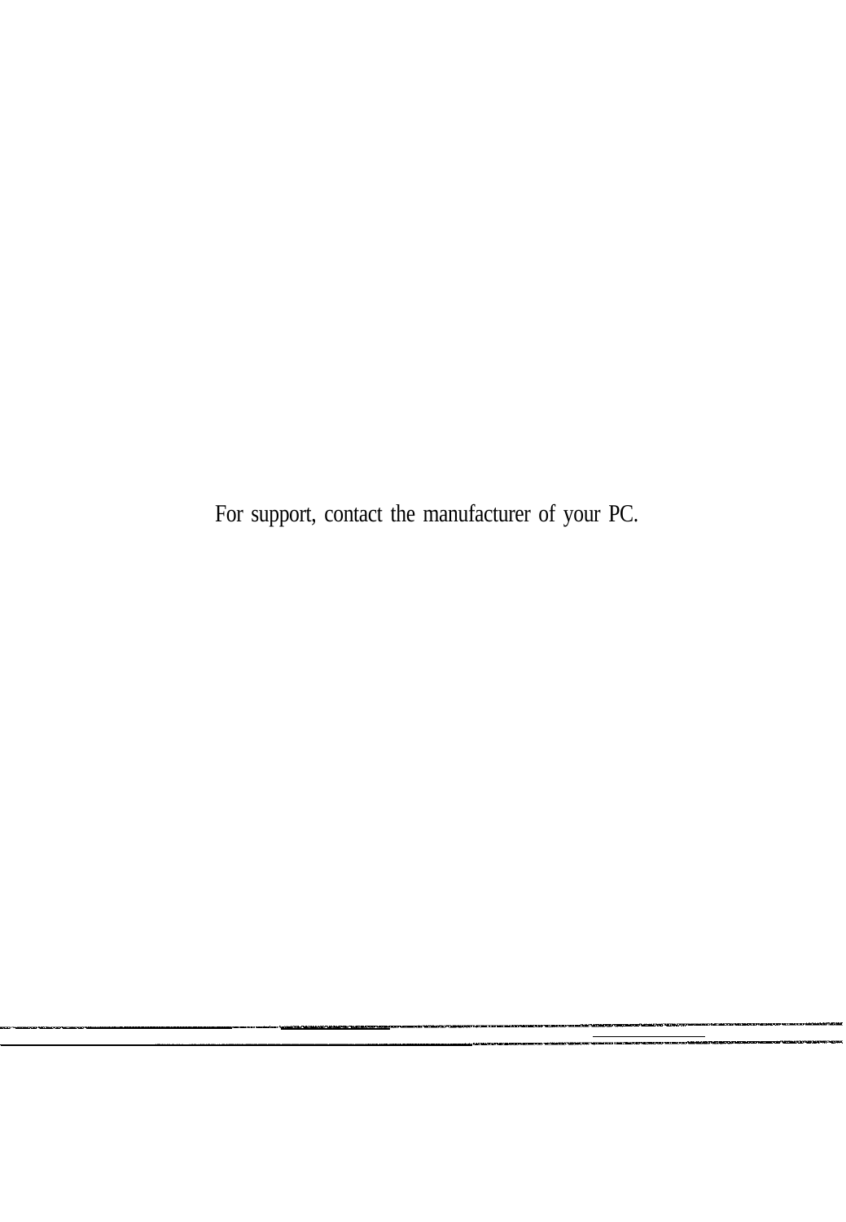For support, contact the manufacturer of your PC.